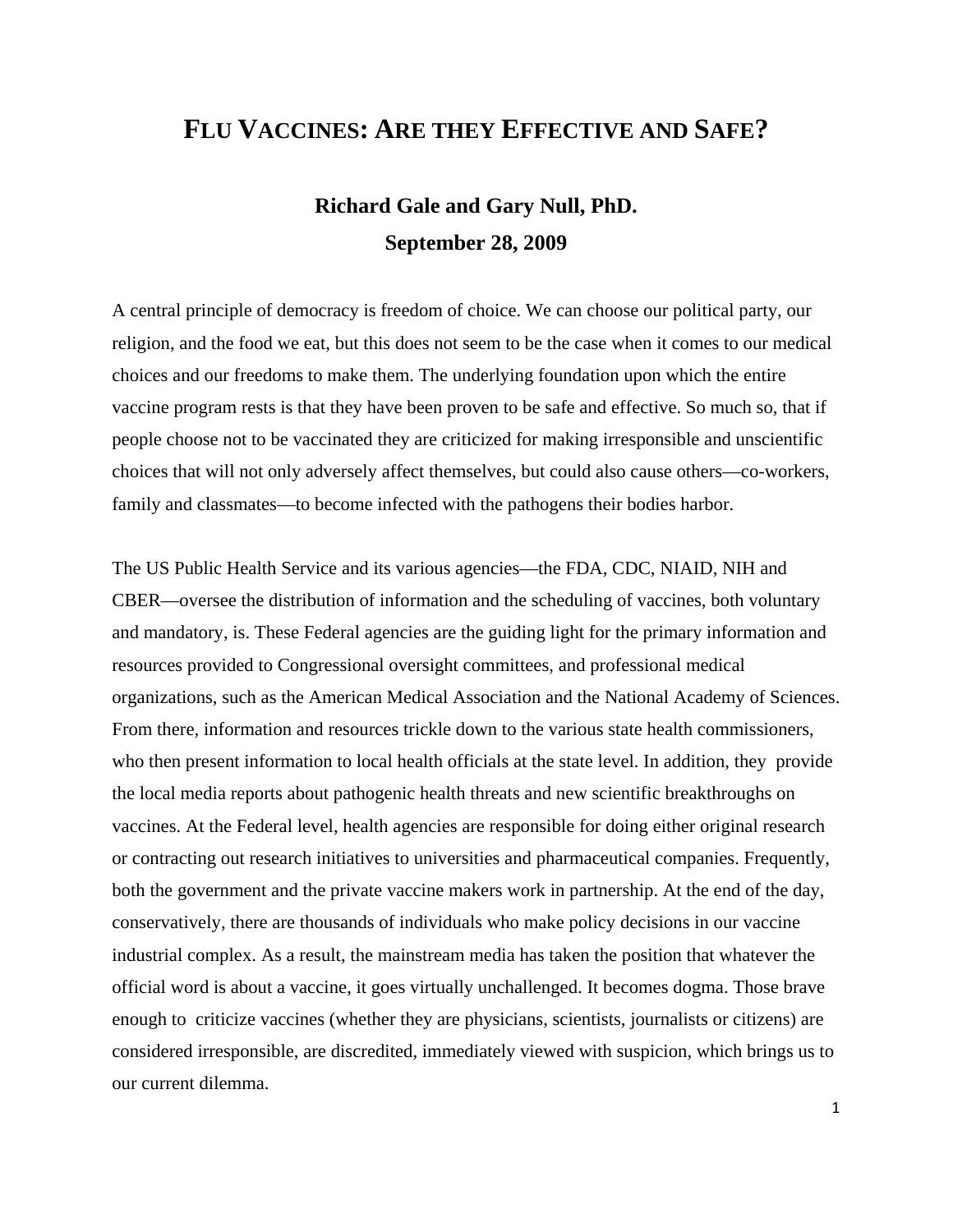# FLU VACCINES: ARE THEY EFFECTIVE AND SAFE?

**Richard Gale and Gary Null, PhD.**

**September 28, 2009**

A central principle of democracy is freedom of choice. We can choose our political party, our religion, and the food we eat, but this does not seem to be the case when it comes to our medical choices and our freedoms to make them. The underlying foundation upon which the entire vaccine program rests is that they have been proven to be safe and effective. So much so, that if people choose not to be vaccinated they are criticized for making irresponsible and unscientific choices that will not only adversely affect themselves, but could also cause others—co-workers, family and classmates—to become infected with the pathogens their bodies harbor.

The US Public Health Service and its various agencies—the FDA, CDC, NIAID, NIH and CBER—oversee the distribution of information and the scheduling of vaccines, both voluntary and mandatory, is. These Federal agencies are the guiding light for the primary information and resources provided to Congressional oversight committees, and professional medical organizations, such as the American Medical Association and the National Academy of Sciences. From there, information and resources trickle down to the various state health commissioners, who then present information to local health officials at the state level. In addition, they provide the local media reports about pathogenic health threats and new scientific breakthroughs on vaccines. At the Federal level, health agencies are responsible for doing either original research or contracting out research initiatives to universities and pharmaceutical companies. Frequently, both the government and the private vaccine makers work in partnership. At the end of the day, conservatively, there are thousands of individuals who make policy decisions in our vaccine industrial complex. As a result, the mainstream media has taken the position that whatever the official word is about a vaccine, it goes virtually unchallenged. It becomes dogma. Those brave enough to criticize vaccines (whether they are physicians, scientists, journalists or citizens) are considered irresponsible, are discredited, immediately viewed with suspicion, which brings us to our current dilemma.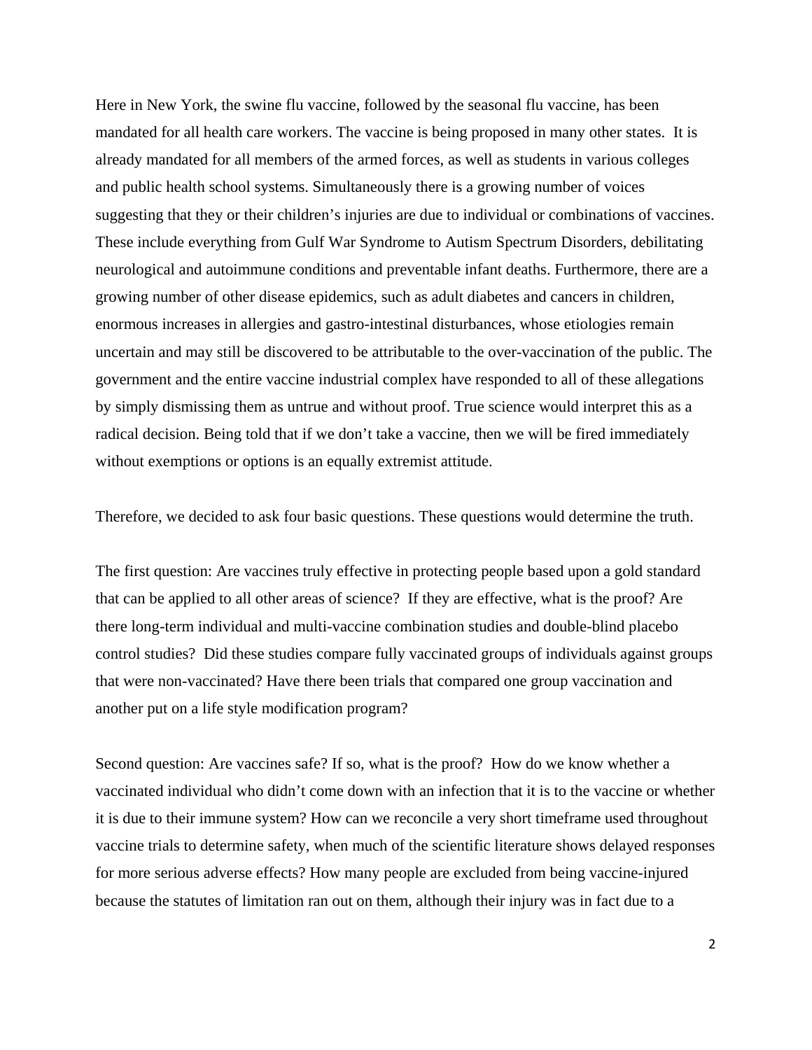Here in New York, the swine flu vaccine, followed by the seasonal flu vaccine, has been mandated for all health care workers. The vaccine is being proposed in many other states. It is already mandated for all members of the armed forces, as well as students in various colleges and public health school systems. Simultaneously there is a growing number of voices suggesting that they or their children's injuries are due to individual or combinations of vaccines. These include everything from Gulf War Syndrome to Autism Spectrum Disorders, debilitating neurological and autoimmune conditions and preventable infant deaths. Furthermore, there are a growing number of other disease epidemics, such as adult diabetes and cancers in children, enormous increases in allergies and gastro-intestinal disturbances, whose etiologies remain uncertain and may still be discovered to be attributable to the over-vaccination of the public. The government and the entire vaccine industrial complex have responded to all of these allegations by simply dismissing them as untrue and without proof. True science would interpret this as a radical decision. Being told that if we don't take a vaccine, then we will be fired immediately without exemptions or options is an equally extremist attitude.

Therefore, we decided to ask four basic questions. These questions would determine the truth.

The first question: Are vaccines truly effective in protecting people based upon a gold standard that can be applied to all other areas of science? If they are effective, what is the proof? Are there long-term individual and multi-vaccine combination studies and double-blind placebo control studies? Did these studies compare fully vaccinated groups of individuals against groups that were non-vaccinated? Have there been trials that compared one group vaccination and another put on a life style modification program?

Second question: Are vaccines safe? If so, what is the proof? How do we know whether a vaccinated individual who didn't come down with an infection that it is to the vaccine or whether it is due to their immune system? How can we reconcile a very short timeframe used throughout vaccine trials to determine safety, when much of the scientific literature shows delayed responses for more serious adverse effects? How many people are excluded from being vaccine-injured because the statutes of limitation ran out on them, although their injury was in fact due to a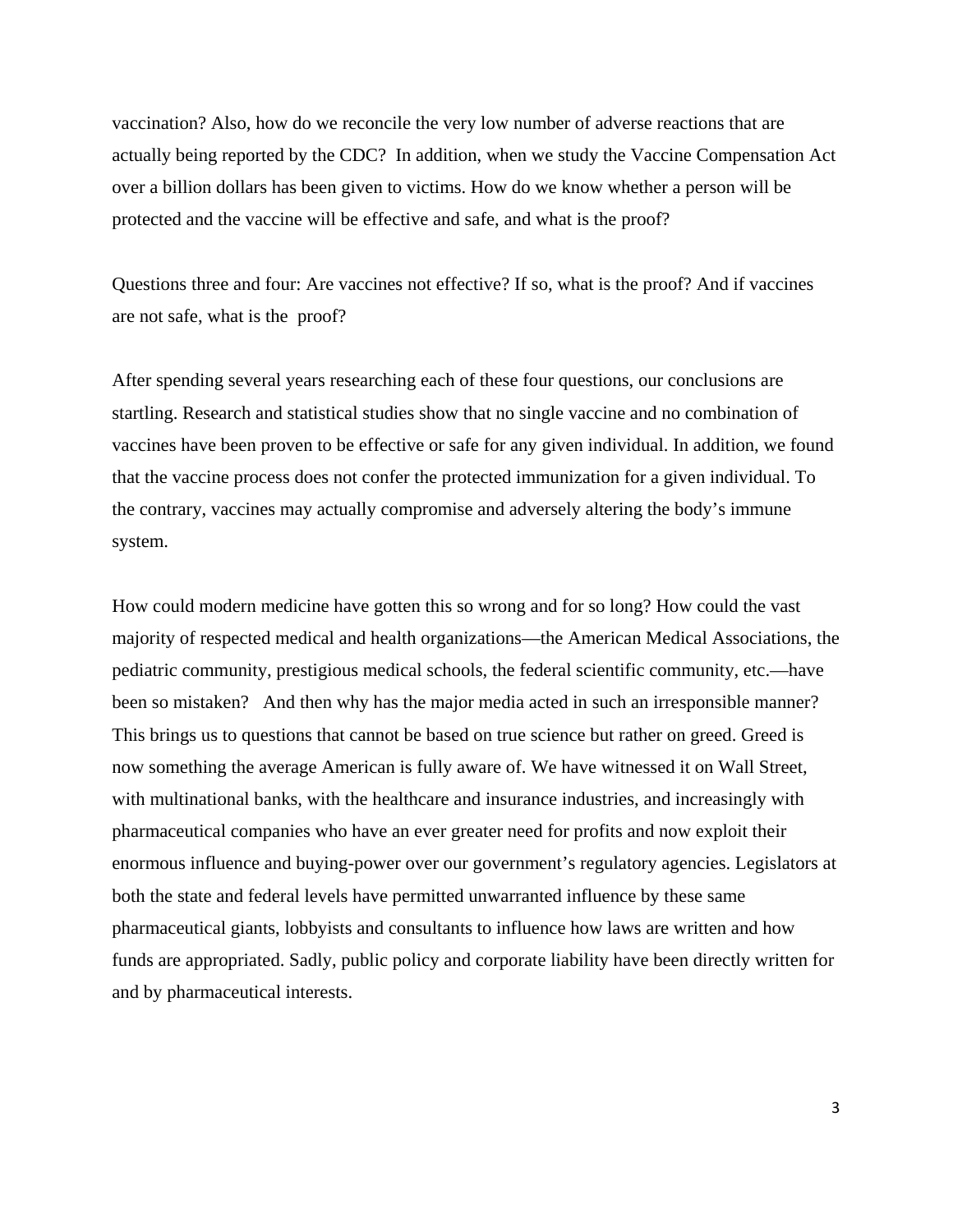vaccination? Also, how do we reconcile the very low number of adverse reactions that are actually being reported by the CDC?  In addition, when we study the Vaccine Compensation Act over a billion dollars has been given to victims. How do we know whether a person will be protected and the vaccine will be effective and safe, and what is the proof?

Questions three and four: Are vaccines not effective? If so, what is the proof? And if vaccines are not safe, what is the  proof?

After spending several years researching each of these four questions, our conclusions are startling. Research and statistical studies show that no single vaccine and no combination of vaccines have been proven to be effective or safe for any given individual. In addition, we found that the vaccine process does not confer the protected immunization for a given individual. To the contrary, vaccines may actually compromise and adversely altering the body's immune system.

How could modern medicine have gotten this so wrong and for so long? How could the vast majority of respected medical and health organizations—the American Medical Associations, the pediatric community, prestigious medical schools, the federal scientific community, etc.—have been so mistaken?   And then why has the major media acted in such an irresponsible manner? This brings us to questions that cannot be based on true science but rather on greed. Greed is now something the average American is fully aware of. We have witnessed it on Wall Street, with multinational banks, with the healthcare and insurance industries, and increasingly with pharmaceutical companies who have an ever greater need for profits and now exploit their enormous influence and buying-power over our government's regulatory agencies. Legislators at both the state and federal levels have permitted unwarranted influence by these same pharmaceutical giants, lobbyists and consultants to influence how laws are written and how funds are appropriated. Sadly, public policy and corporate liability have been directly written for and by pharmaceutical interests.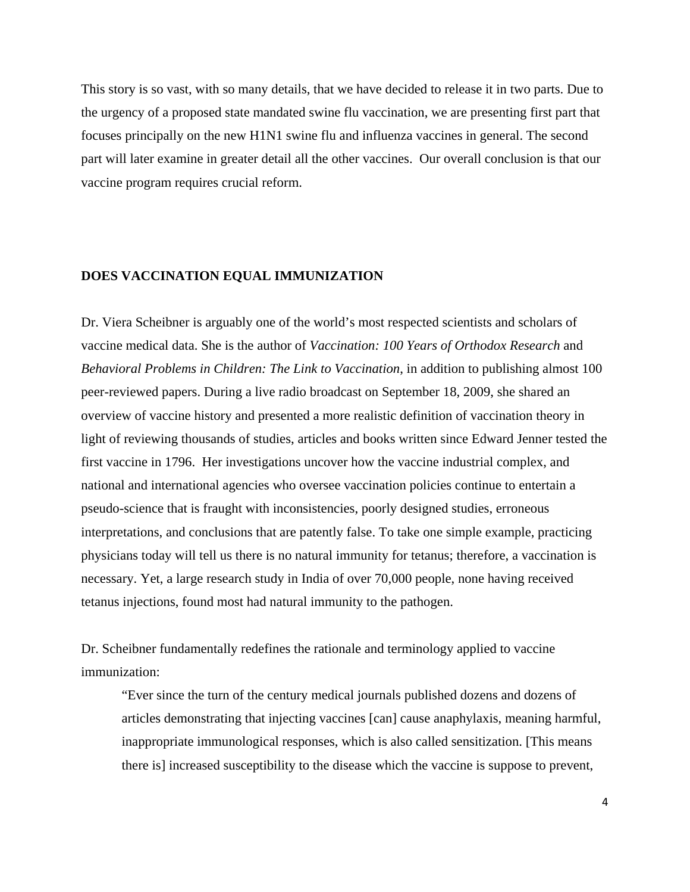This story is so vast, with so many details, that we have decided to release it in two parts. Due to the urgency of a proposed state mandated swine flu vaccination, we are presenting first part that focuses principally on the new H1N1 swine flu and influenza vaccines in general. The second part will later examine in greater detail all the other vaccines. Our overall conclusion is that our vaccine program requires crucial reform.

**DOES VACCINATION EQUAL IMMUNIZATION**

Dr. Viera Scheibner is arguably one of the world's most respected scientists and scholars of vaccine medical data. She is the author of *Vaccination: 100 Years of Orthodox Research* and *Behavioral Problems in Children: The Link to Vaccination*, in addition to publishing almost 100 peer-reviewed papers. During a live radio broadcast on September 18, 2009, she shared an overview of vaccine history and presented a more realistic definition of vaccination theory in light of reviewing thousands of studies, articles and books written since Edward Jenner tested the first vaccine in 1796. Her investigations uncover how the vaccine industrial complex, and national and international agencies who oversee vaccination policies continue to entertain a pseudo-science that is fraught with inconsistencies, poorly designed studies, erroneous interpretations, and conclusions that are patently false. To take one simple example, practicing physicians today will tell us there is no natural immunity for tetanus; therefore, a vaccination is necessary. Yet, a large research study in India of over 70,000 people, none having received tetanus injections, found most had natural immunity to the pathogen.

Dr. Scheibner fundamentally redefines the rationale and terminology applied to vaccine immunization:

> "Ever since the turn of the century medical journals published dozens and dozens of articles demonstrating that injecting vaccines [can] cause anaphylaxis, meaning harmful, inappropriate immunological responses, which is also called sensitization. [This means there is] increased susceptibility to the disease which the vaccine is suppose to prevent,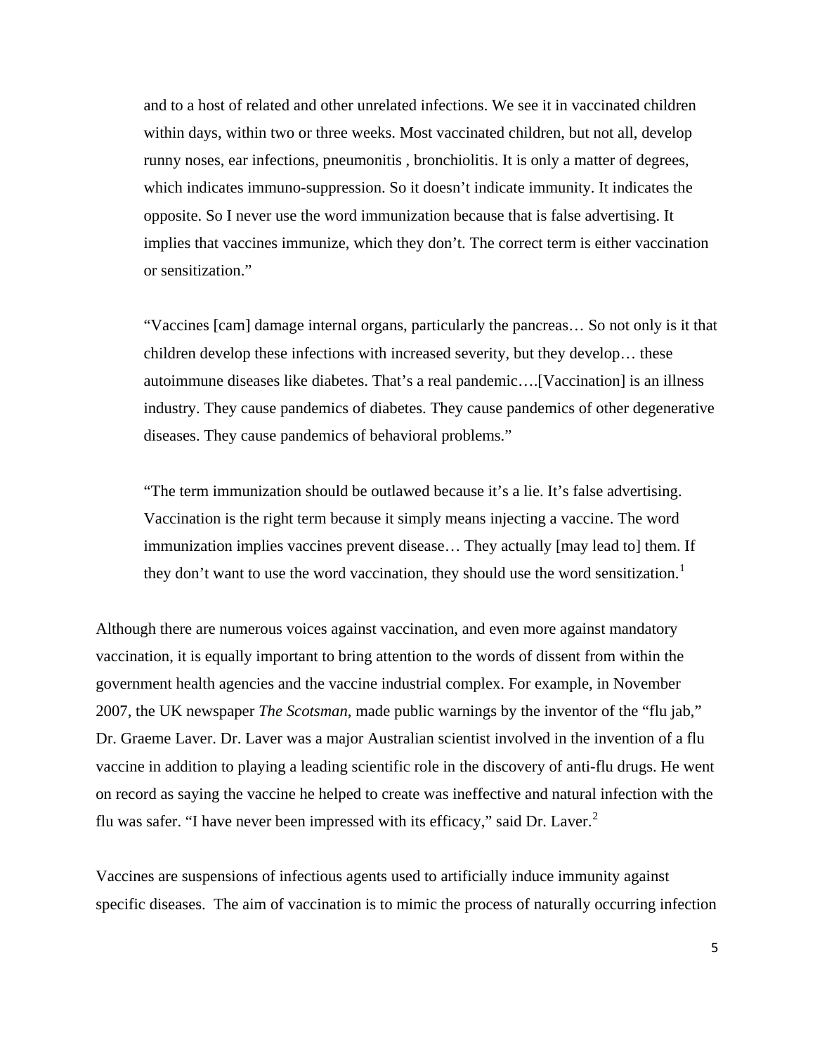> and to a host of related and other unrelated infections. We see it in vaccinated children within days, within two or three weeks. Most vaccinated children, but not all, develop runny noses, ear infections, pneumonitis , bronchiolitis. It is only a matter of degrees, which indicates immuno-suppression. So it doesn't indicate immunity. It indicates the opposite. So I never use the word immunization because that is false advertising. It implies that vaccines immunize, which they don't. The correct term is either vaccination or sensitization."
>
> "Vaccines [cam] damage internal organs, particularly the pancreas… So not only is it that children develop these infections with increased severity, but they develop… these autoimmune diseases like diabetes. That's a real pandemic….[Vaccination] is an illness industry. They cause pandemics of diabetes. They cause pandemics of other degenerative diseases. They cause pandemics of behavioral problems."
>
> "The term immunization should be outlawed because it's a lie. It's false advertising. Vaccination is the right term because it simply means injecting a vaccine. The word immunization implies vaccines prevent disease… They actually [may lead to] them. If they don't want to use the word vaccination, they should use the word sensitization.[1]

Although there are numerous voices against vaccination, and even more against mandatory vaccination, it is equally important to bring attention to the words of dissent from within the government health agencies and the vaccine industrial complex. For example, in November 2007, the UK newspaper *The Scotsman*, made public warnings by the inventor of the "flu jab," Dr. Graeme Laver. Dr. Laver was a major Australian scientist involved in the invention of a flu vaccine in addition to playing a leading scientific role in the discovery of anti-flu drugs. He went on record as saying the vaccine he helped to create was ineffective and natural infection with the flu was safer. "I have never been impressed with its efficacy," said Dr. Laver.[2]

Vaccines are suspensions of infectious agents used to artificially induce immunity against specific diseases. The aim of vaccination is to mimic the process of naturally occurring infection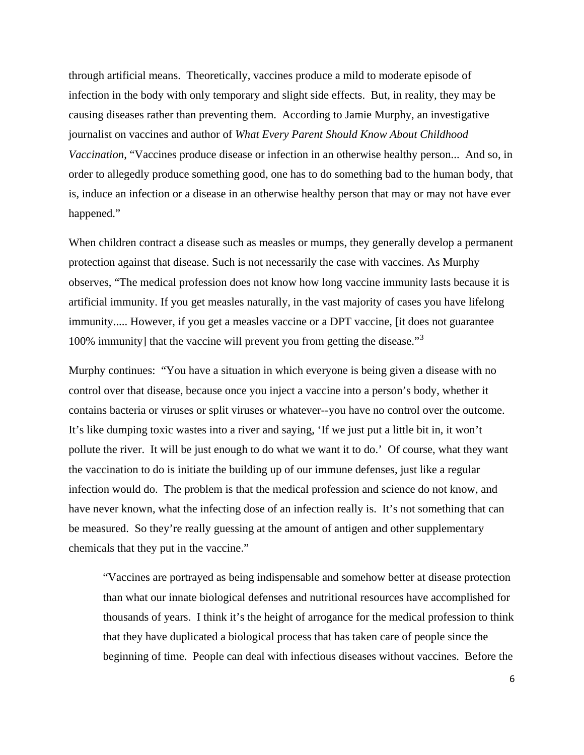through artificial means. Theoretically, vaccines produce a mild to moderate episode of infection in the body with only temporary and slight side effects. But, in reality, they may be causing diseases rather than preventing them. According to Jamie Murphy, an investigative journalist on vaccines and author of *What Every Parent Should Know About Childhood Vaccination*, "Vaccines produce disease or infection in an otherwise healthy person... And so, in order to allegedly produce something good, one has to do something bad to the human body, that is, induce an infection or a disease in an otherwise healthy person that may or may not have ever happened."

When children contract a disease such as measles or mumps, they generally develop a permanent protection against that disease. Such is not necessarily the case with vaccines. As Murphy observes, "The medical profession does not know how long vaccine immunity lasts because it is artificial immunity. If you get measles naturally, in the vast majority of cases you have lifelong immunity..... However, if you get a measles vaccine or a DPT vaccine, [it does not guarantee 100% immunity] that the vaccine will prevent you from getting the disease."[3]

Murphy continues: "You have a situation in which everyone is being given a disease with no control over that disease, because once you inject a vaccine into a person's body, whether it contains bacteria or viruses or split viruses or whatever--you have no control over the outcome. It's like dumping toxic wastes into a river and saying, 'If we just put a little bit in, it won't pollute the river. It will be just enough to do what we want it to do.' Of course, what they want the vaccination to do is initiate the building up of our immune defenses, just like a regular infection would do. The problem is that the medical profession and science do not know, and have never known, what the infecting dose of an infection really is. It's not something that can be measured. So they're really guessing at the amount of antigen and other supplementary chemicals that they put in the vaccine."

> "Vaccines are portrayed as being indispensable and somehow better at disease protection than what our innate biological defenses and nutritional resources have accomplished for thousands of years. I think it's the height of arrogance for the medical profession to think that they have duplicated a biological process that has taken care of people since the beginning of time. People can deal with infectious diseases without vaccines. Before the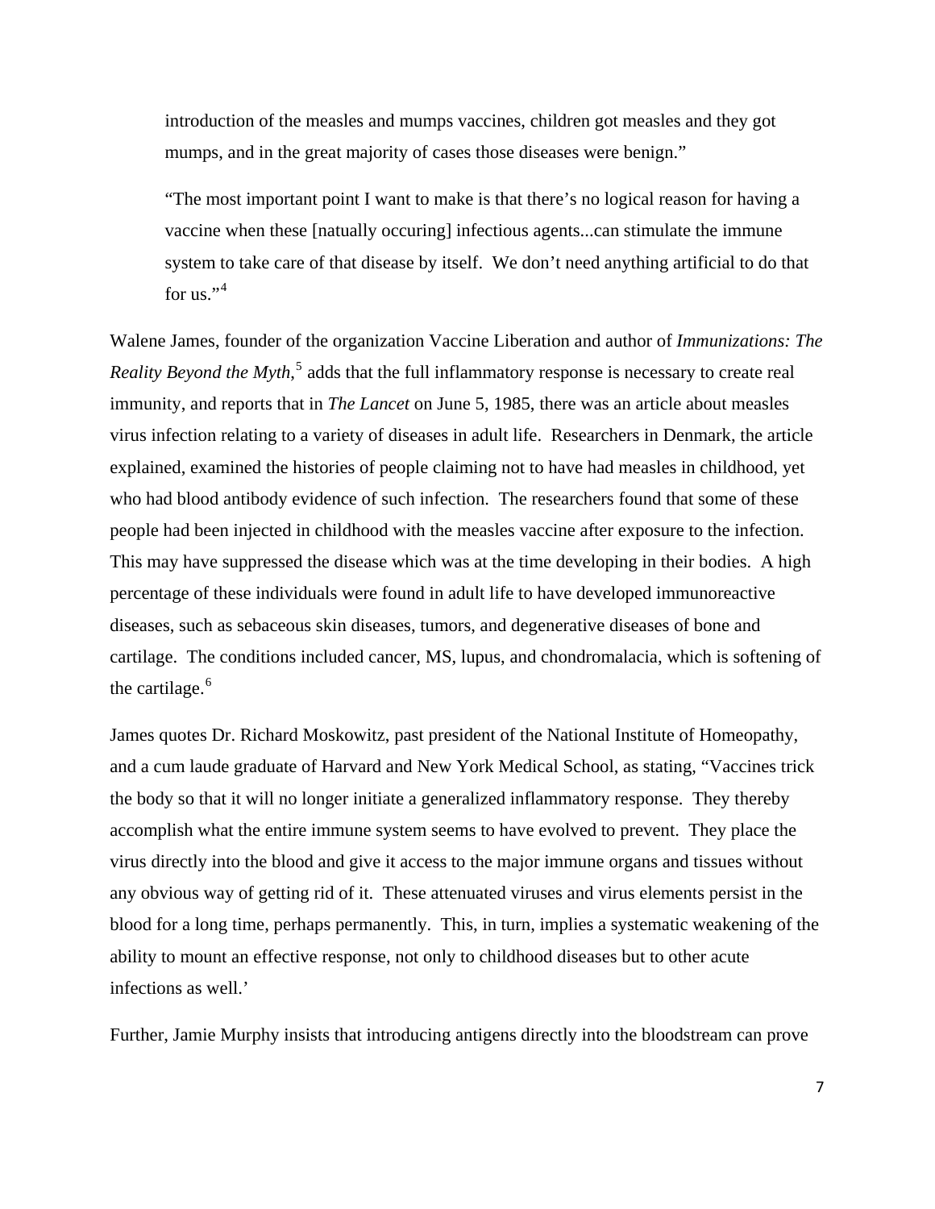> introduction of the measles and mumps vaccines, children got measles and they got mumps, and in the great majority of cases those diseases were benign."
>
> "The most important point I want to make is that there's no logical reason for having a vaccine when these [natually occuring] infectious agents...can stimulate the immune system to take care of that disease by itself. We don't need anything artificial to do that for us."[4]

Walene James, founder of the organization Vaccine Liberation and author of *Immunizations: The Reality Beyond the Myth*,[5] adds that the full inflammatory response is necessary to create real immunity, and reports that in *The Lancet* on June 5, 1985, there was an article about measles virus infection relating to a variety of diseases in adult life. Researchers in Denmark, the article explained, examined the histories of people claiming not to have had measles in childhood, yet who had blood antibody evidence of such infection. The researchers found that some of these people had been injected in childhood with the measles vaccine after exposure to the infection. This may have suppressed the disease which was at the time developing in their bodies. A high percentage of these individuals were found in adult life to have developed immunoreactive diseases, such as sebaceous skin diseases, tumors, and degenerative diseases of bone and cartilage. The conditions included cancer, MS, lupus, and chondromalacia, which is softening of the cartilage.[6]

James quotes Dr. Richard Moskowitz, past president of the National Institute of Homeopathy, and a cum laude graduate of Harvard and New York Medical School, as stating, "Vaccines trick the body so that it will no longer initiate a generalized inflammatory response. They thereby accomplish what the entire immune system seems to have evolved to prevent. They place the virus directly into the blood and give it access to the major immune organs and tissues without any obvious way of getting rid of it. These attenuated viruses and virus elements persist in the blood for a long time, perhaps permanently. This, in turn, implies a systematic weakening of the ability to mount an effective response, not only to childhood diseases but to other acute infections as well.'

Further, Jamie Murphy insists that introducing antigens directly into the bloodstream can prove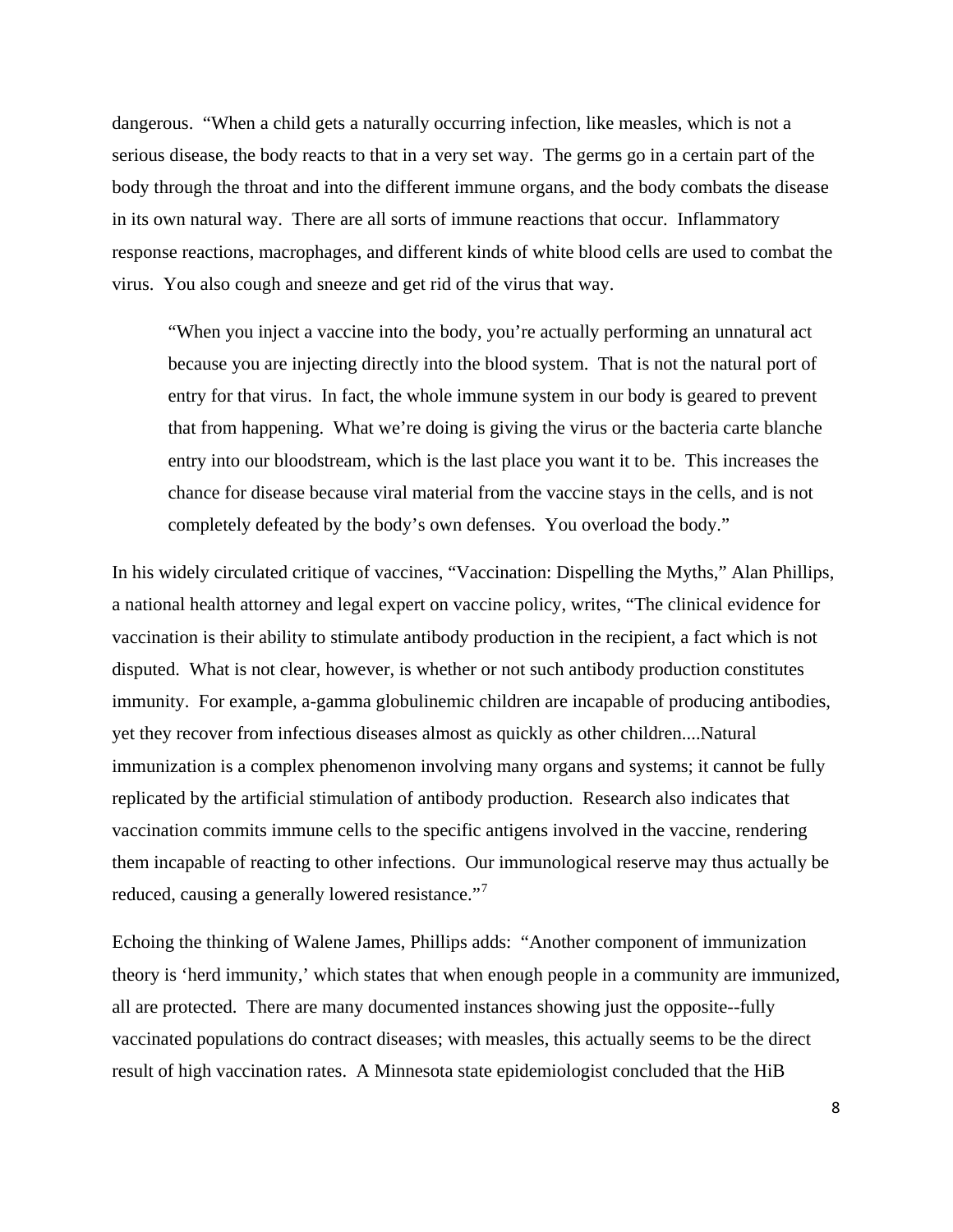dangerous. "When a child gets a naturally occurring infection, like measles, which is not a serious disease, the body reacts to that in a very set way. The germs go in a certain part of the body through the throat and into the different immune organs, and the body combats the disease in its own natural way. There are all sorts of immune reactions that occur. Inflammatory response reactions, macrophages, and different kinds of white blood cells are used to combat the virus. You also cough and sneeze and get rid of the virus that way.

> "When you inject a vaccine into the body, you're actually performing an unnatural act because you are injecting directly into the blood system. That is not the natural port of entry for that virus. In fact, the whole immune system in our body is geared to prevent that from happening. What we're doing is giving the virus or the bacteria carte blanche entry into our bloodstream, which is the last place you want it to be. This increases the chance for disease because viral material from the vaccine stays in the cells, and is not completely defeated by the body's own defenses. You overload the body."

In his widely circulated critique of vaccines, "Vaccination: Dispelling the Myths," Alan Phillips, a national health attorney and legal expert on vaccine policy, writes, "The clinical evidence for vaccination is their ability to stimulate antibody production in the recipient, a fact which is not disputed. What is not clear, however, is whether or not such antibody production constitutes immunity. For example, a-gamma globulinemic children are incapable of producing antibodies, yet they recover from infectious diseases almost as quickly as other children....Natural immunization is a complex phenomenon involving many organs and systems; it cannot be fully replicated by the artificial stimulation of antibody production. Research also indicates that vaccination commits immune cells to the specific antigens involved in the vaccine, rendering them incapable of reacting to other infections. Our immunological reserve may thus actually be reduced, causing a generally lowered resistance."[7]

Echoing the thinking of Walene James, Phillips adds: "Another component of immunization theory is 'herd immunity,' which states that when enough people in a community are immunized, all are protected. There are many documented instances showing just the opposite--fully vaccinated populations do contract diseases; with measles, this actually seems to be the direct result of high vaccination rates. A Minnesota state epidemiologist concluded that the HiB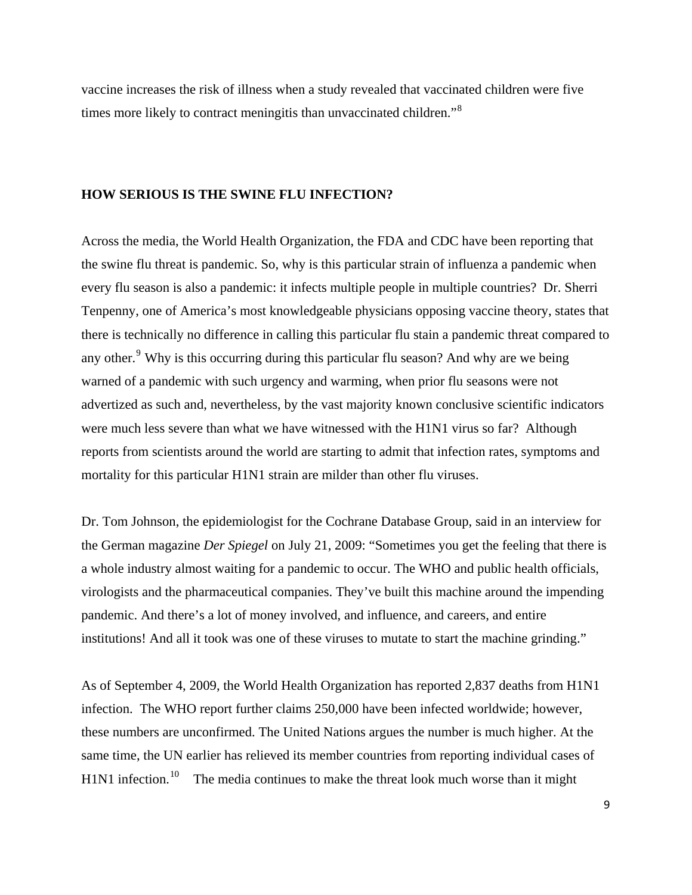vaccine increases the risk of illness when a study revealed that vaccinated children were five times more likely to contract meningitis than unvaccinated children."[8]

## HOW SERIOUS IS THE SWINE FLU INFECTION?

Across the media, the World Health Organization, the FDA and CDC have been reporting that the swine flu threat is pandemic. So, why is this particular strain of influenza a pandemic when every flu season is also a pandemic: it infects multiple people in multiple countries? Dr. Sherri Tenpenny, one of America's most knowledgeable physicians opposing vaccine theory, states that there is technically no difference in calling this particular flu stain a pandemic threat compared to any other.[9] Why is this occurring during this particular flu season? And why are we being warned of a pandemic with such urgency and warming, when prior flu seasons were not advertized as such and, nevertheless, by the vast majority known conclusive scientific indicators were much less severe than what we have witnessed with the H1N1 virus so far? Although reports from scientists around the world are starting to admit that infection rates, symptoms and mortality for this particular H1N1 strain are milder than other flu viruses.

Dr. Tom Johnson, the epidemiologist for the Cochrane Database Group, said in an interview for the German magazine *Der Spiegel* on July 21, 2009: "Sometimes you get the feeling that there is a whole industry almost waiting for a pandemic to occur. The WHO and public health officials, virologists and the pharmaceutical companies. They've built this machine around the impending pandemic. And there's a lot of money involved, and influence, and careers, and entire institutions! And all it took was one of these viruses to mutate to start the machine grinding."

As of September 4, 2009, the World Health Organization has reported 2,837 deaths from H1N1 infection. The WHO report further claims 250,000 have been infected worldwide; however, these numbers are unconfirmed. The United Nations argues the number is much higher. At the same time, the UN earlier has relieved its member countries from reporting individual cases of H1N1 infection.[10] The media continues to make the threat look much worse than it might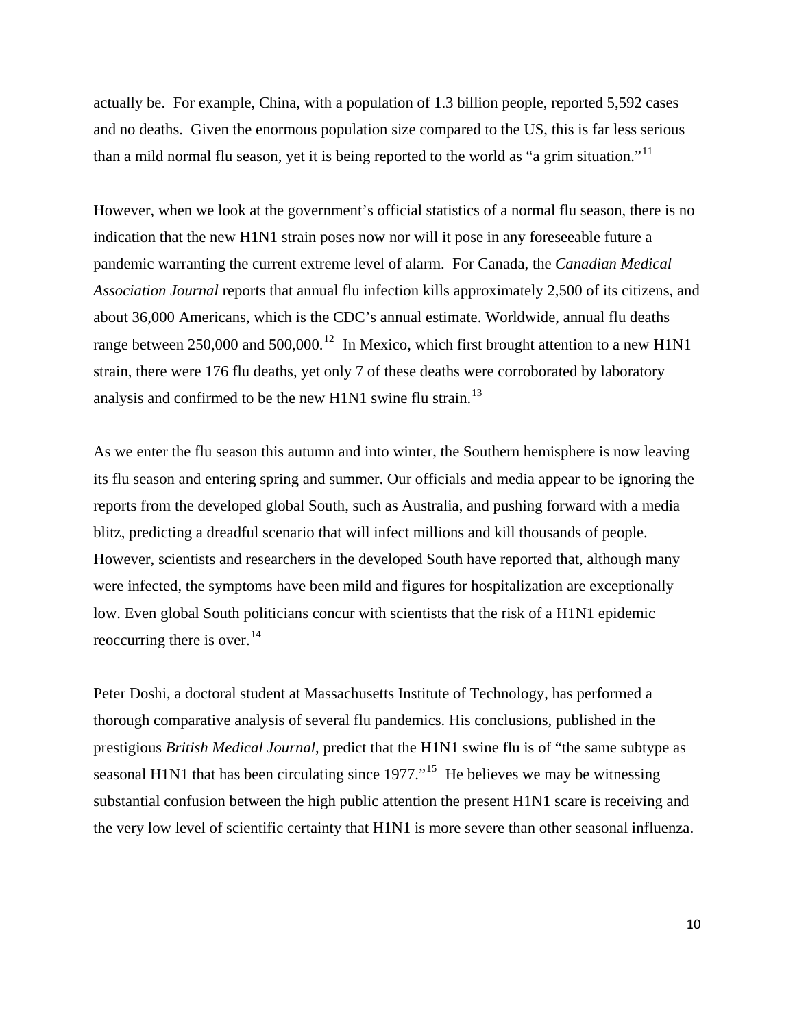actually be. For example, China, with a population of 1.3 billion people, reported 5,592 cases and no deaths. Given the enormous population size compared to the US, this is far less serious than a mild normal flu season, yet it is being reported to the world as "a grim situation."[11]

However, when we look at the government's official statistics of a normal flu season, there is no indication that the new H1N1 strain poses now nor will it pose in any foreseeable future a pandemic warranting the current extreme level of alarm. For Canada, the *Canadian Medical Association Journal* reports that annual flu infection kills approximately 2,500 of its citizens, and about 36,000 Americans, which is the CDC's annual estimate. Worldwide, annual flu deaths range between 250,000 and 500,000.[12] In Mexico, which first brought attention to a new H1N1 strain, there were 176 flu deaths, yet only 7 of these deaths were corroborated by laboratory analysis and confirmed to be the new H1N1 swine flu strain.[13]

As we enter the flu season this autumn and into winter, the Southern hemisphere is now leaving its flu season and entering spring and summer. Our officials and media appear to be ignoring the reports from the developed global South, such as Australia, and pushing forward with a media blitz, predicting a dreadful scenario that will infect millions and kill thousands of people. However, scientists and researchers in the developed South have reported that, although many were infected, the symptoms have been mild and figures for hospitalization are exceptionally low. Even global South politicians concur with scientists that the risk of a H1N1 epidemic reoccurring there is over.[14]

Peter Doshi, a doctoral student at Massachusetts Institute of Technology, has performed a thorough comparative analysis of several flu pandemics. His conclusions, published in the prestigious *British Medical Journal*, predict that the H1N1 swine flu is of "the same subtype as seasonal H1N1 that has been circulating since 1977."[15] He believes we may be witnessing substantial confusion between the high public attention the present H1N1 scare is receiving and the very low level of scientific certainty that H1N1 is more severe than other seasonal influenza.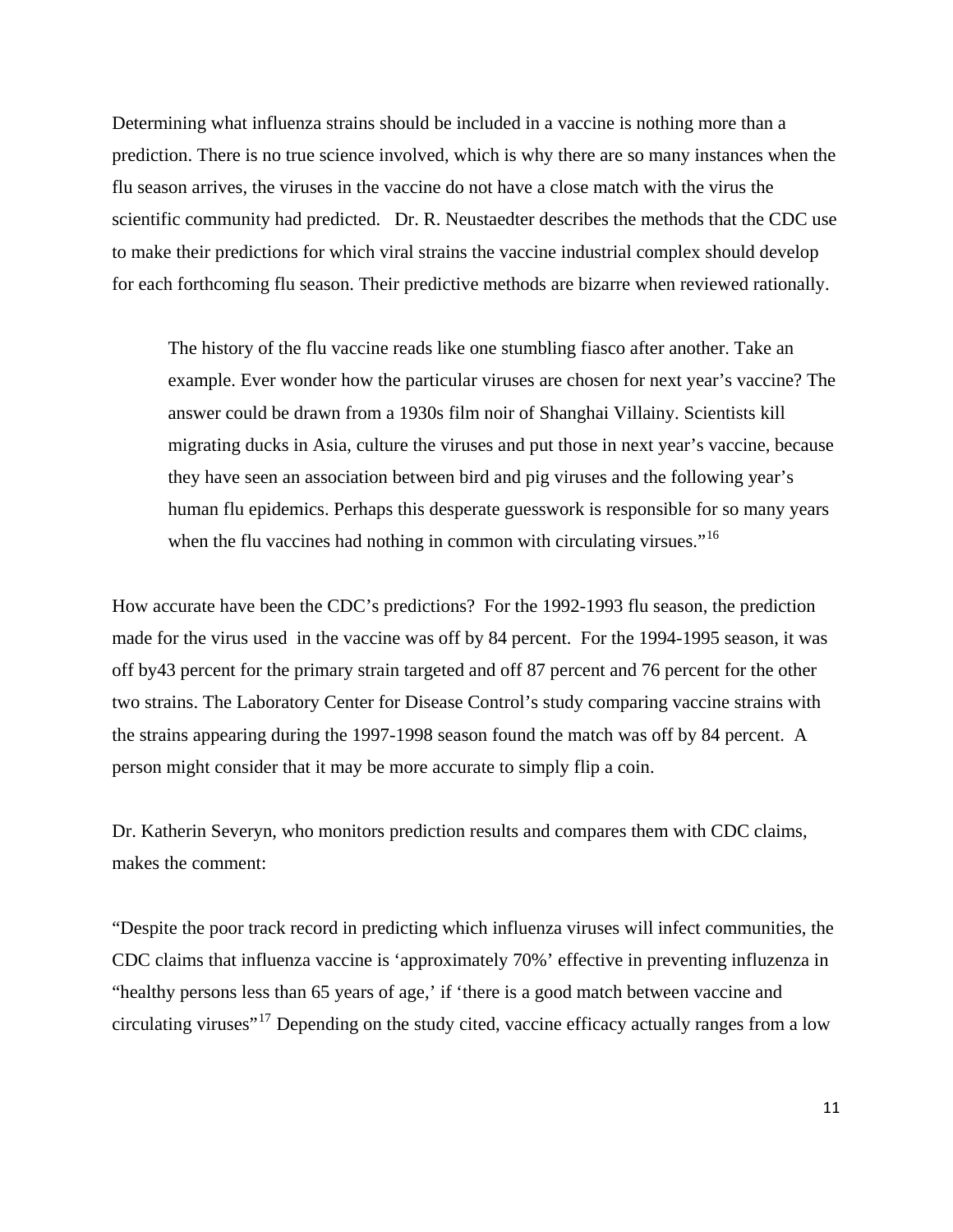Determining what influenza strains should be included in a vaccine is nothing more than a prediction. There is no true science involved, which is why there are so many instances when the flu season arrives, the viruses in the vaccine do not have a close match with the virus the scientific community had predicted. Dr. R. Neustaedter describes the methods that the CDC use to make their predictions for which viral strains the vaccine industrial complex should develop for each forthcoming flu season. Their predictive methods are bizarre when reviewed rationally.

> The history of the flu vaccine reads like one stumbling fiasco after another. Take an example. Ever wonder how the particular viruses are chosen for next year's vaccine? The answer could be drawn from a 1930s film noir of Shanghai Villainy. Scientists kill migrating ducks in Asia, culture the viruses and put those in next year's vaccine, because they have seen an association between bird and pig viruses and the following year's human flu epidemics. Perhaps this desperate guesswork is responsible for so many years when the flu vaccines had nothing in common with circulating virsues."[16]

How accurate have been the CDC's predictions? For the 1992-1993 flu season, the prediction made for the virus used in the vaccine was off by 84 percent. For the 1994-1995 season, it was off by43 percent for the primary strain targeted and off 87 percent and 76 percent for the other two strains. The Laboratory Center for Disease Control's study comparing vaccine strains with the strains appearing during the 1997-1998 season found the match was off by 84 percent. A person might consider that it may be more accurate to simply flip a coin.

Dr. Katherin Severyn, who monitors prediction results and compares them with CDC claims, makes the comment:

"Despite the poor track record in predicting which influenza viruses will infect communities, the CDC claims that influenza vaccine is 'approximately 70%' effective in preventing influzenza in "healthy persons less than 65 years of age,' if 'there is a good match between vaccine and circulating viruses"[17] Depending on the study cited, vaccine efficacy actually ranges from a low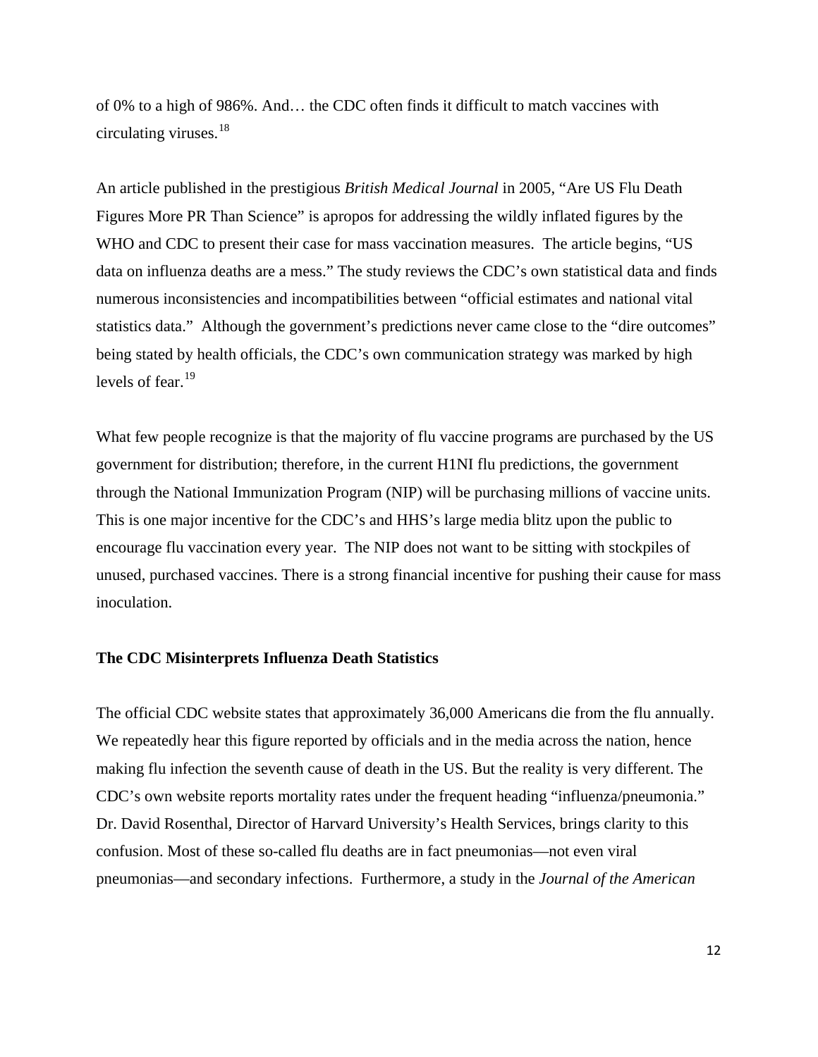of 0% to a high of 986%. And… the CDC often finds it difficult to match vaccines with circulating viruses.[18]

An article published in the prestigious *British Medical Journal* in 2005, "Are US Flu Death Figures More PR Than Science" is apropos for addressing the wildly inflated figures by the WHO and CDC to present their case for mass vaccination measures. The article begins, "US data on influenza deaths are a mess." The study reviews the CDC's own statistical data and finds numerous inconsistencies and incompatibilities between "official estimates and national vital statistics data." Although the government's predictions never came close to the "dire outcomes" being stated by health officials, the CDC's own communication strategy was marked by high levels of fear.[19]

What few people recognize is that the majority of flu vaccine programs are purchased by the US government for distribution; therefore, in the current H1NI flu predictions, the government through the National Immunization Program (NIP) will be purchasing millions of vaccine units. This is one major incentive for the CDC's and HHS's large media blitz upon the public to encourage flu vaccination every year. The NIP does not want to be sitting with stockpiles of unused, purchased vaccines. There is a strong financial incentive for pushing their cause for mass inoculation.

**The CDC Misinterprets Influenza Death Statistics**

The official CDC website states that approximately 36,000 Americans die from the flu annually. We repeatedly hear this figure reported by officials and in the media across the nation, hence making flu infection the seventh cause of death in the US. But the reality is very different. The CDC's own website reports mortality rates under the frequent heading "influenza/pneumonia." Dr. David Rosenthal, Director of Harvard University's Health Services, brings clarity to this confusion. Most of these so-called flu deaths are in fact pneumonias—not even viral pneumonias—and secondary infections. Furthermore, a study in the *Journal of the American*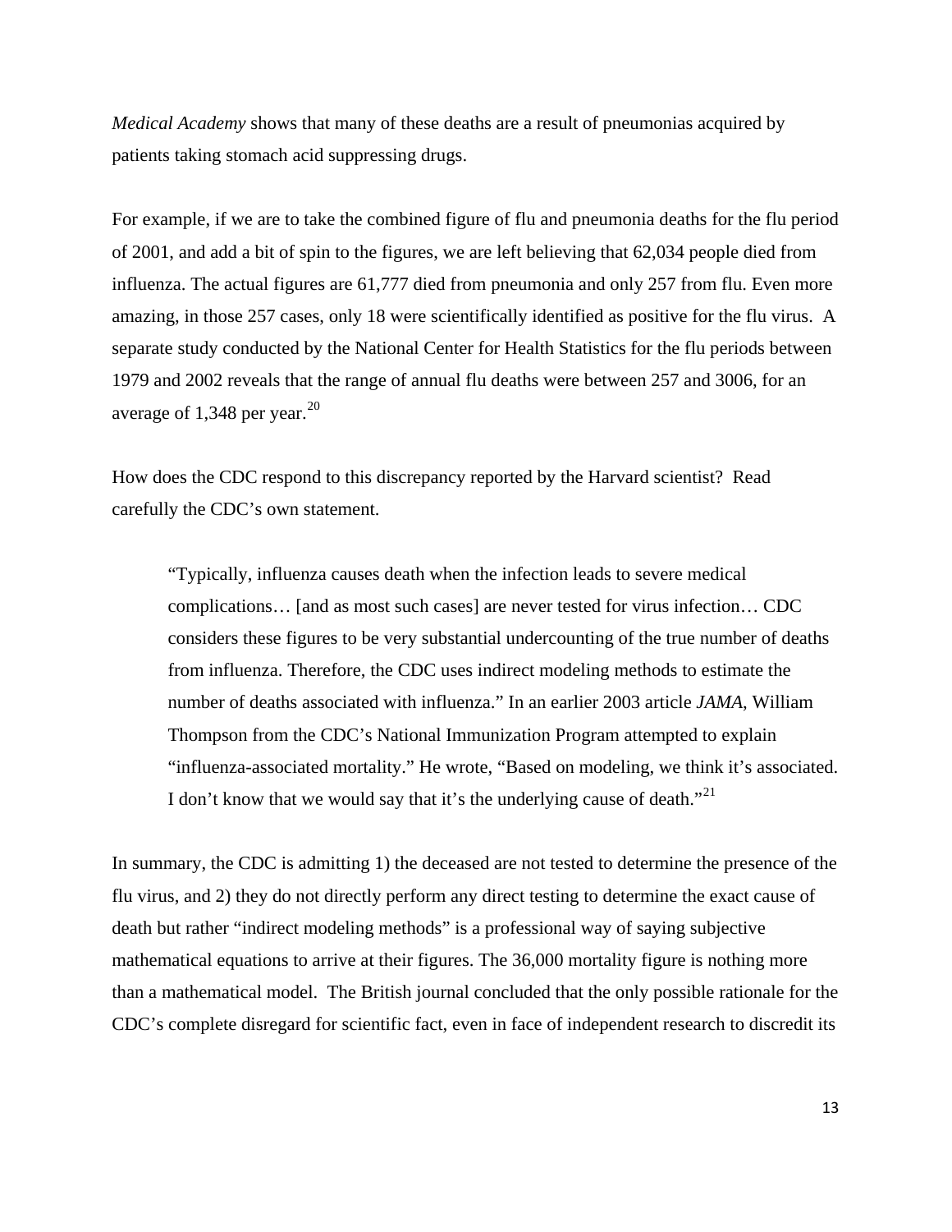*Medical Academy* shows that many of these deaths are a result of pneumonias acquired by patients taking stomach acid suppressing drugs.

For example, if we are to take the combined figure of flu and pneumonia deaths for the flu period of 2001, and add a bit of spin to the figures, we are left believing that 62,034 people died from influenza. The actual figures are 61,777 died from pneumonia and only 257 from flu. Even more amazing, in those 257 cases, only 18 were scientifically identified as positive for the flu virus. A separate study conducted by the National Center for Health Statistics for the flu periods between 1979 and 2002 reveals that the range of annual flu deaths were between 257 and 3006, for an average of 1,348 per year.[20]

How does the CDC respond to this discrepancy reported by the Harvard scientist? Read carefully the CDC's own statement.

> "Typically, influenza causes death when the infection leads to severe medical complications… [and as most such cases] are never tested for virus infection… CDC considers these figures to be very substantial undercounting of the true number of deaths from influenza. Therefore, the CDC uses indirect modeling methods to estimate the number of deaths associated with influenza." In an earlier 2003 article *JAMA*, William Thompson from the CDC's National Immunization Program attempted to explain "influenza-associated mortality." He wrote, "Based on modeling, we think it's associated. I don't know that we would say that it's the underlying cause of death."[21]

In summary, the CDC is admitting 1) the deceased are not tested to determine the presence of the flu virus, and 2) they do not directly perform any direct testing to determine the exact cause of death but rather "indirect modeling methods" is a professional way of saying subjective mathematical equations to arrive at their figures. The 36,000 mortality figure is nothing more than a mathematical model. The British journal concluded that the only possible rationale for the CDC's complete disregard for scientific fact, even in face of independent research to discredit its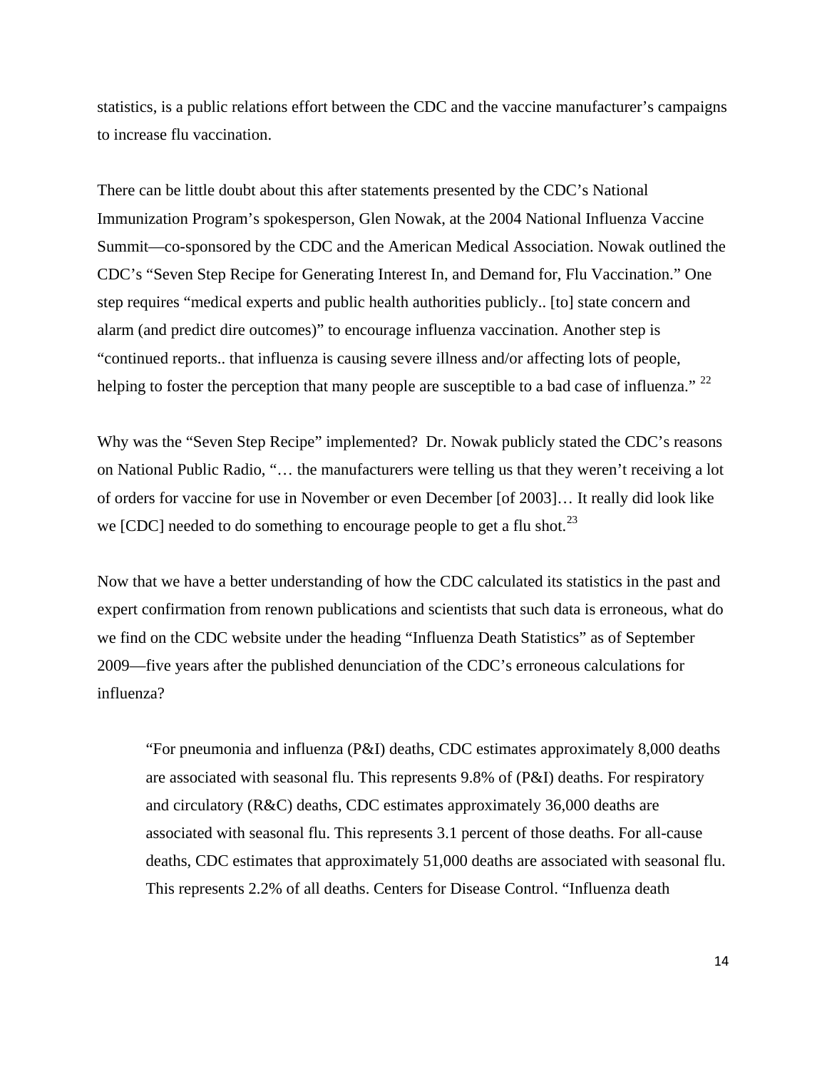statistics, is a public relations effort between the CDC and the vaccine manufacturer's campaigns to increase flu vaccination.

There can be little doubt about this after statements presented by the CDC's National Immunization Program's spokesperson, Glen Nowak, at the 2004 National Influenza Vaccine Summit—co-sponsored by the CDC and the American Medical Association. Nowak outlined the CDC's "Seven Step Recipe for Generating Interest In, and Demand for, Flu Vaccination." One step requires "medical experts and public health authorities publicly.. [to] state concern and alarm (and predict dire outcomes)" to encourage influenza vaccination. Another step is "continued reports.. that influenza is causing severe illness and/or affecting lots of people, helping to foster the perception that many people are susceptible to a bad case of influenza." [22]

Why was the "Seven Step Recipe" implemented? Dr. Nowak publicly stated the CDC's reasons on National Public Radio, "… the manufacturers were telling us that they weren't receiving a lot of orders for vaccine for use in November or even December [of 2003]… It really did look like we [CDC] needed to do something to encourage people to get a flu shot.[23]

Now that we have a better understanding of how the CDC calculated its statistics in the past and expert confirmation from renown publications and scientists that such data is erroneous, what do we find on the CDC website under the heading "Influenza Death Statistics" as of September 2009—five years after the published denunciation of the CDC's erroneous calculations for influenza?

> "For pneumonia and influenza (P&I) deaths, CDC estimates approximately 8,000 deaths are associated with seasonal flu. This represents 9.8% of (P&I) deaths. For respiratory and circulatory (R&C) deaths, CDC estimates approximately 36,000 deaths are associated with seasonal flu. This represents 3.1 percent of those deaths. For all-cause deaths, CDC estimates that approximately 51,000 deaths are associated with seasonal flu. This represents 2.2% of all deaths. Centers for Disease Control. "Influenza death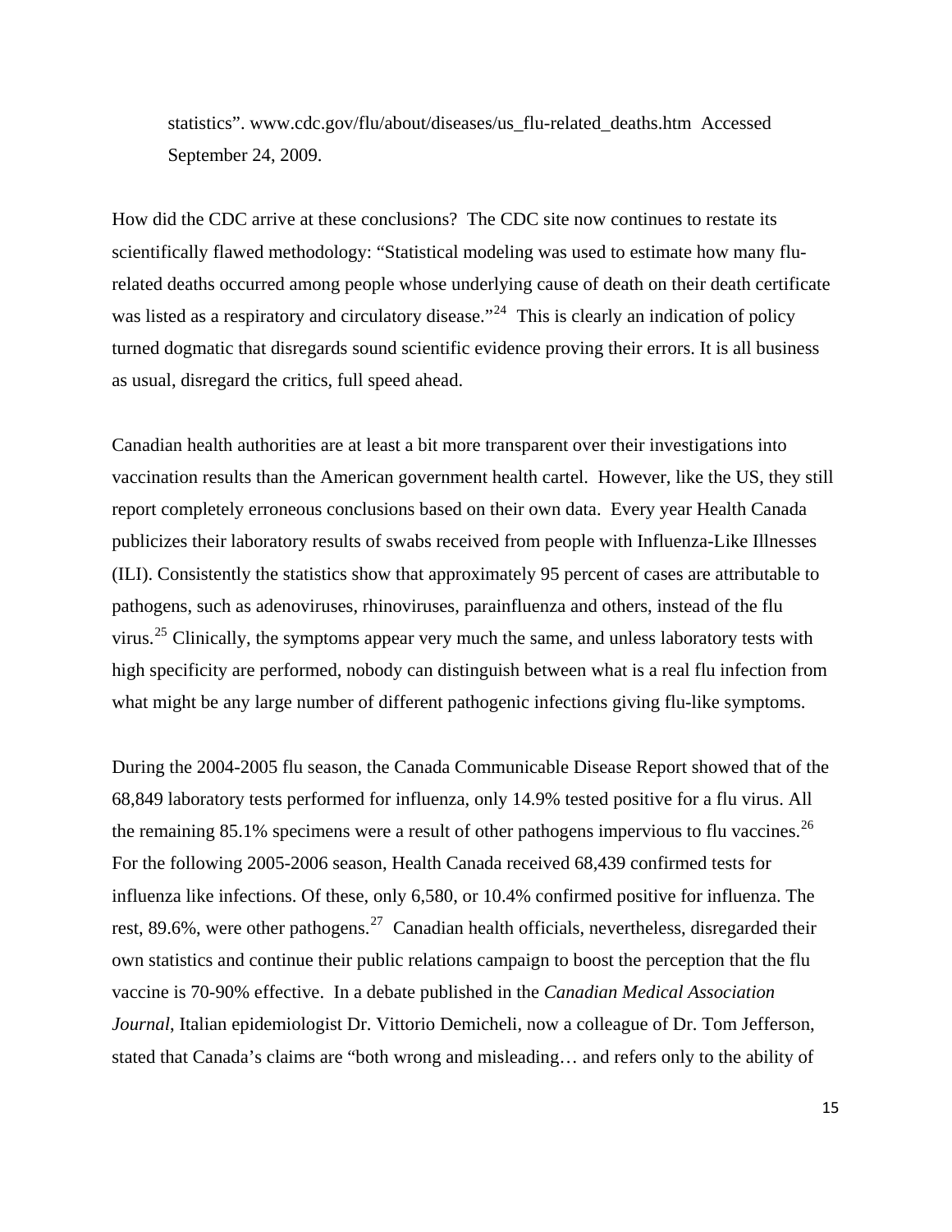statistics". www.cdc.gov/flu/about/diseases/us_flu-related_deaths.htm Accessed September 24, 2009.

How did the CDC arrive at these conclusions? The CDC site now continues to restate its scientifically flawed methodology: "Statistical modeling was used to estimate how many flu-related deaths occurred among people whose underlying cause of death on their death certificate was listed as a respiratory and circulatory disease."[24] This is clearly an indication of policy turned dogmatic that disregards sound scientific evidence proving their errors. It is all business as usual, disregard the critics, full speed ahead.

Canadian health authorities are at least a bit more transparent over their investigations into vaccination results than the American government health cartel. However, like the US, they still report completely erroneous conclusions based on their own data. Every year Health Canada publicizes their laboratory results of swabs received from people with Influenza-Like Illnesses (ILI). Consistently the statistics show that approximately 95 percent of cases are attributable to pathogens, such as adenoviruses, rhinoviruses, parainfluenza and others, instead of the flu virus.[25] Clinically, the symptoms appear very much the same, and unless laboratory tests with high specificity are performed, nobody can distinguish between what is a real flu infection from what might be any large number of different pathogenic infections giving flu-like symptoms.

During the 2004-2005 flu season, the Canada Communicable Disease Report showed that of the 68,849 laboratory tests performed for influenza, only 14.9% tested positive for a flu virus. All the remaining 85.1% specimens were a result of other pathogens impervious to flu vaccines.[26] For the following 2005-2006 season, Health Canada received 68,439 confirmed tests for influenza like infections. Of these, only 6,580, or 10.4% confirmed positive for influenza. The rest, 89.6%, were other pathogens.[27] Canadian health officials, nevertheless, disregarded their own statistics and continue their public relations campaign to boost the perception that the flu vaccine is 70-90% effective. In a debate published in the *Canadian Medical Association Journal*, Italian epidemiologist Dr. Vittorio Demicheli, now a colleague of Dr. Tom Jefferson, stated that Canada's claims are "both wrong and misleading… and refers only to the ability of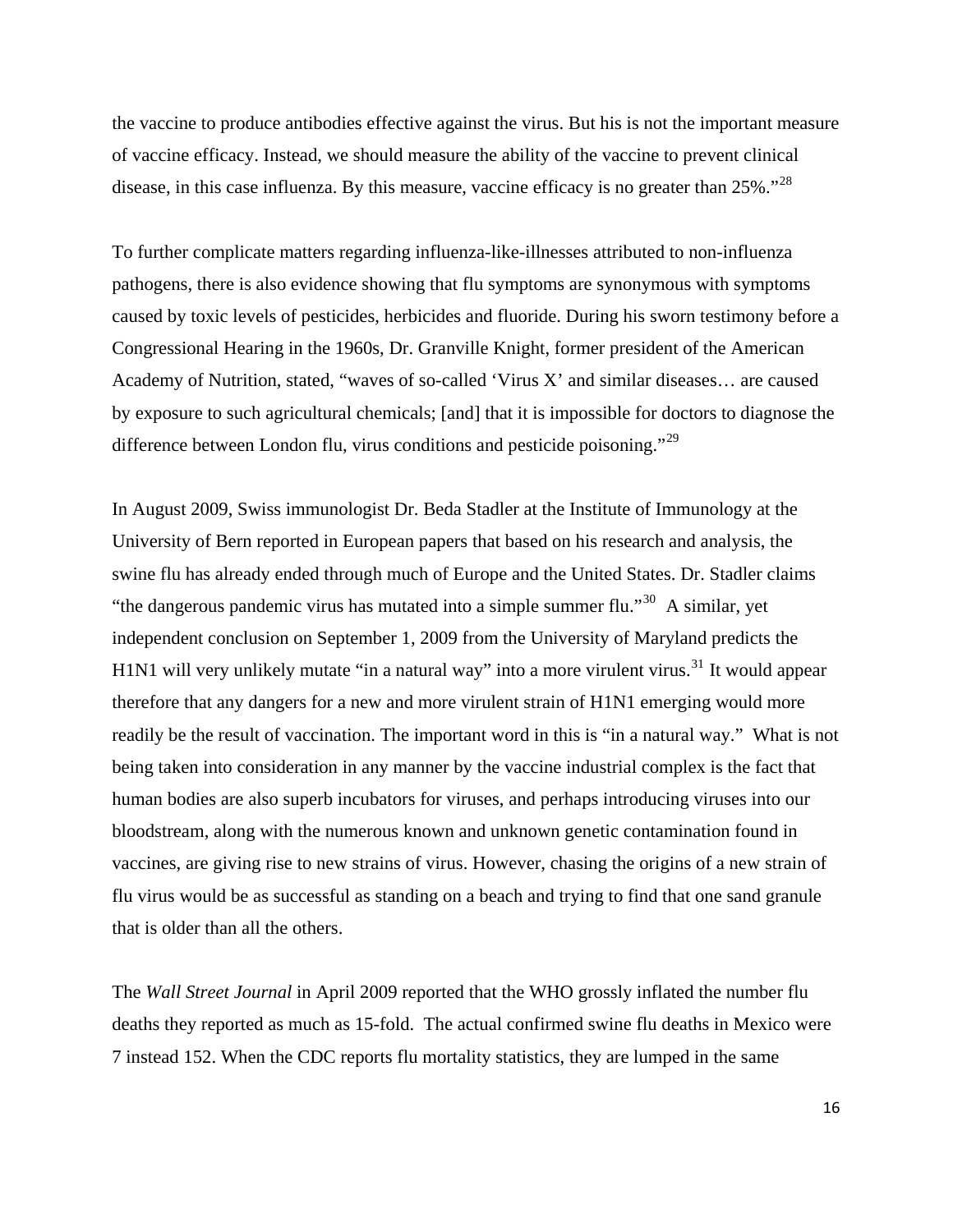the vaccine to produce antibodies effective against the virus. But his is not the important measure of vaccine efficacy. Instead, we should measure the ability of the vaccine to prevent clinical disease, in this case influenza. By this measure, vaccine efficacy is no greater than 25%."[28]

To further complicate matters regarding influenza-like-illnesses attributed to non-influenza pathogens, there is also evidence showing that flu symptoms are synonymous with symptoms caused by toxic levels of pesticides, herbicides and fluoride. During his sworn testimony before a Congressional Hearing in the 1960s, Dr. Granville Knight, former president of the American Academy of Nutrition, stated, "waves of so-called 'Virus X' and similar diseases… are caused by exposure to such agricultural chemicals; [and] that it is impossible for doctors to diagnose the difference between London flu, virus conditions and pesticide poisoning."[29]

In August 2009, Swiss immunologist Dr. Beda Stadler at the Institute of Immunology at the University of Bern reported in European papers that based on his research and analysis, the swine flu has already ended through much of Europe and the United States. Dr. Stadler claims "the dangerous pandemic virus has mutated into a simple summer flu."[30] A similar, yet independent conclusion on September 1, 2009 from the University of Maryland predicts the H1N1 will very unlikely mutate "in a natural way" into a more virulent virus.[31] It would appear therefore that any dangers for a new and more virulent strain of H1N1 emerging would more readily be the result of vaccination. The important word in this is "in a natural way." What is not being taken into consideration in any manner by the vaccine industrial complex is the fact that human bodies are also superb incubators for viruses, and perhaps introducing viruses into our bloodstream, along with the numerous known and unknown genetic contamination found in vaccines, are giving rise to new strains of virus. However, chasing the origins of a new strain of flu virus would be as successful as standing on a beach and trying to find that one sand granule that is older than all the others.

The *Wall Street Journal* in April 2009 reported that the WHO grossly inflated the number flu deaths they reported as much as 15-fold. The actual confirmed swine flu deaths in Mexico were 7 instead 152. When the CDC reports flu mortality statistics, they are lumped in the same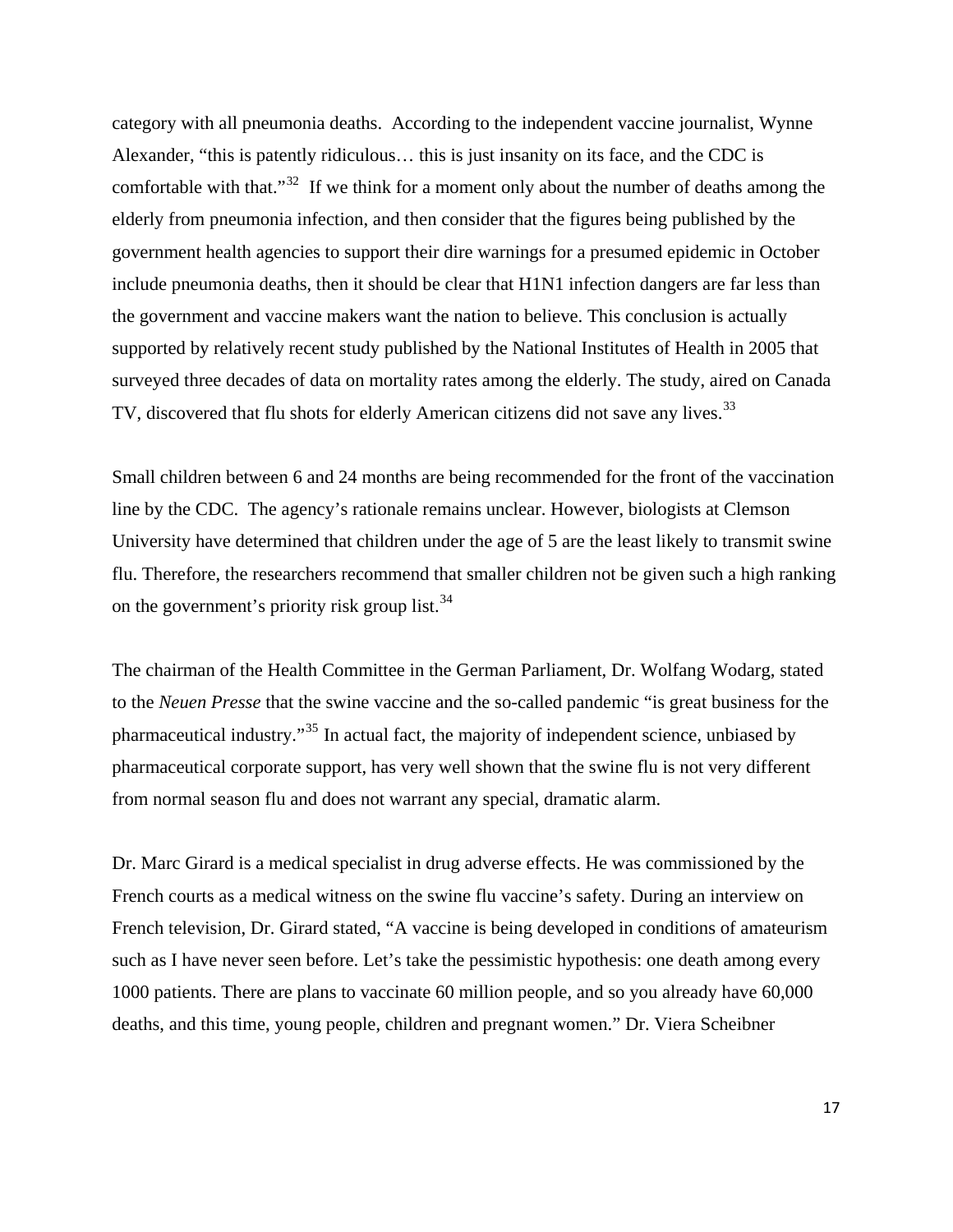category with all pneumonia deaths.  According to the independent vaccine journalist, Wynne Alexander, "this is patently ridiculous… this is just insanity on its face, and the CDC is comfortable with that."[32]  If we think for a moment only about the number of deaths among the elderly from pneumonia infection, and then consider that the figures being published by the government health agencies to support their dire warnings for a presumed epidemic in October include pneumonia deaths, then it should be clear that H1N1 infection dangers are far less than the government and vaccine makers want the nation to believe. This conclusion is actually supported by relatively recent study published by the National Institutes of Health in 2005 that surveyed three decades of data on mortality rates among the elderly. The study, aired on Canada TV, discovered that flu shots for elderly American citizens did not save any lives.[33]

Small children between 6 and 24 months are being recommended for the front of the vaccination line by the CDC.  The agency's rationale remains unclear. However, biologists at Clemson University have determined that children under the age of 5 are the least likely to transmit swine flu. Therefore, the researchers recommend that smaller children not be given such a high ranking on the government's priority risk group list.[34]

The chairman of the Health Committee in the German Parliament, Dr. Wolfang Wodarg, stated to the *Neuen Presse* that the swine vaccine and the so-called pandemic "is great business for the pharmaceutical industry."[35] In actual fact, the majority of independent science, unbiased by pharmaceutical corporate support, has very well shown that the swine flu is not very different from normal season flu and does not warrant any special, dramatic alarm.

Dr. Marc Girard is a medical specialist in drug adverse effects. He was commissioned by the French courts as a medical witness on the swine flu vaccine's safety. During an interview on French television, Dr. Girard stated, "A vaccine is being developed in conditions of amateurism such as I have never seen before. Let's take the pessimistic hypothesis: one death among every 1000 patients. There are plans to vaccinate 60 million people, and so you already have 60,000 deaths, and this time, young people, children and pregnant women." Dr. Viera Scheibner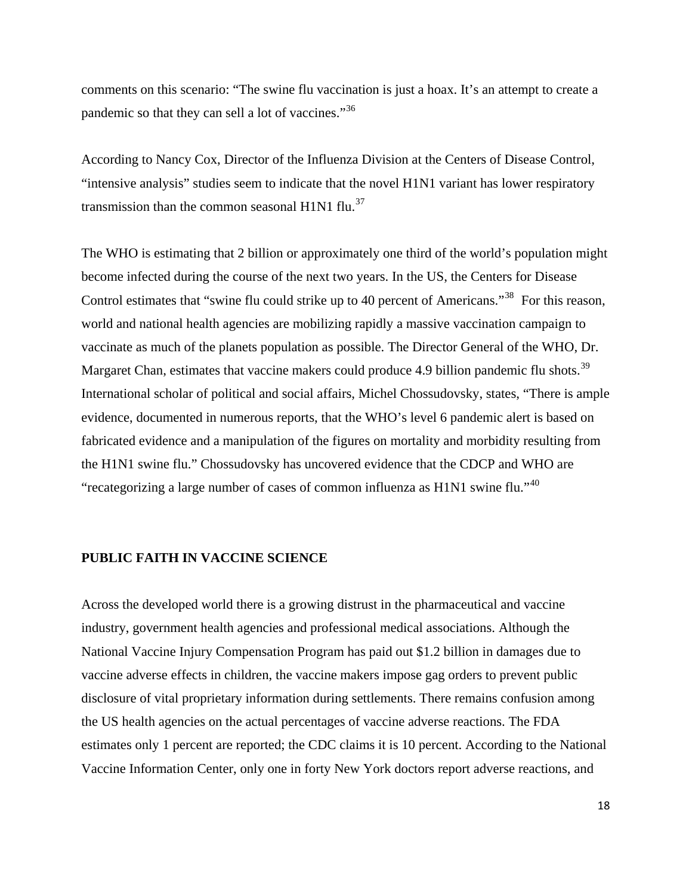comments on this scenario: "The swine flu vaccination is just a hoax. It's an attempt to create a pandemic so that they can sell a lot of vaccines."[36]

According to Nancy Cox, Director of the Influenza Division at the Centers of Disease Control, "intensive analysis" studies seem to indicate that the novel H1N1 variant has lower respiratory transmission than the common seasonal H1N1 flu.[37]

The WHO is estimating that 2 billion or approximately one third of the world's population might become infected during the course of the next two years. In the US, the Centers for Disease Control estimates that "swine flu could strike up to 40 percent of Americans."[38] For this reason, world and national health agencies are mobilizing rapidly a massive vaccination campaign to vaccinate as much of the planets population as possible. The Director General of the WHO, Dr. Margaret Chan, estimates that vaccine makers could produce 4.9 billion pandemic flu shots.[39] International scholar of political and social affairs, Michel Chossudovsky, states, "There is ample evidence, documented in numerous reports, that the WHO's level 6 pandemic alert is based on fabricated evidence and a manipulation of the figures on mortality and morbidity resulting from the H1N1 swine flu." Chossudovsky has uncovered evidence that the CDCP and WHO are "recategorizing a large number of cases of common influenza as H1N1 swine flu."[40]

**PUBLIC FAITH IN VACCINE SCIENCE**

Across the developed world there is a growing distrust in the pharmaceutical and vaccine industry, government health agencies and professional medical associations. Although the National Vaccine Injury Compensation Program has paid out $1.2 billion in damages due to vaccine adverse effects in children, the vaccine makers impose gag orders to prevent public disclosure of vital proprietary information during settlements. There remains confusion among the US health agencies on the actual percentages of vaccine adverse reactions. The FDA estimates only 1 percent are reported; the CDC claims it is 10 percent. According to the National Vaccine Information Center, only one in forty New York doctors report adverse reactions, and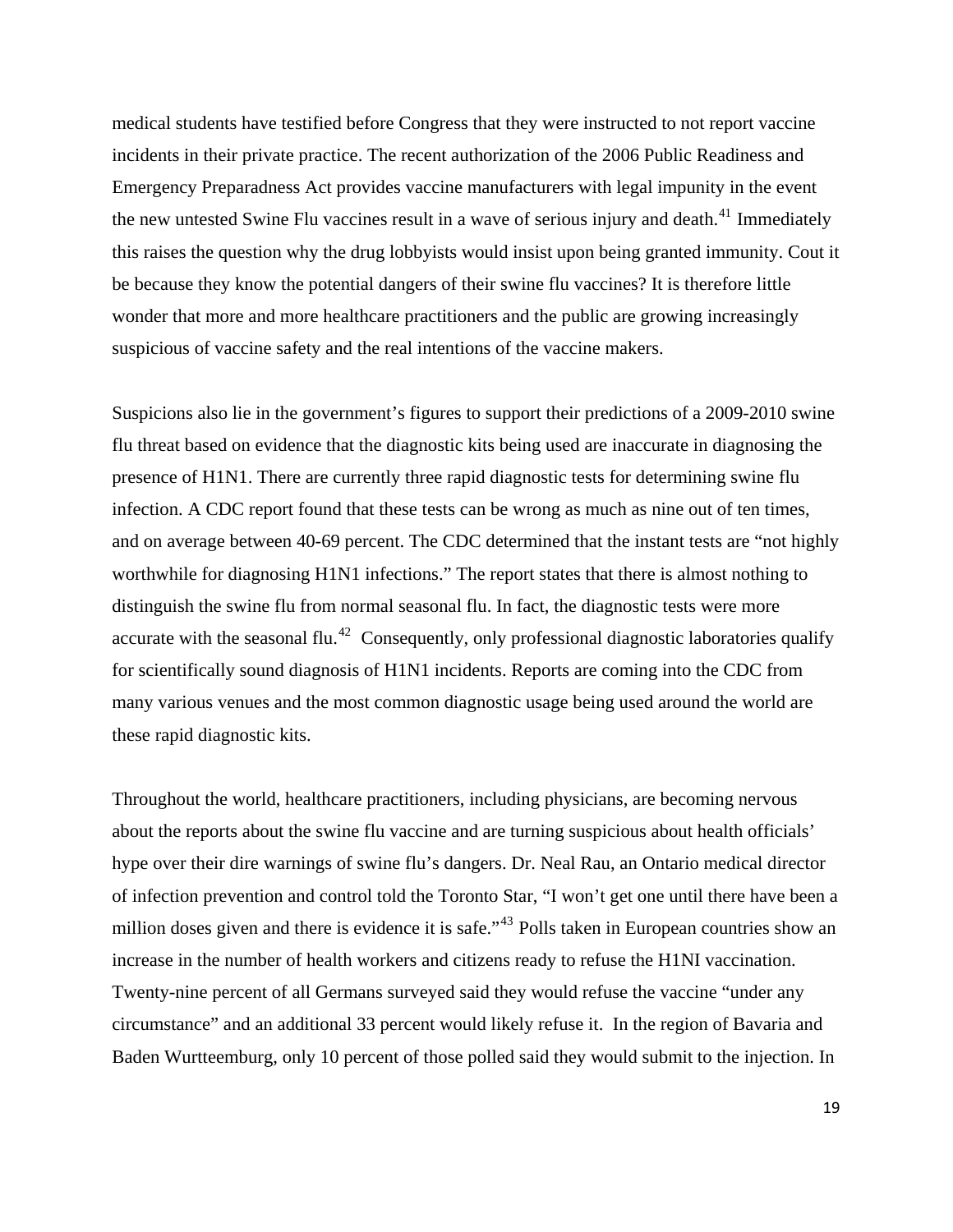medical students have testified before Congress that they were instructed to not report vaccine incidents in their private practice. The recent authorization of the 2006 Public Readiness and Emergency Preparadness Act provides vaccine manufacturers with legal impunity in the event the new untested Swine Flu vaccines result in a wave of serious injury and death.[41] Immediately this raises the question why the drug lobbyists would insist upon being granted immunity. Cout it be because they know the potential dangers of their swine flu vaccines? It is therefore little wonder that more and more healthcare practitioners and the public are growing increasingly suspicious of vaccine safety and the real intentions of the vaccine makers.

Suspicions also lie in the government's figures to support their predictions of a 2009-2010 swine flu threat based on evidence that the diagnostic kits being used are inaccurate in diagnosing the presence of H1N1. There are currently three rapid diagnostic tests for determining swine flu infection. A CDC report found that these tests can be wrong as much as nine out of ten times, and on average between 40-69 percent. The CDC determined that the instant tests are "not highly worthwhile for diagnosing H1N1 infections." The report states that there is almost nothing to distinguish the swine flu from normal seasonal flu. In fact, the diagnostic tests were more accurate with the seasonal flu.[42] Consequently, only professional diagnostic laboratories qualify for scientifically sound diagnosis of H1N1 incidents. Reports are coming into the CDC from many various venues and the most common diagnostic usage being used around the world are these rapid diagnostic kits.

Throughout the world, healthcare practitioners, including physicians, are becoming nervous about the reports about the swine flu vaccine and are turning suspicious about health officials' hype over their dire warnings of swine flu's dangers. Dr. Neal Rau, an Ontario medical director of infection prevention and control told the Toronto Star, "I won't get one until there have been a million doses given and there is evidence it is safe."[43] Polls taken in European countries show an increase in the number of health workers and citizens ready to refuse the H1NI vaccination. Twenty-nine percent of all Germans surveyed said they would refuse the vaccine "under any circumstance" and an additional 33 percent would likely refuse it. In the region of Bavaria and Baden Wurtteemburg, only 10 percent of those polled said they would submit to the injection. In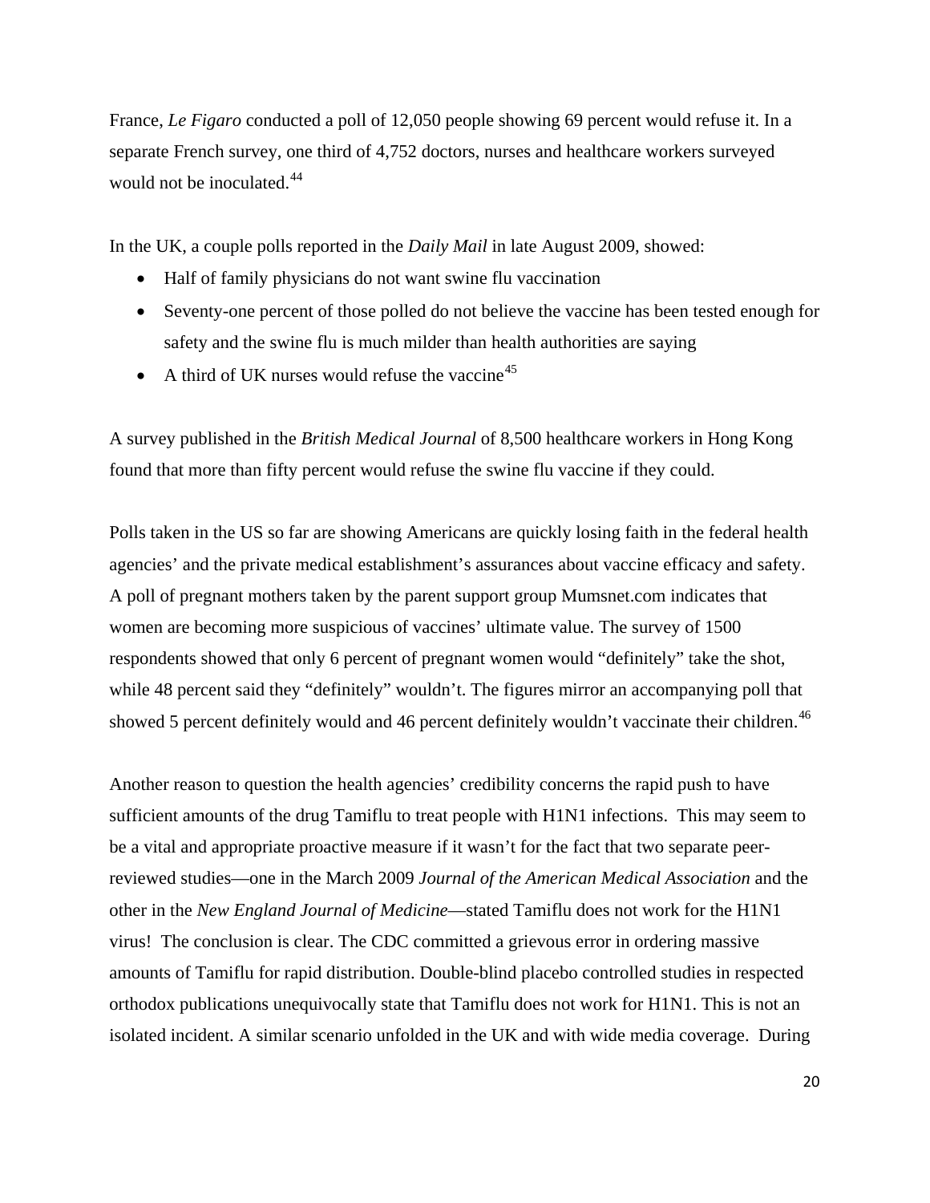France, *Le Figaro* conducted a poll of 12,050 people showing 69 percent would refuse it. In a separate French survey, one third of 4,752 doctors, nurses and healthcare workers surveyed would not be inoculated.[44]

In the UK, a couple polls reported in the *Daily Mail* in late August 2009, showed:

- Half of family physicians do not want swine flu vaccination
- Seventy-one percent of those polled do not believe the vaccine has been tested enough for safety and the swine flu is much milder than health authorities are saying
- A third of UK nurses would refuse the vaccine[45]

A survey published in the *British Medical Journal* of 8,500 healthcare workers in Hong Kong found that more than fifty percent would refuse the swine flu vaccine if they could.

Polls taken in the US so far are showing Americans are quickly losing faith in the federal health agencies' and the private medical establishment's assurances about vaccine efficacy and safety. A poll of pregnant mothers taken by the parent support group Mumsnet.com indicates that women are becoming more suspicious of vaccines' ultimate value. The survey of 1500 respondents showed that only 6 percent of pregnant women would "definitely" take the shot, while 48 percent said they "definitely" wouldn't. The figures mirror an accompanying poll that showed 5 percent definitely would and 46 percent definitely wouldn't vaccinate their children.[46]

Another reason to question the health agencies' credibility concerns the rapid push to have sufficient amounts of the drug Tamiflu to treat people with H1N1 infections. This may seem to be a vital and appropriate proactive measure if it wasn't for the fact that two separate peer-reviewed studies—one in the March 2009 *Journal of the American Medical Association* and the other in the *New England Journal of Medicine*—stated Tamiflu does not work for the H1N1 virus! The conclusion is clear. The CDC committed a grievous error in ordering massive amounts of Tamiflu for rapid distribution. Double-blind placebo controlled studies in respected orthodox publications unequivocally state that Tamiflu does not work for H1N1. This is not an isolated incident. A similar scenario unfolded in the UK and with wide media coverage. During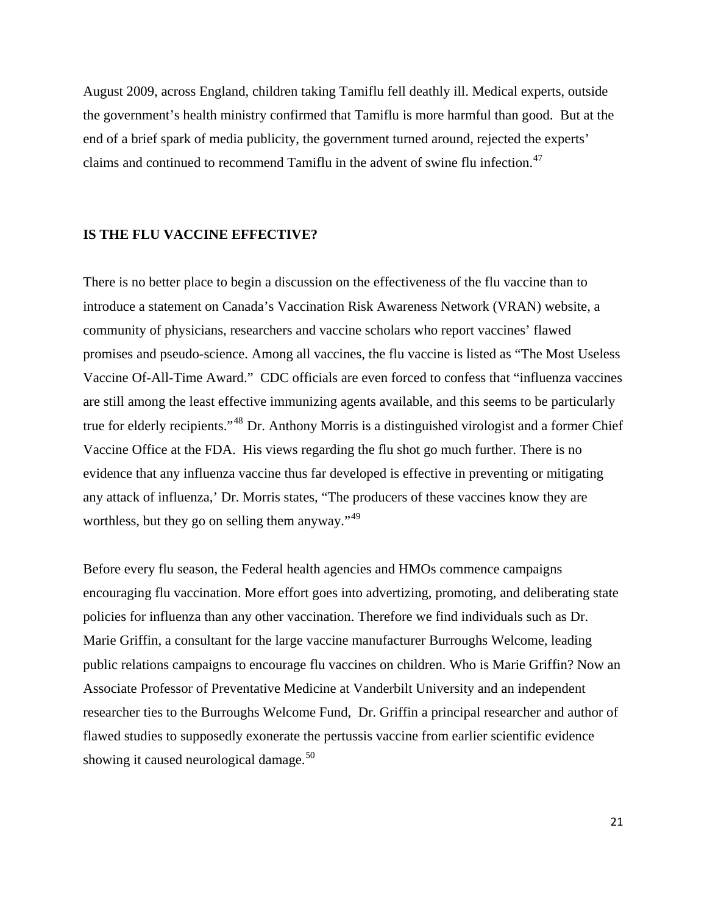August 2009, across England, children taking Tamiflu fell deathly ill. Medical experts, outside the government's health ministry confirmed that Tamiflu is more harmful than good. But at the end of a brief spark of media publicity, the government turned around, rejected the experts' claims and continued to recommend Tamiflu in the advent of swine flu infection.[47]

**IS THE FLU VACCINE EFFECTIVE?**

There is no better place to begin a discussion on the effectiveness of the flu vaccine than to introduce a statement on Canada's Vaccination Risk Awareness Network (VRAN) website, a community of physicians, researchers and vaccine scholars who report vaccines' flawed promises and pseudo-science. Among all vaccines, the flu vaccine is listed as "The Most Useless Vaccine Of-All-Time Award." CDC officials are even forced to confess that "influenza vaccines are still among the least effective immunizing agents available, and this seems to be particularly true for elderly recipients."[48] Dr. Anthony Morris is a distinguished virologist and a former Chief Vaccine Office at the FDA. His views regarding the flu shot go much further. There is no evidence that any influenza vaccine thus far developed is effective in preventing or mitigating any attack of influenza,' Dr. Morris states, "The producers of these vaccines know they are worthless, but they go on selling them anyway."[49]

Before every flu season, the Federal health agencies and HMOs commence campaigns encouraging flu vaccination. More effort goes into advertizing, promoting, and deliberating state policies for influenza than any other vaccination. Therefore we find individuals such as Dr. Marie Griffin, a consultant for the large vaccine manufacturer Burroughs Welcome, leading public relations campaigns to encourage flu vaccines on children. Who is Marie Griffin? Now an Associate Professor of Preventative Medicine at Vanderbilt University and an independent researcher ties to the Burroughs Welcome Fund, Dr. Griffin a principal researcher and author of flawed studies to supposedly exonerate the pertussis vaccine from earlier scientific evidence showing it caused neurological damage.[50]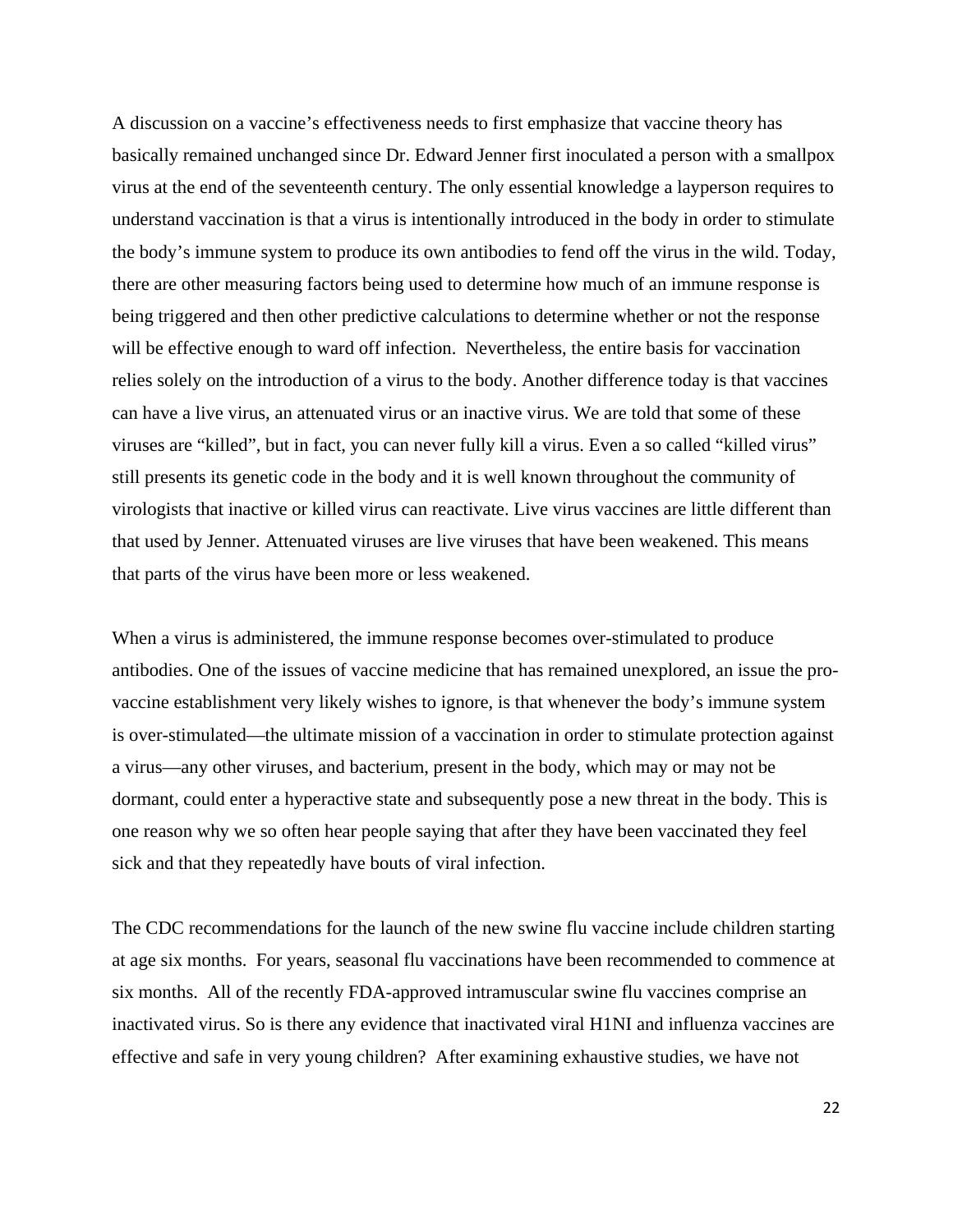A discussion on a vaccine's effectiveness needs to first emphasize that vaccine theory has basically remained unchanged since Dr. Edward Jenner first inoculated a person with a smallpox virus at the end of the seventeenth century. The only essential knowledge a layperson requires to understand vaccination is that a virus is intentionally introduced in the body in order to stimulate the body's immune system to produce its own antibodies to fend off the virus in the wild. Today, there are other measuring factors being used to determine how much of an immune response is being triggered and then other predictive calculations to determine whether or not the response will be effective enough to ward off infection. Nevertheless, the entire basis for vaccination relies solely on the introduction of a virus to the body. Another difference today is that vaccines can have a live virus, an attenuated virus or an inactive virus. We are told that some of these viruses are "killed", but in fact, you can never fully kill a virus. Even a so called "killed virus" still presents its genetic code in the body and it is well known throughout the community of virologists that inactive or killed virus can reactivate. Live virus vaccines are little different than that used by Jenner. Attenuated viruses are live viruses that have been weakened. This means that parts of the virus have been more or less weakened.

When a virus is administered, the immune response becomes over-stimulated to produce antibodies. One of the issues of vaccine medicine that has remained unexplored, an issue the pro-vaccine establishment very likely wishes to ignore, is that whenever the body's immune system is over-stimulated—the ultimate mission of a vaccination in order to stimulate protection against a virus—any other viruses, and bacterium, present in the body, which may or may not be dormant, could enter a hyperactive state and subsequently pose a new threat in the body. This is one reason why we so often hear people saying that after they have been vaccinated they feel sick and that they repeatedly have bouts of viral infection.

The CDC recommendations for the launch of the new swine flu vaccine include children starting at age six months. For years, seasonal flu vaccinations have been recommended to commence at six months. All of the recently FDA-approved intramuscular swine flu vaccines comprise an inactivated virus. So is there any evidence that inactivated viral H1NI and influenza vaccines are effective and safe in very young children? After examining exhaustive studies, we have not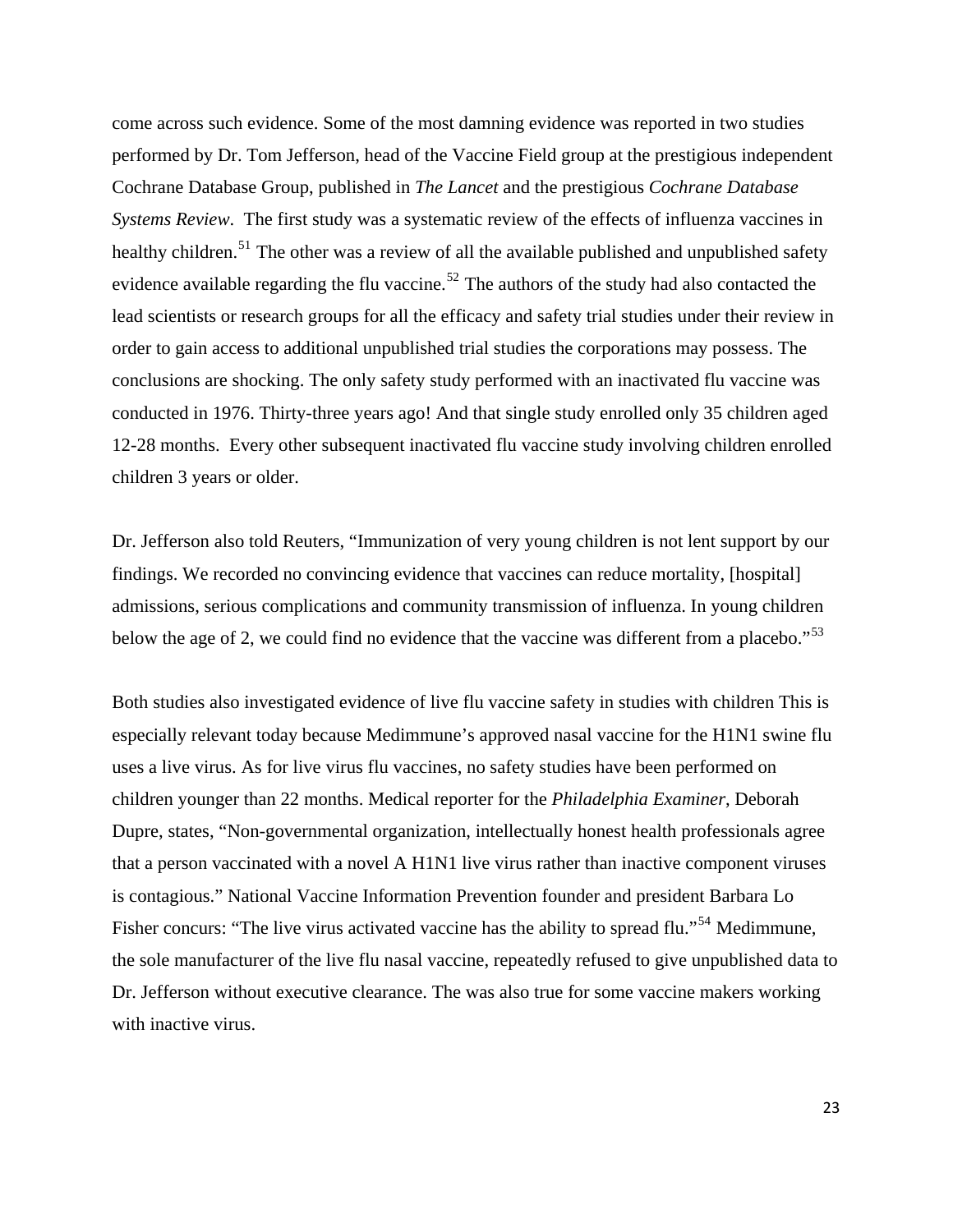come across such evidence. Some of the most damning evidence was reported in two studies performed by Dr. Tom Jefferson, head of the Vaccine Field group at the prestigious independent Cochrane Database Group, published in *The Lancet* and the prestigious *Cochrane Database Systems Review*. The first study was a systematic review of the effects of influenza vaccines in healthy children.[51] The other was a review of all the available published and unpublished safety evidence available regarding the flu vaccine.[52] The authors of the study had also contacted the lead scientists or research groups for all the efficacy and safety trial studies under their review in order to gain access to additional unpublished trial studies the corporations may possess. The conclusions are shocking. The only safety study performed with an inactivated flu vaccine was conducted in 1976. Thirty-three years ago! And that single study enrolled only 35 children aged 12-28 months. Every other subsequent inactivated flu vaccine study involving children enrolled children 3 years or older.

Dr. Jefferson also told Reuters, "Immunization of very young children is not lent support by our findings. We recorded no convincing evidence that vaccines can reduce mortality, [hospital] admissions, serious complications and community transmission of influenza. In young children below the age of 2, we could find no evidence that the vaccine was different from a placebo."[53]

Both studies also investigated evidence of live flu vaccine safety in studies with children This is especially relevant today because Medimmune's approved nasal vaccine for the H1N1 swine flu uses a live virus. As for live virus flu vaccines, no safety studies have been performed on children younger than 22 months. Medical reporter for the *Philadelphia Examiner*, Deborah Dupre, states, "Non-governmental organization, intellectually honest health professionals agree that a person vaccinated with a novel A H1N1 live virus rather than inactive component viruses is contagious." National Vaccine Information Prevention founder and president Barbara Lo Fisher concurs: "The live virus activated vaccine has the ability to spread flu."[54] Medimmune, the sole manufacturer of the live flu nasal vaccine, repeatedly refused to give unpublished data to Dr. Jefferson without executive clearance. The was also true for some vaccine makers working with inactive virus.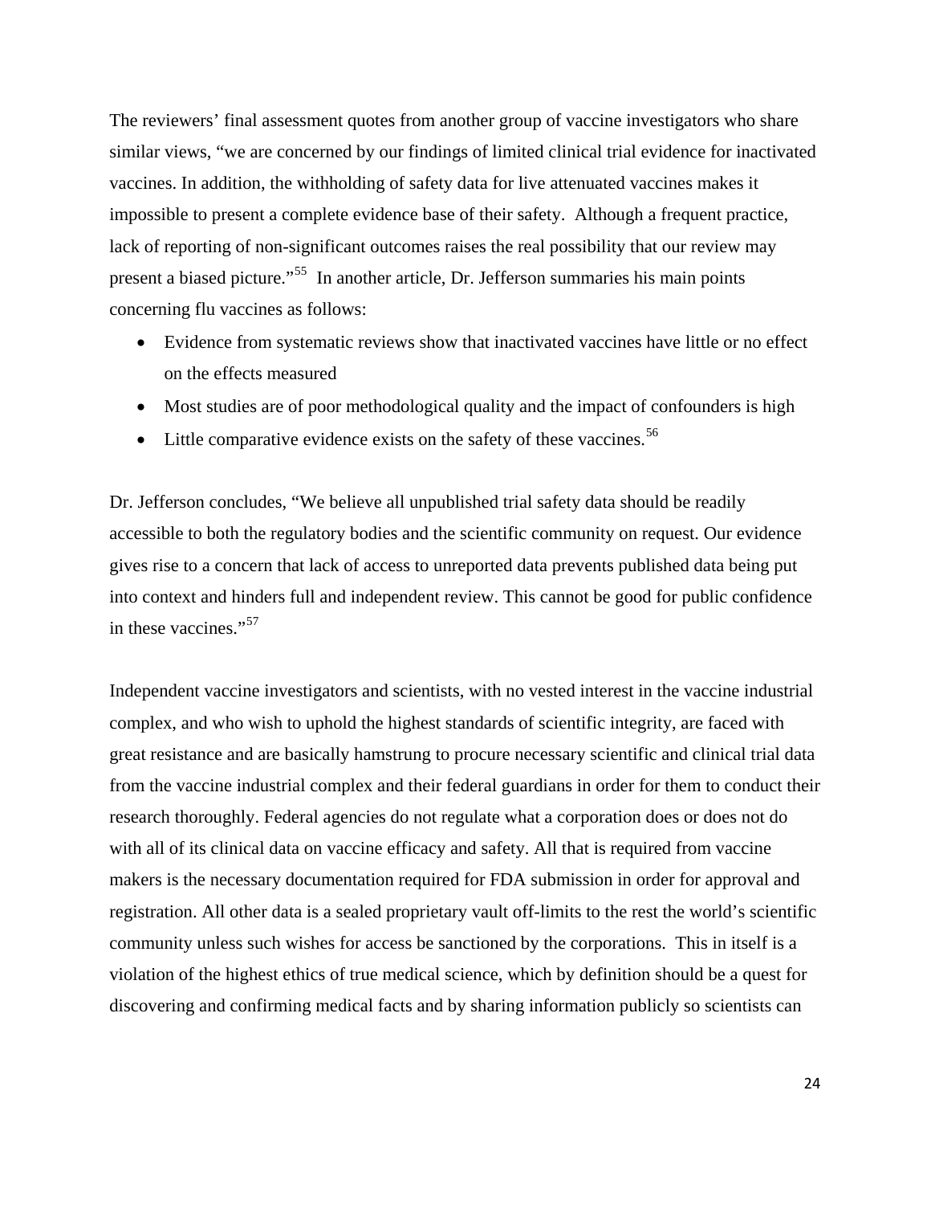The reviewers' final assessment quotes from another group of vaccine investigators who share similar views, "we are concerned by our findings of limited clinical trial evidence for inactivated vaccines. In addition, the withholding of safety data for live attenuated vaccines makes it impossible to present a complete evidence base of their safety. Although a frequent practice, lack of reporting of non-significant outcomes raises the real possibility that our review may present a biased picture."[55] In another article, Dr. Jefferson summaries his main points concerning flu vaccines as follows:

- Evidence from systematic reviews show that inactivated vaccines have little or no effect on the effects measured
- Most studies are of poor methodological quality and the impact of confounders is high
- Little comparative evidence exists on the safety of these vaccines.[56]

Dr. Jefferson concludes, "We believe all unpublished trial safety data should be readily accessible to both the regulatory bodies and the scientific community on request. Our evidence gives rise to a concern that lack of access to unreported data prevents published data being put into context and hinders full and independent review. This cannot be good for public confidence in these vaccines."[57]

Independent vaccine investigators and scientists, with no vested interest in the vaccine industrial complex, and who wish to uphold the highest standards of scientific integrity, are faced with great resistance and are basically hamstrung to procure necessary scientific and clinical trial data from the vaccine industrial complex and their federal guardians in order for them to conduct their research thoroughly. Federal agencies do not regulate what a corporation does or does not do with all of its clinical data on vaccine efficacy and safety. All that is required from vaccine makers is the necessary documentation required for FDA submission in order for approval and registration. All other data is a sealed proprietary vault off-limits to the rest the world's scientific community unless such wishes for access be sanctioned by the corporations. This in itself is a violation of the highest ethics of true medical science, which by definition should be a quest for discovering and confirming medical facts and by sharing information publicly so scientists can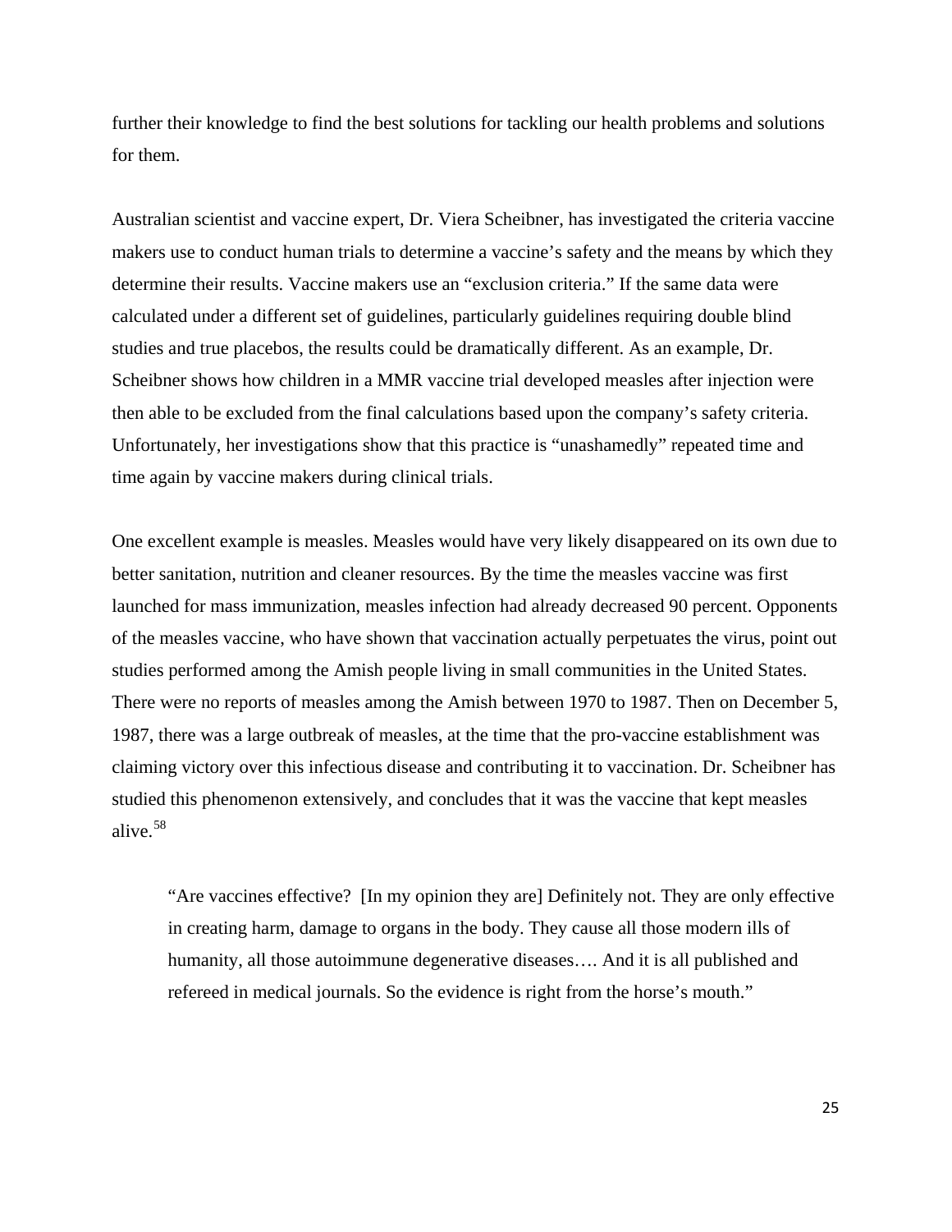further their knowledge to find the best solutions for tackling our health problems and solutions for them.

Australian scientist and vaccine expert, Dr. Viera Scheibner, has investigated the criteria vaccine makers use to conduct human trials to determine a vaccine's safety and the means by which they determine their results. Vaccine makers use an "exclusion criteria." If the same data were calculated under a different set of guidelines, particularly guidelines requiring double blind studies and true placebos, the results could be dramatically different. As an example, Dr. Scheibner shows how children in a MMR vaccine trial developed measles after injection were then able to be excluded from the final calculations based upon the company's safety criteria. Unfortunately, her investigations show that this practice is "unashamedly" repeated time and time again by vaccine makers during clinical trials.

One excellent example is measles. Measles would have very likely disappeared on its own due to better sanitation, nutrition and cleaner resources. By the time the measles vaccine was first launched for mass immunization, measles infection had already decreased 90 percent. Opponents of the measles vaccine, who have shown that vaccination actually perpetuates the virus, point out studies performed among the Amish people living in small communities in the United States. There were no reports of measles among the Amish between 1970 to 1987. Then on December 5, 1987, there was a large outbreak of measles, at the time that the pro-vaccine establishment was claiming victory over this infectious disease and contributing it to vaccination. Dr. Scheibner has studied this phenomenon extensively, and concludes that it was the vaccine that kept measles alive.[58]

> "Are vaccines effective? [In my opinion they are] Definitely not. They are only effective in creating harm, damage to organs in the body. They cause all those modern ills of humanity, all those autoimmune degenerative diseases…. And it is all published and refereed in medical journals. So the evidence is right from the horse's mouth."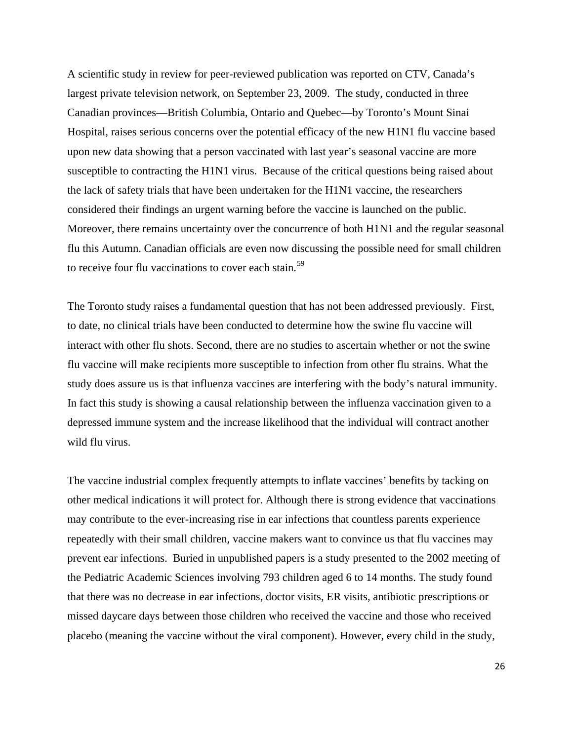A scientific study in review for peer-reviewed publication was reported on CTV, Canada's largest private television network, on September 23, 2009. The study, conducted in three Canadian provinces—British Columbia, Ontario and Quebec—by Toronto's Mount Sinai Hospital, raises serious concerns over the potential efficacy of the new H1N1 flu vaccine based upon new data showing that a person vaccinated with last year's seasonal vaccine are more susceptible to contracting the H1N1 virus. Because of the critical questions being raised about the lack of safety trials that have been undertaken for the H1N1 vaccine, the researchers considered their findings an urgent warning before the vaccine is launched on the public. Moreover, there remains uncertainty over the concurrence of both H1N1 and the regular seasonal flu this Autumn. Canadian officials are even now discussing the possible need for small children to receive four flu vaccinations to cover each stain.[59]

The Toronto study raises a fundamental question that has not been addressed previously. First, to date, no clinical trials have been conducted to determine how the swine flu vaccine will interact with other flu shots. Second, there are no studies to ascertain whether or not the swine flu vaccine will make recipients more susceptible to infection from other flu strains. What the study does assure us is that influenza vaccines are interfering with the body's natural immunity. In fact this study is showing a causal relationship between the influenza vaccination given to a depressed immune system and the increase likelihood that the individual will contract another wild flu virus.

The vaccine industrial complex frequently attempts to inflate vaccines' benefits by tacking on other medical indications it will protect for. Although there is strong evidence that vaccinations may contribute to the ever-increasing rise in ear infections that countless parents experience repeatedly with their small children, vaccine makers want to convince us that flu vaccines may prevent ear infections. Buried in unpublished papers is a study presented to the 2002 meeting of the Pediatric Academic Sciences involving 793 children aged 6 to 14 months. The study found that there was no decrease in ear infections, doctor visits, ER visits, antibiotic prescriptions or missed daycare days between those children who received the vaccine and those who received placebo (meaning the vaccine without the viral component). However, every child in the study,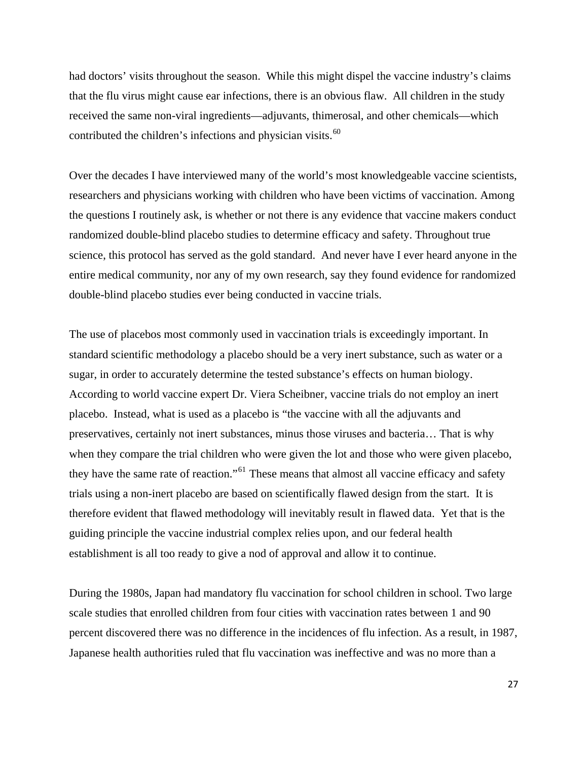had doctors' visits throughout the season. While this might dispel the vaccine industry's claims that the flu virus might cause ear infections, there is an obvious flaw. All children in the study received the same non-viral ingredients—adjuvants, thimerosal, and other chemicals—which contributed the children's infections and physician visits.[60]

Over the decades I have interviewed many of the world's most knowledgeable vaccine scientists, researchers and physicians working with children who have been victims of vaccination. Among the questions I routinely ask, is whether or not there is any evidence that vaccine makers conduct randomized double-blind placebo studies to determine efficacy and safety. Throughout true science, this protocol has served as the gold standard. And never have I ever heard anyone in the entire medical community, nor any of my own research, say they found evidence for randomized double-blind placebo studies ever being conducted in vaccine trials.

The use of placebos most commonly used in vaccination trials is exceedingly important. In standard scientific methodology a placebo should be a very inert substance, such as water or a sugar, in order to accurately determine the tested substance's effects on human biology. According to world vaccine expert Dr. Viera Scheibner, vaccine trials do not employ an inert placebo. Instead, what is used as a placebo is "the vaccine with all the adjuvants and preservatives, certainly not inert substances, minus those viruses and bacteria… That is why when they compare the trial children who were given the lot and those who were given placebo, they have the same rate of reaction."[61] These means that almost all vaccine efficacy and safety trials using a non-inert placebo are based on scientifically flawed design from the start. It is therefore evident that flawed methodology will inevitably result in flawed data. Yet that is the guiding principle the vaccine industrial complex relies upon, and our federal health establishment is all too ready to give a nod of approval and allow it to continue.

During the 1980s, Japan had mandatory flu vaccination for school children in school. Two large scale studies that enrolled children from four cities with vaccination rates between 1 and 90 percent discovered there was no difference in the incidences of flu infection. As a result, in 1987, Japanese health authorities ruled that flu vaccination was ineffective and was no more than a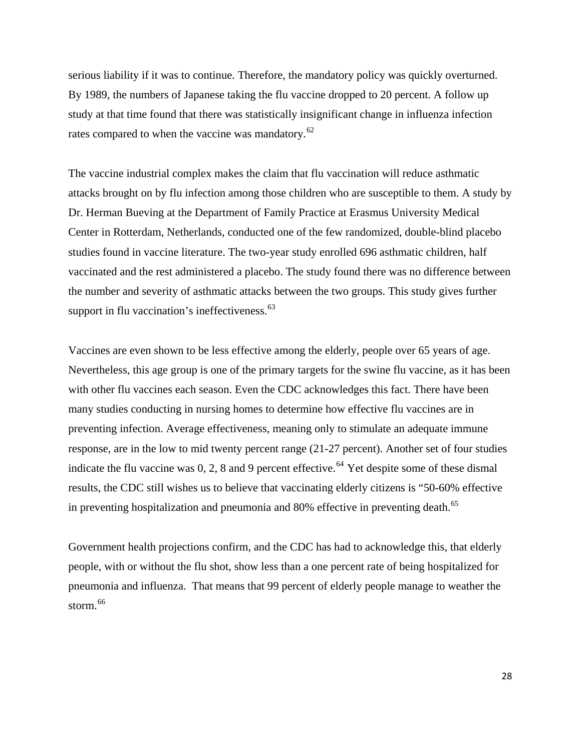serious liability if it was to continue. Therefore, the mandatory policy was quickly overturned. By 1989, the numbers of Japanese taking the flu vaccine dropped to 20 percent. A follow up study at that time found that there was statistically insignificant change in influenza infection rates compared to when the vaccine was mandatory.[62]

The vaccine industrial complex makes the claim that flu vaccination will reduce asthmatic attacks brought on by flu infection among those children who are susceptible to them. A study by Dr. Herman Bueving at the Department of Family Practice at Erasmus University Medical Center in Rotterdam, Netherlands, conducted one of the few randomized, double-blind placebo studies found in vaccine literature. The two-year study enrolled 696 asthmatic children, half vaccinated and the rest administered a placebo. The study found there was no difference between the number and severity of asthmatic attacks between the two groups. This study gives further support in flu vaccination's ineffectiveness.[63]

Vaccines are even shown to be less effective among the elderly, people over 65 years of age. Nevertheless, this age group is one of the primary targets for the swine flu vaccine, as it has been with other flu vaccines each season. Even the CDC acknowledges this fact. There have been many studies conducting in nursing homes to determine how effective flu vaccines are in preventing infection. Average effectiveness, meaning only to stimulate an adequate immune response, are in the low to mid twenty percent range (21-27 percent). Another set of four studies indicate the flu vaccine was 0, 2, 8 and 9 percent effective.[64] Yet despite some of these dismal results, the CDC still wishes us to believe that vaccinating elderly citizens is "50-60% effective in preventing hospitalization and pneumonia and 80% effective in preventing death.[65]

Government health projections confirm, and the CDC has had to acknowledge this, that elderly people, with or without the flu shot, show less than a one percent rate of being hospitalized for pneumonia and influenza. That means that 99 percent of elderly people manage to weather the storm.[66]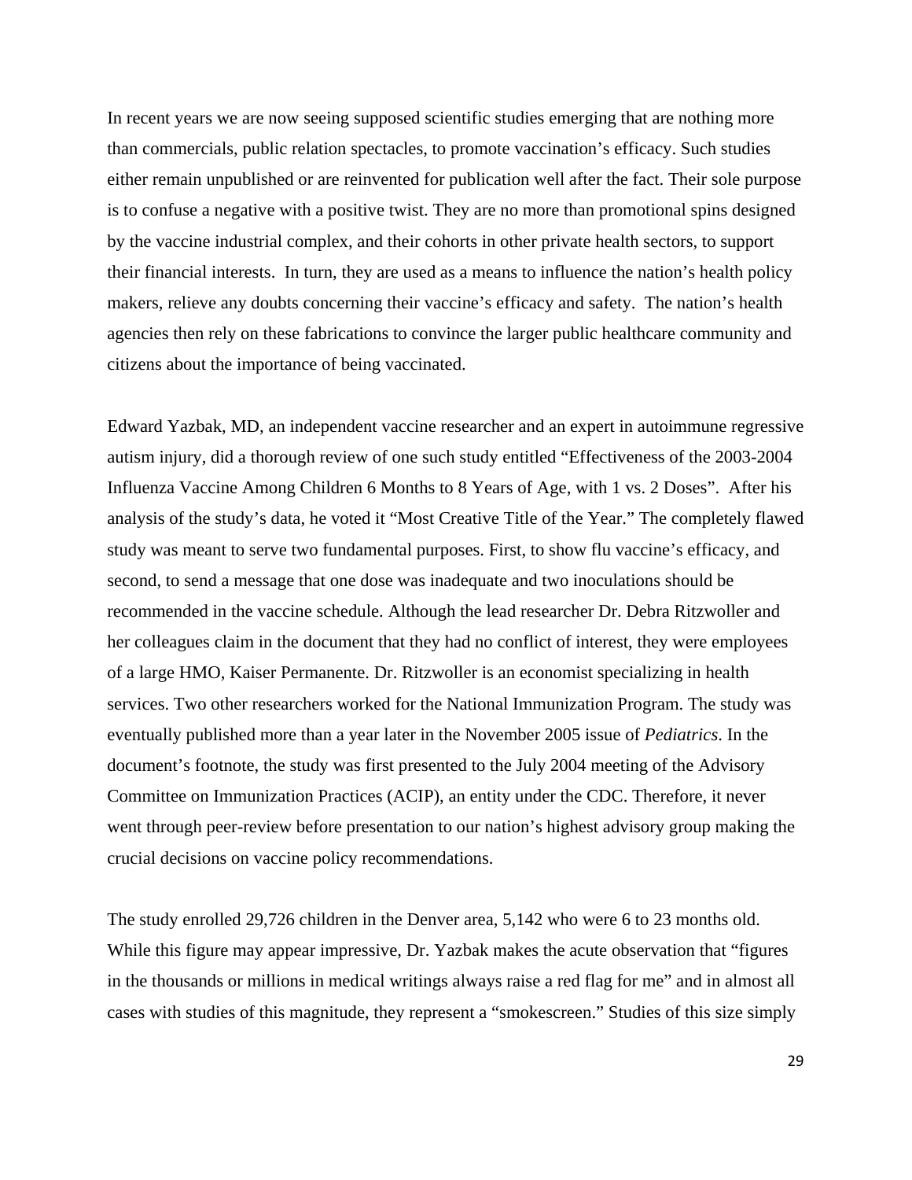In recent years we are now seeing supposed scientific studies emerging that are nothing more than commercials, public relation spectacles, to promote vaccination's efficacy. Such studies either remain unpublished or are reinvented for publication well after the fact. Their sole purpose is to confuse a negative with a positive twist. They are no more than promotional spins designed by the vaccine industrial complex, and their cohorts in other private health sectors, to support their financial interests. In turn, they are used as a means to influence the nation's health policy makers, relieve any doubts concerning their vaccine's efficacy and safety. The nation's health agencies then rely on these fabrications to convince the larger public healthcare community and citizens about the importance of being vaccinated.

Edward Yazbak, MD, an independent vaccine researcher and an expert in autoimmune regressive autism injury, did a thorough review of one such study entitled "Effectiveness of the 2003-2004 Influenza Vaccine Among Children 6 Months to 8 Years of Age, with 1 vs. 2 Doses". After his analysis of the study's data, he voted it "Most Creative Title of the Year." The completely flawed study was meant to serve two fundamental purposes. First, to show flu vaccine's efficacy, and second, to send a message that one dose was inadequate and two inoculations should be recommended in the vaccine schedule. Although the lead researcher Dr. Debra Ritzwoller and her colleagues claim in the document that they had no conflict of interest, they were employees of a large HMO, Kaiser Permanente. Dr. Ritzwoller is an economist specializing in health services. Two other researchers worked for the National Immunization Program. The study was eventually published more than a year later in the November 2005 issue of *Pediatrics*. In the document's footnote, the study was first presented to the July 2004 meeting of the Advisory Committee on Immunization Practices (ACIP), an entity under the CDC. Therefore, it never went through peer-review before presentation to our nation's highest advisory group making the crucial decisions on vaccine policy recommendations.

The study enrolled 29,726 children in the Denver area, 5,142 who were 6 to 23 months old. While this figure may appear impressive, Dr. Yazbak makes the acute observation that "figures in the thousands or millions in medical writings always raise a red flag for me" and in almost all cases with studies of this magnitude, they represent a "smokescreen." Studies of this size simply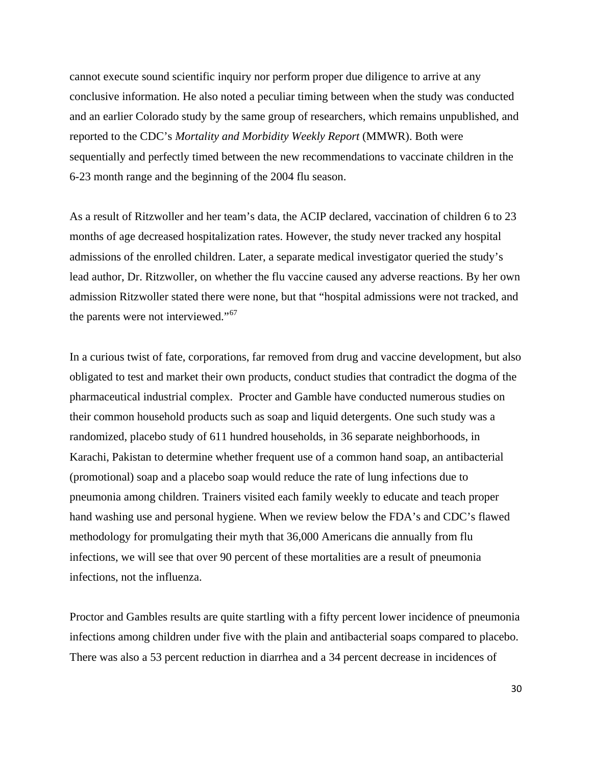cannot execute sound scientific inquiry nor perform proper due diligence to arrive at any conclusive information. He also noted a peculiar timing between when the study was conducted and an earlier Colorado study by the same group of researchers, which remains unpublished, and reported to the CDC's *Mortality and Morbidity Weekly Report* (MMWR). Both were sequentially and perfectly timed between the new recommendations to vaccinate children in the 6-23 month range and the beginning of the 2004 flu season.

As a result of Ritzwoller and her team's data, the ACIP declared, vaccination of children 6 to 23 months of age decreased hospitalization rates. However, the study never tracked any hospital admissions of the enrolled children. Later, a separate medical investigator queried the study's lead author, Dr. Ritzwoller, on whether the flu vaccine caused any adverse reactions. By her own admission Ritzwoller stated there were none, but that "hospital admissions were not tracked, and the parents were not interviewed."[67]

In a curious twist of fate, corporations, far removed from drug and vaccine development, but also obligated to test and market their own products, conduct studies that contradict the dogma of the pharmaceutical industrial complex. Procter and Gamble have conducted numerous studies on their common household products such as soap and liquid detergents. One such study was a randomized, placebo study of 611 hundred households, in 36 separate neighborhoods, in Karachi, Pakistan to determine whether frequent use of a common hand soap, an antibacterial (promotional) soap and a placebo soap would reduce the rate of lung infections due to pneumonia among children. Trainers visited each family weekly to educate and teach proper hand washing use and personal hygiene. When we review below the FDA's and CDC's flawed methodology for promulgating their myth that 36,000 Americans die annually from flu infections, we will see that over 90 percent of these mortalities are a result of pneumonia infections, not the influenza.

Proctor and Gambles results are quite startling with a fifty percent lower incidence of pneumonia infections among children under five with the plain and antibacterial soaps compared to placebo. There was also a 53 percent reduction in diarrhea and a 34 percent decrease in incidences of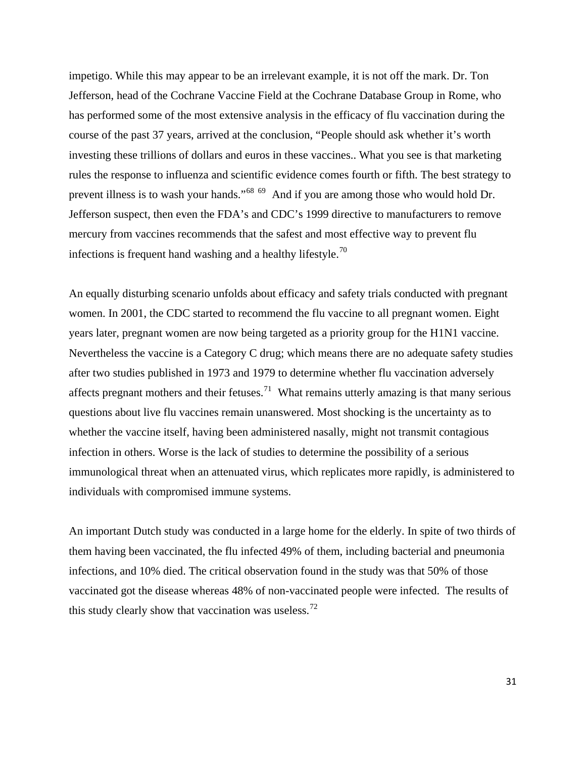impetigo. While this may appear to be an irrelevant example, it is not off the mark. Dr. Ton Jefferson, head of the Cochrane Vaccine Field at the Cochrane Database Group in Rome, who has performed some of the most extensive analysis in the efficacy of flu vaccination during the course of the past 37 years, arrived at the conclusion, "People should ask whether it's worth investing these trillions of dollars and euros in these vaccines.. What you see is that marketing rules the response to influenza and scientific evidence comes fourth or fifth. The best strategy to prevent illness is to wash your hands."[68] [69] And if you are among those who would hold Dr. Jefferson suspect, then even the FDA's and CDC's 1999 directive to manufacturers to remove mercury from vaccines recommends that the safest and most effective way to prevent flu infections is frequent hand washing and a healthy lifestyle.[70]

An equally disturbing scenario unfolds about efficacy and safety trials conducted with pregnant women. In 2001, the CDC started to recommend the flu vaccine to all pregnant women. Eight years later, pregnant women are now being targeted as a priority group for the H1N1 vaccine. Nevertheless the vaccine is a Category C drug; which means there are no adequate safety studies after two studies published in 1973 and 1979 to determine whether flu vaccination adversely affects pregnant mothers and their fetuses.[71] What remains utterly amazing is that many serious questions about live flu vaccines remain unanswered. Most shocking is the uncertainty as to whether the vaccine itself, having been administered nasally, might not transmit contagious infection in others. Worse is the lack of studies to determine the possibility of a serious immunological threat when an attenuated virus, which replicates more rapidly, is administered to individuals with compromised immune systems.

An important Dutch study was conducted in a large home for the elderly. In spite of two thirds of them having been vaccinated, the flu infected 49% of them, including bacterial and pneumonia infections, and 10% died. The critical observation found in the study was that 50% of those vaccinated got the disease whereas 48% of non-vaccinated people were infected. The results of this study clearly show that vaccination was useless.[72]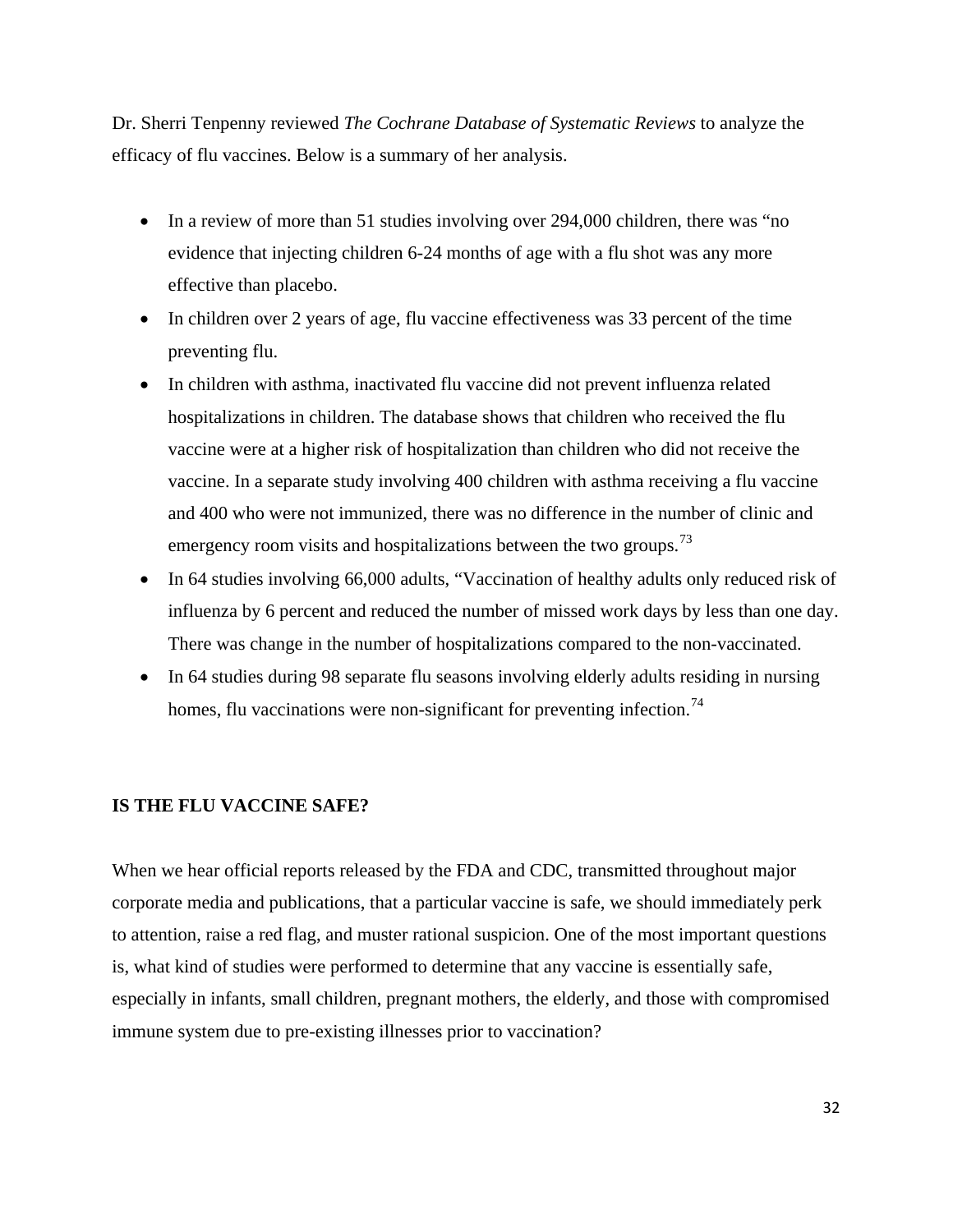Dr. Sherri Tenpenny reviewed *The Cochrane Database of Systematic Reviews* to analyze the efficacy of flu vaccines. Below is a summary of her analysis.

- In a review of more than 51 studies involving over 294,000 children, there was "no evidence that injecting children 6-24 months of age with a flu shot was any more effective than placebo.
- In children over 2 years of age, flu vaccine effectiveness was 33 percent of the time preventing flu.
- In children with asthma, inactivated flu vaccine did not prevent influenza related hospitalizations in children. The database shows that children who received the flu vaccine were at a higher risk of hospitalization than children who did not receive the vaccine. In a separate study involving 400 children with asthma receiving a flu vaccine and 400 who were not immunized, there was no difference in the number of clinic and emergency room visits and hospitalizations between the two groups.[73]
- In 64 studies involving 66,000 adults, "Vaccination of healthy adults only reduced risk of influenza by 6 percent and reduced the number of missed work days by less than one day. There was change in the number of hospitalizations compared to the non-vaccinated.
- In 64 studies during 98 separate flu seasons involving elderly adults residing in nursing homes, flu vaccinations were non-significant for preventing infection.[74]

**IS THE FLU VACCINE SAFE?**

When we hear official reports released by the FDA and CDC, transmitted throughout major corporate media and publications, that a particular vaccine is safe, we should immediately perk to attention, raise a red flag, and muster rational suspicion. One of the most important questions is, what kind of studies were performed to determine that any vaccine is essentially safe, especially in infants, small children, pregnant mothers, the elderly, and those with compromised immune system due to pre-existing illnesses prior to vaccination?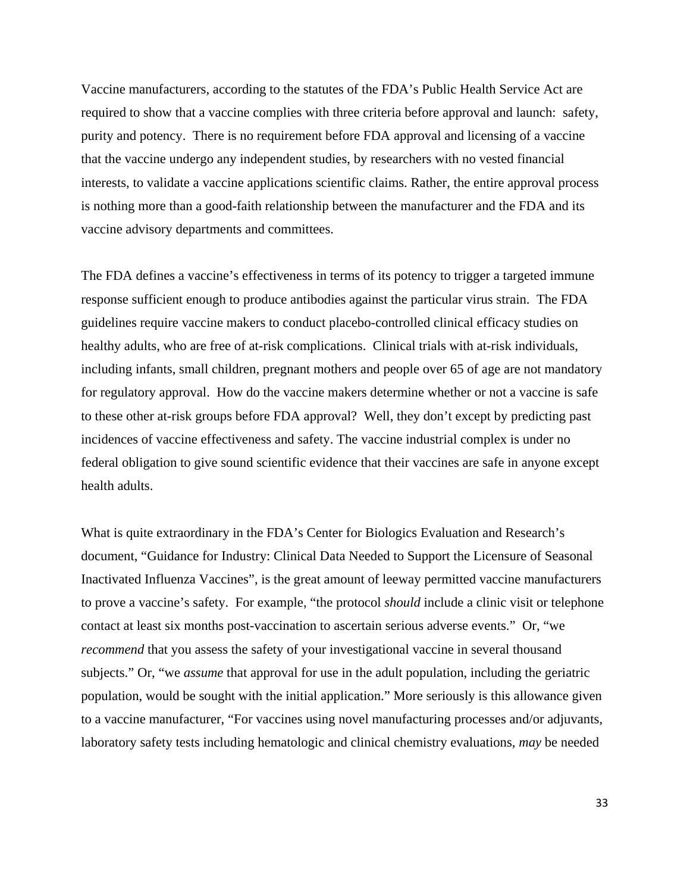Vaccine manufacturers, according to the statutes of the FDA's Public Health Service Act are required to show that a vaccine complies with three criteria before approval and launch: safety, purity and potency. There is no requirement before FDA approval and licensing of a vaccine that the vaccine undergo any independent studies, by researchers with no vested financial interests, to validate a vaccine applications scientific claims. Rather, the entire approval process is nothing more than a good-faith relationship between the manufacturer and the FDA and its vaccine advisory departments and committees.

The FDA defines a vaccine's effectiveness in terms of its potency to trigger a targeted immune response sufficient enough to produce antibodies against the particular virus strain. The FDA guidelines require vaccine makers to conduct placebo-controlled clinical efficacy studies on healthy adults, who are free of at-risk complications. Clinical trials with at-risk individuals, including infants, small children, pregnant mothers and people over 65 of age are not mandatory for regulatory approval. How do the vaccine makers determine whether or not a vaccine is safe to these other at-risk groups before FDA approval? Well, they don't except by predicting past incidences of vaccine effectiveness and safety. The vaccine industrial complex is under no federal obligation to give sound scientific evidence that their vaccines are safe in anyone except health adults.

What is quite extraordinary in the FDA's Center for Biologics Evaluation and Research's document, "Guidance for Industry: Clinical Data Needed to Support the Licensure of Seasonal Inactivated Influenza Vaccines", is the great amount of leeway permitted vaccine manufacturers to prove a vaccine's safety. For example, "the protocol *should* include a clinic visit or telephone contact at least six months post-vaccination to ascertain serious adverse events." Or, "we *recommend* that you assess the safety of your investigational vaccine in several thousand subjects." Or, "we *assume* that approval for use in the adult population, including the geriatric population, would be sought with the initial application." More seriously is this allowance given to a vaccine manufacturer, "For vaccines using novel manufacturing processes and/or adjuvants, laboratory safety tests including hematologic and clinical chemistry evaluations, *may* be needed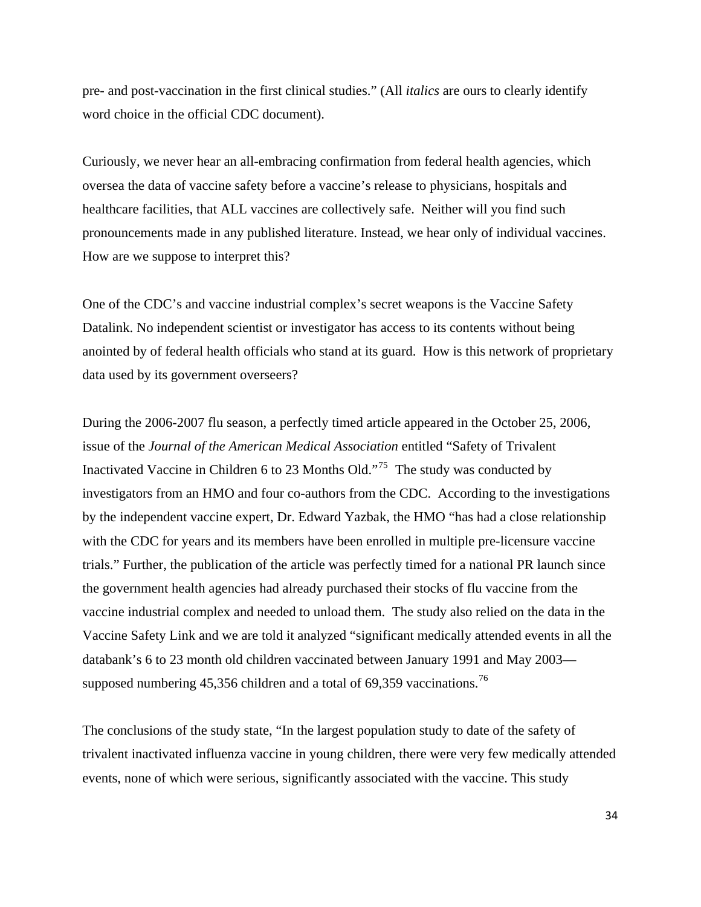pre- and post-vaccination in the first clinical studies." (All *italics* are ours to clearly identify word choice in the official CDC document).

Curiously, we never hear an all-embracing confirmation from federal health agencies, which oversea the data of vaccine safety before a vaccine's release to physicians, hospitals and healthcare facilities, that ALL vaccines are collectively safe. Neither will you find such pronouncements made in any published literature. Instead, we hear only of individual vaccines. How are we suppose to interpret this?

One of the CDC's and vaccine industrial complex's secret weapons is the Vaccine Safety Datalink. No independent scientist or investigator has access to its contents without being anointed by of federal health officials who stand at its guard. How is this network of proprietary data used by its government overseers?

During the 2006-2007 flu season, a perfectly timed article appeared in the October 25, 2006, issue of the *Journal of the American Medical Association* entitled "Safety of Trivalent Inactivated Vaccine in Children 6 to 23 Months Old."[75] The study was conducted by investigators from an HMO and four co-authors from the CDC. According to the investigations by the independent vaccine expert, Dr. Edward Yazbak, the HMO "has had a close relationship with the CDC for years and its members have been enrolled in multiple pre-licensure vaccine trials." Further, the publication of the article was perfectly timed for a national PR launch since the government health agencies had already purchased their stocks of flu vaccine from the vaccine industrial complex and needed to unload them. The study also relied on the data in the Vaccine Safety Link and we are told it analyzed "significant medically attended events in all the databank's 6 to 23 month old children vaccinated between January 1991 and May 2003—supposed numbering 45,356 children and a total of 69,359 vaccinations.[76]

The conclusions of the study state, "In the largest population study to date of the safety of trivalent inactivated influenza vaccine in young children, there were very few medically attended events, none of which were serious, significantly associated with the vaccine. This study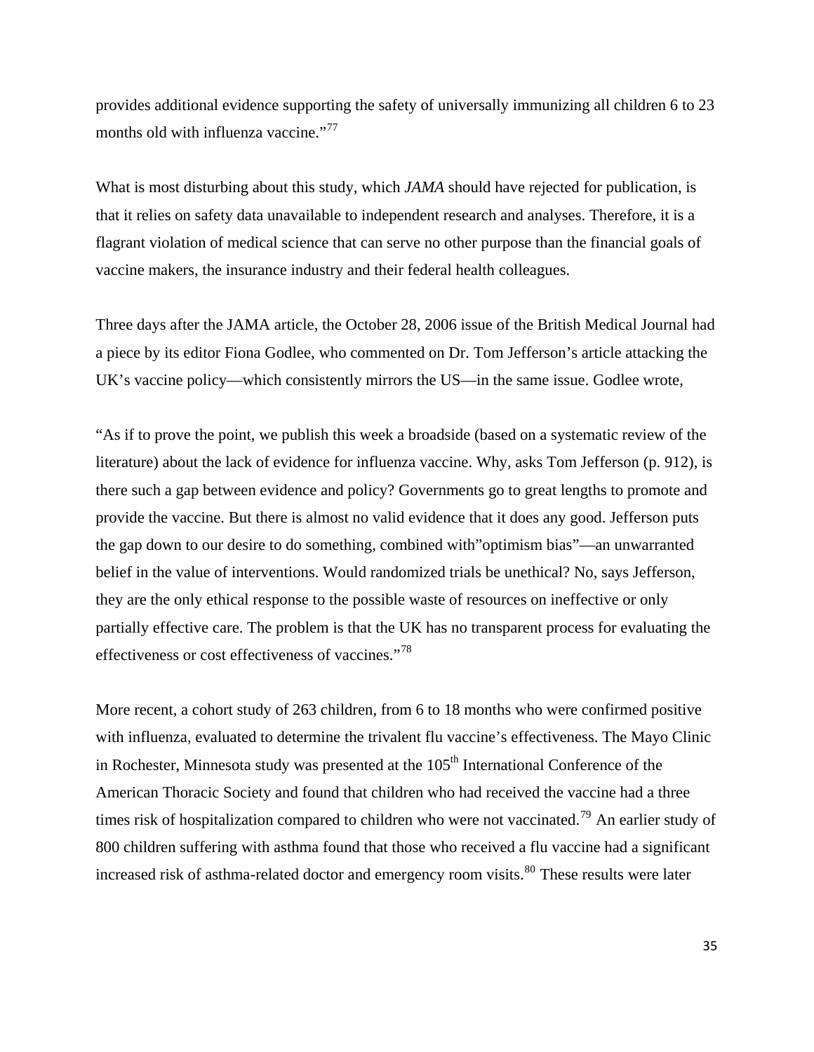provides additional evidence supporting the safety of universally immunizing all children 6 to 23 months old with influenza vaccine."[77]

What is most disturbing about this study, which *JAMA* should have rejected for publication, is that it relies on safety data unavailable to independent research and analyses. Therefore, it is a flagrant violation of medical science that can serve no other purpose than the financial goals of vaccine makers, the insurance industry and their federal health colleagues.

Three days after the JAMA article, the October 28, 2006 issue of the British Medical Journal had a piece by its editor Fiona Godlee, who commented on Dr. Tom Jefferson's article attacking the UK's vaccine policy—which consistently mirrors the US—in the same issue. Godlee wrote,

"As if to prove the point, we publish this week a broadside (based on a systematic review of the literature) about the lack of evidence for influenza vaccine. Why, asks Tom Jefferson (p. 912), is there such a gap between evidence and policy? Governments go to great lengths to promote and provide the vaccine. But there is almost no valid evidence that it does any good. Jefferson puts the gap down to our desire to do something, combined with"optimism bias"—an unwarranted belief in the value of interventions. Would randomized trials be unethical? No, says Jefferson, they are the only ethical response to the possible waste of resources on ineffective or only partially effective care. The problem is that the UK has no transparent process for evaluating the effectiveness or cost effectiveness of vaccines."[78]

More recent, a cohort study of 263 children, from 6 to 18 months who were confirmed positive with influenza, evaluated to determine the trivalent flu vaccine's effectiveness. The Mayo Clinic in Rochester, Minnesota study was presented at the 105th International Conference of the American Thoracic Society and found that children who had received the vaccine had a three times risk of hospitalization compared to children who were not vaccinated.[79] An earlier study of 800 children suffering with asthma found that those who received a flu vaccine had a significant increased risk of asthma-related doctor and emergency room visits.[80] These results were later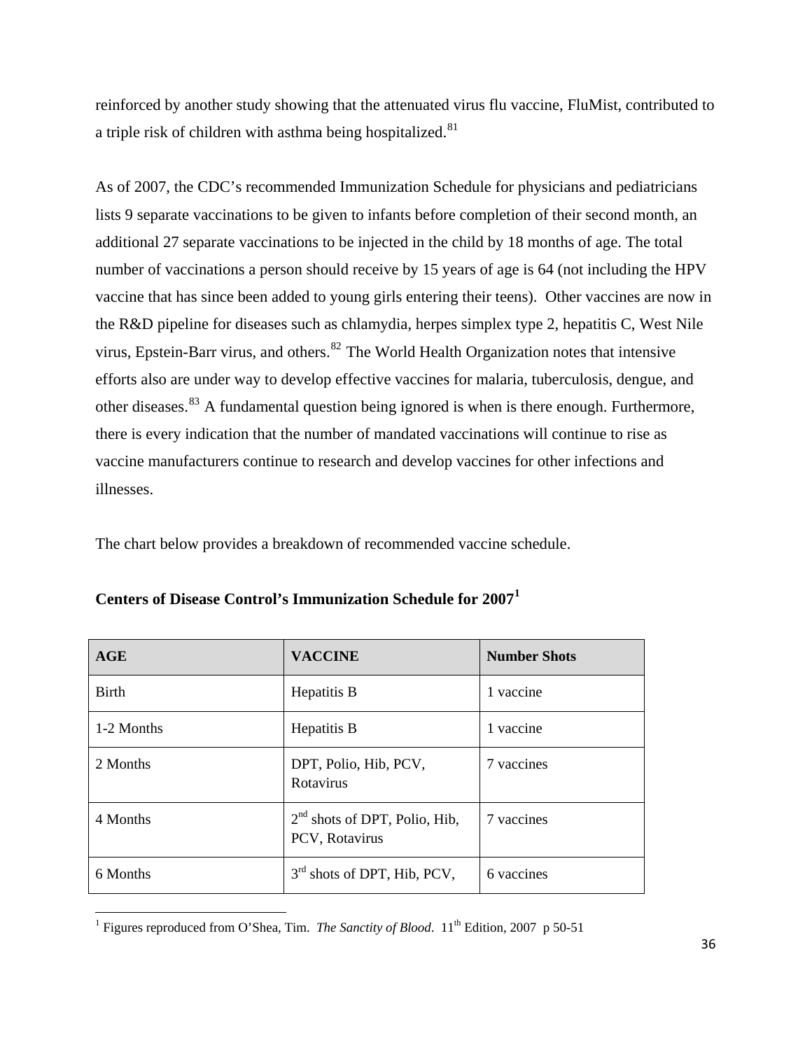reinforced by another study showing that the attenuated virus flu vaccine, FluMist, contributed to a triple risk of children with asthma being hospitalized.[81]

As of 2007, the CDC's recommended Immunization Schedule for physicians and pediatricians lists 9 separate vaccinations to be given to infants before completion of their second month, an additional 27 separate vaccinations to be injected in the child by 18 months of age. The total number of vaccinations a person should receive by 15 years of age is 64 (not including the HPV vaccine that has since been added to young girls entering their teens). Other vaccines are now in the R&D pipeline for diseases such as chlamydia, herpes simplex type 2, hepatitis C, West Nile virus, Epstein-Barr virus, and others.[82] The World Health Organization notes that intensive efforts also are under way to develop effective vaccines for malaria, tuberculosis, dengue, and other diseases.[83] A fundamental question being ignored is when is there enough. Furthermore, there is every indication that the number of mandated vaccinations will continue to rise as vaccine manufacturers continue to research and develop vaccines for other infections and illnesses.

The chart below provides a breakdown of recommended vaccine schedule.

**Centers of Disease Control's Immunization Schedule for 2007[1]**

| AGE | VACCINE | Number Shots |
|---|---|---|
| Birth | Hepatitis B | 1 vaccine |
| 1-2 Months | Hepatitis B | 1 vaccine |
| 2 Months | DPT, Polio, Hib, PCV, Rotavirus | 7 vaccines |
| 4 Months | 2nd shots of DPT, Polio, Hib, PCV, Rotavirus | 7 vaccines |
| 6 Months | 3rd shots of DPT, Hib, PCV, | 6 vaccines |

[1] Figures reproduced from O'Shea, Tim. *The Sanctity of Blood*. 11th Edition, 2007 p 50-51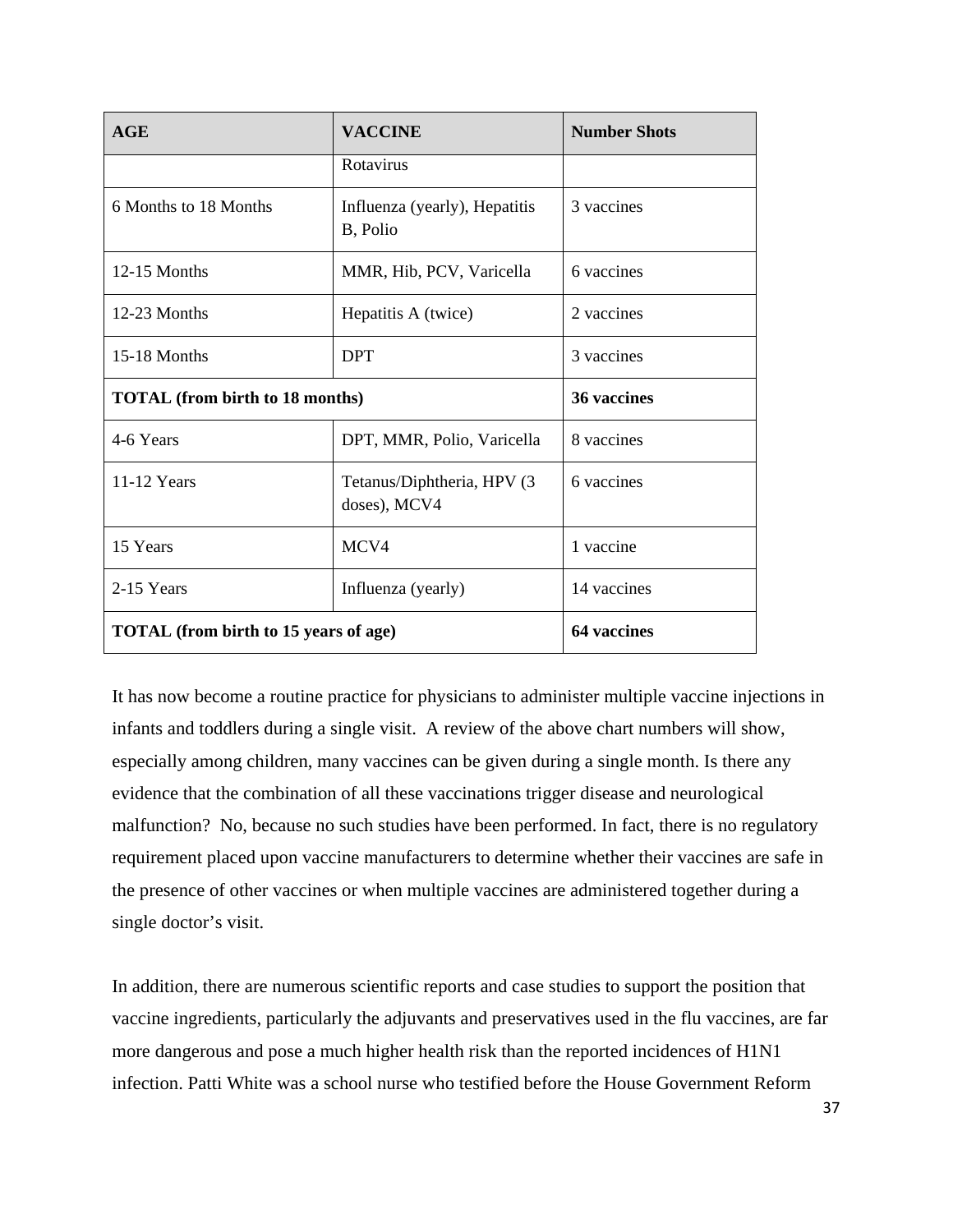| AGE | VACCINE | Number Shots |
|---|---|---|
| | Rotavirus | |
| 6 Months to 18 Months | Influenza (yearly), Hepatitis B, Polio | 3 vaccines |
| 12-15 Months | MMR, Hib, PCV, Varicella | 6 vaccines |
| 12-23 Months | Hepatitis A (twice) | 2 vaccines |
| 15-18 Months | DPT | 3 vaccines |
| **TOTAL (from birth to 18 months)** | | **36 vaccines** |
| 4-6 Years | DPT, MMR, Polio, Varicella | 8 vaccines |
| 11-12 Years | Tetanus/Diphtheria, HPV (3 doses), MCV4 | 6 vaccines |
| 15 Years | MCV4 | 1 vaccine |
| 2-15 Years | Influenza (yearly) | 14 vaccines |
| **TOTAL (from birth to 15 years of age)** | | **64 vaccines** |

It has now become a routine practice for physicians to administer multiple vaccine injections in infants and toddlers during a single visit. A review of the above chart numbers will show, especially among children, many vaccines can be given during a single month. Is there any evidence that the combination of all these vaccinations trigger disease and neurological malfunction? No, because no such studies have been performed. In fact, there is no regulatory requirement placed upon vaccine manufacturers to determine whether their vaccines are safe in the presence of other vaccines or when multiple vaccines are administered together during a single doctor's visit.

In addition, there are numerous scientific reports and case studies to support the position that vaccine ingredients, particularly the adjuvants and preservatives used in the flu vaccines, are far more dangerous and pose a much higher health risk than the reported incidences of H1N1 infection. Patti White was a school nurse who testified before the House Government Reform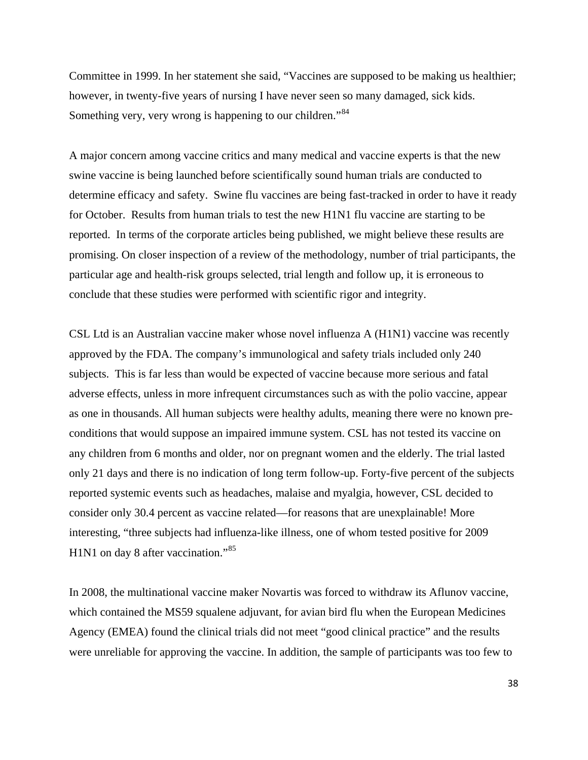Committee in 1999. In her statement she said, “Vaccines are supposed to be making us healthier; however, in twenty-five years of nursing I have never seen so many damaged, sick kids. Something very, very wrong is happening to our children.”[84]

A major concern among vaccine critics and many medical and vaccine experts is that the new swine vaccine is being launched before scientifically sound human trials are conducted to determine efficacy and safety. Swine flu vaccines are being fast-tracked in order to have it ready for October. Results from human trials to test the new H1N1 flu vaccine are starting to be reported. In terms of the corporate articles being published, we might believe these results are promising. On closer inspection of a review of the methodology, number of trial participants, the particular age and health-risk groups selected, trial length and follow up, it is erroneous to conclude that these studies were performed with scientific rigor and integrity.

CSL Ltd is an Australian vaccine maker whose novel influenza A (H1N1) vaccine was recently approved by the FDA. The company’s immunological and safety trials included only 240 subjects. This is far less than would be expected of vaccine because more serious and fatal adverse effects, unless in more infrequent circumstances such as with the polio vaccine, appear as one in thousands. All human subjects were healthy adults, meaning there were no known pre-conditions that would suppose an impaired immune system. CSL has not tested its vaccine on any children from 6 months and older, nor on pregnant women and the elderly. The trial lasted only 21 days and there is no indication of long term follow-up. Forty-five percent of the subjects reported systemic events such as headaches, malaise and myalgia, however, CSL decided to consider only 30.4 percent as vaccine related—for reasons that are unexplainable! More interesting, “three subjects had influenza-like illness, one of whom tested positive for 2009 H1N1 on day 8 after vaccination.”[85]

In 2008, the multinational vaccine maker Novartis was forced to withdraw its Aflunov vaccine, which contained the MS59 squalene adjuvant, for avian bird flu when the European Medicines Agency (EMEA) found the clinical trials did not meet “good clinical practice” and the results were unreliable for approving the vaccine. In addition, the sample of participants was too few to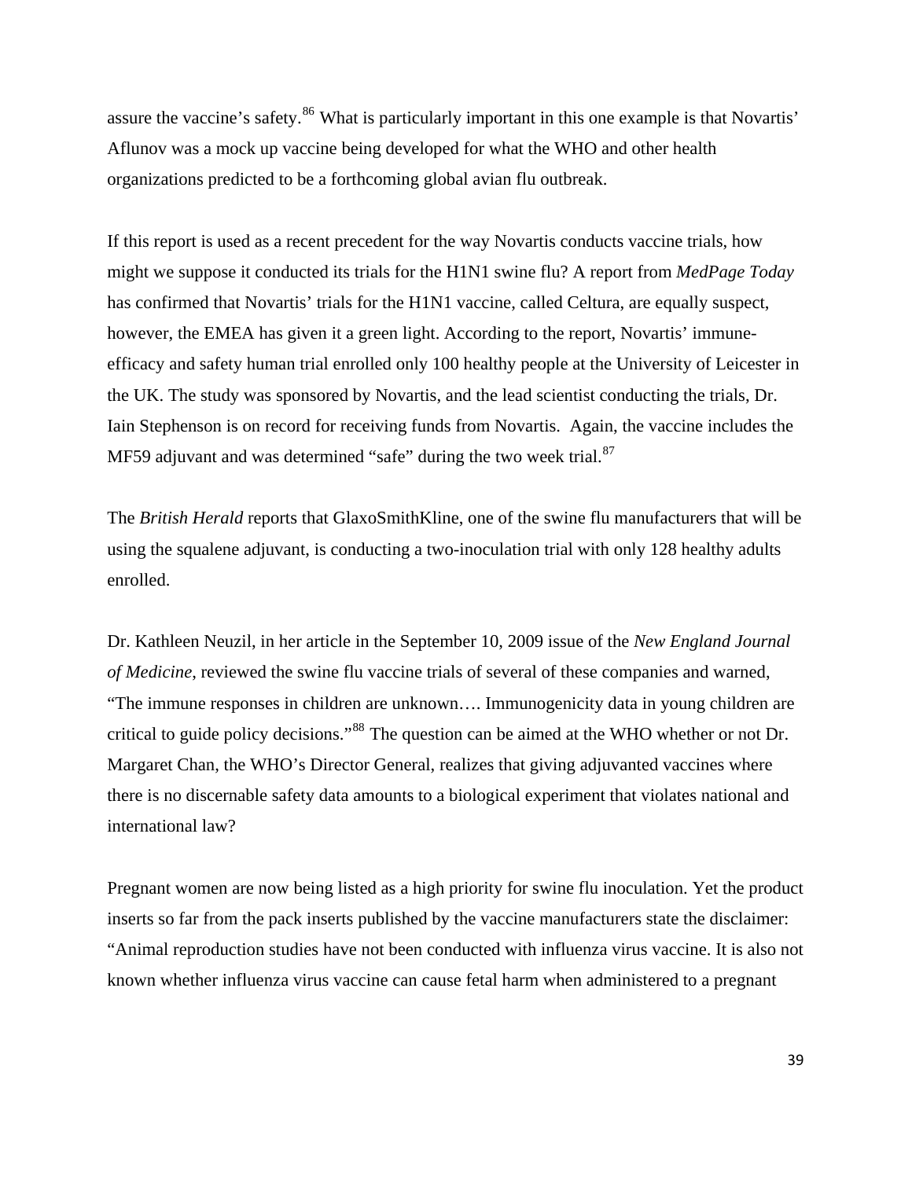assure the vaccine's safety.[86] What is particularly important in this one example is that Novartis' Aflunov was a mock up vaccine being developed for what the WHO and other health organizations predicted to be a forthcoming global avian flu outbreak.

If this report is used as a recent precedent for the way Novartis conducts vaccine trials, how might we suppose it conducted its trials for the H1N1 swine flu? A report from *MedPage Today* has confirmed that Novartis' trials for the H1N1 vaccine, called Celtura, are equally suspect, however, the EMEA has given it a green light. According to the report, Novartis' immune-efficacy and safety human trial enrolled only 100 healthy people at the University of Leicester in the UK. The study was sponsored by Novartis, and the lead scientist conducting the trials, Dr. Iain Stephenson is on record for receiving funds from Novartis.  Again, the vaccine includes the MF59 adjuvant and was determined "safe" during the two week trial.[87]

The *British Herald* reports that GlaxoSmithKline, one of the swine flu manufacturers that will be using the squalene adjuvant, is conducting a two-inoculation trial with only 128 healthy adults enrolled.

Dr. Kathleen Neuzil, in her article in the September 10, 2009 issue of the *New England Journal of Medicine*, reviewed the swine flu vaccine trials of several of these companies and warned, "The immune responses in children are unknown…. Immunogenicity data in young children are critical to guide policy decisions."[88] The question can be aimed at the WHO whether or not Dr. Margaret Chan, the WHO's Director General, realizes that giving adjuvanted vaccines where there is no discernable safety data amounts to a biological experiment that violates national and international law?

Pregnant women are now being listed as a high priority for swine flu inoculation. Yet the product inserts so far from the pack inserts published by the vaccine manufacturers state the disclaimer: "Animal reproduction studies have not been conducted with influenza virus vaccine. It is also not known whether influenza virus vaccine can cause fetal harm when administered to a pregnant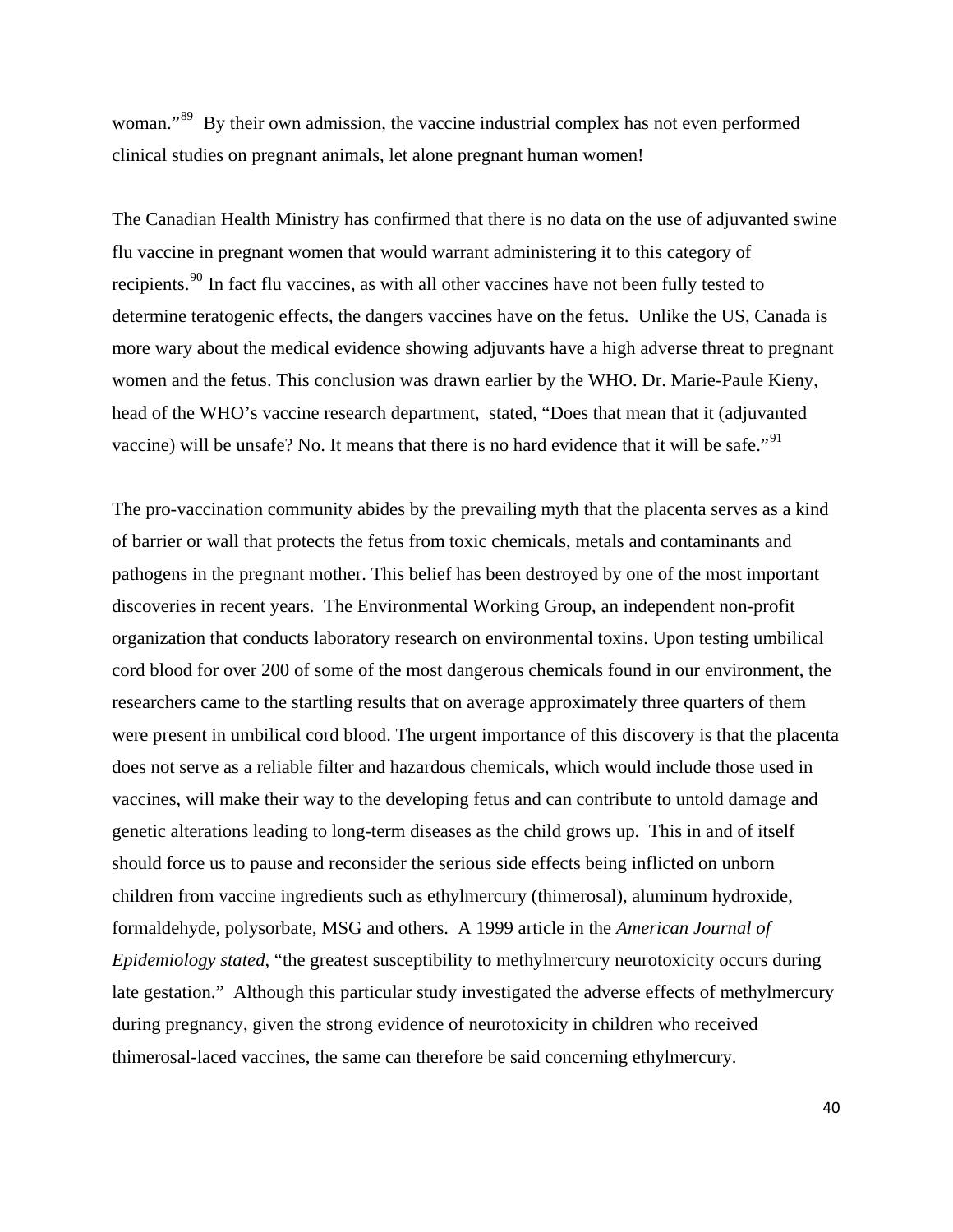woman."[89] By their own admission, the vaccine industrial complex has not even performed clinical studies on pregnant animals, let alone pregnant human women!

The Canadian Health Ministry has confirmed that there is no data on the use of adjuvanted swine flu vaccine in pregnant women that would warrant administering it to this category of recipients.[90] In fact flu vaccines, as with all other vaccines have not been fully tested to determine teratogenic effects, the dangers vaccines have on the fetus. Unlike the US, Canada is more wary about the medical evidence showing adjuvants have a high adverse threat to pregnant women and the fetus. This conclusion was drawn earlier by the WHO. Dr. Marie-Paule Kieny, head of the WHO's vaccine research department, stated, "Does that mean that it (adjuvanted vaccine) will be unsafe? No. It means that there is no hard evidence that it will be safe."[91]

The pro-vaccination community abides by the prevailing myth that the placenta serves as a kind of barrier or wall that protects the fetus from toxic chemicals, metals and contaminants and pathogens in the pregnant mother. This belief has been destroyed by one of the most important discoveries in recent years. The Environmental Working Group, an independent non-profit organization that conducts laboratory research on environmental toxins. Upon testing umbilical cord blood for over 200 of some of the most dangerous chemicals found in our environment, the researchers came to the startling results that on average approximately three quarters of them were present in umbilical cord blood. The urgent importance of this discovery is that the placenta does not serve as a reliable filter and hazardous chemicals, which would include those used in vaccines, will make their way to the developing fetus and can contribute to untold damage and genetic alterations leading to long-term diseases as the child grows up. This in and of itself should force us to pause and reconsider the serious side effects being inflicted on unborn children from vaccine ingredients such as ethylmercury (thimerosal), aluminum hydroxide, formaldehyde, polysorbate, MSG and others. A 1999 article in the *American Journal of Epidemiology stated*, "the greatest susceptibility to methylmercury neurotoxicity occurs during late gestation." Although this particular study investigated the adverse effects of methylmercury during pregnancy, given the strong evidence of neurotoxicity in children who received thimerosal-laced vaccines, the same can therefore be said concerning ethylmercury.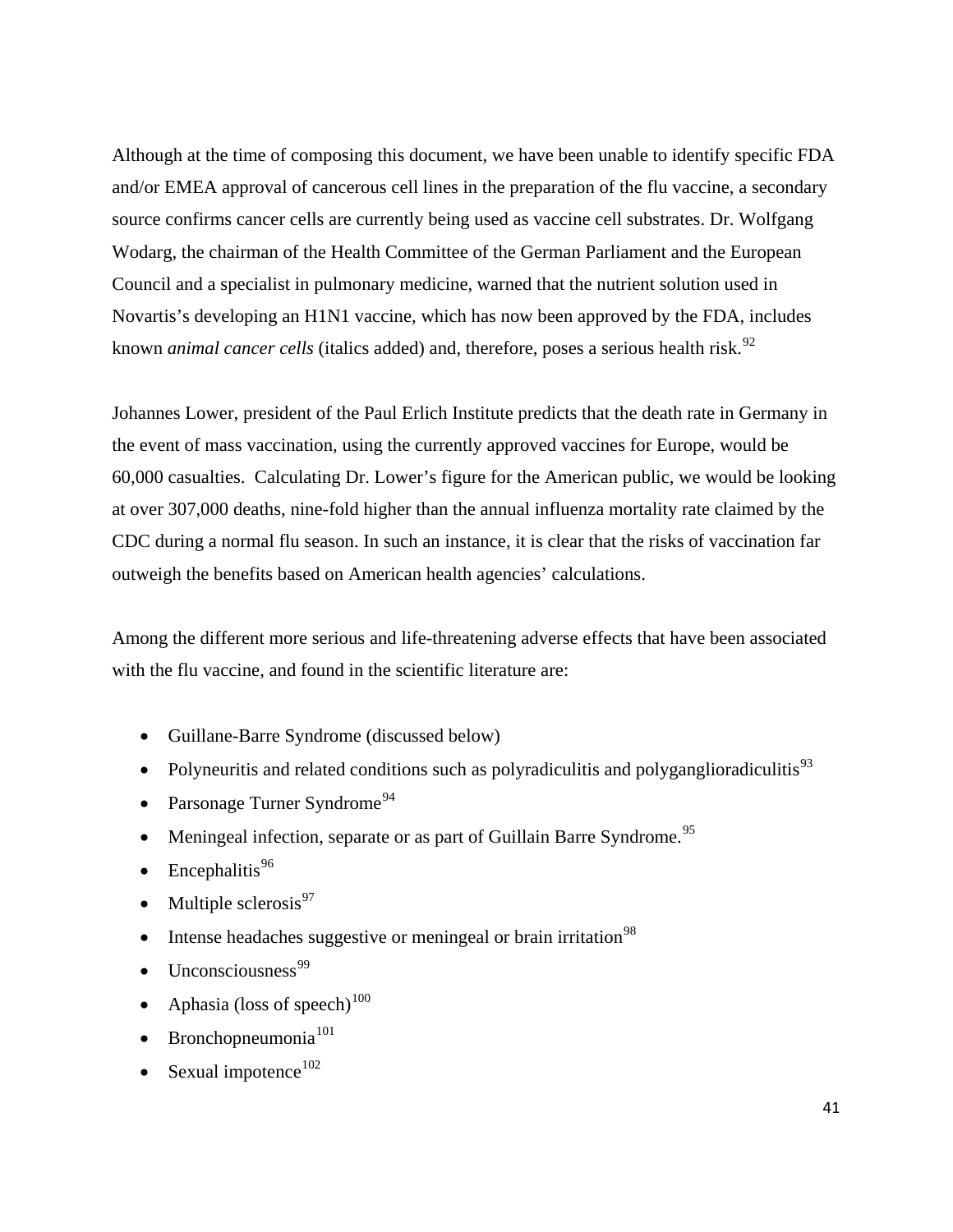Although at the time of composing this document, we have been unable to identify specific FDA and/or EMEA approval of cancerous cell lines in the preparation of the flu vaccine, a secondary source confirms cancer cells are currently being used as vaccine cell substrates. Dr. Wolfgang Wodarg, the chairman of the Health Committee of the German Parliament and the European Council and a specialist in pulmonary medicine, warned that the nutrient solution used in Novartis's developing an H1N1 vaccine, which has now been approved by the FDA, includes known *animal cancer cells* (italics added) and, therefore, poses a serious health risk.[92]

Johannes Lower, president of the Paul Erlich Institute predicts that the death rate in Germany in the event of mass vaccination, using the currently approved vaccines for Europe, would be 60,000 casualties. Calculating Dr. Lower's figure for the American public, we would be looking at over 307,000 deaths, nine-fold higher than the annual influenza mortality rate claimed by the CDC during a normal flu season. In such an instance, it is clear that the risks of vaccination far outweigh the benefits based on American health agencies' calculations.

Among the different more serious and life-threatening adverse effects that have been associated with the flu vaccine, and found in the scientific literature are:

- Guillane-Barre Syndrome (discussed below)
- Polyneuritis and related conditions such as polyradiculitis and polygangliorradiculitis[93]
- Parsonage Turner Syndrome[94]
- Meningeal infection, separate or as part of Guillain Barre Syndrome.[95]
- Encephalitis[96]
- Multiple sclerosis[97]
- Intense headaches suggestive or meningeal or brain irritation[98]
- Unconsciousness[99]
- Aphasia (loss of speech)[100]
- Bronchopneumonia[101]
- Sexual impotence[102]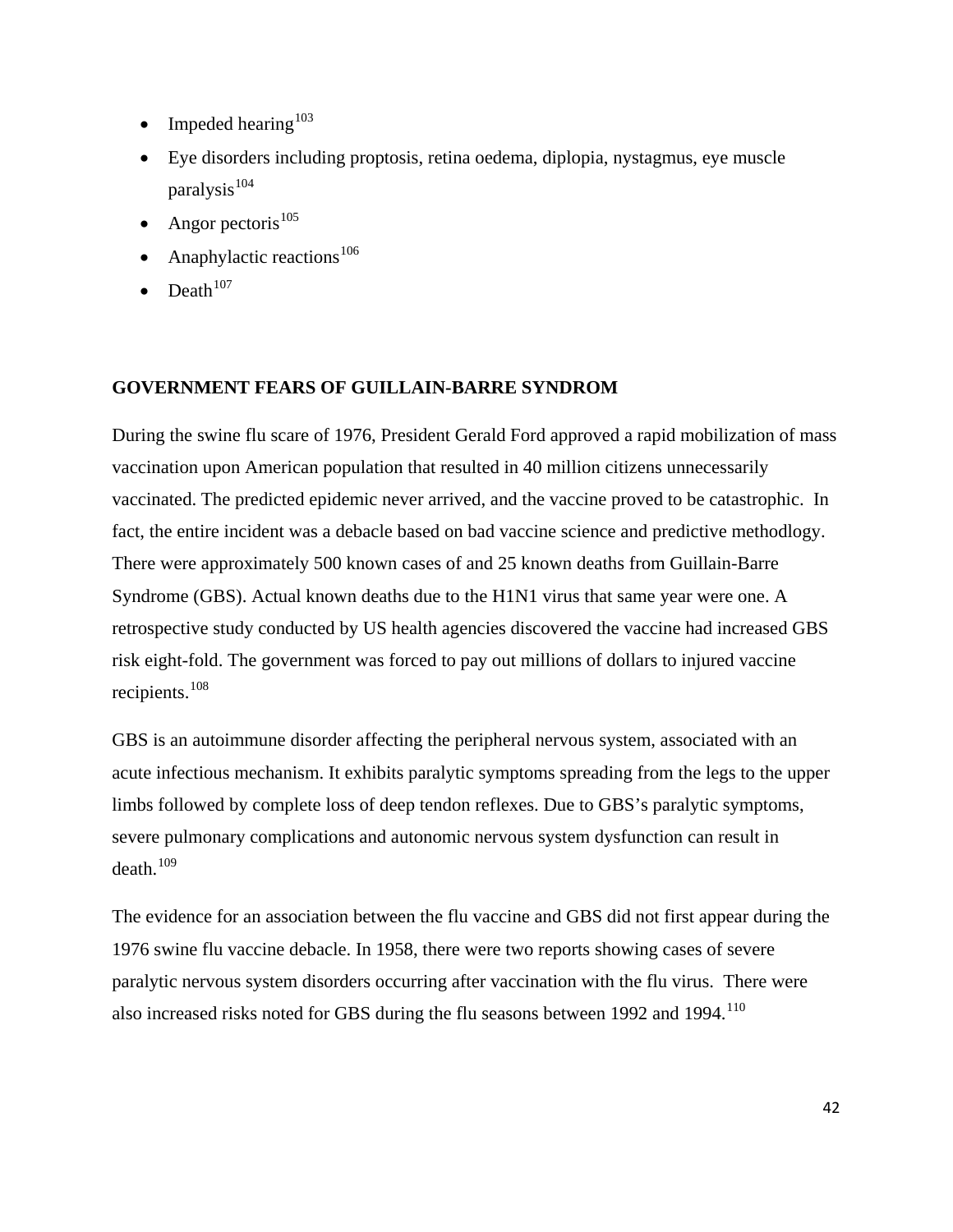- Impeded hearing[103]
- Eye disorders including proptosis, retina oedema, diplopia, nystagmus, eye muscle paralysis[104]
- Angor pectoris[105]
- Anaphylactic reactions[106]
- Death[107]

**GOVERNMENT FEARS OF GUILLAIN-BARRE SYNDROM**

During the swine flu scare of 1976, President Gerald Ford approved a rapid mobilization of mass vaccination upon American population that resulted in 40 million citizens unnecessarily vaccinated. The predicted epidemic never arrived, and the vaccine proved to be catastrophic. In fact, the entire incident was a debacle based on bad vaccine science and predictive methodlogy. There were approximately 500 known cases of and 25 known deaths from Guillain-Barre Syndrome (GBS). Actual known deaths due to the H1N1 virus that same year were one. A retrospective study conducted by US health agencies discovered the vaccine had increased GBS risk eight-fold. The government was forced to pay out millions of dollars to injured vaccine recipients.[108]

GBS is an autoimmune disorder affecting the peripheral nervous system, associated with an acute infectious mechanism. It exhibits paralytic symptoms spreading from the legs to the upper limbs followed by complete loss of deep tendon reflexes. Due to GBS's paralytic symptoms, severe pulmonary complications and autonomic nervous system dysfunction can result in death.[109]

The evidence for an association between the flu vaccine and GBS did not first appear during the 1976 swine flu vaccine debacle. In 1958, there were two reports showing cases of severe paralytic nervous system disorders occurring after vaccination with the flu virus. There were also increased risks noted for GBS during the flu seasons between 1992 and 1994.[110]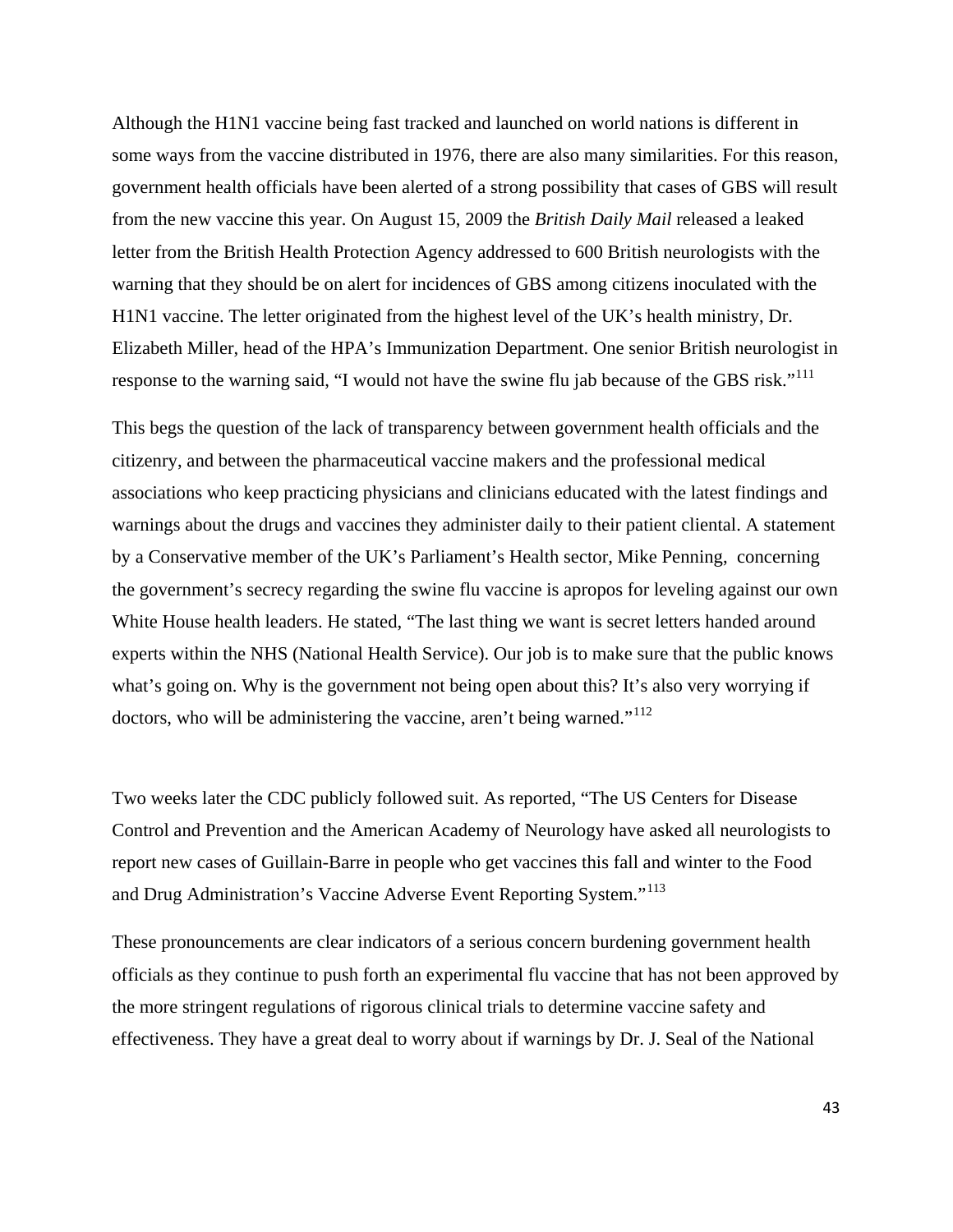Although the H1N1 vaccine being fast tracked and launched on world nations is different in some ways from the vaccine distributed in 1976, there are also many similarities. For this reason, government health officials have been alerted of a strong possibility that cases of GBS will result from the new vaccine this year. On August 15, 2009 the *British Daily Mail* released a leaked letter from the British Health Protection Agency addressed to 600 British neurologists with the warning that they should be on alert for incidences of GBS among citizens inoculated with the H1N1 vaccine. The letter originated from the highest level of the UK's health ministry, Dr. Elizabeth Miller, head of the HPA's Immunization Department. One senior British neurologist in response to the warning said, "I would not have the swine flu jab because of the GBS risk."[111]

This begs the question of the lack of transparency between government health officials and the citizenry, and between the pharmaceutical vaccine makers and the professional medical associations who keep practicing physicians and clinicians educated with the latest findings and warnings about the drugs and vaccines they administer daily to their patient cliental. A statement by a Conservative member of the UK's Parliament's Health sector, Mike Penning, concerning the government's secrecy regarding the swine flu vaccine is apropos for leveling against our own White House health leaders. He stated, "The last thing we want is secret letters handed around experts within the NHS (National Health Service). Our job is to make sure that the public knows what's going on. Why is the government not being open about this? It's also very worrying if doctors, who will be administering the vaccine, aren't being warned."[112]

Two weeks later the CDC publicly followed suit. As reported, "The US Centers for Disease Control and Prevention and the American Academy of Neurology have asked all neurologists to report new cases of Guillain-Barre in people who get vaccines this fall and winter to the Food and Drug Administration's Vaccine Adverse Event Reporting System."[113]

These pronouncements are clear indicators of a serious concern burdening government health officials as they continue to push forth an experimental flu vaccine that has not been approved by the more stringent regulations of rigorous clinical trials to determine vaccine safety and effectiveness. They have a great deal to worry about if warnings by Dr. J. Seal of the National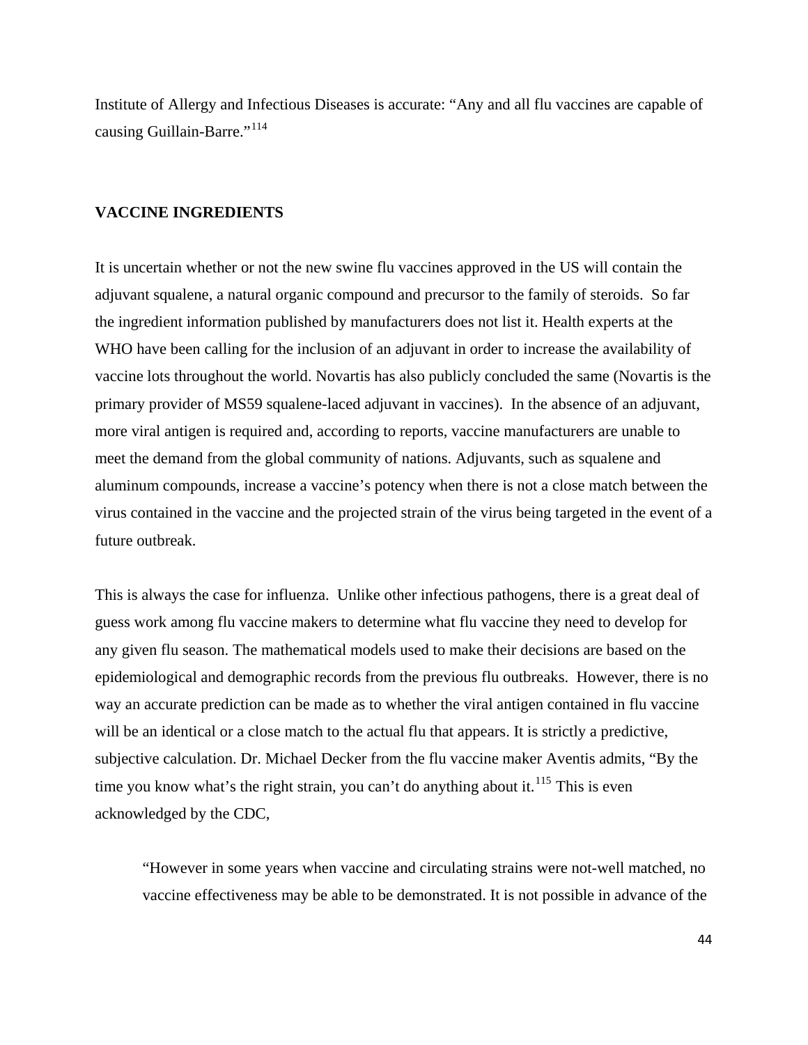Institute of Allergy and Infectious Diseases is accurate: "Any and all flu vaccines are capable of causing Guillain-Barre."[114]

## VACCINE INGREDIENTS

It is uncertain whether or not the new swine flu vaccines approved in the US will contain the adjuvant squalene, a natural organic compound and precursor to the family of steroids. So far the ingredient information published by manufacturers does not list it. Health experts at the WHO have been calling for the inclusion of an adjuvant in order to increase the availability of vaccine lots throughout the world. Novartis has also publicly concluded the same (Novartis is the primary provider of MS59 squalene-laced adjuvant in vaccines). In the absence of an adjuvant, more viral antigen is required and, according to reports, vaccine manufacturers are unable to meet the demand from the global community of nations. Adjuvants, such as squalene and aluminum compounds, increase a vaccine's potency when there is not a close match between the virus contained in the vaccine and the projected strain of the virus being targeted in the event of a future outbreak.

This is always the case for influenza. Unlike other infectious pathogens, there is a great deal of guess work among flu vaccine makers to determine what flu vaccine they need to develop for any given flu season. The mathematical models used to make their decisions are based on the epidemiological and demographic records from the previous flu outbreaks. However, there is no way an accurate prediction can be made as to whether the viral antigen contained in flu vaccine will be an identical or a close match to the actual flu that appears. It is strictly a predictive, subjective calculation. Dr. Michael Decker from the flu vaccine maker Aventis admits, "By the time you know what's the right strain, you can't do anything about it.[115] This is even acknowledged by the CDC,

> "However in some years when vaccine and circulating strains were not-well matched, no vaccine effectiveness may be able to be demonstrated. It is not possible in advance of the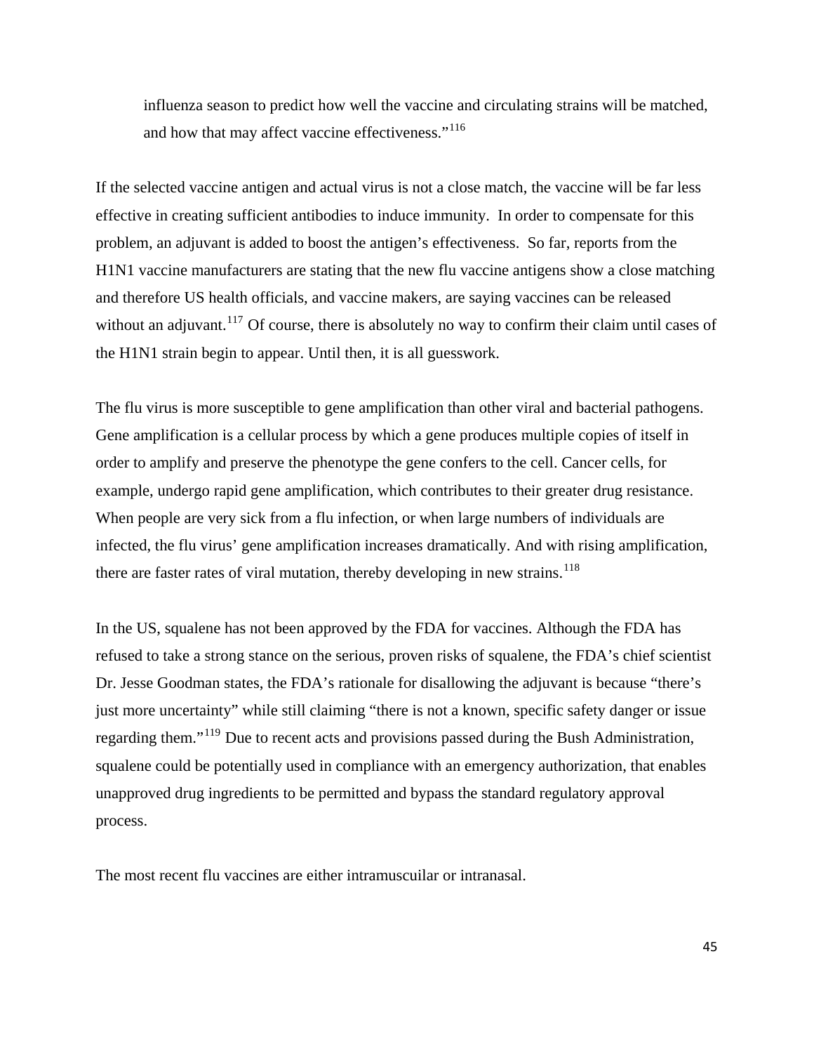> influenza season to predict how well the vaccine and circulating strains will be matched, and how that may affect vaccine effectiveness."[116]

If the selected vaccine antigen and actual virus is not a close match, the vaccine will be far less effective in creating sufficient antibodies to induce immunity. In order to compensate for this problem, an adjuvant is added to boost the antigen's effectiveness. So far, reports from the H1N1 vaccine manufacturers are stating that the new flu vaccine antigens show a close matching and therefore US health officials, and vaccine makers, are saying vaccines can be released without an adjuvant.[117] Of course, there is absolutely no way to confirm their claim until cases of the H1N1 strain begin to appear. Until then, it is all guesswork.

The flu virus is more susceptible to gene amplification than other viral and bacterial pathogens. Gene amplification is a cellular process by which a gene produces multiple copies of itself in order to amplify and preserve the phenotype the gene confers to the cell. Cancer cells, for example, undergo rapid gene amplification, which contributes to their greater drug resistance. When people are very sick from a flu infection, or when large numbers of individuals are infected, the flu virus' gene amplification increases dramatically. And with rising amplification, there are faster rates of viral mutation, thereby developing in new strains.[118]

In the US, squalene has not been approved by the FDA for vaccines. Although the FDA has refused to take a strong stance on the serious, proven risks of squalene, the FDA's chief scientist Dr. Jesse Goodman states, the FDA's rationale for disallowing the adjuvant is because "there's just more uncertainty" while still claiming "there is not a known, specific safety danger or issue regarding them."[119] Due to recent acts and provisions passed during the Bush Administration, squalene could be potentially used in compliance with an emergency authorization, that enables unapproved drug ingredients to be permitted and bypass the standard regulatory approval process.

The most recent flu vaccines are either intramuscuilar or intranasal.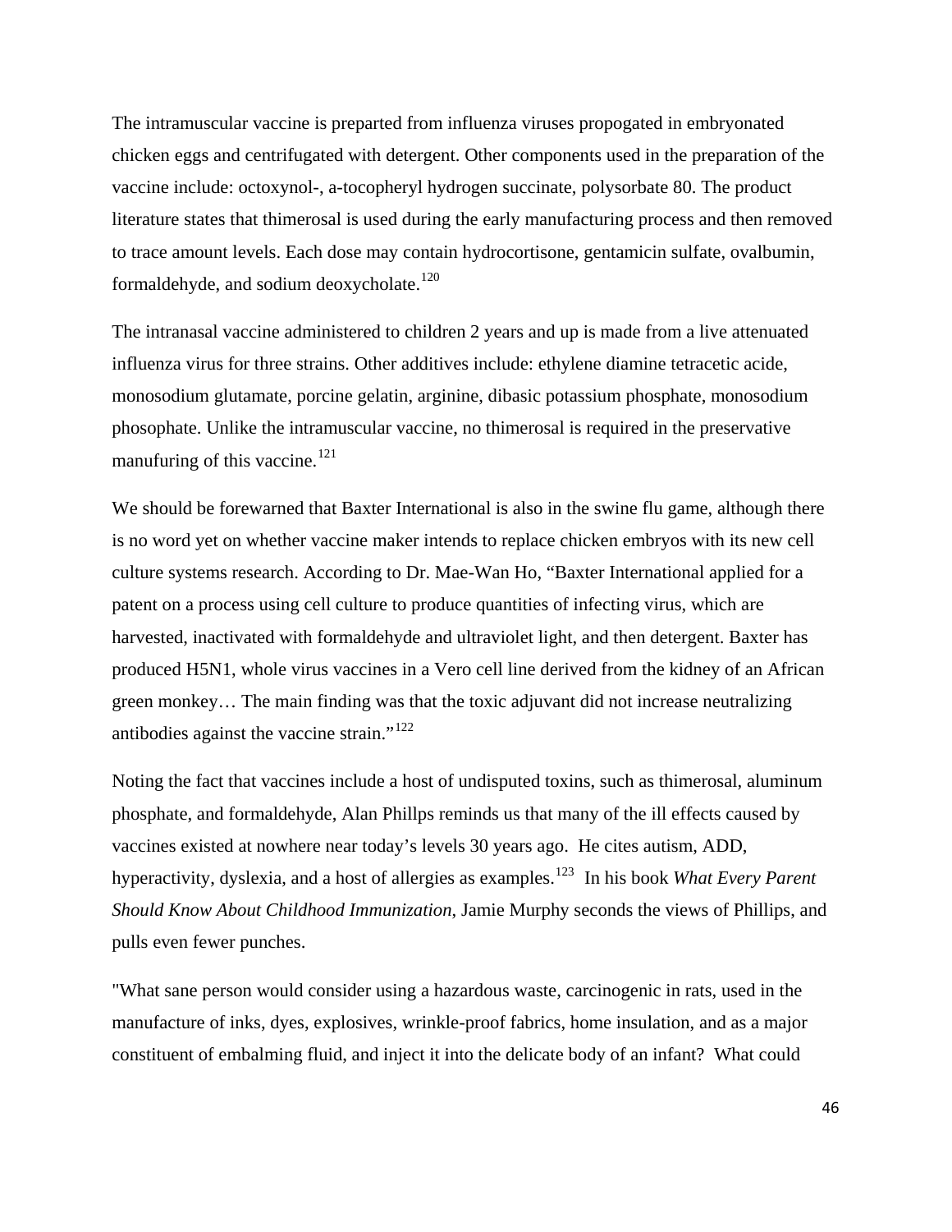The intramuscular vaccine is preparted from influenza viruses propogated in embryonated chicken eggs and centrifugated with detergent. Other components used in the preparation of the vaccine include: octoxynol-, a-tocopheryl hydrogen succinate, polysorbate 80. The product literature states that thimerosal is used during the early manufacturing process and then removed to trace amount levels. Each dose may contain hydrocortisone, gentamicin sulfate, ovalbumin, formaldehyde, and sodium deoxycholate.[120]

The intranasal vaccine administered to children 2 years and up is made from a live attenuated influenza virus for three strains. Other additives include: ethylene diamine tetracetic acide, monosodium glutamate, porcine gelatin, arginine, dibasic potassium phosphate, monosodium phosophate. Unlike the intramuscular vaccine, no thimerosal is required in the preservative manufuring of this vaccine.[121]

We should be forewarned that Baxter International is also in the swine flu game, although there is no word yet on whether vaccine maker intends to replace chicken embryos with its new cell culture systems research. According to Dr. Mae-Wan Ho, "Baxter International applied for a patent on a process using cell culture to produce quantities of infecting virus, which are harvested, inactivated with formaldehyde and ultraviolet light, and then detergent. Baxter has produced H5N1, whole virus vaccines in a Vero cell line derived from the kidney of an African green monkey… The main finding was that the toxic adjuvant did not increase neutralizing antibodies against the vaccine strain."[122]

Noting the fact that vaccines include a host of undisputed toxins, such as thimerosal, aluminum phosphate, and formaldehyde, Alan Phillps reminds us that many of the ill effects caused by vaccines existed at nowhere near today's levels 30 years ago. He cites autism, ADD, hyperactivity, dyslexia, and a host of allergies as examples.[123] In his book *What Every Parent Should Know About Childhood Immunization*, Jamie Murphy seconds the views of Phillips, and pulls even fewer punches.

"What sane person would consider using a hazardous waste, carcinogenic in rats, used in the manufacture of inks, dyes, explosives, wrinkle-proof fabrics, home insulation, and as a major constituent of embalming fluid, and inject it into the delicate body of an infant? What could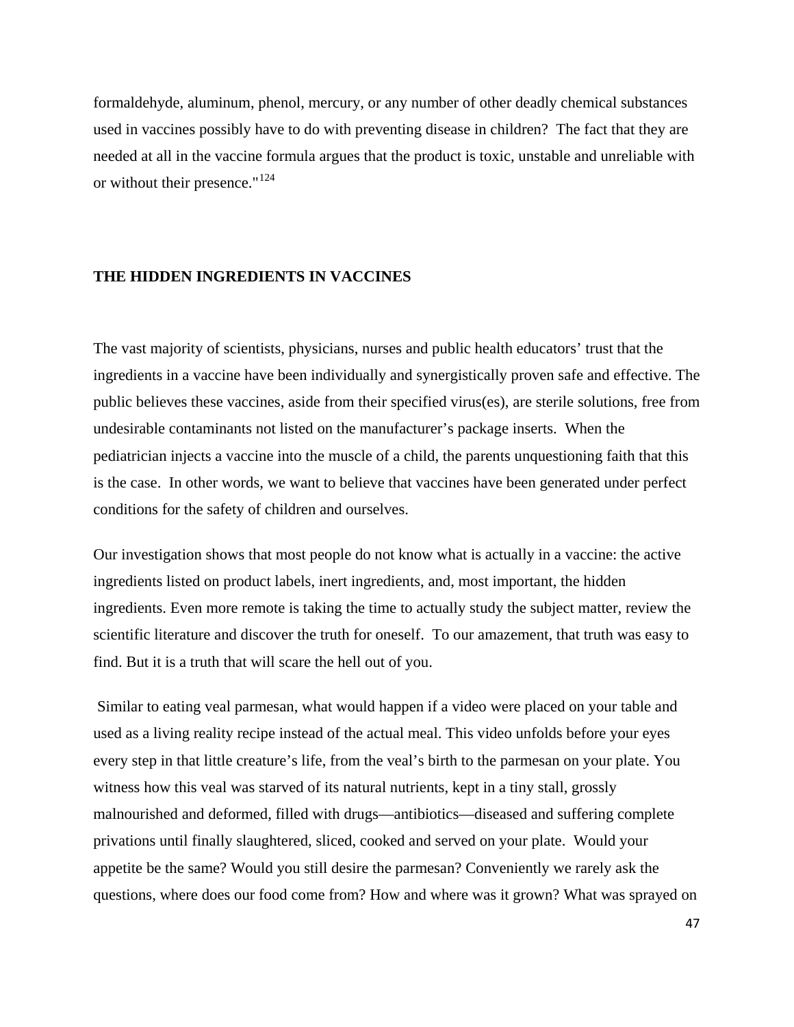formaldehyde, aluminum, phenol, mercury, or any number of other deadly chemical substances used in vaccines possibly have to do with preventing disease in children? The fact that they are needed at all in the vaccine formula argues that the product is toxic, unstable and unreliable with or without their presence."[124]

**THE HIDDEN INGREDIENTS IN VACCINES**

The vast majority of scientists, physicians, nurses and public health educators' trust that the ingredients in a vaccine have been individually and synergistically proven safe and effective. The public believes these vaccines, aside from their specified virus(es), are sterile solutions, free from undesirable contaminants not listed on the manufacturer's package inserts. When the pediatrician injects a vaccine into the muscle of a child, the parents unquestioning faith that this is the case. In other words, we want to believe that vaccines have been generated under perfect conditions for the safety of children and ourselves.

Our investigation shows that most people do not know what is actually in a vaccine: the active ingredients listed on product labels, inert ingredients, and, most important, the hidden ingredients. Even more remote is taking the time to actually study the subject matter, review the scientific literature and discover the truth for oneself. To our amazement, that truth was easy to find. But it is a truth that will scare the hell out of you.

Similar to eating veal parmesan, what would happen if a video were placed on your table and used as a living reality recipe instead of the actual meal. This video unfolds before your eyes every step in that little creature's life, from the veal's birth to the parmesan on your plate. You witness how this veal was starved of its natural nutrients, kept in a tiny stall, grossly malnourished and deformed, filled with drugs—antibiotics—diseased and suffering complete privations until finally slaughtered, sliced, cooked and served on your plate. Would your appetite be the same? Would you still desire the parmesan? Conveniently we rarely ask the questions, where does our food come from? How and where was it grown? What was sprayed on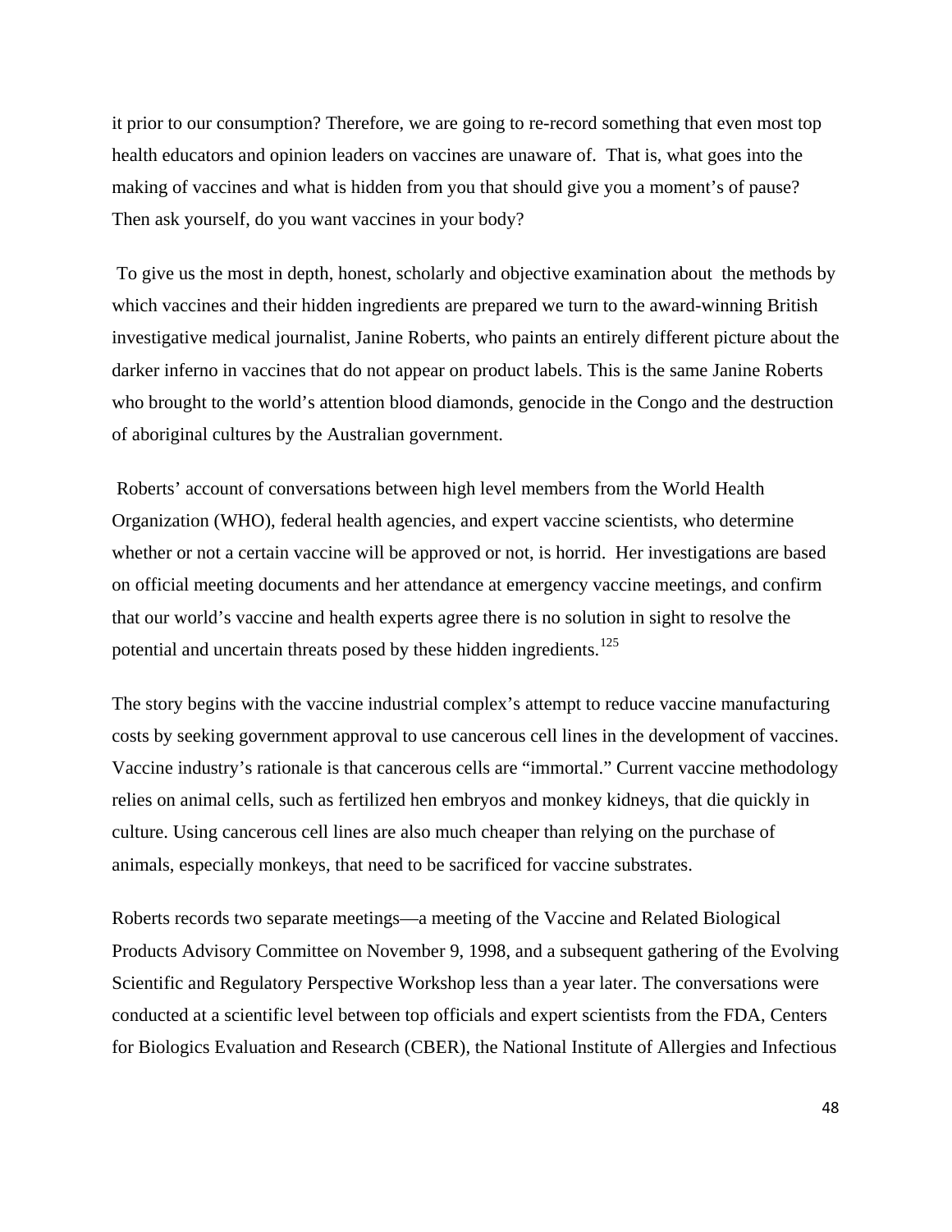it prior to our consumption? Therefore, we are going to re-record something that even most top health educators and opinion leaders on vaccines are unaware of. That is, what goes into the making of vaccines and what is hidden from you that should give you a moment's of pause? Then ask yourself, do you want vaccines in your body?

To give us the most in depth, honest, scholarly and objective examination about the methods by which vaccines and their hidden ingredients are prepared we turn to the award-winning British investigative medical journalist, Janine Roberts, who paints an entirely different picture about the darker inferno in vaccines that do not appear on product labels. This is the same Janine Roberts who brought to the world's attention blood diamonds, genocide in the Congo and the destruction of aboriginal cultures by the Australian government.

Roberts' account of conversations between high level members from the World Health Organization (WHO), federal health agencies, and expert vaccine scientists, who determine whether or not a certain vaccine will be approved or not, is horrid. Her investigations are based on official meeting documents and her attendance at emergency vaccine meetings, and confirm that our world's vaccine and health experts agree there is no solution in sight to resolve the potential and uncertain threats posed by these hidden ingredients.[125]

The story begins with the vaccine industrial complex's attempt to reduce vaccine manufacturing costs by seeking government approval to use cancerous cell lines in the development of vaccines. Vaccine industry's rationale is that cancerous cells are "immortal." Current vaccine methodology relies on animal cells, such as fertilized hen embryos and monkey kidneys, that die quickly in culture. Using cancerous cell lines are also much cheaper than relying on the purchase of animals, especially monkeys, that need to be sacrificed for vaccine substrates.

Roberts records two separate meetings—a meeting of the Vaccine and Related Biological Products Advisory Committee on November 9, 1998, and a subsequent gathering of the Evolving Scientific and Regulatory Perspective Workshop less than a year later. The conversations were conducted at a scientific level between top officials and expert scientists from the FDA, Centers for Biologics Evaluation and Research (CBER), the National Institute of Allergies and Infectious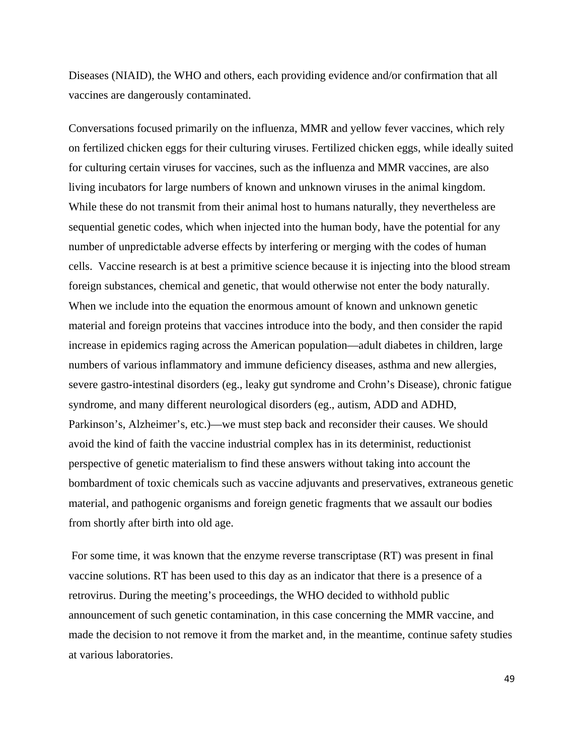Diseases (NIAID), the WHO and others, each providing evidence and/or confirmation that all vaccines are dangerously contaminated.

Conversations focused primarily on the influenza, MMR and yellow fever vaccines, which rely on fertilized chicken eggs for their culturing viruses. Fertilized chicken eggs, while ideally suited for culturing certain viruses for vaccines, such as the influenza and MMR vaccines, are also living incubators for large numbers of known and unknown viruses in the animal kingdom. While these do not transmit from their animal host to humans naturally, they nevertheless are sequential genetic codes, which when injected into the human body, have the potential for any number of unpredictable adverse effects by interfering or merging with the codes of human cells. Vaccine research is at best a primitive science because it is injecting into the blood stream foreign substances, chemical and genetic, that would otherwise not enter the body naturally. When we include into the equation the enormous amount of known and unknown genetic material and foreign proteins that vaccines introduce into the body, and then consider the rapid increase in epidemics raging across the American population—adult diabetes in children, large numbers of various inflammatory and immune deficiency diseases, asthma and new allergies, severe gastro-intestinal disorders (eg., leaky gut syndrome and Crohn's Disease), chronic fatigue syndrome, and many different neurological disorders (eg., autism, ADD and ADHD, Parkinson's, Alzheimer's, etc.)—we must step back and reconsider their causes. We should avoid the kind of faith the vaccine industrial complex has in its determinist, reductionist perspective of genetic materialism to find these answers without taking into account the bombardment of toxic chemicals such as vaccine adjuvants and preservatives, extraneous genetic material, and pathogenic organisms and foreign genetic fragments that we assault our bodies from shortly after birth into old age.

For some time, it was known that the enzyme reverse transcriptase (RT) was present in final vaccine solutions. RT has been used to this day as an indicator that there is a presence of a retrovirus. During the meeting's proceedings, the WHO decided to withhold public announcement of such genetic contamination, in this case concerning the MMR vaccine, and made the decision to not remove it from the market and, in the meantime, continue safety studies at various laboratories.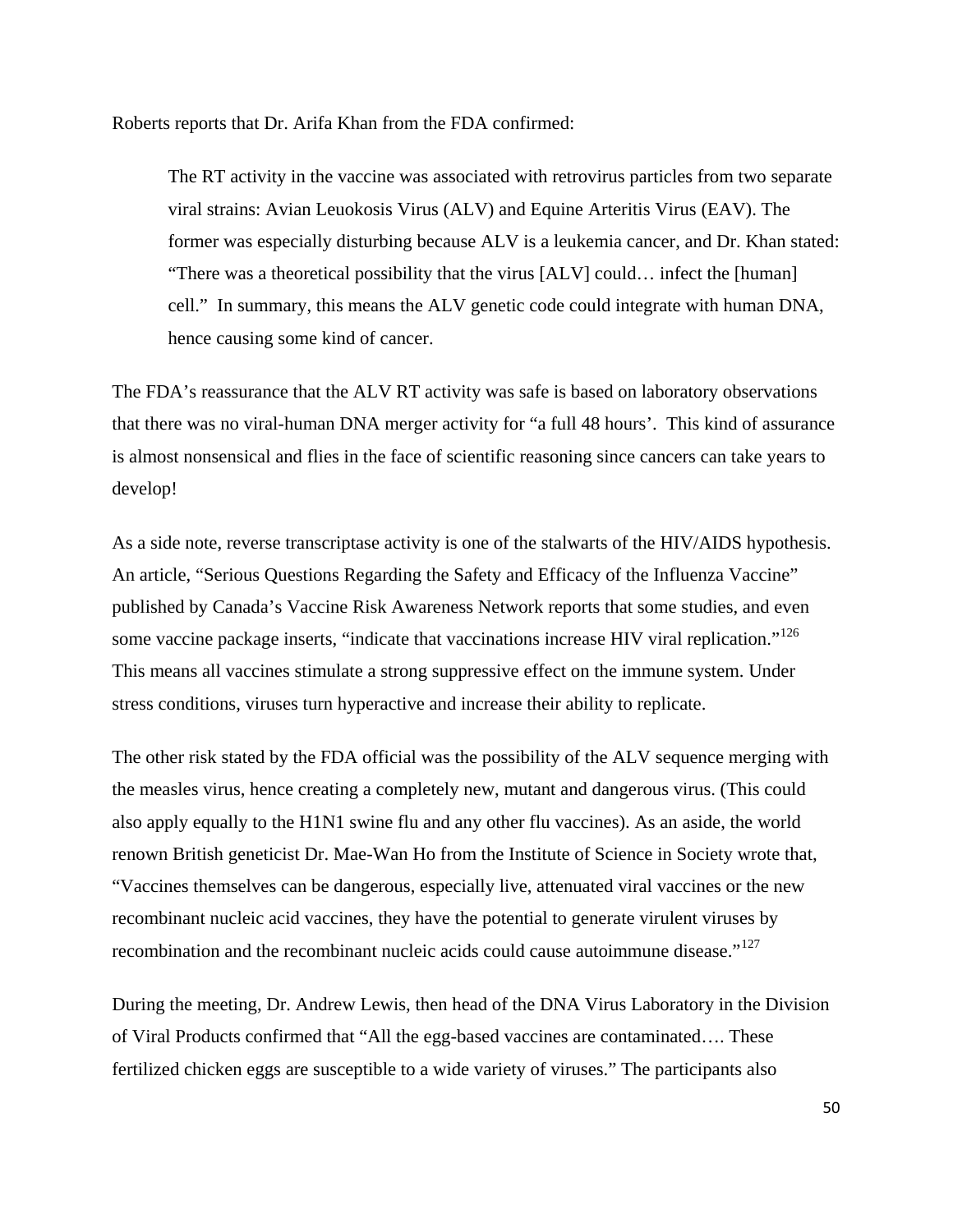Roberts reports that Dr. Arifa Khan from the FDA confirmed:

> The RT activity in the vaccine was associated with retrovirus particles from two separate viral strains: Avian Leuokosis Virus (ALV) and Equine Arteritis Virus (EAV). The former was especially disturbing because ALV is a leukemia cancer, and Dr. Khan stated: "There was a theoretical possibility that the virus [ALV] could… infect the [human] cell." In summary, this means the ALV genetic code could integrate with human DNA, hence causing some kind of cancer.

The FDA's reassurance that the ALV RT activity was safe is based on laboratory observations that there was no viral-human DNA merger activity for "a full 48 hours'. This kind of assurance is almost nonsensical and flies in the face of scientific reasoning since cancers can take years to develop!

As a side note, reverse transcriptase activity is one of the stalwarts of the HIV/AIDS hypothesis. An article, "Serious Questions Regarding the Safety and Efficacy of the Influenza Vaccine" published by Canada's Vaccine Risk Awareness Network reports that some studies, and even some vaccine package inserts, "indicate that vaccinations increase HIV viral replication."[126] This means all vaccines stimulate a strong suppressive effect on the immune system. Under stress conditions, viruses turn hyperactive and increase their ability to replicate.

The other risk stated by the FDA official was the possibility of the ALV sequence merging with the measles virus, hence creating a completely new, mutant and dangerous virus. (This could also apply equally to the H1N1 swine flu and any other flu vaccines). As an aside, the world renown British geneticist Dr. Mae-Wan Ho from the Institute of Science in Society wrote that, "Vaccines themselves can be dangerous, especially live, attenuated viral vaccines or the new recombinant nucleic acid vaccines, they have the potential to generate virulent viruses by recombination and the recombinant nucleic acids could cause autoimmune disease."[127]

During the meeting, Dr. Andrew Lewis, then head of the DNA Virus Laboratory in the Division of Viral Products confirmed that "All the egg-based vaccines are contaminated…. These fertilized chicken eggs are susceptible to a wide variety of viruses." The participants also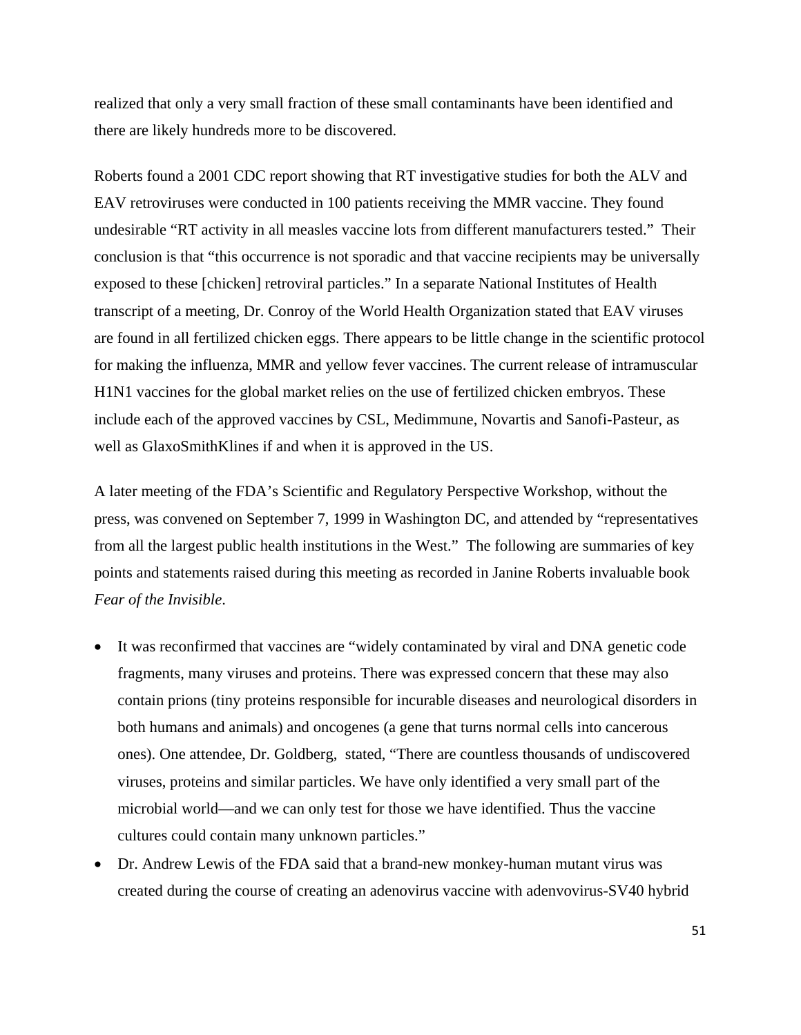realized that only a very small fraction of these small contaminants have been identified and there are likely hundreds more to be discovered.

Roberts found a 2001 CDC report showing that RT investigative studies for both the ALV and EAV retroviruses were conducted in 100 patients receiving the MMR vaccine. They found undesirable "RT activity in all measles vaccine lots from different manufacturers tested." Their conclusion is that "this occurrence is not sporadic and that vaccine recipients may be universally exposed to these [chicken] retroviral particles." In a separate National Institutes of Health transcript of a meeting, Dr. Conroy of the World Health Organization stated that EAV viruses are found in all fertilized chicken eggs. There appears to be little change in the scientific protocol for making the influenza, MMR and yellow fever vaccines. The current release of intramuscular H1N1 vaccines for the global market relies on the use of fertilized chicken embryos. These include each of the approved vaccines by CSL, Medimmune, Novartis and Sanofi-Pasteur, as well as GlaxoSmithKlines if and when it is approved in the US.

A later meeting of the FDA's Scientific and Regulatory Perspective Workshop, without the press, was convened on September 7, 1999 in Washington DC, and attended by "representatives from all the largest public health institutions in the West." The following are summaries of key points and statements raised during this meeting as recorded in Janine Roberts invaluable book *Fear of the Invisible*.

- It was reconfirmed that vaccines are "widely contaminated by viral and DNA genetic code fragments, many viruses and proteins. There was expressed concern that these may also contain prions (tiny proteins responsible for incurable diseases and neurological disorders in both humans and animals) and oncogenes (a gene that turns normal cells into cancerous ones). One attendee, Dr. Goldberg, stated, "There are countless thousands of undiscovered viruses, proteins and similar particles. We have only identified a very small part of the microbial world—and we can only test for those we have identified. Thus the vaccine cultures could contain many unknown particles."
- Dr. Andrew Lewis of the FDA said that a brand-new monkey-human mutant virus was created during the course of creating an adenovirus vaccine with adenvovirus-SV40 hybrid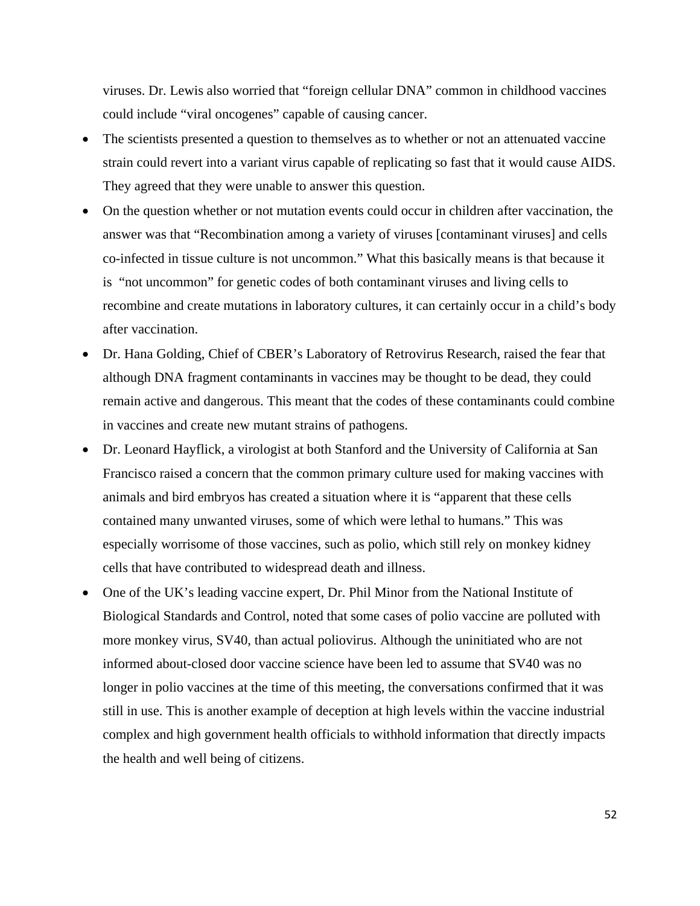viruses. Dr. Lewis also worried that "foreign cellular DNA" common in childhood vaccines could include "viral oncogenes" capable of causing cancer.

- The scientists presented a question to themselves as to whether or not an attenuated vaccine strain could revert into a variant virus capable of replicating so fast that it would cause AIDS. They agreed that they were unable to answer this question.
- On the question whether or not mutation events could occur in children after vaccination, the answer was that "Recombination among a variety of viruses [contaminant viruses] and cells co-infected in tissue culture is not uncommon." What this basically means is that because it is "not uncommon" for genetic codes of both contaminant viruses and living cells to recombine and create mutations in laboratory cultures, it can certainly occur in a child's body after vaccination.
- Dr. Hana Golding, Chief of CBER's Laboratory of Retrovirus Research, raised the fear that although DNA fragment contaminants in vaccines may be thought to be dead, they could remain active and dangerous. This meant that the codes of these contaminants could combine in vaccines and create new mutant strains of pathogens.
- Dr. Leonard Hayflick, a virologist at both Stanford and the University of California at San Francisco raised a concern that the common primary culture used for making vaccines with animals and bird embryos has created a situation where it is "apparent that these cells contained many unwanted viruses, some of which were lethal to humans." This was especially worrisome of those vaccines, such as polio, which still rely on monkey kidney cells that have contributed to widespread death and illness.
- One of the UK's leading vaccine expert, Dr. Phil Minor from the National Institute of Biological Standards and Control, noted that some cases of polio vaccine are polluted with more monkey virus, SV40, than actual poliovirus. Although the uninitiated who are not informed about-closed door vaccine science have been led to assume that SV40 was no longer in polio vaccines at the time of this meeting, the conversations confirmed that it was still in use. This is another example of deception at high levels within the vaccine industrial complex and high government health officials to withhold information that directly impacts the health and well being of citizens.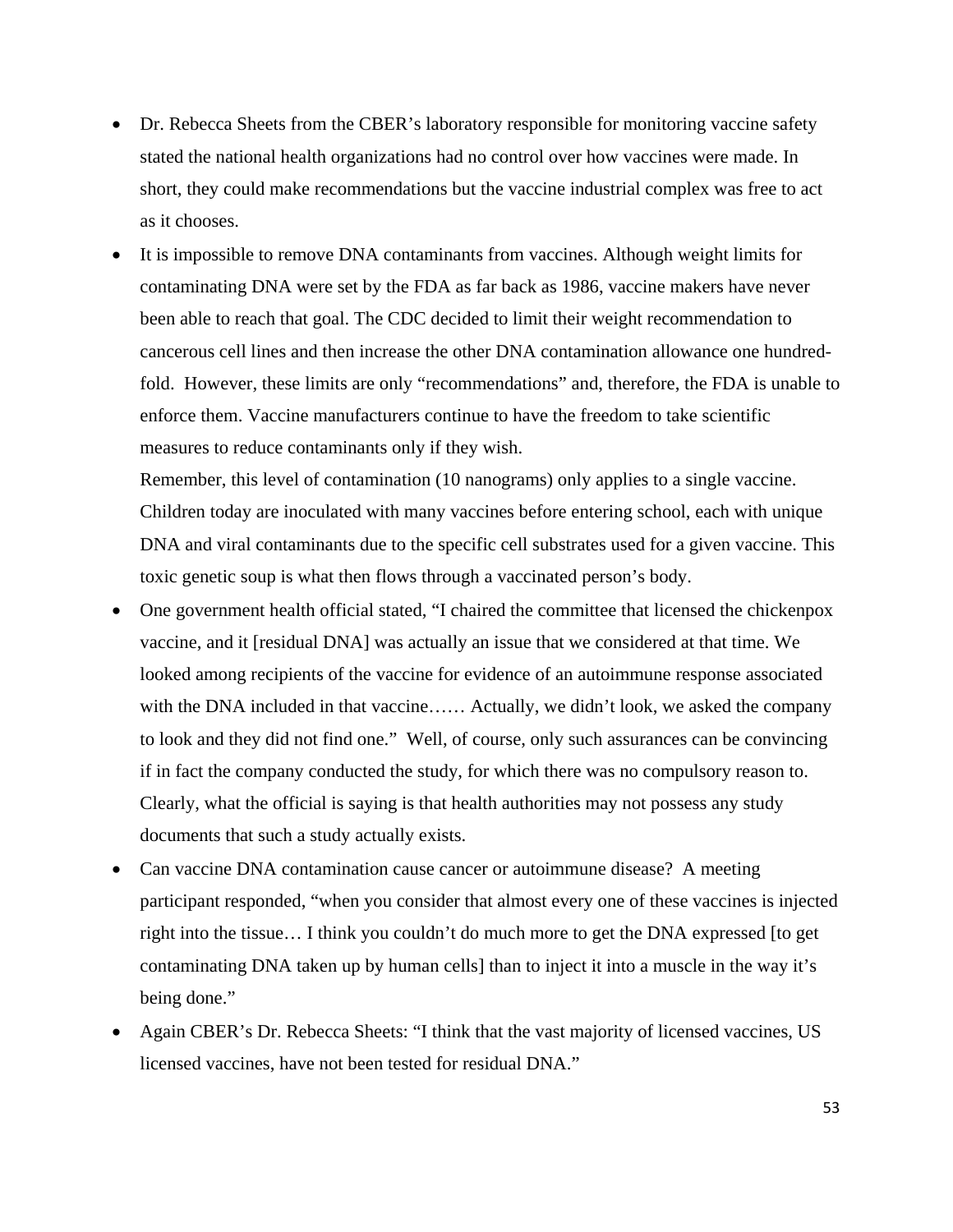- Dr. Rebecca Sheets from the CBER's laboratory responsible for monitoring vaccine safety stated the national health organizations had no control over how vaccines were made. In short, they could make recommendations but the vaccine industrial complex was free to act as it chooses.
- It is impossible to remove DNA contaminants from vaccines. Although weight limits for contaminating DNA were set by the FDA as far back as 1986, vaccine makers have never been able to reach that goal. The CDC decided to limit their weight recommendation to cancerous cell lines and then increase the other DNA contamination allowance one hundred-fold. However, these limits are only "recommendations" and, therefore, the FDA is unable to enforce them. Vaccine manufacturers continue to have the freedom to take scientific measures to reduce contaminants only if they wish.

  Remember, this level of contamination (10 nanograms) only applies to a single vaccine. Children today are inoculated with many vaccines before entering school, each with unique DNA and viral contaminants due to the specific cell substrates used for a given vaccine. This toxic genetic soup is what then flows through a vaccinated person's body.
- One government health official stated, "I chaired the committee that licensed the chickenpox vaccine, and it [residual DNA] was actually an issue that we considered at that time. We looked among recipients of the vaccine for evidence of an autoimmune response associated with the DNA included in that vaccine…… Actually, we didn't look, we asked the company to look and they did not find one." Well, of course, only such assurances can be convincing if in fact the company conducted the study, for which there was no compulsory reason to. Clearly, what the official is saying is that health authorities may not possess any study documents that such a study actually exists.
- Can vaccine DNA contamination cause cancer or autoimmune disease? A meeting participant responded, "when you consider that almost every one of these vaccines is injected right into the tissue… I think you couldn't do much more to get the DNA expressed [to get contaminating DNA taken up by human cells] than to inject it into a muscle in the way it's being done."
- Again CBER's Dr. Rebecca Sheets: "I think that the vast majority of licensed vaccines, US licensed vaccines, have not been tested for residual DNA."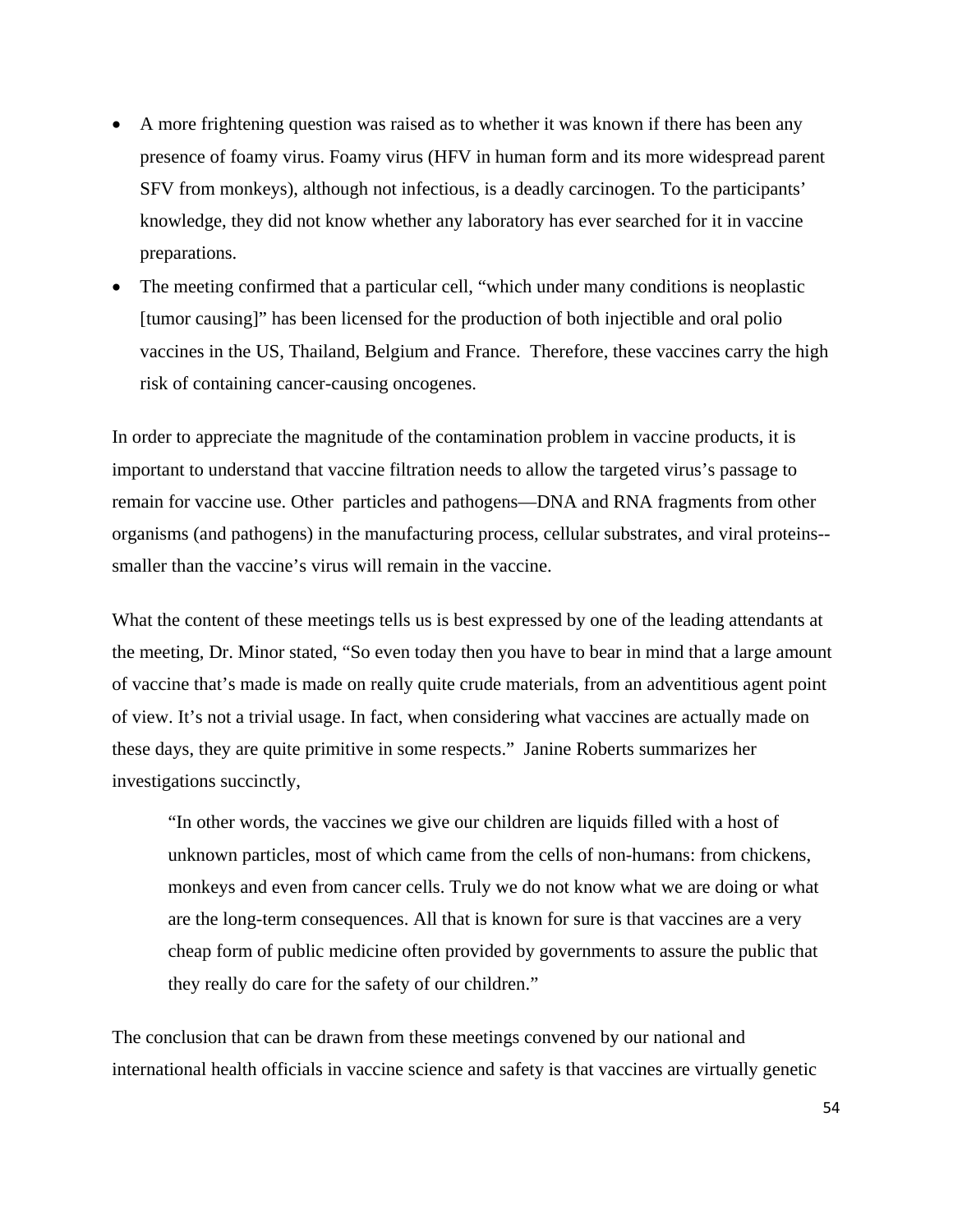- A more frightening question was raised as to whether it was known if there has been any presence of foamy virus. Foamy virus (HFV in human form and its more widespread parent SFV from monkeys), although not infectious, is a deadly carcinogen. To the participants' knowledge, they did not know whether any laboratory has ever searched for it in vaccine preparations.
- The meeting confirmed that a particular cell, "which under many conditions is neoplastic [tumor causing]" has been licensed for the production of both injectible and oral polio vaccines in the US, Thailand, Belgium and France. Therefore, these vaccines carry the high risk of containing cancer-causing oncogenes.

In order to appreciate the magnitude of the contamination problem in vaccine products, it is important to understand that vaccine filtration needs to allow the targeted virus's passage to remain for vaccine use. Other particles and pathogens—DNA and RNA fragments from other organisms (and pathogens) in the manufacturing process, cellular substrates, and viral proteins--smaller than the vaccine's virus will remain in the vaccine.

What the content of these meetings tells us is best expressed by one of the leading attendants at the meeting, Dr. Minor stated, "So even today then you have to bear in mind that a large amount of vaccine that's made is made on really quite crude materials, from an adventitious agent point of view. It's not a trivial usage. In fact, when considering what vaccines are actually made on these days, they are quite primitive in some respects." Janine Roberts summarizes her investigations succinctly,

> "In other words, the vaccines we give our children are liquids filled with a host of unknown particles, most of which came from the cells of non-humans: from chickens, monkeys and even from cancer cells. Truly we do not know what we are doing or what are the long-term consequences. All that is known for sure is that vaccines are a very cheap form of public medicine often provided by governments to assure the public that they really do care for the safety of our children."

The conclusion that can be drawn from these meetings convened by our national and international health officials in vaccine science and safety is that vaccines are virtually genetic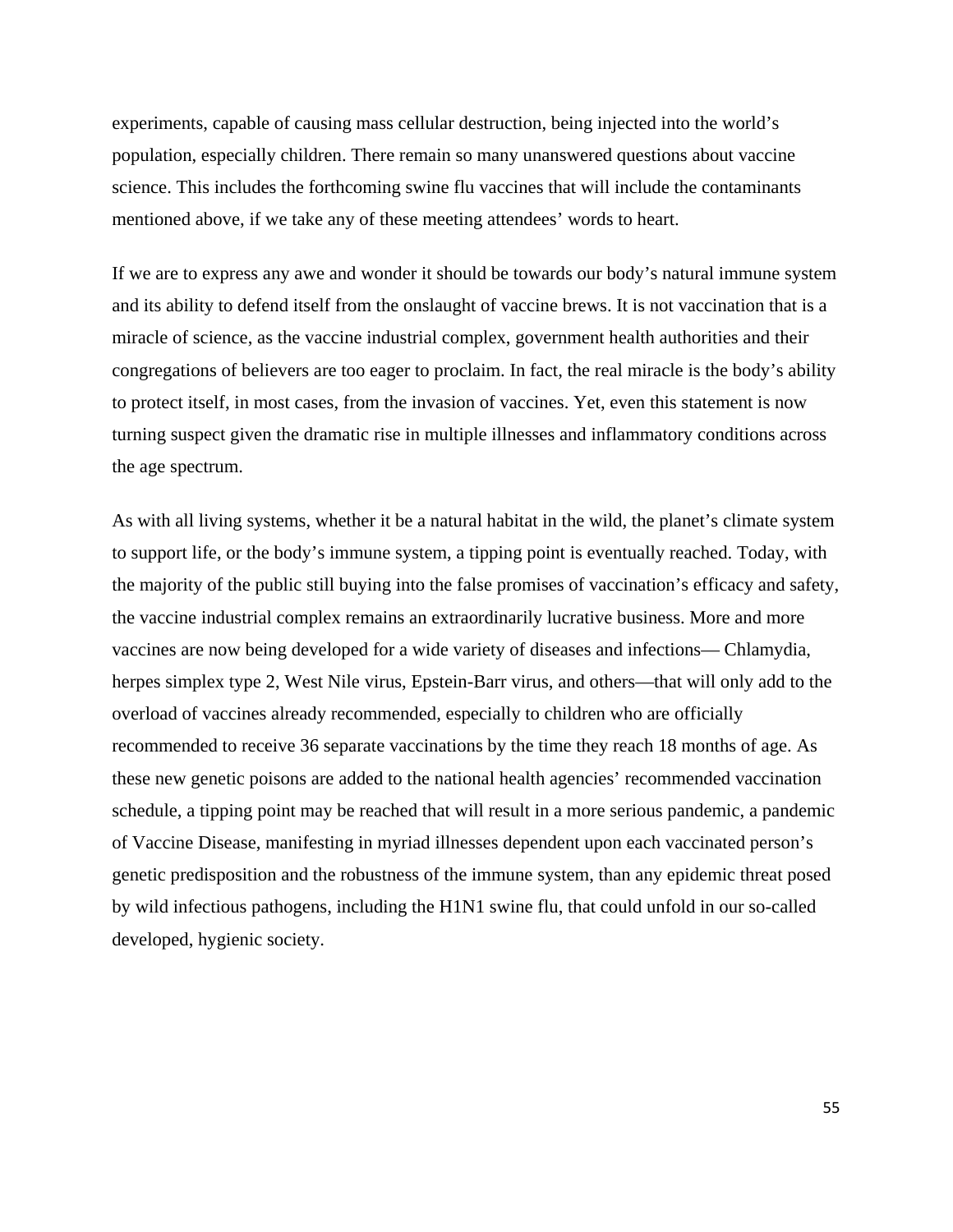experiments, capable of causing mass cellular destruction, being injected into the world's population, especially children. There remain so many unanswered questions about vaccine science. This includes the forthcoming swine flu vaccines that will include the contaminants mentioned above, if we take any of these meeting attendees' words to heart.

If we are to express any awe and wonder it should be towards our body's natural immune system and its ability to defend itself from the onslaught of vaccine brews. It is not vaccination that is a miracle of science, as the vaccine industrial complex, government health authorities and their congregations of believers are too eager to proclaim. In fact, the real miracle is the body's ability to protect itself, in most cases, from the invasion of vaccines. Yet, even this statement is now turning suspect given the dramatic rise in multiple illnesses and inflammatory conditions across the age spectrum.

As with all living systems, whether it be a natural habitat in the wild, the planet's climate system to support life, or the body's immune system, a tipping point is eventually reached. Today, with the majority of the public still buying into the false promises of vaccination's efficacy and safety, the vaccine industrial complex remains an extraordinarily lucrative business. More and more vaccines are now being developed for a wide variety of diseases and infections— Chlamydia, herpes simplex type 2, West Nile virus, Epstein-Barr virus, and others—that will only add to the overload of vaccines already recommended, especially to children who are officially recommended to receive 36 separate vaccinations by the time they reach 18 months of age. As these new genetic poisons are added to the national health agencies' recommended vaccination schedule, a tipping point may be reached that will result in a more serious pandemic, a pandemic of Vaccine Disease, manifesting in myriad illnesses dependent upon each vaccinated person's genetic predisposition and the robustness of the immune system, than any epidemic threat posed by wild infectious pathogens, including the H1N1 swine flu, that could unfold in our so-called developed, hygienic society.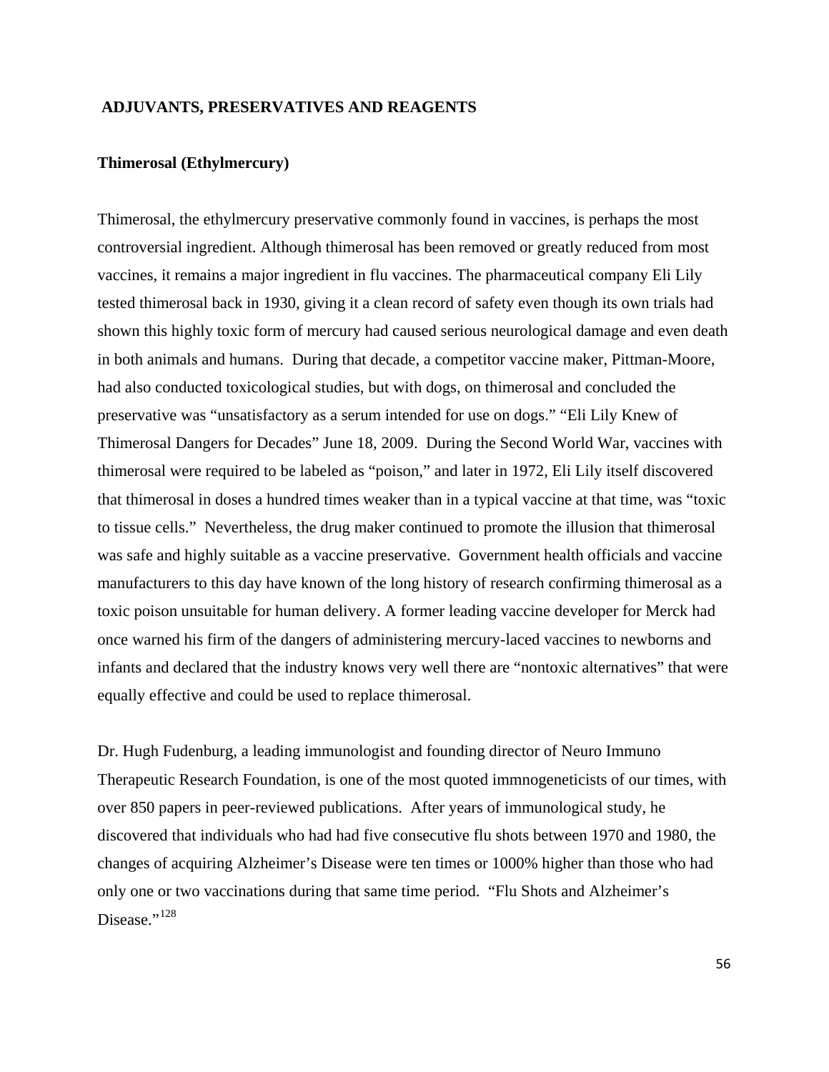## ADJUVANTS, PRESERVATIVES AND REAGENTS

### Thimerosal (Ethylmercury)

Thimerosal, the ethylmercury preservative commonly found in vaccines, is perhaps the most controversial ingredient. Although thimerosal has been removed or greatly reduced from most vaccines, it remains a major ingredient in flu vaccines. The pharmaceutical company Eli Lily tested thimerosal back in 1930, giving it a clean record of safety even though its own trials had shown this highly toxic form of mercury had caused serious neurological damage and even death in both animals and humans. During that decade, a competitor vaccine maker, Pittman-Moore, had also conducted toxicological studies, but with dogs, on thimerosal and concluded the preservative was "unsatisfactory as a serum intended for use on dogs." "Eli Lily Knew of Thimerosal Dangers for Decades" June 18, 2009. During the Second World War, vaccines with thimerosal were required to be labeled as "poison," and later in 1972, Eli Lily itself discovered that thimerosal in doses a hundred times weaker than in a typical vaccine at that time, was "toxic to tissue cells." Nevertheless, the drug maker continued to promote the illusion that thimerosal was safe and highly suitable as a vaccine preservative. Government health officials and vaccine manufacturers to this day have known of the long history of research confirming thimerosal as a toxic poison unsuitable for human delivery. A former leading vaccine developer for Merck had once warned his firm of the dangers of administering mercury-laced vaccines to newborns and infants and declared that the industry knows very well there are "nontoxic alternatives" that were equally effective and could be used to replace thimerosal.

Dr. Hugh Fudenburg, a leading immunologist and founding director of Neuro Immuno Therapeutic Research Foundation, is one of the most quoted immnogeneticists of our times, with over 850 papers in peer-reviewed publications. After years of immunological study, he discovered that individuals who had had five consecutive flu shots between 1970 and 1980, the changes of acquiring Alzheimer's Disease were ten times or 1000% higher than those who had only one or two vaccinations during that same time period. "Flu Shots and Alzheimer's Disease."[128]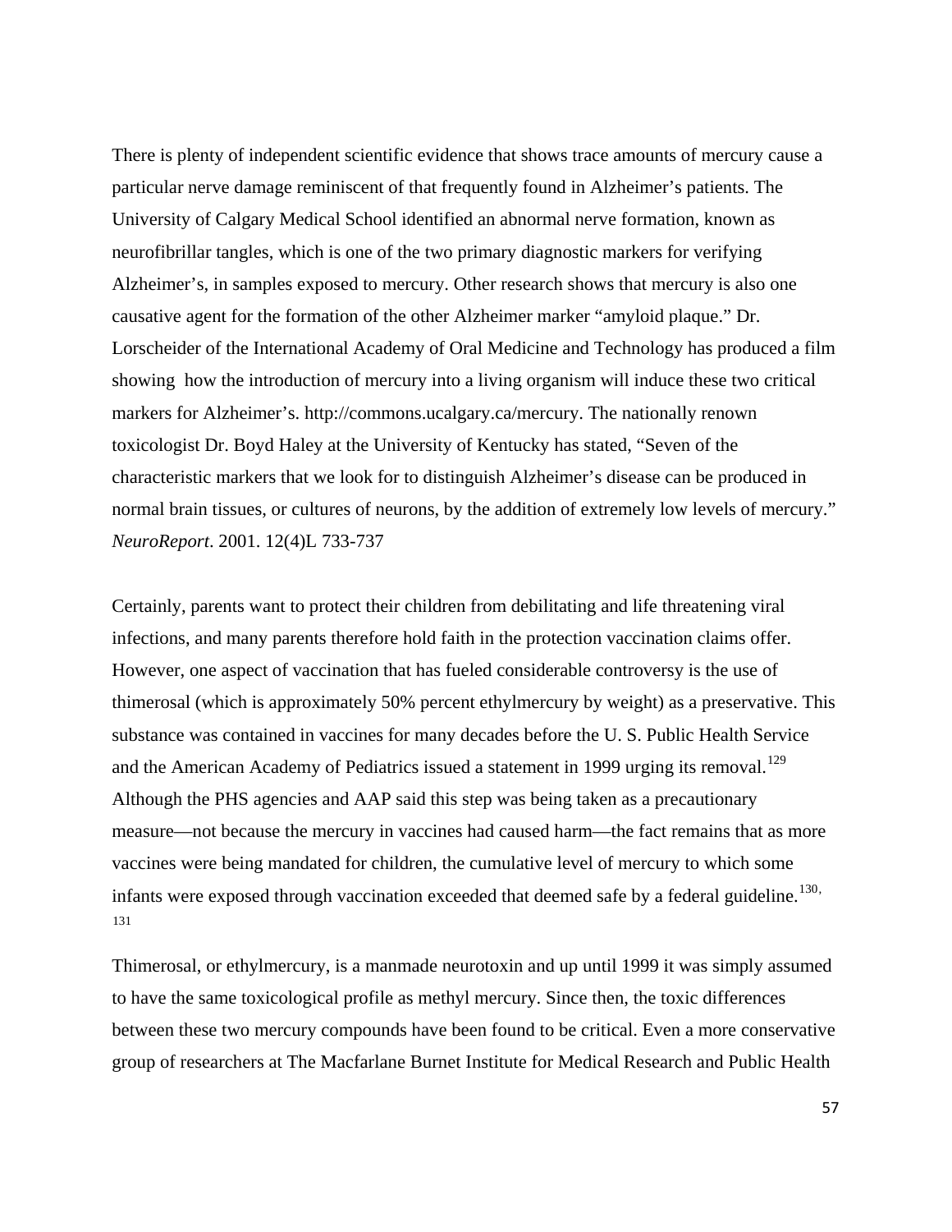There is plenty of independent scientific evidence that shows trace amounts of mercury cause a particular nerve damage reminiscent of that frequently found in Alzheimer's patients. The University of Calgary Medical School identified an abnormal nerve formation, known as neurofibrillar tangles, which is one of the two primary diagnostic markers for verifying Alzheimer's, in samples exposed to mercury. Other research shows that mercury is also one causative agent for the formation of the other Alzheimer marker "amyloid plaque." Dr. Lorscheider of the International Academy of Oral Medicine and Technology has produced a film showing how the introduction of mercury into a living organism will induce these two critical markers for Alzheimer's. http://commons.ucalgary.ca/mercury. The nationally renown toxicologist Dr. Boyd Haley at the University of Kentucky has stated, "Seven of the characteristic markers that we look for to distinguish Alzheimer's disease can be produced in normal brain tissues, or cultures of neurons, by the addition of extremely low levels of mercury." *NeuroReport*. 2001. 12(4)L 733-737

Certainly, parents want to protect their children from debilitating and life threatening viral infections, and many parents therefore hold faith in the protection vaccination claims offer. However, one aspect of vaccination that has fueled considerable controversy is the use of thimerosal (which is approximately 50% percent ethylmercury by weight) as a preservative. This substance was contained in vaccines for many decades before the U. S. Public Health Service and the American Academy of Pediatrics issued a statement in 1999 urging its removal.[129] Although the PHS agencies and AAP said this step was being taken as a precautionary measure—not because the mercury in vaccines had caused harm—the fact remains that as more vaccines were being mandated for children, the cumulative level of mercury to which some infants were exposed through vaccination exceeded that deemed safe by a federal guideline.[130, 131]

Thimerosal, or ethylmercury, is a manmade neurotoxin and up until 1999 it was simply assumed to have the same toxicological profile as methyl mercury. Since then, the toxic differences between these two mercury compounds have been found to be critical. Even a more conservative group of researchers at The Macfarlane Burnet Institute for Medical Research and Public Health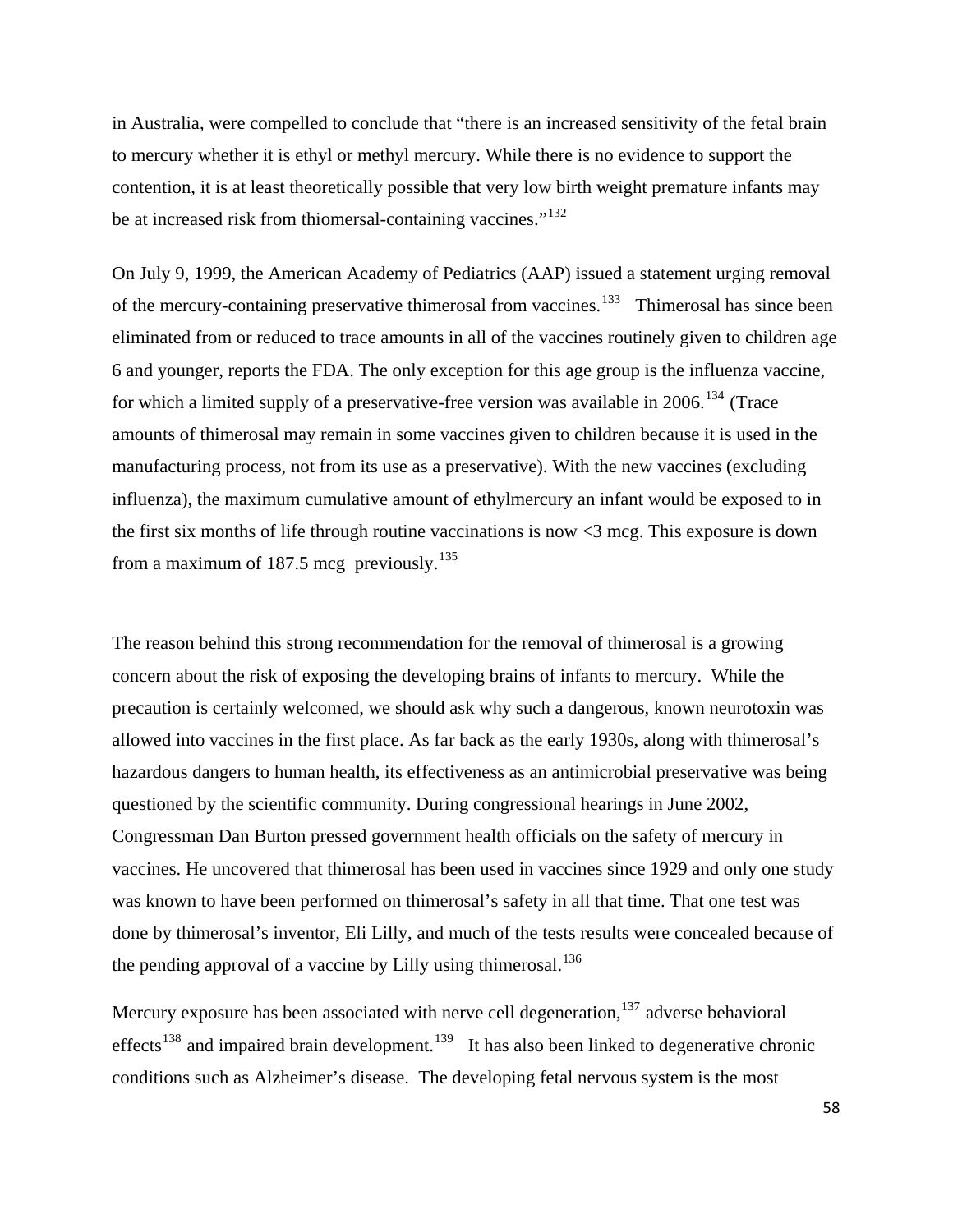in Australia, were compelled to conclude that "there is an increased sensitivity of the fetal brain to mercury whether it is ethyl or methyl mercury. While there is no evidence to support the contention, it is at least theoretically possible that very low birth weight premature infants may be at increased risk from thiomersal-containing vaccines."[132]

On July 9, 1999, the American Academy of Pediatrics (AAP) issued a statement urging removal of the mercury-containing preservative thimerosal from vaccines.[133] Thimerosal has since been eliminated from or reduced to trace amounts in all of the vaccines routinely given to children age 6 and younger, reports the FDA. The only exception for this age group is the influenza vaccine, for which a limited supply of a preservative-free version was available in 2006.[134] (Trace amounts of thimerosal may remain in some vaccines given to children because it is used in the manufacturing process, not from its use as a preservative). With the new vaccines (excluding influenza), the maximum cumulative amount of ethylmercury an infant would be exposed to in the first six months of life through routine vaccinations is now <3 mcg. This exposure is down from a maximum of 187.5 mcg previously.[135]

The reason behind this strong recommendation for the removal of thimerosal is a growing concern about the risk of exposing the developing brains of infants to mercury. While the precaution is certainly welcomed, we should ask why such a dangerous, known neurotoxin was allowed into vaccines in the first place. As far back as the early 1930s, along with thimerosal's hazardous dangers to human health, its effectiveness as an antimicrobial preservative was being questioned by the scientific community. During congressional hearings in June 2002, Congressman Dan Burton pressed government health officials on the safety of mercury in vaccines. He uncovered that thimerosal has been used in vaccines since 1929 and only one study was known to have been performed on thimerosal's safety in all that time. That one test was done by thimerosal's inventor, Eli Lilly, and much of the tests results were concealed because of the pending approval of a vaccine by Lilly using thimerosal.[136]

Mercury exposure has been associated with nerve cell degeneration,[137] adverse behavioral effects[138] and impaired brain development.[139] It has also been linked to degenerative chronic conditions such as Alzheimer's disease. The developing fetal nervous system is the most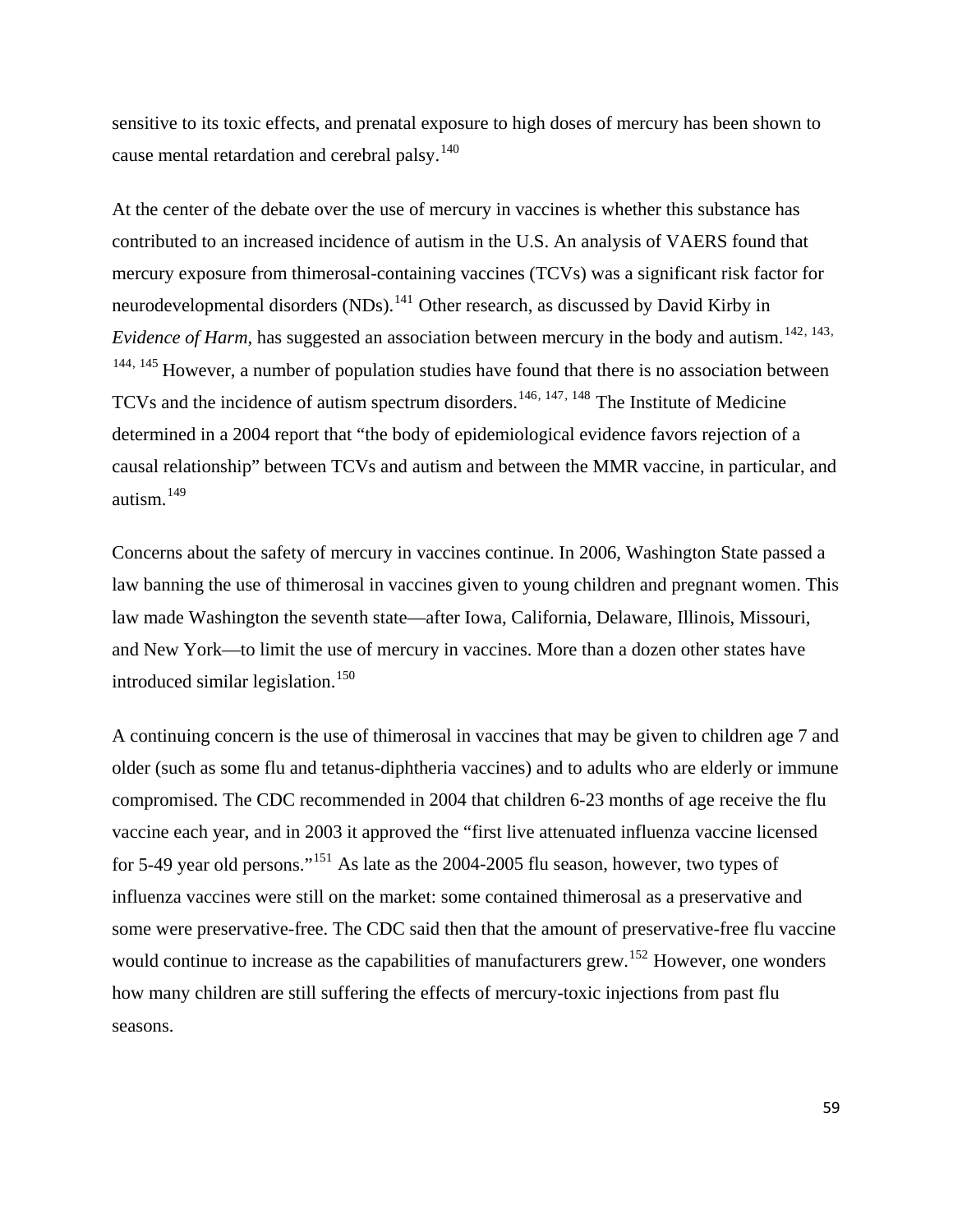sensitive to its toxic effects, and prenatal exposure to high doses of mercury has been shown to cause mental retardation and cerebral palsy.[140]

At the center of the debate over the use of mercury in vaccines is whether this substance has contributed to an increased incidence of autism in the U.S. An analysis of VAERS found that mercury exposure from thimerosal-containing vaccines (TCVs) was a significant risk factor for neurodevelopmental disorders (NDs).[141] Other research, as discussed by David Kirby in *Evidence of Harm*, has suggested an association between mercury in the body and autism.[142, 143, 144, 145] However, a number of population studies have found that there is no association between TCVs and the incidence of autism spectrum disorders.[146, 147, 148] The Institute of Medicine determined in a 2004 report that "the body of epidemiological evidence favors rejection of a causal relationship" between TCVs and autism and between the MMR vaccine, in particular, and autism.[149]

Concerns about the safety of mercury in vaccines continue. In 2006, Washington State passed a law banning the use of thimerosal in vaccines given to young children and pregnant women. This law made Washington the seventh state—after Iowa, California, Delaware, Illinois, Missouri, and New York—to limit the use of mercury in vaccines. More than a dozen other states have introduced similar legislation.[150]

A continuing concern is the use of thimerosal in vaccines that may be given to children age 7 and older (such as some flu and tetanus-diphtheria vaccines) and to adults who are elderly or immune compromised. The CDC recommended in 2004 that children 6-23 months of age receive the flu vaccine each year, and in 2003 it approved the "first live attenuated influenza vaccine licensed for 5-49 year old persons."[151] As late as the 2004-2005 flu season, however, two types of influenza vaccines were still on the market: some contained thimerosal as a preservative and some were preservative-free. The CDC said then that the amount of preservative-free flu vaccine would continue to increase as the capabilities of manufacturers grew.[152] However, one wonders how many children are still suffering the effects of mercury-toxic injections from past flu seasons.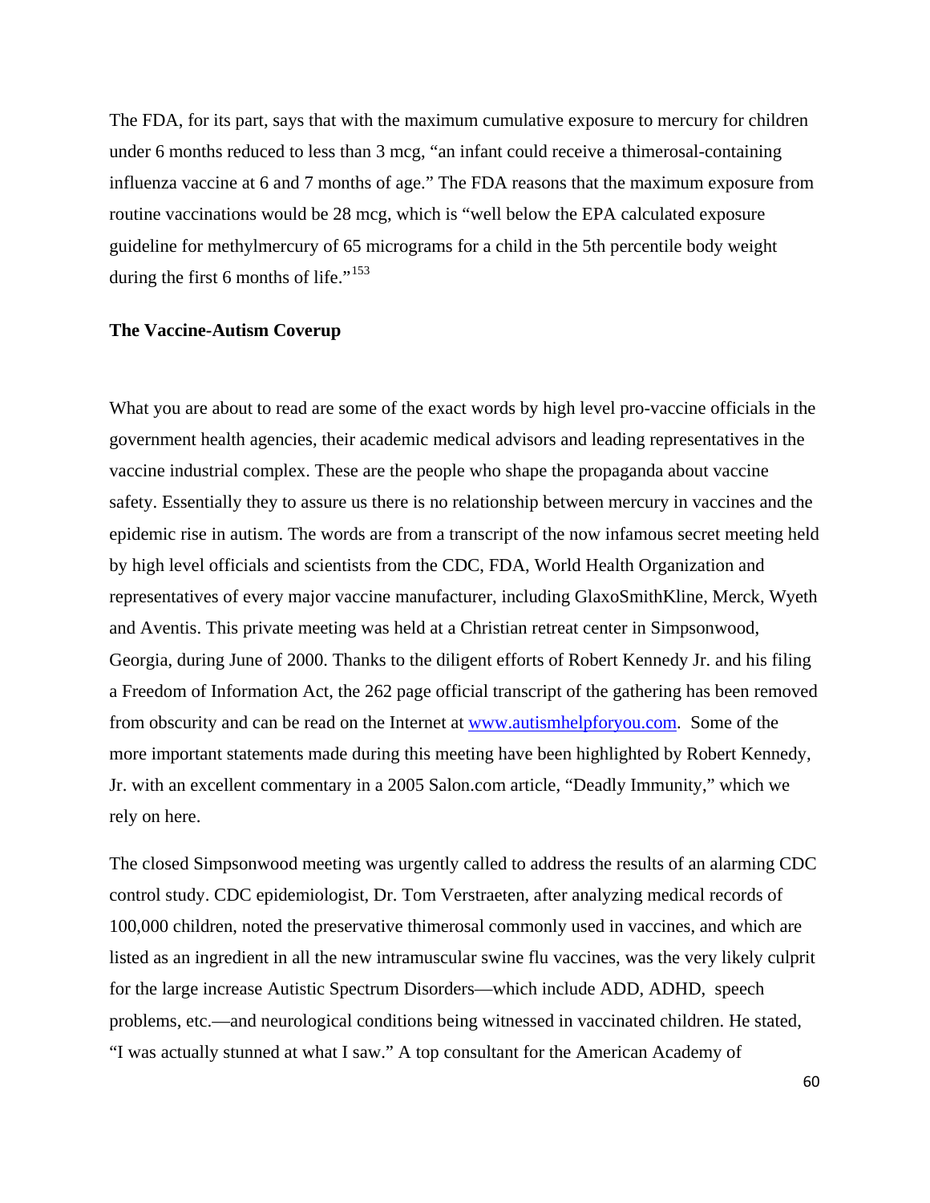The FDA, for its part, says that with the maximum cumulative exposure to mercury for children under 6 months reduced to less than 3 mcg, "an infant could receive a thimerosal-containing influenza vaccine at 6 and 7 months of age." The FDA reasons that the maximum exposure from routine vaccinations would be 28 mcg, which is "well below the EPA calculated exposure guideline for methylmercury of 65 micrograms for a child in the 5th percentile body weight during the first 6 months of life."[153]

**The Vaccine-Autism Coverup**

What you are about to read are some of the exact words by high level pro-vaccine officials in the government health agencies, their academic medical advisors and leading representatives in the vaccine industrial complex. These are the people who shape the propaganda about vaccine safety. Essentially they to assure us there is no relationship between mercury in vaccines and the epidemic rise in autism. The words are from a transcript of the now infamous secret meeting held by high level officials and scientists from the CDC, FDA, World Health Organization and representatives of every major vaccine manufacturer, including GlaxoSmithKline, Merck, Wyeth and Aventis. This private meeting was held at a Christian retreat center in Simpsonwood, Georgia, during June of 2000. Thanks to the diligent efforts of Robert Kennedy Jr. and his filing a Freedom of Information Act, the 262 page official transcript of the gathering has been removed from obscurity and can be read on the Internet at www.autismhelpforyou.com. Some of the more important statements made during this meeting have been highlighted by Robert Kennedy, Jr. with an excellent commentary in a 2005 Salon.com article, "Deadly Immunity," which we rely on here.

The closed Simpsonwood meeting was urgently called to address the results of an alarming CDC control study. CDC epidemiologist, Dr. Tom Verstraeten, after analyzing medical records of 100,000 children, noted the preservative thimerosal commonly used in vaccines, and which are listed as an ingredient in all the new intramuscular swine flu vaccines, was the very likely culprit for the large increase Autistic Spectrum Disorders—which include ADD, ADHD, speech problems, etc.—and neurological conditions being witnessed in vaccinated children. He stated, "I was actually stunned at what I saw." A top consultant for the American Academy of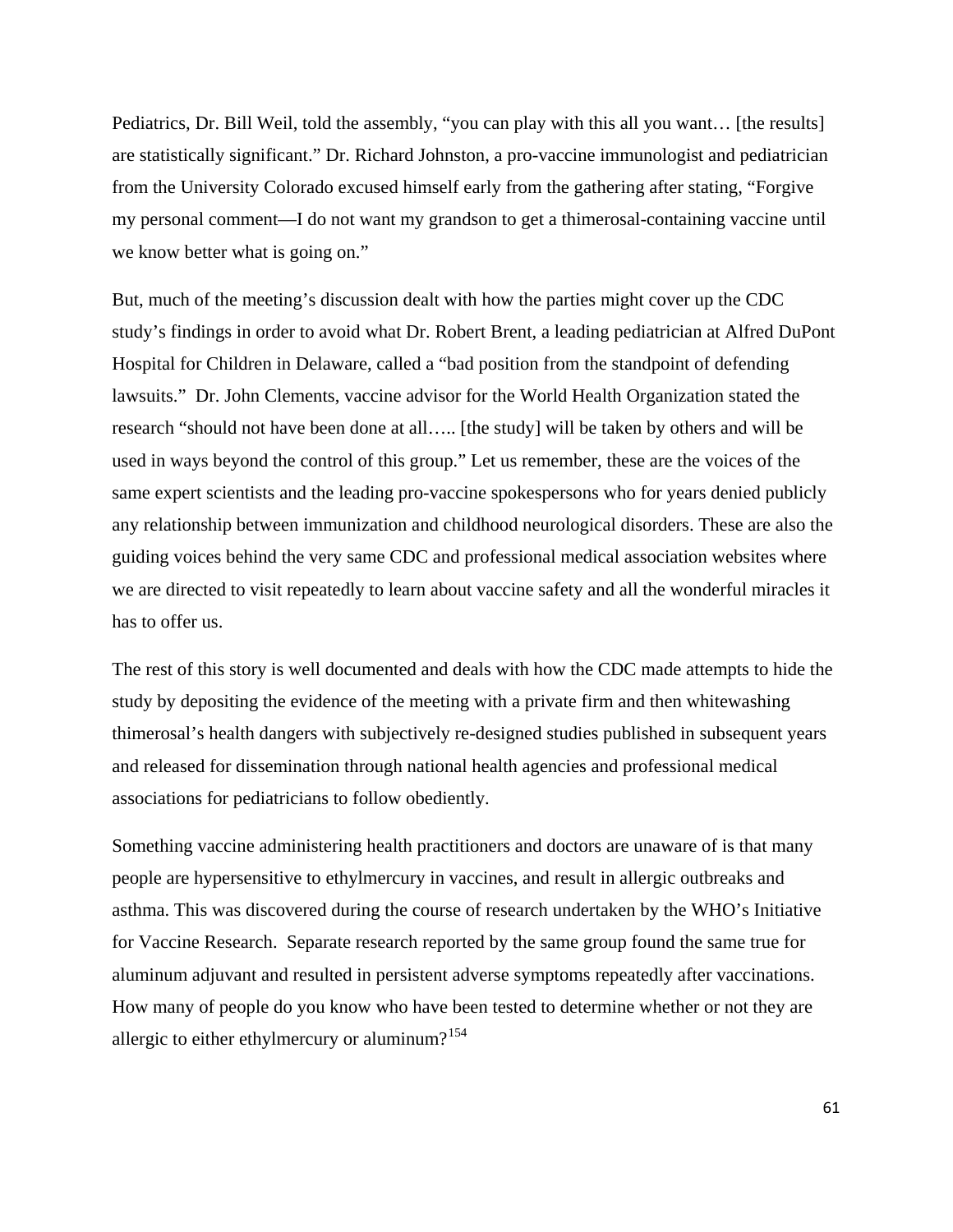Pediatrics, Dr. Bill Weil, told the assembly, "you can play with this all you want… [the results] are statistically significant." Dr. Richard Johnston, a pro-vaccine immunologist and pediatrician from the University Colorado excused himself early from the gathering after stating, "Forgive my personal comment—I do not want my grandson to get a thimerosal-containing vaccine until we know better what is going on."

But, much of the meeting's discussion dealt with how the parties might cover up the CDC study's findings in order to avoid what Dr. Robert Brent, a leading pediatrician at Alfred DuPont Hospital for Children in Delaware, called a "bad position from the standpoint of defending lawsuits." Dr. John Clements, vaccine advisor for the World Health Organization stated the research "should not have been done at all….. [the study] will be taken by others and will be used in ways beyond the control of this group." Let us remember, these are the voices of the same expert scientists and the leading pro-vaccine spokespersons who for years denied publicly any relationship between immunization and childhood neurological disorders. These are also the guiding voices behind the very same CDC and professional medical association websites where we are directed to visit repeatedly to learn about vaccine safety and all the wonderful miracles it has to offer us.

The rest of this story is well documented and deals with how the CDC made attempts to hide the study by depositing the evidence of the meeting with a private firm and then whitewashing thimerosal's health dangers with subjectively re-designed studies published in subsequent years and released for dissemination through national health agencies and professional medical associations for pediatricians to follow obediently.

Something vaccine administering health practitioners and doctors are unaware of is that many people are hypersensitive to ethylmercury in vaccines, and result in allergic outbreaks and asthma. This was discovered during the course of research undertaken by the WHO's Initiative for Vaccine Research. Separate research reported by the same group found the same true for aluminum adjuvant and resulted in persistent adverse symptoms repeatedly after vaccinations. How many of people do you know who have been tested to determine whether or not they are allergic to either ethylmercury or aluminum?[154]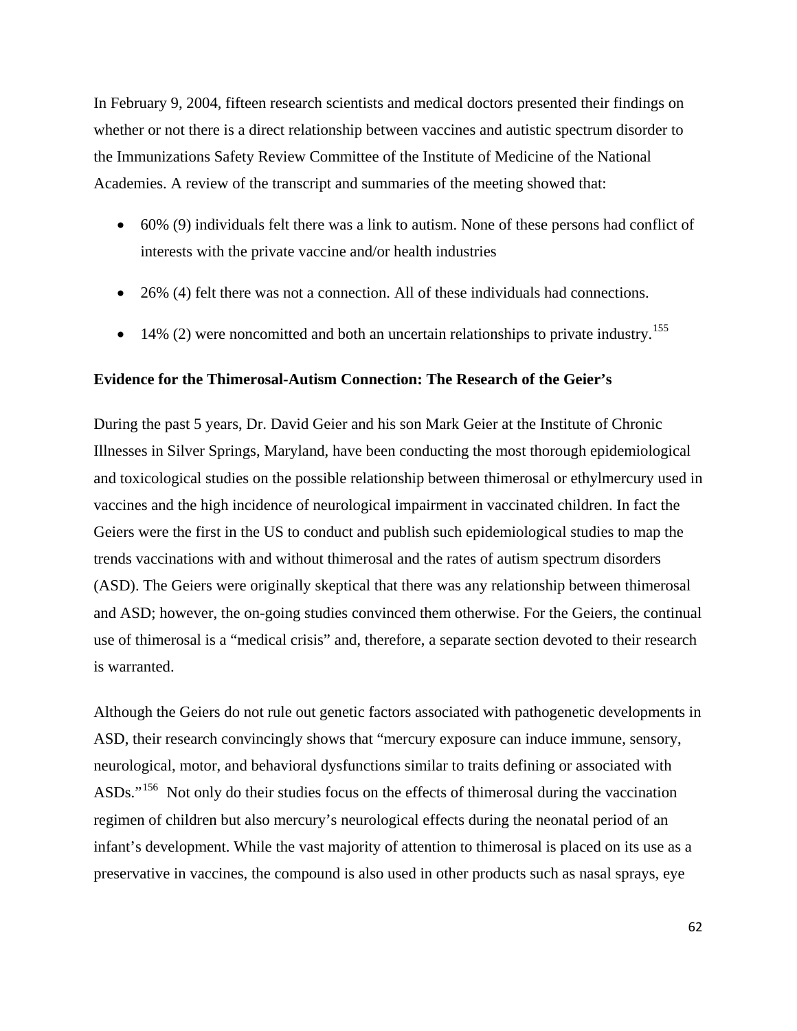In February 9, 2004, fifteen research scientists and medical doctors presented their findings on whether or not there is a direct relationship between vaccines and autistic spectrum disorder to the Immunizations Safety Review Committee of the Institute of Medicine of the National Academies. A review of the transcript and summaries of the meeting showed that:

- 60% (9) individuals felt there was a link to autism. None of these persons had conflict of interests with the private vaccine and/or health industries
- 26% (4) felt there was not a connection. All of these individuals had connections.
- 14% (2) were noncomitted and both an uncertain relationships to private industry.[155]

**Evidence for the Thimerosal-Autism Connection: The Research of the Geier's**

During the past 5 years, Dr. David Geier and his son Mark Geier at the Institute of Chronic Illnesses in Silver Springs, Maryland, have been conducting the most thorough epidemiological and toxicological studies on the possible relationship between thimerosal or ethylmercury used in vaccines and the high incidence of neurological impairment in vaccinated children. In fact the Geiers were the first in the US to conduct and publish such epidemiological studies to map the trends vaccinations with and without thimerosal and the rates of autism spectrum disorders (ASD). The Geiers were originally skeptical that there was any relationship between thimerosal and ASD; however, the on-going studies convinced them otherwise. For the Geiers, the continual use of thimerosal is a "medical crisis" and, therefore, a separate section devoted to their research is warranted.

Although the Geiers do not rule out genetic factors associated with pathogenetic developments in ASD, their research convincingly shows that "mercury exposure can induce immune, sensory, neurological, motor, and behavioral dysfunctions similar to traits defining or associated with ASDs."[156] Not only do their studies focus on the effects of thimerosal during the vaccination regimen of children but also mercury's neurological effects during the neonatal period of an infant's development. While the vast majority of attention to thimerosal is placed on its use as a preservative in vaccines, the compound is also used in other products such as nasal sprays, eye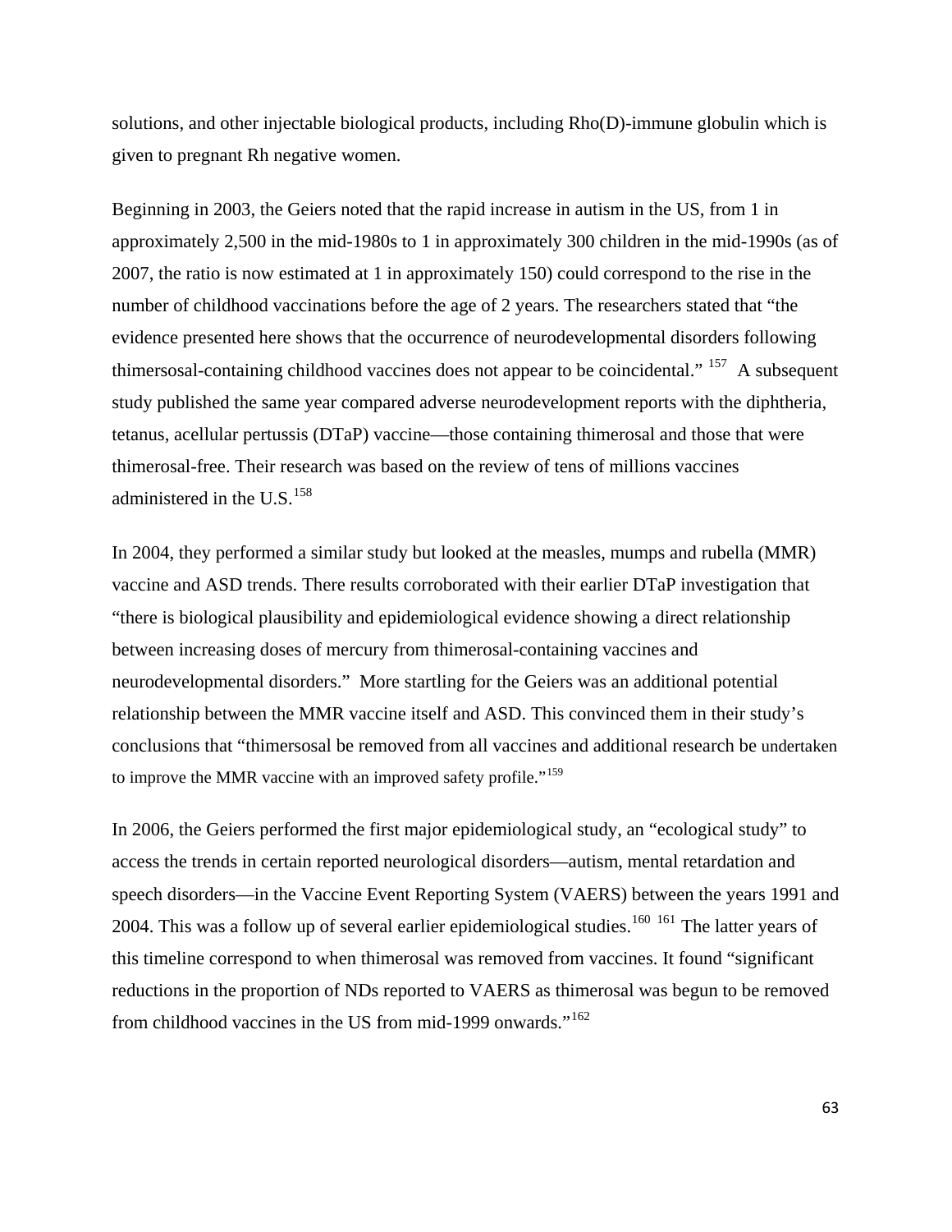solutions, and other injectable biological products, including Rho(D)-immune globulin which is given to pregnant Rh negative women.

Beginning in 2003, the Geiers noted that the rapid increase in autism in the US, from 1 in approximately 2,500 in the mid-1980s to 1 in approximately 300 children in the mid-1990s (as of 2007, the ratio is now estimated at 1 in approximately 150) could correspond to the rise in the number of childhood vaccinations before the age of 2 years. The researchers stated that "the evidence presented here shows that the occurrence of neurodevelopmental disorders following thimersosal-containing childhood vaccines does not appear to be coincidental." [157] A subsequent study published the same year compared adverse neurodevelopment reports with the diphtheria, tetanus, acellular pertussis (DTaP) vaccine—those containing thimerosal and those that were thimerosal-free. Their research was based on the review of tens of millions vaccines administered in the U.S.[158]

In 2004, they performed a similar study but looked at the measles, mumps and rubella (MMR) vaccine and ASD trends. There results corroborated with their earlier DTaP investigation that "there is biological plausibility and epidemiological evidence showing a direct relationship between increasing doses of mercury from thimerosal-containing vaccines and neurodevelopmental disorders." More startling for the Geiers was an additional potential relationship between the MMR vaccine itself and ASD. This convinced them in their study's conclusions that "thimersosal be removed from all vaccines and additional research be undertaken to improve the MMR vaccine with an improved safety profile."[159]

In 2006, the Geiers performed the first major epidemiological study, an "ecological study" to access the trends in certain reported neurological disorders—autism, mental retardation and speech disorders—in the Vaccine Event Reporting System (VAERS) between the years 1991 and 2004. This was a follow up of several earlier epidemiological studies.[160] [161] The latter years of this timeline correspond to when thimerosal was removed from vaccines. It found "significant reductions in the proportion of NDs reported to VAERS as thimerosal was begun to be removed from childhood vaccines in the US from mid-1999 onwards."[162]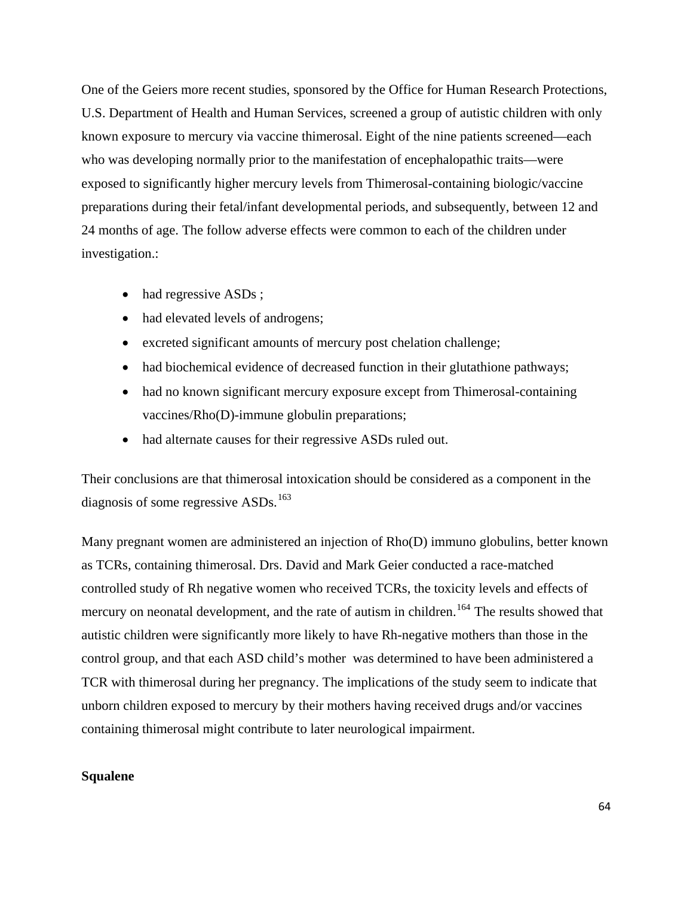One of the Geiers more recent studies, sponsored by the Office for Human Research Protections, U.S. Department of Health and Human Services, screened a group of autistic children with only known exposure to mercury via vaccine thimerosal. Eight of the nine patients screened—each who was developing normally prior to the manifestation of encephalopathic traits—were exposed to significantly higher mercury levels from Thimerosal-containing biologic/vaccine preparations during their fetal/infant developmental periods, and subsequently, between 12 and 24 months of age. The follow adverse effects were common to each of the children under investigation.:

- had regressive ASDs ;
- had elevated levels of androgens;
- excreted significant amounts of mercury post chelation challenge;
- had biochemical evidence of decreased function in their glutathione pathways;
- had no known significant mercury exposure except from Thimerosal-containing vaccines/Rho(D)-immune globulin preparations;
- had alternate causes for their regressive ASDs ruled out.

Their conclusions are that thimerosal intoxication should be considered as a component in the diagnosis of some regressive ASDs.[163]

Many pregnant women are administered an injection of Rho(D) immuno globulins, better known as TCRs, containing thimerosal. Drs. David and Mark Geier conducted a race-matched controlled study of Rh negative women who received TCRs, the toxicity levels and effects of mercury on neonatal development, and the rate of autism in children.[164] The results showed that autistic children were significantly more likely to have Rh-negative mothers than those in the control group, and that each ASD child's mother was determined to have been administered a TCR with thimerosal during her pregnancy. The implications of the study seem to indicate that unborn children exposed to mercury by their mothers having received drugs and/or vaccines containing thimerosal might contribute to later neurological impairment.

**Squalene**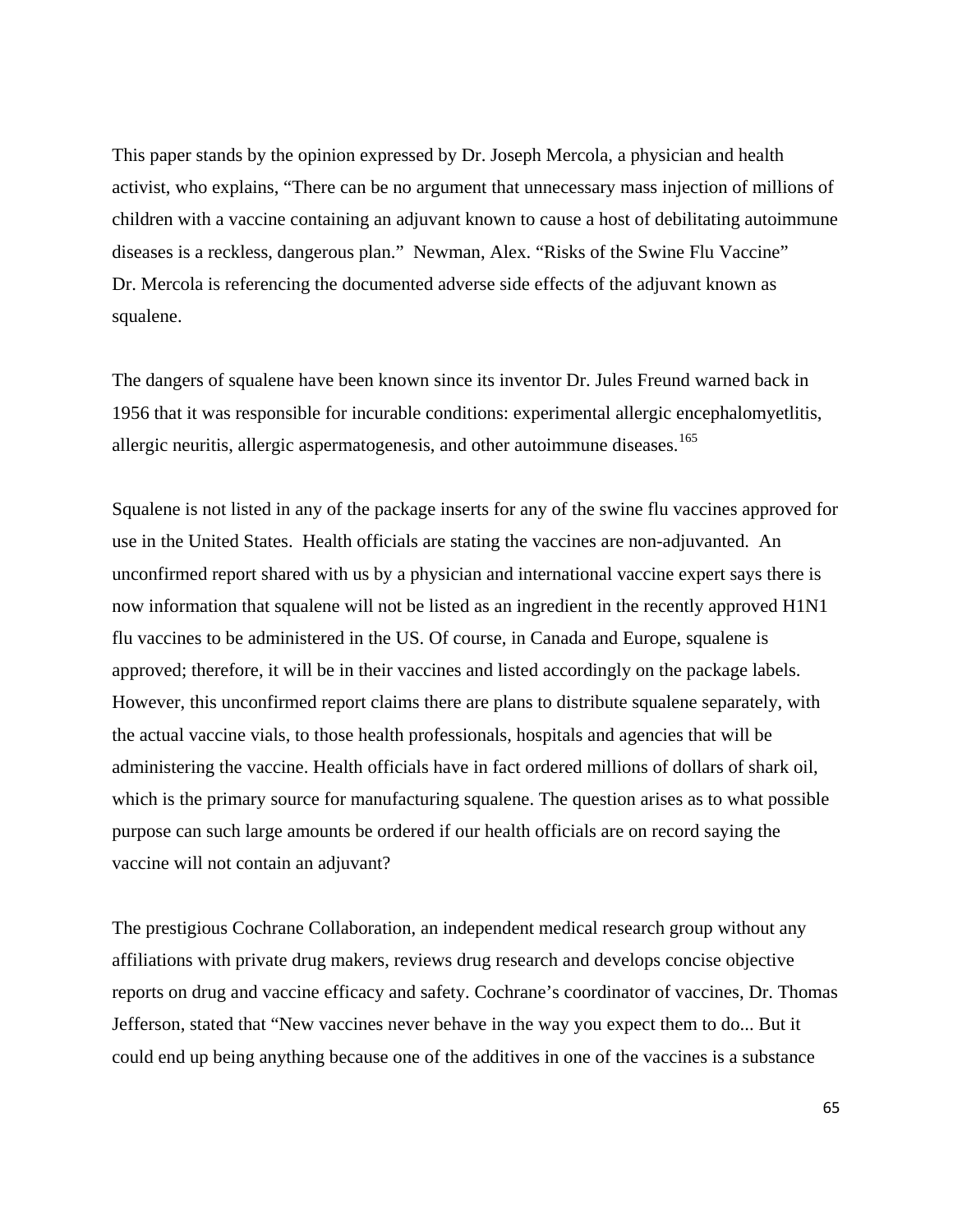This paper stands by the opinion expressed by Dr. Joseph Mercola, a physician and health activist, who explains, “There can be no argument that unnecessary mass injection of millions of children with a vaccine containing an adjuvant known to cause a host of debilitating autoimmune diseases is a reckless, dangerous plan.” Newman, Alex. “Risks of the Swine Flu Vaccine” Dr. Mercola is referencing the documented adverse side effects of the adjuvant known as squalene.

The dangers of squalene have been known since its inventor Dr. Jules Freund warned back in 1956 that it was responsible for incurable conditions: experimental allergic encephalomyetlitis, allergic neuritis, allergic aspermatogenesis, and other autoimmune diseases.[165]

Squalene is not listed in any of the package inserts for any of the swine flu vaccines approved for use in the United States. Health officials are stating the vaccines are non-adjuvanted. An unconfirmed report shared with us by a physician and international vaccine expert says there is now information that squalene will not be listed as an ingredient in the recently approved H1N1 flu vaccines to be administered in the US. Of course, in Canada and Europe, squalene is approved; therefore, it will be in their vaccines and listed accordingly on the package labels. However, this unconfirmed report claims there are plans to distribute squalene separately, with the actual vaccine vials, to those health professionals, hospitals and agencies that will be administering the vaccine. Health officials have in fact ordered millions of dollars of shark oil, which is the primary source for manufacturing squalene. The question arises as to what possible purpose can such large amounts be ordered if our health officials are on record saying the vaccine will not contain an adjuvant?

The prestigious Cochrane Collaboration, an independent medical research group without any affiliations with private drug makers, reviews drug research and develops concise objective reports on drug and vaccine efficacy and safety. Cochrane’s coordinator of vaccines, Dr. Thomas Jefferson, stated that “New vaccines never behave in the way you expect them to do... But it could end up being anything because one of the additives in one of the vaccines is a substance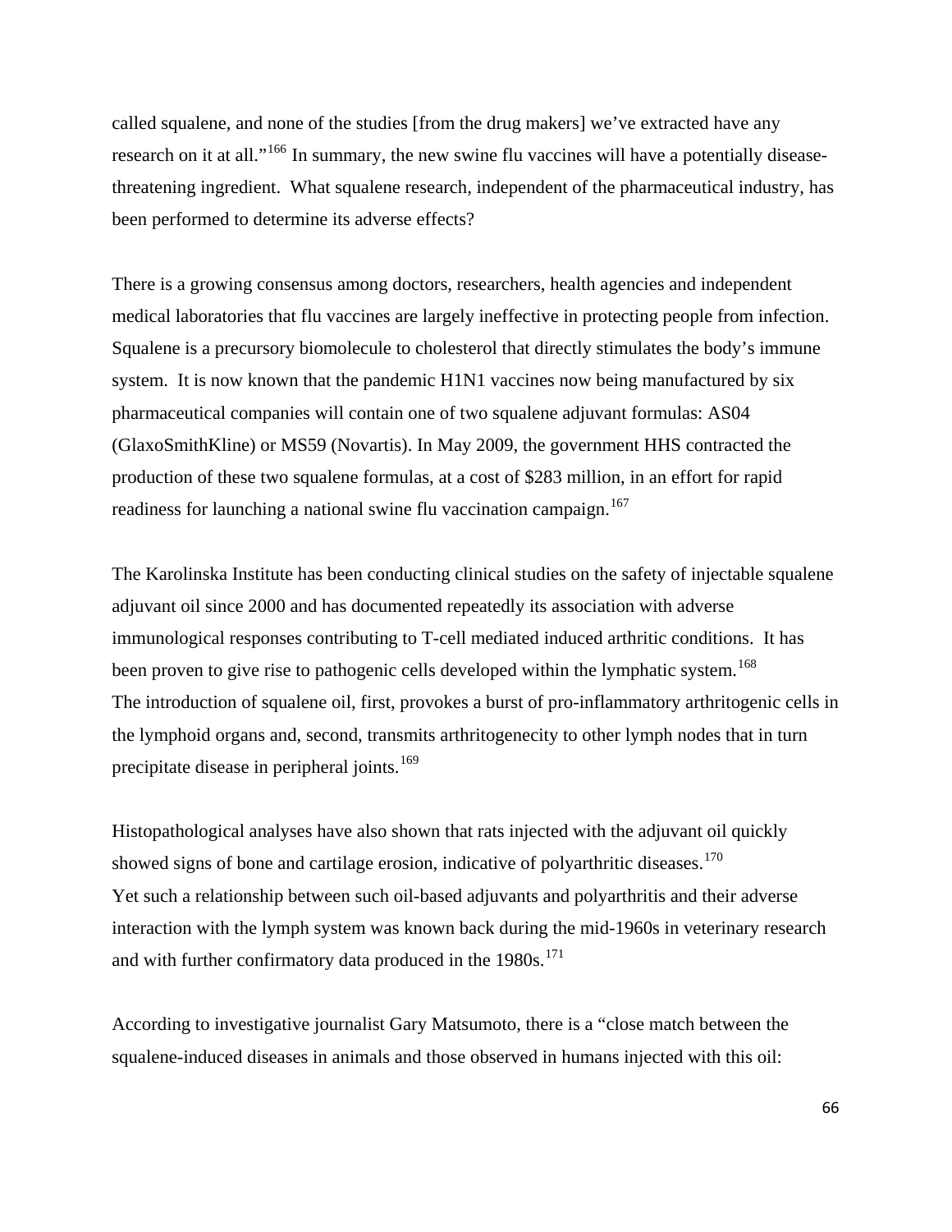called squalene, and none of the studies [from the drug makers] we've extracted have any research on it at all."[166] In summary, the new swine flu vaccines will have a potentially disease-threatening ingredient. What squalene research, independent of the pharmaceutical industry, has been performed to determine its adverse effects?

There is a growing consensus among doctors, researchers, health agencies and independent medical laboratories that flu vaccines are largely ineffective in protecting people from infection. Squalene is a precursory biomolecule to cholesterol that directly stimulates the body's immune system. It is now known that the pandemic H1N1 vaccines now being manufactured by six pharmaceutical companies will contain one of two squalene adjuvant formulas: AS04 (GlaxoSmithKline) or MS59 (Novartis). In May 2009, the government HHS contracted the production of these two squalene formulas, at a cost of $283 million, in an effort for rapid readiness for launching a national swine flu vaccination campaign.[167]

The Karolinska Institute has been conducting clinical studies on the safety of injectable squalene adjuvant oil since 2000 and has documented repeatedly its association with adverse immunological responses contributing to T-cell mediated induced arthritic conditions. It has been proven to give rise to pathogenic cells developed within the lymphatic system.[168]
The introduction of squalene oil, first, provokes a burst of pro-inflammatory arthritogenic cells in the lymphoid organs and, second, transmits arthritogenecity to other lymph nodes that in turn precipitate disease in peripheral joints.[169]

Histopathological analyses have also shown that rats injected with the adjuvant oil quickly showed signs of bone and cartilage erosion, indicative of polyarthritic diseases.[170]
Yet such a relationship between such oil-based adjuvants and polyarthritis and their adverse interaction with the lymph system was known back during the mid-1960s in veterinary research and with further confirmatory data produced in the 1980s.[171]

According to investigative journalist Gary Matsumoto, there is a "close match between the squalene-induced diseases in animals and those observed in humans injected with this oil: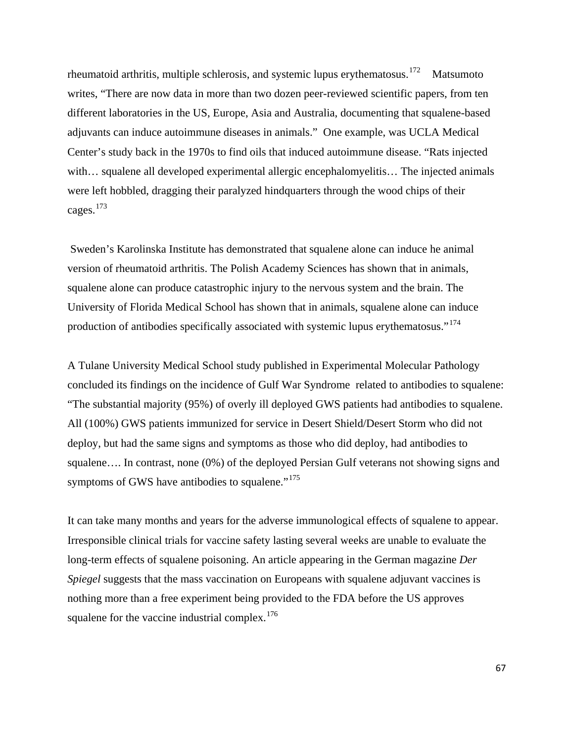rheumatoid arthritis, multiple schlerosis, and systemic lupus erythematosus.[172] Matsumoto writes, "There are now data in more than two dozen peer-reviewed scientific papers, from ten different laboratories in the US, Europe, Asia and Australia, documenting that squalene-based adjuvants can induce autoimmune diseases in animals." One example, was UCLA Medical Center's study back in the 1970s to find oils that induced autoimmune disease. "Rats injected with… squalene all developed experimental allergic encephalomyelitis… The injected animals were left hobbled, dragging their paralyzed hindquarters through the wood chips of their cages.[173]

Sweden's Karolinska Institute has demonstrated that squalene alone can induce he animal version of rheumatoid arthritis. The Polish Academy Sciences has shown that in animals, squalene alone can produce catastrophic injury to the nervous system and the brain. The University of Florida Medical School has shown that in animals, squalene alone can induce production of antibodies specifically associated with systemic lupus erythematosus."[174]

A Tulane University Medical School study published in Experimental Molecular Pathology concluded its findings on the incidence of Gulf War Syndrome related to antibodies to squalene: "The substantial majority (95%) of overly ill deployed GWS patients had antibodies to squalene. All (100%) GWS patients immunized for service in Desert Shield/Desert Storm who did not deploy, but had the same signs and symptoms as those who did deploy, had antibodies to squalene…. In contrast, none (0%) of the deployed Persian Gulf veterans not showing signs and symptoms of GWS have antibodies to squalene."[175]

It can take many months and years for the adverse immunological effects of squalene to appear. Irresponsible clinical trials for vaccine safety lasting several weeks are unable to evaluate the long-term effects of squalene poisoning. An article appearing in the German magazine *Der Spiegel* suggests that the mass vaccination on Europeans with squalene adjuvant vaccines is nothing more than a free experiment being provided to the FDA before the US approves squalene for the vaccine industrial complex.[176]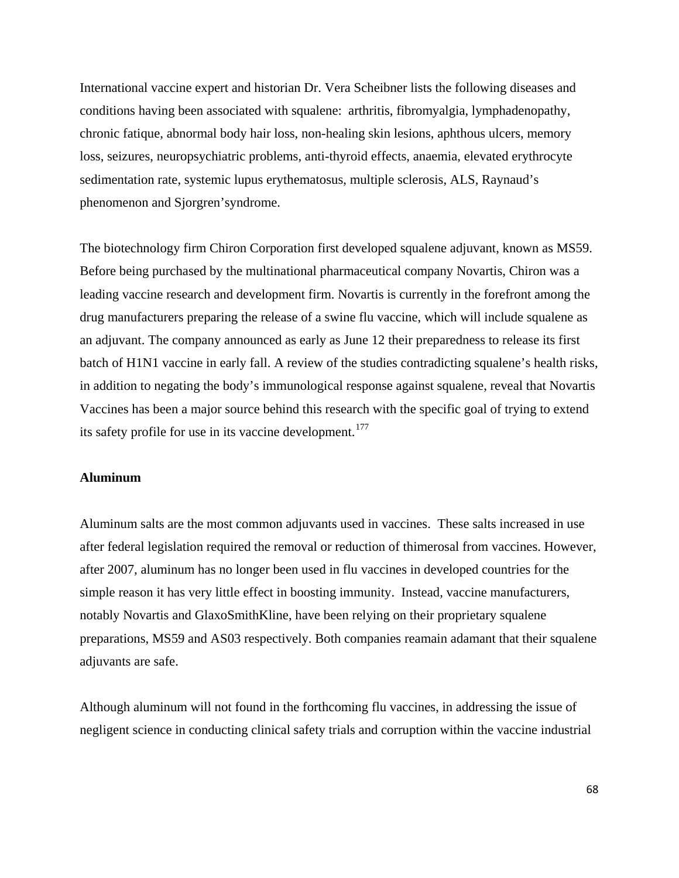International vaccine expert and historian Dr. Vera Scheibner lists the following diseases and conditions having been associated with squalene: arthritis, fibromyalgia, lymphadenopathy, chronic fatique, abnormal body hair loss, non-healing skin lesions, aphthous ulcers, memory loss, seizures, neuropsychiatric problems, anti-thyroid effects, anaemia, elevated erythrocyte sedimentation rate, systemic lupus erythematosus, multiple sclerosis, ALS, Raynaud's phenomenon and Sjorgren'syndrome.

The biotechnology firm Chiron Corporation first developed squalene adjuvant, known as MS59. Before being purchased by the multinational pharmaceutical company Novartis, Chiron was a leading vaccine research and development firm. Novartis is currently in the forefront among the drug manufacturers preparing the release of a swine flu vaccine, which will include squalene as an adjuvant. The company announced as early as June 12 their preparedness to release its first batch of H1N1 vaccine in early fall. A review of the studies contradicting squalene's health risks, in addition to negating the body's immunological response against squalene, reveal that Novartis Vaccines has been a major source behind this research with the specific goal of trying to extend its safety profile for use in its vaccine development.[177]

**Aluminum**

Aluminum salts are the most common adjuvants used in vaccines. These salts increased in use after federal legislation required the removal or reduction of thimerosal from vaccines. However, after 2007, aluminum has no longer been used in flu vaccines in developed countries for the simple reason it has very little effect in boosting immunity. Instead, vaccine manufacturers, notably Novartis and GlaxoSmithKline, have been relying on their proprietary squalene preparations, MS59 and AS03 respectively. Both companies reamain adamant that their squalene adjuvants are safe.

Although aluminum will not found in the forthcoming flu vaccines, in addressing the issue of negligent science in conducting clinical safety trials and corruption within the vaccine industrial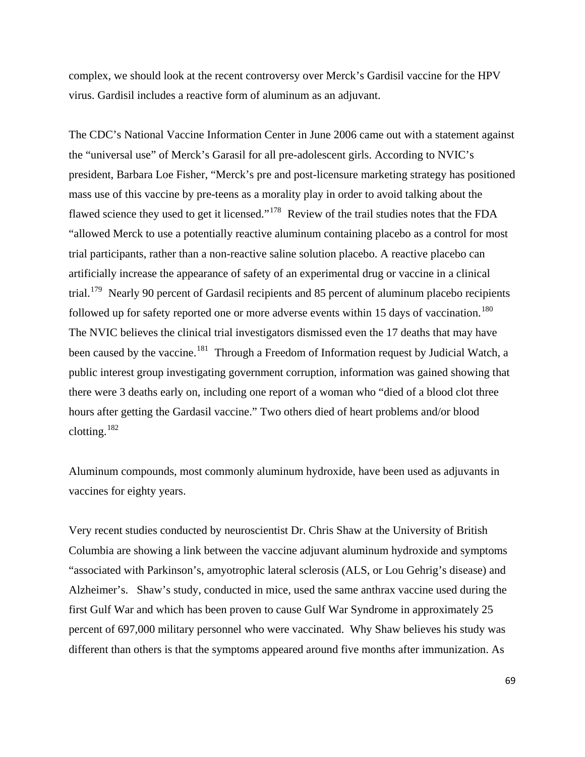complex, we should look at the recent controversy over Merck's Gardisil vaccine for the HPV virus. Gardisil includes a reactive form of aluminum as an adjuvant.

The CDC's National Vaccine Information Center in June 2006 came out with a statement against the "universal use" of Merck's Garasil for all pre-adolescent girls. According to NVIC's president, Barbara Loe Fisher, "Merck's pre and post-licensure marketing strategy has positioned mass use of this vaccine by pre-teens as a morality play in order to avoid talking about the flawed science they used to get it licensed."[178] Review of the trail studies notes that the FDA "allowed Merck to use a potentially reactive aluminum containing placebo as a control for most trial participants, rather than a non-reactive saline solution placebo. A reactive placebo can artificially increase the appearance of safety of an experimental drug or vaccine in a clinical trial.[179] Nearly 90 percent of Gardasil recipients and 85 percent of aluminum placebo recipients followed up for safety reported one or more adverse events within 15 days of vaccination.[180] The NVIC believes the clinical trial investigators dismissed even the 17 deaths that may have been caused by the vaccine.[181] Through a Freedom of Information request by Judicial Watch, a public interest group investigating government corruption, information was gained showing that there were 3 deaths early on, including one report of a woman who "died of a blood clot three hours after getting the Gardasil vaccine." Two others died of heart problems and/or blood clotting.[182]

Aluminum compounds, most commonly aluminum hydroxide, have been used as adjuvants in vaccines for eighty years.

Very recent studies conducted by neuroscientist Dr. Chris Shaw at the University of British Columbia are showing a link between the vaccine adjuvant aluminum hydroxide and symptoms "associated with Parkinson's, amyotrophic lateral sclerosis (ALS, or Lou Gehrig's disease) and Alzheimer's. Shaw's study, conducted in mice, used the same anthrax vaccine used during the first Gulf War and which has been proven to cause Gulf War Syndrome in approximately 25 percent of 697,000 military personnel who were vaccinated. Why Shaw believes his study was different than others is that the symptoms appeared around five months after immunization. As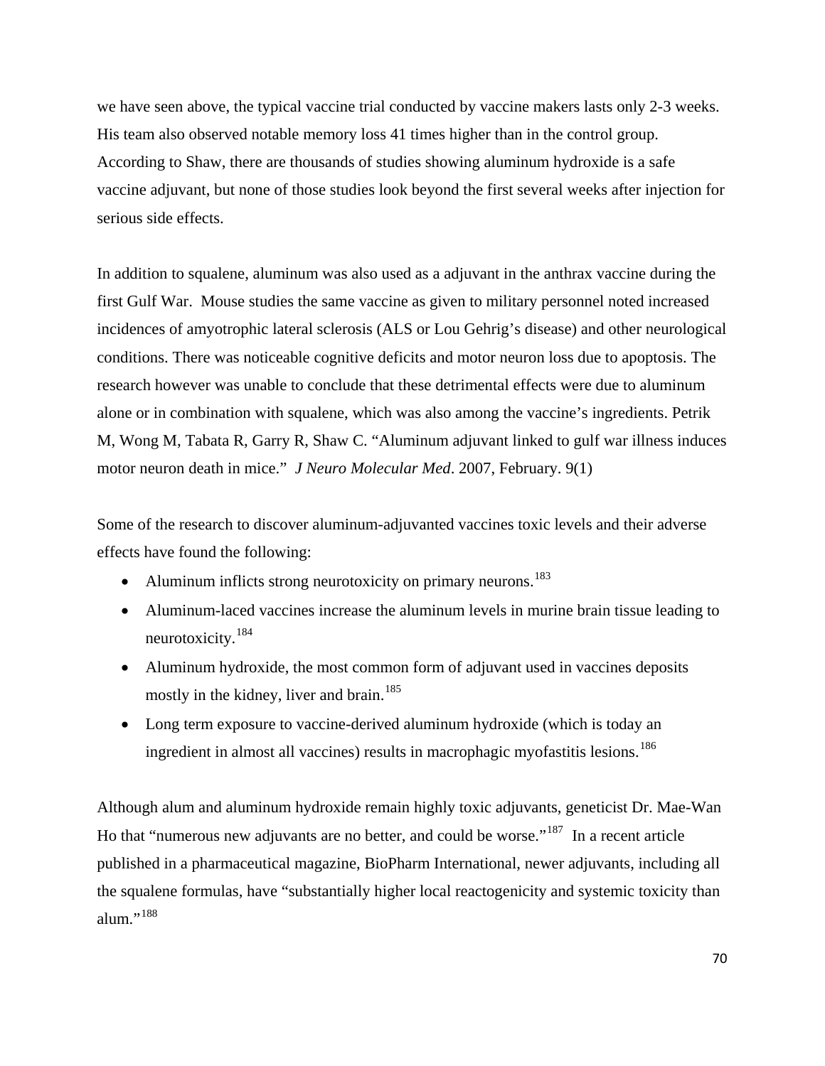we have seen above, the typical vaccine trial conducted by vaccine makers lasts only 2-3 weeks. His team also observed notable memory loss 41 times higher than in the control group. According to Shaw, there are thousands of studies showing aluminum hydroxide is a safe vaccine adjuvant, but none of those studies look beyond the first several weeks after injection for serious side effects.

In addition to squalene, aluminum was also used as a adjuvant in the anthrax vaccine during the first Gulf War.  Mouse studies the same vaccine as given to military personnel noted increased incidences of amyotrophic lateral sclerosis (ALS or Lou Gehrig's disease) and other neurological conditions. There was noticeable cognitive deficits and motor neuron loss due to apoptosis. The research however was unable to conclude that these detrimental effects were due to aluminum alone or in combination with squalene, which was also among the vaccine's ingredients. Petrik M, Wong M, Tabata R, Garry R, Shaw C. "Aluminum adjuvant linked to gulf war illness induces motor neuron death in mice."  *J Neuro Molecular Med*. 2007, February. 9(1)

Some of the research to discover aluminum-adjuvanted vaccines toxic levels and their adverse effects have found the following:

- Aluminum inflicts strong neurotoxicity on primary neurons.[183]
- Aluminum-laced vaccines increase the aluminum levels in murine brain tissue leading to neurotoxicity.[184]
- Aluminum hydroxide, the most common form of adjuvant used in vaccines deposits mostly in the kidney, liver and brain.[185]
- Long term exposure to vaccine-derived aluminum hydroxide (which is today an ingredient in almost all vaccines) results in macrophagic myofastitis lesions.[186]

Although alum and aluminum hydroxide remain highly toxic adjuvants, geneticist Dr. Mae-Wan Ho that "numerous new adjuvants are no better, and could be worse."[187]  In a recent article published in a pharmaceutical magazine, BioPharm International, newer adjuvants, including all the squalene formulas, have "substantially higher local reactogenicity and systemic toxicity than alum."[188]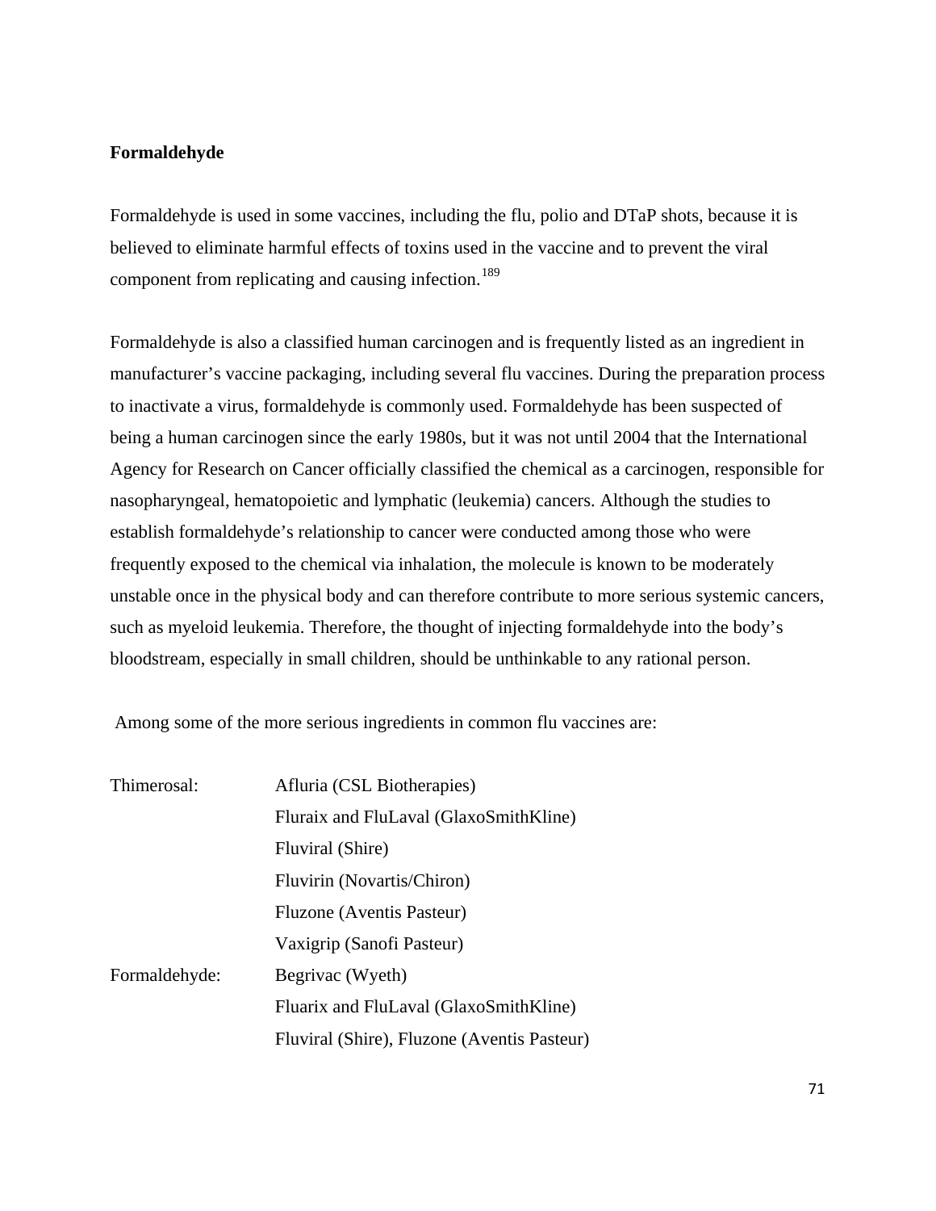**Formaldehyde**

Formaldehyde is used in some vaccines, including the flu, polio and DTaP shots, because it is believed to eliminate harmful effects of toxins used in the vaccine and to prevent the viral component from replicating and causing infection.[189]

Formaldehyde is also a classified human carcinogen and is frequently listed as an ingredient in manufacturer's vaccine packaging, including several flu vaccines. During the preparation process to inactivate a virus, formaldehyde is commonly used. Formaldehyde has been suspected of being a human carcinogen since the early 1980s, but it was not until 2004 that the International Agency for Research on Cancer officially classified the chemical as a carcinogen, responsible for nasopharyngeal, hematopoietic and lymphatic (leukemia) cancers. Although the studies to establish formaldehyde's relationship to cancer were conducted among those who were frequently exposed to the chemical via inhalation, the molecule is known to be moderately unstable once in the physical body and can therefore contribute to more serious systemic cancers, such as myeloid leukemia. Therefore, the thought of injecting formaldehyde into the body's bloodstream, especially in small children, should be unthinkable to any rational person.

Among some of the more serious ingredients in common flu vaccines are:

| | |
|---|---|
| Thimerosal: | Afluria (CSL Biotherapies) |
| | Fluraix and FluLaval (GlaxoSmithKline) |
| | Fluviral (Shire) |
| | Fluvirin (Novartis/Chiron) |
| | Fluzone (Aventis Pasteur) |
| | Vaxigrip (Sanofi Pasteur) |
| Formaldehyde: | Begrivac (Wyeth) |
| | Fluarix and FluLaval (GlaxoSmithKline) |
| | Fluviral (Shire), Fluzone (Aventis Pasteur) |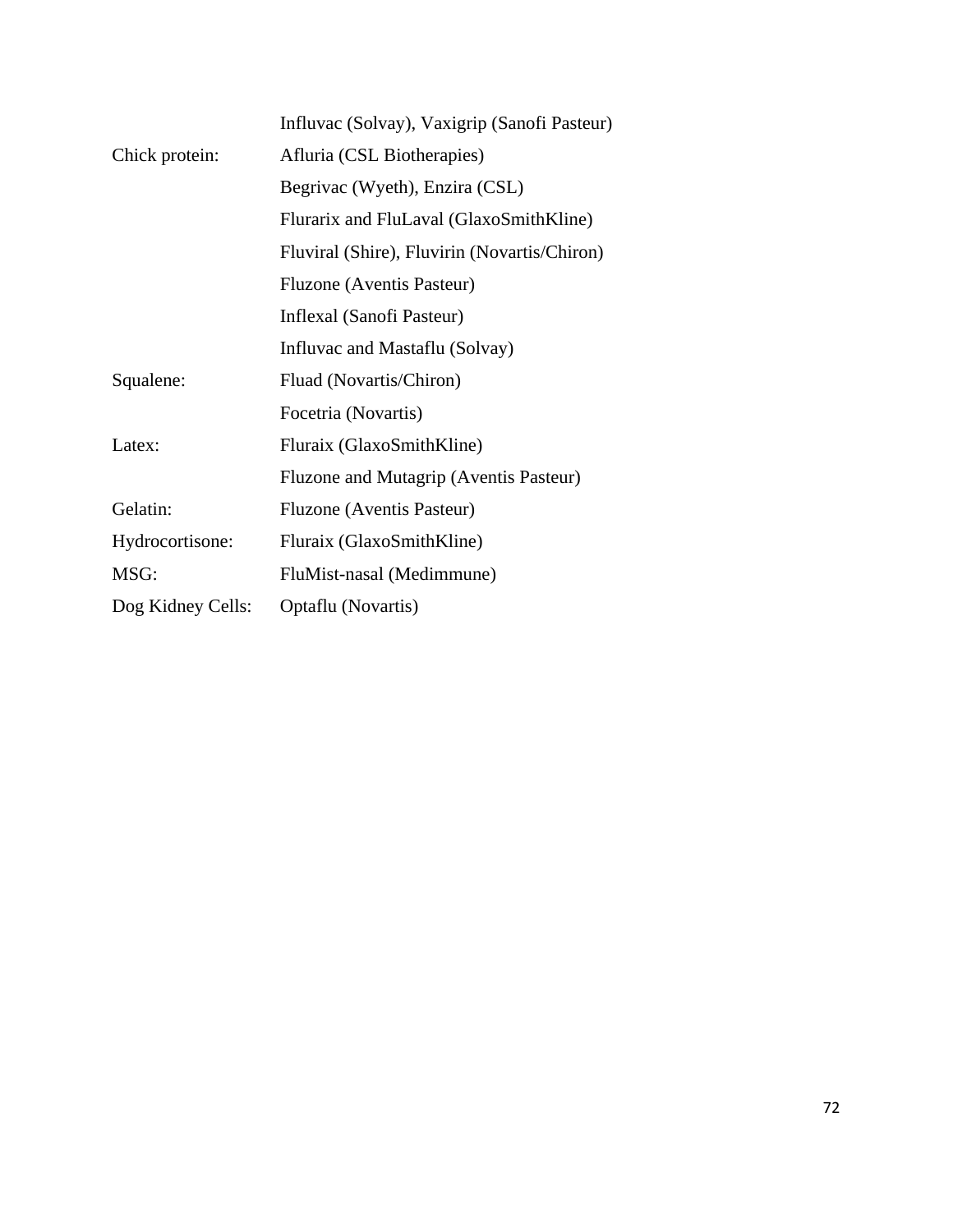| | |
|---|---|
| | Influvac (Solvay), Vaxigrip (Sanofi Pasteur) |
| Chick protein: | Afluria (CSL Biotherapies) |
| | Begrivac (Wyeth), Enzira (CSL) |
| | Flurarix and FluLaval (GlaxoSmithKline) |
| | Fluviral (Shire), Fluvirin (Novartis/Chiron) |
| | Fluzone (Aventis Pasteur) |
| | Inflexal (Sanofi Pasteur) |
| | Influvac and Mastaflu (Solvay) |
| Squalene: | Fluad (Novartis/Chiron) |
| | Focetria (Novartis) |
| Latex: | Fluraix (GlaxoSmithKline) |
| | Fluzone and Mutagrip (Aventis Pasteur) |
| Gelatin: | Fluzone (Aventis Pasteur) |
| Hydrocortisone: | Fluraix (GlaxoSmithKline) |
| MSG: | FluMist-nasal (Medimmune) |
| Dog Kidney Cells: | Optaflu (Novartis) |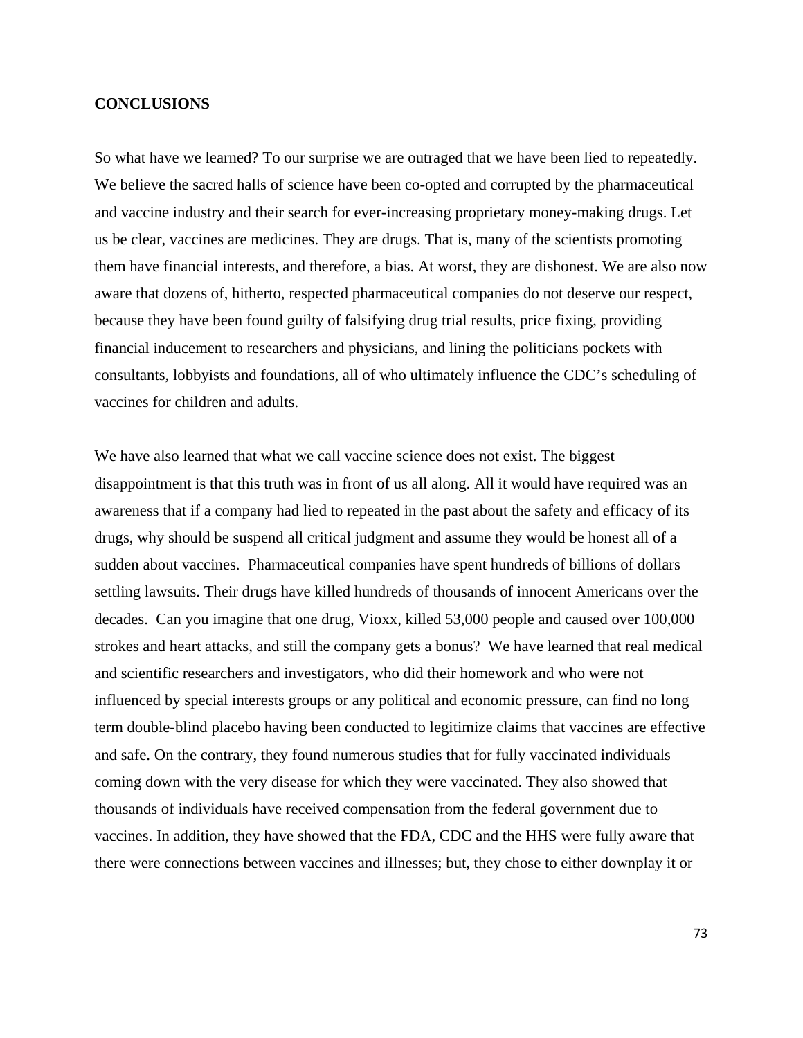**CONCLUSIONS**

So what have we learned? To our surprise we are outraged that we have been lied to repeatedly. We believe the sacred halls of science have been co-opted and corrupted by the pharmaceutical and vaccine industry and their search for ever-increasing proprietary money-making drugs. Let us be clear, vaccines are medicines. They are drugs. That is, many of the scientists promoting them have financial interests, and therefore, a bias. At worst, they are dishonest. We are also now aware that dozens of, hitherto, respected pharmaceutical companies do not deserve our respect, because they have been found guilty of falsifying drug trial results, price fixing, providing financial inducement to researchers and physicians, and lining the politicians pockets with consultants, lobbyists and foundations, all of who ultimately influence the CDC's scheduling of vaccines for children and adults.

We have also learned that what we call vaccine science does not exist. The biggest disappointment is that this truth was in front of us all along. All it would have required was an awareness that if a company had lied to repeated in the past about the safety and efficacy of its drugs, why should be suspend all critical judgment and assume they would be honest all of a sudden about vaccines.  Pharmaceutical companies have spent hundreds of billions of dollars settling lawsuits. Their drugs have killed hundreds of thousands of innocent Americans over the decades.  Can you imagine that one drug, Vioxx, killed 53,000 people and caused over 100,000 strokes and heart attacks, and still the company gets a bonus?  We have learned that real medical and scientific researchers and investigators, who did their homework and who were not influenced by special interests groups or any political and economic pressure, can find no long term double-blind placebo having been conducted to legitimize claims that vaccines are effective and safe. On the contrary, they found numerous studies that for fully vaccinated individuals coming down with the very disease for which they were vaccinated. They also showed that thousands of individuals have received compensation from the federal government due to vaccines. In addition, they have showed that the FDA, CDC and the HHS were fully aware that there were connections between vaccines and illnesses; but, they chose to either downplay it or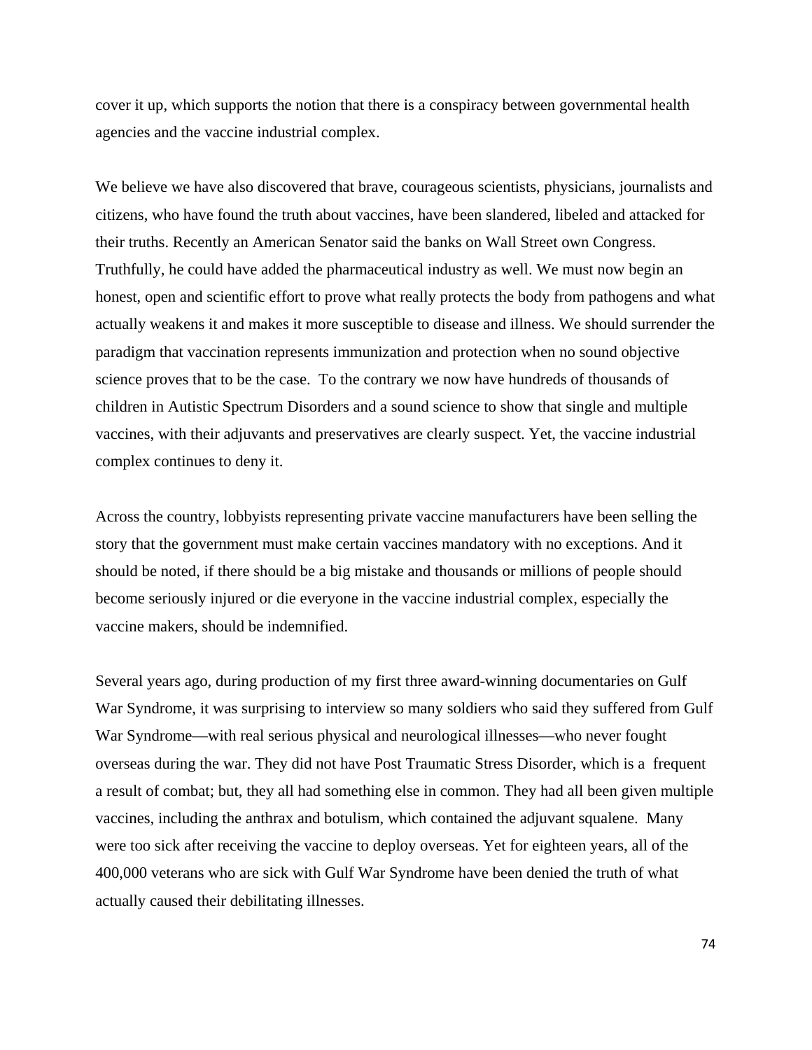cover it up, which supports the notion that there is a conspiracy between governmental health agencies and the vaccine industrial complex.

We believe we have also discovered that brave, courageous scientists, physicians, journalists and citizens, who have found the truth about vaccines, have been slandered, libeled and attacked for their truths. Recently an American Senator said the banks on Wall Street own Congress. Truthfully, he could have added the pharmaceutical industry as well. We must now begin an honest, open and scientific effort to prove what really protects the body from pathogens and what actually weakens it and makes it more susceptible to disease and illness. We should surrender the paradigm that vaccination represents immunization and protection when no sound objective science proves that to be the case.  To the contrary we now have hundreds of thousands of children in Autistic Spectrum Disorders and a sound science to show that single and multiple vaccines, with their adjuvants and preservatives are clearly suspect. Yet, the vaccine industrial complex continues to deny it.

Across the country, lobbyists representing private vaccine manufacturers have been selling the story that the government must make certain vaccines mandatory with no exceptions. And it should be noted, if there should be a big mistake and thousands or millions of people should become seriously injured or die everyone in the vaccine industrial complex, especially the vaccine makers, should be indemnified.

Several years ago, during production of my first three award-winning documentaries on Gulf War Syndrome, it was surprising to interview so many soldiers who said they suffered from Gulf War Syndrome—with real serious physical and neurological illnesses—who never fought overseas during the war. They did not have Post Traumatic Stress Disorder, which is a  frequent a result of combat; but, they all had something else in common. They had all been given multiple vaccines, including the anthrax and botulism, which contained the adjuvant squalene.  Many were too sick after receiving the vaccine to deploy overseas. Yet for eighteen years, all of the 400,000 veterans who are sick with Gulf War Syndrome have been denied the truth of what actually caused their debilitating illnesses.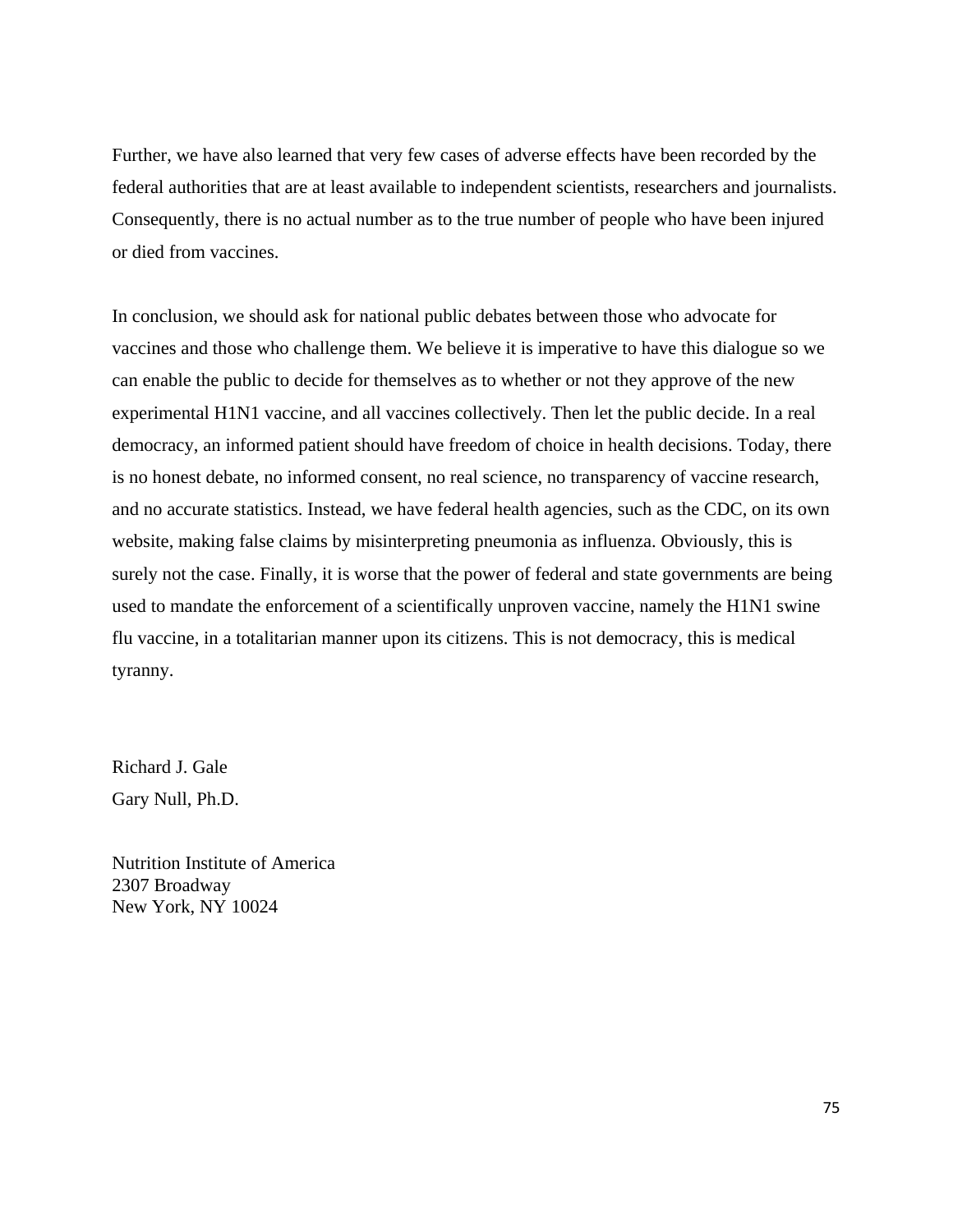Further, we have also learned that very few cases of adverse effects have been recorded by the federal authorities that are at least available to independent scientists, researchers and journalists. Consequently, there is no actual number as to the true number of people who have been injured or died from vaccines.

In conclusion, we should ask for national public debates between those who advocate for vaccines and those who challenge them. We believe it is imperative to have this dialogue so we can enable the public to decide for themselves as to whether or not they approve of the new experimental H1N1 vaccine, and all vaccines collectively. Then let the public decide. In a real democracy, an informed patient should have freedom of choice in health decisions. Today, there is no honest debate, no informed consent, no real science, no transparency of vaccine research, and no accurate statistics. Instead, we have federal health agencies, such as the CDC, on its own website, making false claims by misinterpreting pneumonia as influenza. Obviously, this is surely not the case. Finally, it is worse that the power of federal and state governments are being used to mandate the enforcement of a scientifically unproven vaccine, namely the H1N1 swine flu vaccine, in a totalitarian manner upon its citizens. This is not democracy, this is medical tyranny.

Richard J. Gale
Gary Null, Ph.D.

Nutrition Institute of America
2307 Broadway
New York, NY 10024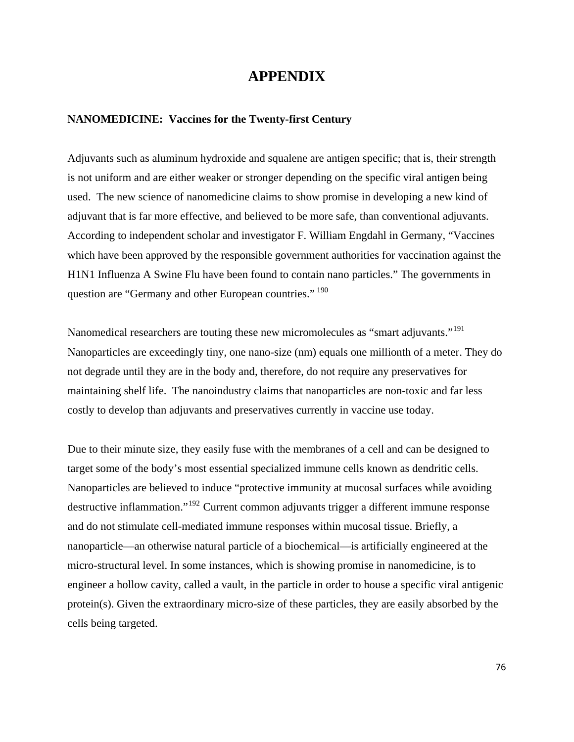# APPENDIX

**NANOMEDICINE: Vaccines for the Twenty-first Century**

Adjuvants such as aluminum hydroxide and squalene are antigen specific; that is, their strength is not uniform and are either weaker or stronger depending on the specific viral antigen being used. The new science of nanomedicine claims to show promise in developing a new kind of adjuvant that is far more effective, and believed to be more safe, than conventional adjuvants. According to independent scholar and investigator F. William Engdahl in Germany, "Vaccines which have been approved by the responsible government authorities for vaccination against the H1N1 Influenza A Swine Flu have been found to contain nano particles." The governments in question are "Germany and other European countries." [190]

Nanomedical researchers are touting these new micromolecules as "smart adjuvants."[191] Nanoparticles are exceedingly tiny, one nano-size (nm) equals one millionth of a meter. They do not degrade until they are in the body and, therefore, do not require any preservatives for maintaining shelf life. The nanoindustry claims that nanoparticles are non-toxic and far less costly to develop than adjuvants and preservatives currently in vaccine use today.

Due to their minute size, they easily fuse with the membranes of a cell and can be designed to target some of the body's most essential specialized immune cells known as dendritic cells. Nanoparticles are believed to induce "protective immunity at mucosal surfaces while avoiding destructive inflammation."[192] Current common adjuvants trigger a different immune response and do not stimulate cell-mediated immune responses within mucosal tissue. Briefly, a nanoparticle—an otherwise natural particle of a biochemical—is artificially engineered at the micro-structural level. In some instances, which is showing promise in nanomedicine, is to engineer a hollow cavity, called a vault, in the particle in order to house a specific viral antigenic protein(s). Given the extraordinary micro-size of these particles, they are easily absorbed by the cells being targeted.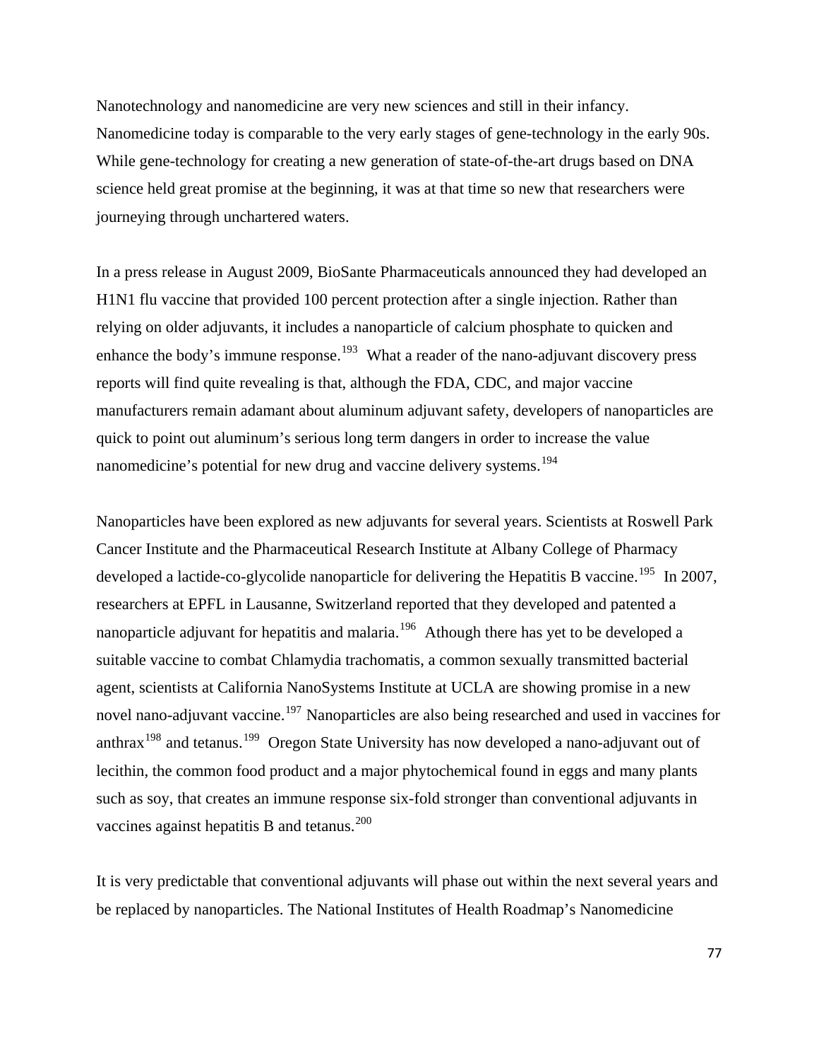Nanotechnology and nanomedicine are very new sciences and still in their infancy. Nanomedicine today is comparable to the very early stages of gene-technology in the early 90s. While gene-technology for creating a new generation of state-of-the-art drugs based on DNA science held great promise at the beginning, it was at that time so new that researchers were journeying through unchartered waters.

In a press release in August 2009, BioSante Pharmaceuticals announced they had developed an H1N1 flu vaccine that provided 100 percent protection after a single injection. Rather than relying on older adjuvants, it includes a nanoparticle of calcium phosphate to quicken and enhance the body's immune response.[193] What a reader of the nano-adjuvant discovery press reports will find quite revealing is that, although the FDA, CDC, and major vaccine manufacturers remain adamant about aluminum adjuvant safety, developers of nanoparticles are quick to point out aluminum's serious long term dangers in order to increase the value nanomedicine's potential for new drug and vaccine delivery systems.[194]

Nanoparticles have been explored as new adjuvants for several years. Scientists at Roswell Park Cancer Institute and the Pharmaceutical Research Institute at Albany College of Pharmacy developed a lactide-co-glycolide nanoparticle for delivering the Hepatitis B vaccine.[195] In 2007, researchers at EPFL in Lausanne, Switzerland reported that they developed and patented a nanoparticle adjuvant for hepatitis and malaria.[196] Athough there has yet to be developed a suitable vaccine to combat Chlamydia trachomatis, a common sexually transmitted bacterial agent, scientists at California NanoSystems Institute at UCLA are showing promise in a new novel nano-adjuvant vaccine.[197] Nanoparticles are also being researched and used in vaccines for anthrax[198] and tetanus.[199] Oregon State University has now developed a nano-adjuvant out of lecithin, the common food product and a major phytochemical found in eggs and many plants such as soy, that creates an immune response six-fold stronger than conventional adjuvants in vaccines against hepatitis B and tetanus.[200]

It is very predictable that conventional adjuvants will phase out within the next several years and be replaced by nanoparticles. The National Institutes of Health Roadmap's Nanomedicine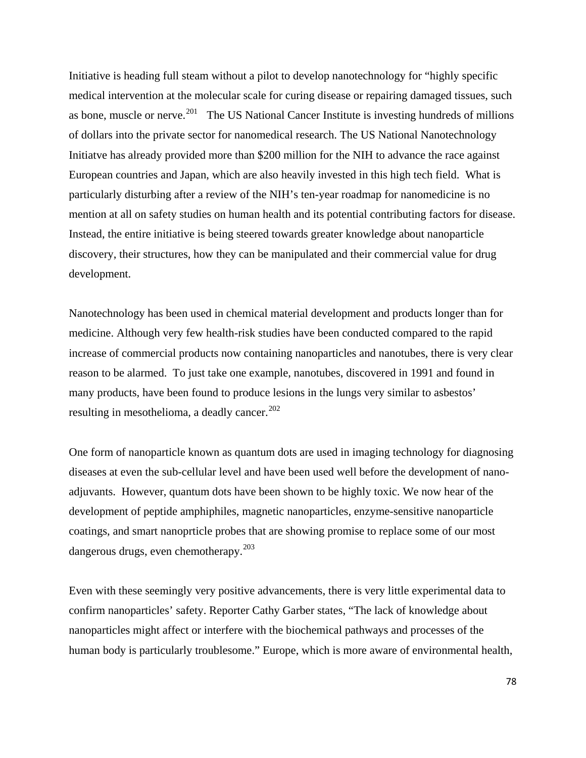Initiative is heading full steam without a pilot to develop nanotechnology for "highly specific medical intervention at the molecular scale for curing disease or repairing damaged tissues, such as bone, muscle or nerve.[201] The US National Cancer Institute is investing hundreds of millions of dollars into the private sector for nanomedical research. The US National Nanotechnology Initiatve has already provided more than $200 million for the NIH to advance the race against European countries and Japan, which are also heavily invested in this high tech field. What is particularly disturbing after a review of the NIH's ten-year roadmap for nanomedicine is no mention at all on safety studies on human health and its potential contributing factors for disease. Instead, the entire initiative is being steered towards greater knowledge about nanoparticle discovery, their structures, how they can be manipulated and their commercial value for drug development.

Nanotechnology has been used in chemical material development and products longer than for medicine. Although very few health-risk studies have been conducted compared to the rapid increase of commercial products now containing nanoparticles and nanotubes, there is very clear reason to be alarmed. To just take one example, nanotubes, discovered in 1991 and found in many products, have been found to produce lesions in the lungs very similar to asbestos' resulting in mesothelioma, a deadly cancer.[202]

One form of nanoparticle known as quantum dots are used in imaging technology for diagnosing diseases at even the sub-cellular level and have been used well before the development of nano-adjuvants. However, quantum dots have been shown to be highly toxic. We now hear of the development of peptide amphiphiles, magnetic nanoparticles, enzyme-sensitive nanoparticle coatings, and smart nanoprticle probes that are showing promise to replace some of our most dangerous drugs, even chemotherapy.[203]

Even with these seemingly very positive advancements, there is very little experimental data to confirm nanoparticles' safety. Reporter Cathy Garber states, "The lack of knowledge about nanoparticles might affect or interfere with the biochemical pathways and processes of the human body is particularly troublesome." Europe, which is more aware of environmental health,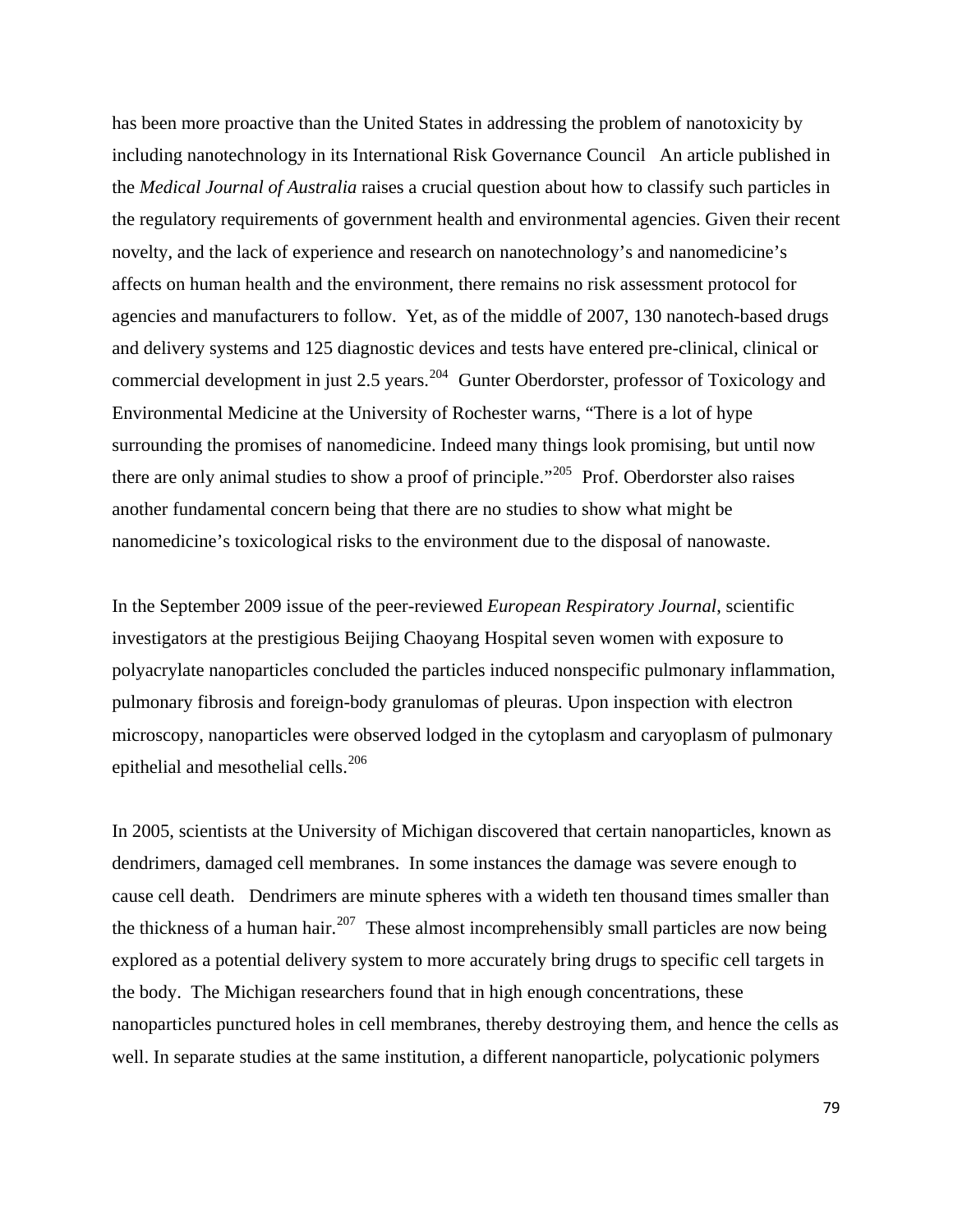has been more proactive than the United States in addressing the problem of nanotoxicity by including nanotechnology in its International Risk Governance Council   An article published in the *Medical Journal of Australia* raises a crucial question about how to classify such particles in the regulatory requirements of government health and environmental agencies. Given their recent novelty, and the lack of experience and research on nanotechnology's and nanomedicine's affects on human health and the environment, there remains no risk assessment protocol for agencies and manufacturers to follow.  Yet, as of the middle of 2007, 130 nanotech-based drugs and delivery systems and 125 diagnostic devices and tests have entered pre-clinical, clinical or commercial development in just 2.5 years.[204]  Gunter Oberdorster, professor of Toxicology and Environmental Medicine at the University of Rochester warns, "There is a lot of hype surrounding the promises of nanomedicine. Indeed many things look promising, but until now there are only animal studies to show a proof of principle."[205]  Prof. Oberdorster also raises another fundamental concern being that there are no studies to show what might be nanomedicine's toxicological risks to the environment due to the disposal of nanowaste.

In the September 2009 issue of the peer-reviewed *European Respiratory Journal*, scientific investigators at the prestigious Beijing Chaoyang Hospital seven women with exposure to polyacrylate nanoparticles concluded the particles induced nonspecific pulmonary inflammation, pulmonary fibrosis and foreign-body granulomas of pleuras. Upon inspection with electron microscopy, nanoparticles were observed lodged in the cytoplasm and caryoplasm of pulmonary epithelial and mesothelial cells.[206]

In 2005, scientists at the University of Michigan discovered that certain nanoparticles, known as dendrimers, damaged cell membranes.  In some instances the damage was severe enough to cause cell death.   Dendrimers are minute spheres with a wideth ten thousand times smaller than the thickness of a human hair.[207]  These almost incomprehensibly small particles are now being explored as a potential delivery system to more accurately bring drugs to specific cell targets in the body.  The Michigan researchers found that in high enough concentrations, these nanoparticles punctured holes in cell membranes, thereby destroying them, and hence the cells as well. In separate studies at the same institution, a different nanoparticle, polycationic polymers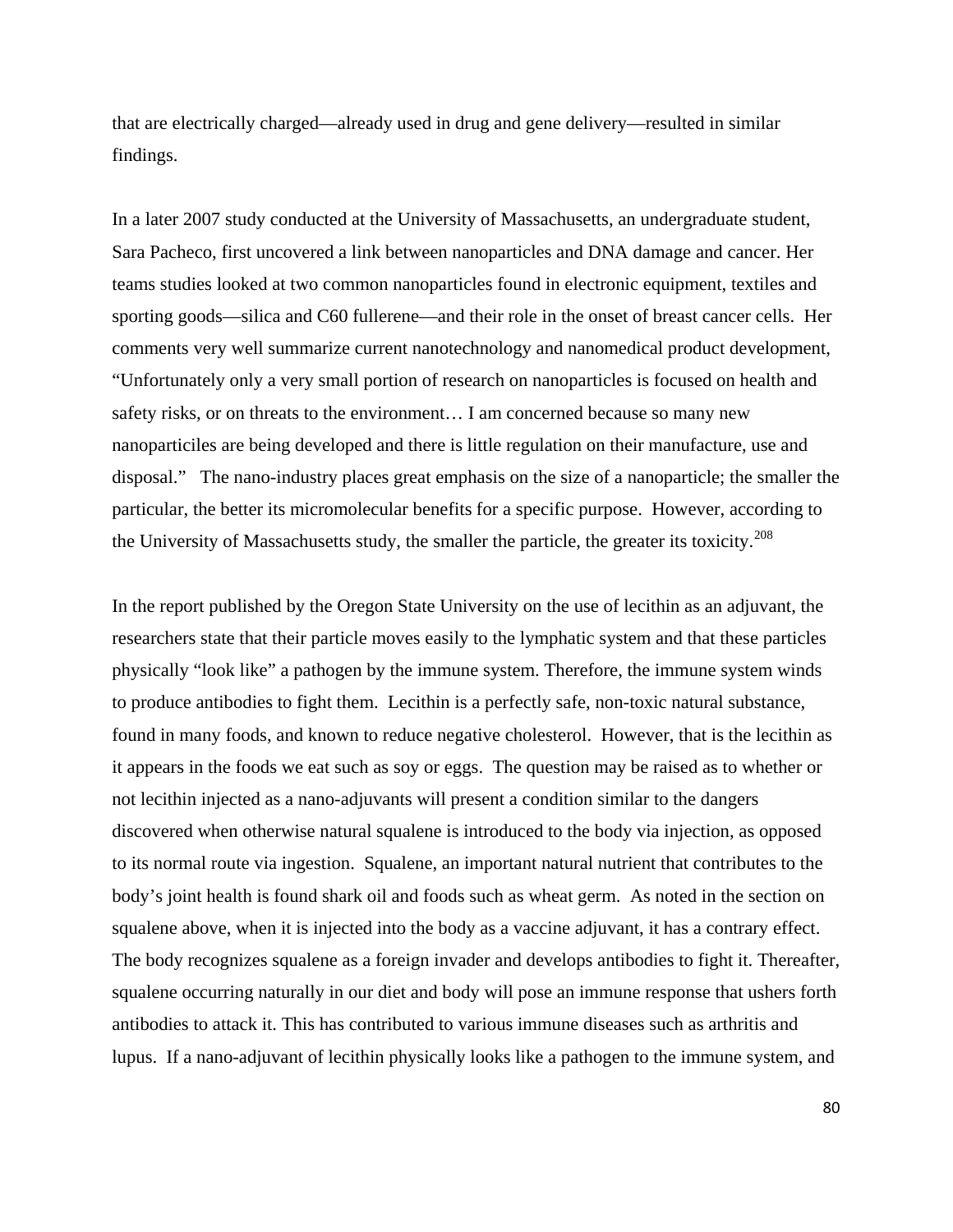that are electrically charged—already used in drug and gene delivery—resulted in similar findings.

In a later 2007 study conducted at the University of Massachusetts, an undergraduate student, Sara Pacheco, first uncovered a link between nanoparticles and DNA damage and cancer. Her teams studies looked at two common nanoparticles found in electronic equipment, textiles and sporting goods—silica and C60 fullerene—and their role in the onset of breast cancer cells. Her comments very well summarize current nanotechnology and nanomedical product development, "Unfortunately only a very small portion of research on nanoparticles is focused on health and safety risks, or on threats to the environment… I am concerned because so many new nanoparticiles are being developed and there is little regulation on their manufacture, use and disposal." The nano-industry places great emphasis on the size of a nanoparticle; the smaller the particular, the better its micromolecular benefits for a specific purpose. However, according to the University of Massachusetts study, the smaller the particle, the greater its toxicity.[208]

In the report published by the Oregon State University on the use of lecithin as an adjuvant, the researchers state that their particle moves easily to the lymphatic system and that these particles physically "look like" a pathogen by the immune system. Therefore, the immune system winds to produce antibodies to fight them. Lecithin is a perfectly safe, non-toxic natural substance, found in many foods, and known to reduce negative cholesterol. However, that is the lecithin as it appears in the foods we eat such as soy or eggs. The question may be raised as to whether or not lecithin injected as a nano-adjuvants will present a condition similar to the dangers discovered when otherwise natural squalene is introduced to the body via injection, as opposed to its normal route via ingestion. Squalene, an important natural nutrient that contributes to the body's joint health is found shark oil and foods such as wheat germ. As noted in the section on squalene above, when it is injected into the body as a vaccine adjuvant, it has a contrary effect. The body recognizes squalene as a foreign invader and develops antibodies to fight it. Thereafter, squalene occurring naturally in our diet and body will pose an immune response that ushers forth antibodies to attack it. This has contributed to various immune diseases such as arthritis and lupus. If a nano-adjuvant of lecithin physically looks like a pathogen to the immune system, and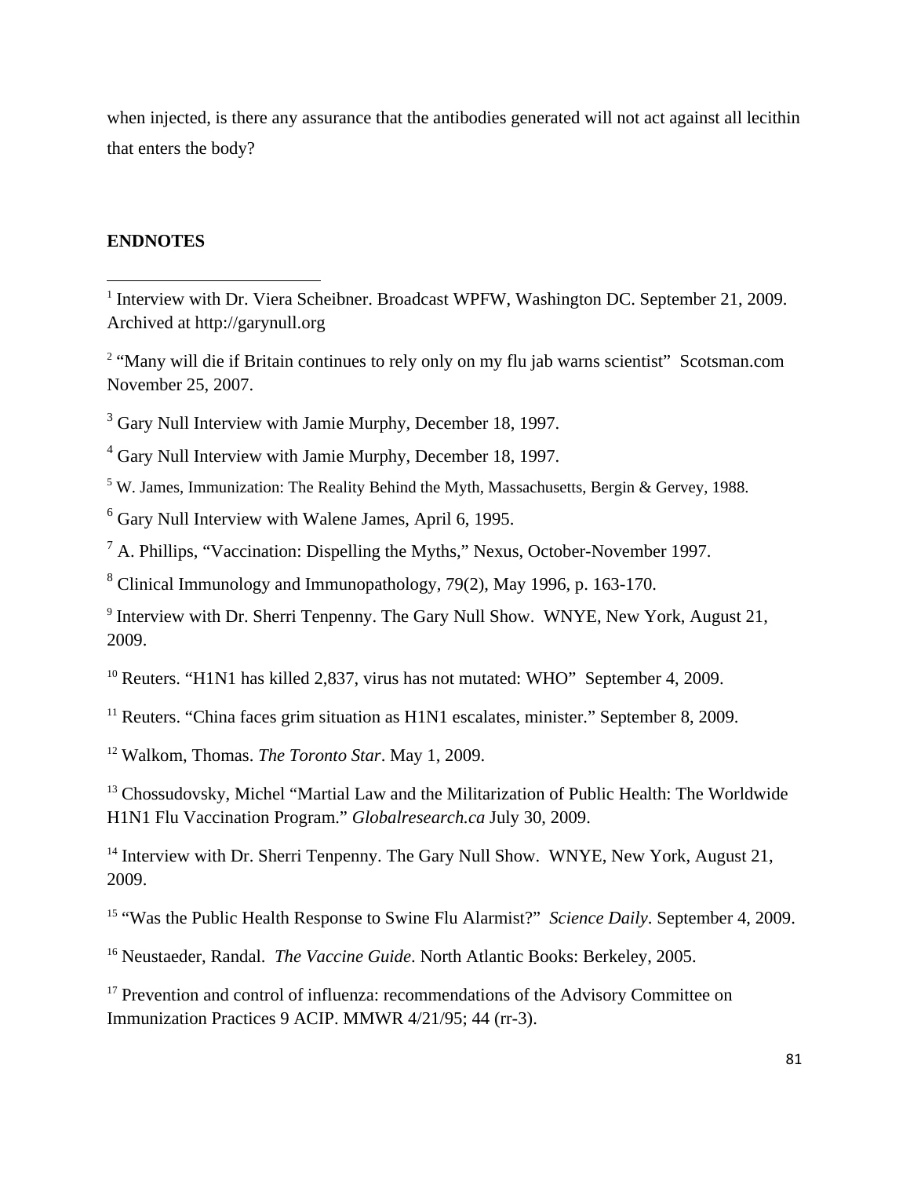when injected, is there any assurance that the antibodies generated will not act against all lecithin that enters the body?

**ENDNOTES**

[1] Interview with Dr. Viera Scheibner. Broadcast WPFW, Washington DC. September 21, 2009. Archived at http://garynull.org

[2] "Many will die if Britain continues to rely only on my flu jab warns scientist" Scotsman.com November 25, 2007.

[3] Gary Null Interview with Jamie Murphy, December 18, 1997.

[4] Gary Null Interview with Jamie Murphy, December 18, 1997.

[5] W. James, Immunization: The Reality Behind the Myth, Massachusetts, Bergin & Gervey, 1988.

[6] Gary Null Interview with Walene James, April 6, 1995.

[7] A. Phillips, "Vaccination: Dispelling the Myths," Nexus, October-November 1997.

[8] Clinical Immunology and Immunopathology, 79(2), May 1996, p. 163-170.

[9] Interview with Dr. Sherri Tenpenny. The Gary Null Show. WNYE, New York, August 21, 2009.

[10] Reuters. "H1N1 has killed 2,837, virus has not mutated: WHO" September 4, 2009.

[11] Reuters. "China faces grim situation as H1N1 escalates, minister." September 8, 2009.

[12] Walkom, Thomas. *The Toronto Star*. May 1, 2009.

[13] Chossudovsky, Michel "Martial Law and the Militarization of Public Health: The Worldwide H1N1 Flu Vaccination Program." *Globalresearch.ca* July 30, 2009.

[14] Interview with Dr. Sherri Tenpenny. The Gary Null Show. WNYE, New York, August 21, 2009.

[15] "Was the Public Health Response to Swine Flu Alarmist?" *Science Daily*. September 4, 2009.

[16] Neustaeder, Randal. *The Vaccine Guide*. North Atlantic Books: Berkeley, 2005.

[17] Prevention and control of influenza: recommendations of the Advisory Committee on Immunization Practices 9 ACIP. MMWR 4/21/95; 44 (rr-3).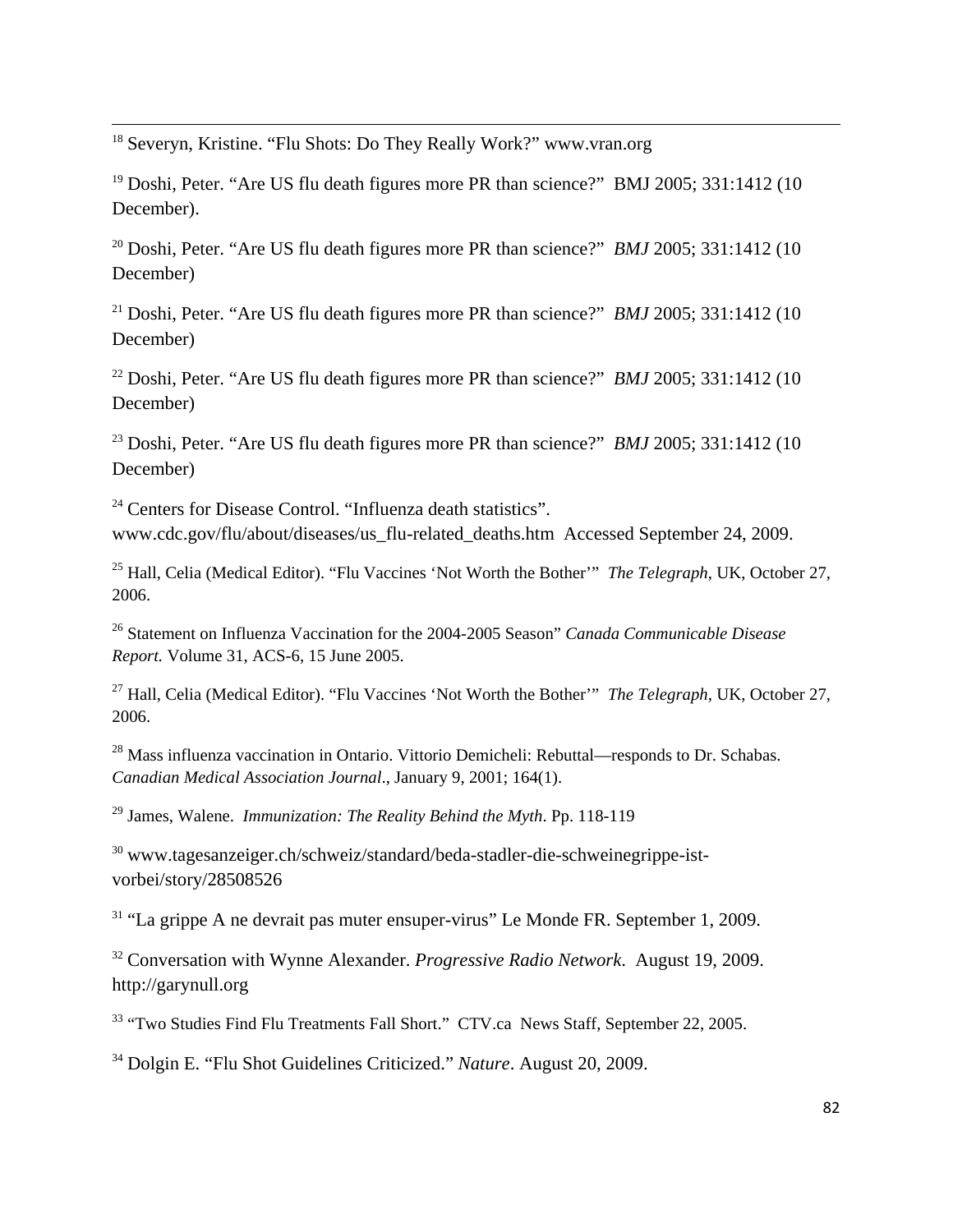[18] Severyn, Kristine. “Flu Shots: Do They Really Work?” www.vran.org

[19] Doshi, Peter. “Are US flu death figures more PR than science?” BMJ 2005; 331:1412 (10 December).

[20] Doshi, Peter. “Are US flu death figures more PR than science?” *BMJ* 2005; 331:1412 (10 December)

[21] Doshi, Peter. “Are US flu death figures more PR than science?” *BMJ* 2005; 331:1412 (10 December)

[22] Doshi, Peter. “Are US flu death figures more PR than science?” *BMJ* 2005; 331:1412 (10 December)

[23] Doshi, Peter. “Are US flu death figures more PR than science?” *BMJ* 2005; 331:1412 (10 December)

[24] Centers for Disease Control. “Influenza death statistics”. www.cdc.gov/flu/about/diseases/us_flu-related_deaths.htm Accessed September 24, 2009.

[25] Hall, Celia (Medical Editor). “Flu Vaccines ‘Not Worth the Bother’” *The Telegraph*, UK, October 27, 2006.

[26] Statement on Influenza Vaccination for the 2004-2005 Season” *Canada Communicable Disease Report.* Volume 31, ACS-6, 15 June 2005.

[27] Hall, Celia (Medical Editor). “Flu Vaccines ‘Not Worth the Bother’” *The Telegraph*, UK, October 27, 2006.

[28] Mass influenza vaccination in Ontario. Vittorio Demicheli: Rebuttal—responds to Dr. Schabas. *Canadian Medical Association Journal*., January 9, 2001; 164(1).

[29] James, Walene. *Immunization: The Reality Behind the Myth*. Pp. 118-119

[30] www.tagesanzeiger.ch/schweiz/standard/beda-stadler-die-schweinegrippe-ist-vorbei/story/28508526

[31] “La grippe A ne devrait pas muter ensuper-virus” Le Monde FR. September 1, 2009.

[32] Conversation with Wynne Alexander. *Progressive Radio Network*. August 19, 2009. http://garynull.org

[33] “Two Studies Find Flu Treatments Fall Short.” CTV.ca News Staff, September 22, 2005.

[34] Dolgin E. “Flu Shot Guidelines Criticized.” *Nature*. August 20, 2009.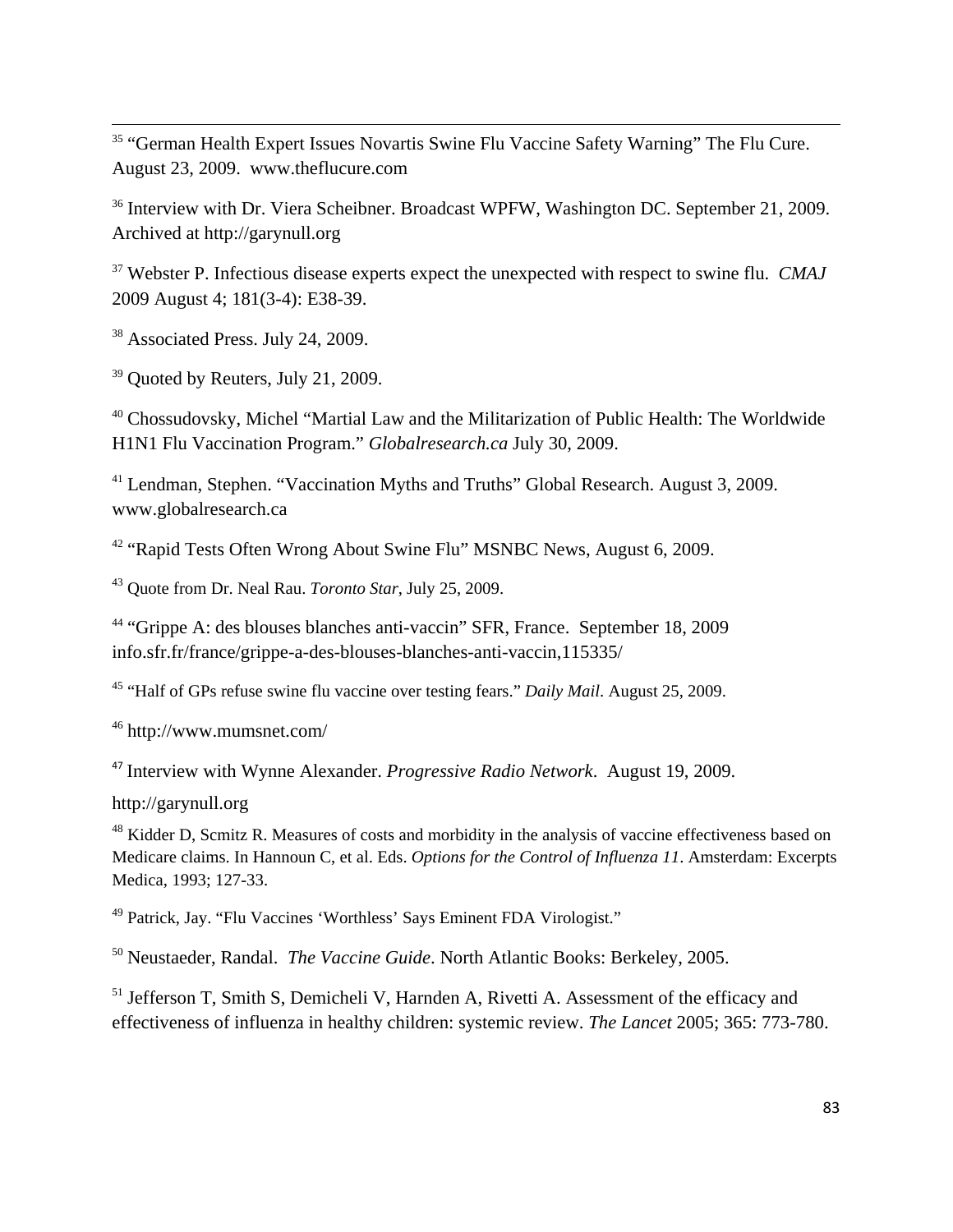[35] "German Health Expert Issues Novartis Swine Flu Vaccine Safety Warning" The Flu Cure. August 23, 2009. www.theflucure.com

[36] Interview with Dr. Viera Scheibner. Broadcast WPFW, Washington DC. September 21, 2009. Archived at http://garynull.org

[37] Webster P. Infectious disease experts expect the unexpected with respect to swine flu. *CMAJ* 2009 August 4; 181(3-4): E38-39.

[38] Associated Press. July 24, 2009.

[39] Quoted by Reuters, July 21, 2009.

[40] Chossudovsky, Michel "Martial Law and the Militarization of Public Health: The Worldwide H1N1 Flu Vaccination Program." *Globalresearch.ca* July 30, 2009.

[41] Lendman, Stephen. "Vaccination Myths and Truths" Global Research. August 3, 2009. www.globalresearch.ca

[42] "Rapid Tests Often Wrong About Swine Flu" MSNBC News, August 6, 2009.

[43] Quote from Dr. Neal Rau. *Toronto Star*, July 25, 2009.

[44] "Grippe A: des blouses blanches anti-vaccin" SFR, France. September 18, 2009 info.sfr.fr/france/grippe-a-des-blouses-blanches-anti-vaccin,115335/

[45] "Half of GPs refuse swine flu vaccine over testing fears." *Daily Mail*. August 25, 2009.

[46] http://www.mumsnet.com/

[47] Interview with Wynne Alexander. *Progressive Radio Network*. August 19, 2009.

http://garynull.org

[48] Kidder D, Scmitz R. Measures of costs and morbidity in the analysis of vaccine effectiveness based on Medicare claims. In Hannoun C, et al. Eds. *Options for the Control of Influenza 11*. Amsterdam: Excerpts Medica, 1993; 127-33.

[49] Patrick, Jay. "Flu Vaccines 'Worthless' Says Eminent FDA Virologist."

[50] Neustaeder, Randal. *The Vaccine Guide*. North Atlantic Books: Berkeley, 2005.

[51] Jefferson T, Smith S, Demicheli V, Harnden A, Rivetti A. Assessment of the efficacy and effectiveness of influenza in healthy children: systemic review. *The Lancet* 2005; 365: 773-780.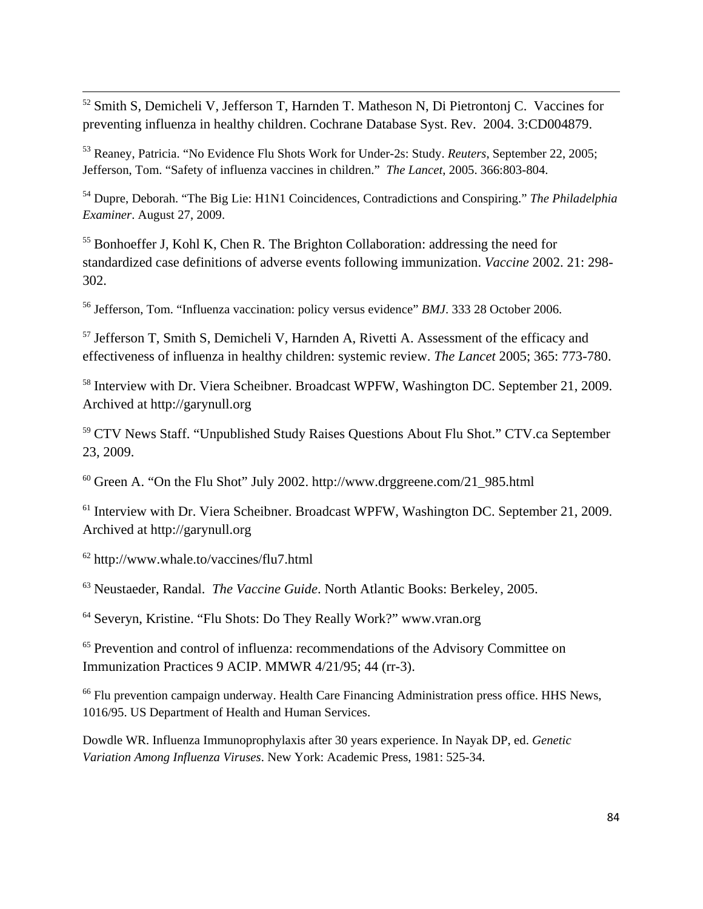[52] Smith S, Demicheli V, Jefferson T, Harnden T. Matheson N, Di Pietrontonj C. Vaccines for preventing influenza in healthy children. Cochrane Database Syst. Rev. 2004. 3:CD004879.

[53] Reaney, Patricia. "No Evidence Flu Shots Work for Under-2s: Study. *Reuters*, September 22, 2005; Jefferson, Tom. "Safety of influenza vaccines in children." *The Lancet*, 2005. 366:803-804.

[54] Dupre, Deborah. "The Big Lie: H1N1 Coincidences, Contradictions and Conspiring." *The Philadelphia Examiner*. August 27, 2009.

[55] Bonhoeffer J, Kohl K, Chen R. The Brighton Collaboration: addressing the need for standardized case definitions of adverse events following immunization. *Vaccine* 2002. 21: 298-302.

[56] Jefferson, Tom. "Influenza vaccination: policy versus evidence" *BMJ*. 333 28 October 2006.

[57] Jefferson T, Smith S, Demicheli V, Harnden A, Rivetti A. Assessment of the efficacy and effectiveness of influenza in healthy children: systemic review. *The Lancet* 2005; 365: 773-780.

[58] Interview with Dr. Viera Scheibner. Broadcast WPFW, Washington DC. September 21, 2009. Archived at http://garynull.org

[59] CTV News Staff. "Unpublished Study Raises Questions About Flu Shot." CTV.ca September 23, 2009.

[60] Green A. "On the Flu Shot" July 2002. http://www.drggreene.com/21_985.html

[61] Interview with Dr. Viera Scheibner. Broadcast WPFW, Washington DC. September 21, 2009. Archived at http://garynull.org

[62] http://www.whale.to/vaccines/flu7.html

[63] Neustaeder, Randal. *The Vaccine Guide*. North Atlantic Books: Berkeley, 2005.

[64] Severyn, Kristine. "Flu Shots: Do They Really Work?" www.vran.org

[65] Prevention and control of influenza: recommendations of the Advisory Committee on Immunization Practices 9 ACIP. MMWR 4/21/95; 44 (rr-3).

[66] Flu prevention campaign underway. Health Care Financing Administration press office. HHS News, 1016/95. US Department of Health and Human Services.

Dowdle WR. Influenza Immunoprophylaxis after 30 years experience. In Nayak DP, ed. *Genetic Variation Among Influenza Viruses*. New York: Academic Press, 1981: 525-34.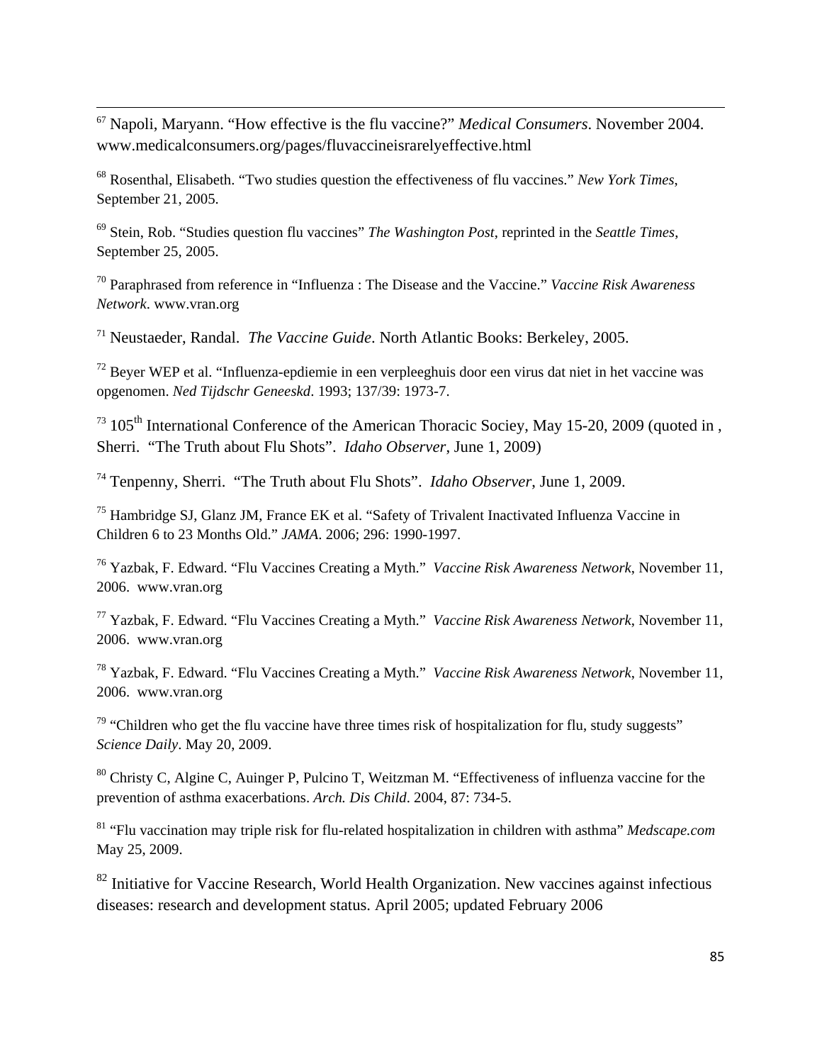[67] Napoli, Maryann. "How effective is the flu vaccine?" *Medical Consumers*. November 2004. www.medicalconsumers.org/pages/fluvaccineisrarelyeffective.html

[68] Rosenthal, Elisabeth. "Two studies question the effectiveness of flu vaccines." *New York Times*, September 21, 2005.

[69] Stein, Rob. "Studies question flu vaccines" *The Washington Post*, reprinted in the *Seattle Times*, September 25, 2005.

[70] Paraphrased from reference in "Influenza : The Disease and the Vaccine." *Vaccine Risk Awareness Network*. www.vran.org

[71] Neustaeder, Randal. *The Vaccine Guide*. North Atlantic Books: Berkeley, 2005.

[72] Beyer WEP et al. "Influenza-epdiemie in een verpleeghuis door een virus dat niet in het vaccine was opgenomen. *Ned Tijdschr Geneeskd*. 1993; 137/39: 1973-7.

[73] 105th International Conference of the American Thoracic Sociey, May 15-20, 2009 (quoted in , Sherri. "The Truth about Flu Shots". *Idaho Observer*, June 1, 2009)

[74] Tenpenny, Sherri. "The Truth about Flu Shots". *Idaho Observer*, June 1, 2009.

[75] Hambridge SJ, Glanz JM, France EK et al. "Safety of Trivalent Inactivated Influenza Vaccine in Children 6 to 23 Months Old." *JAMA*. 2006; 296: 1990-1997.

[76] Yazbak, F. Edward. "Flu Vaccines Creating a Myth." *Vaccine Risk Awareness Network*, November 11, 2006. www.vran.org

[77] Yazbak, F. Edward. "Flu Vaccines Creating a Myth." *Vaccine Risk Awareness Network*, November 11, 2006. www.vran.org

[78] Yazbak, F. Edward. "Flu Vaccines Creating a Myth." *Vaccine Risk Awareness Network*, November 11, 2006. www.vran.org

[79] "Children who get the flu vaccine have three times risk of hospitalization for flu, study suggests" *Science Daily*. May 20, 2009.

[80] Christy C, Algine C, Auinger P, Pulcino T, Weitzman M. "Effectiveness of influenza vaccine for the prevention of asthma exacerbations. *Arch. Dis Child*. 2004, 87: 734-5.

[81] "Flu vaccination may triple risk for flu-related hospitalization in children with asthma" *Medscape.com* May 25, 2009.

[82] Initiative for Vaccine Research, World Health Organization. New vaccines against infectious diseases: research and development status. April 2005; updated February 2006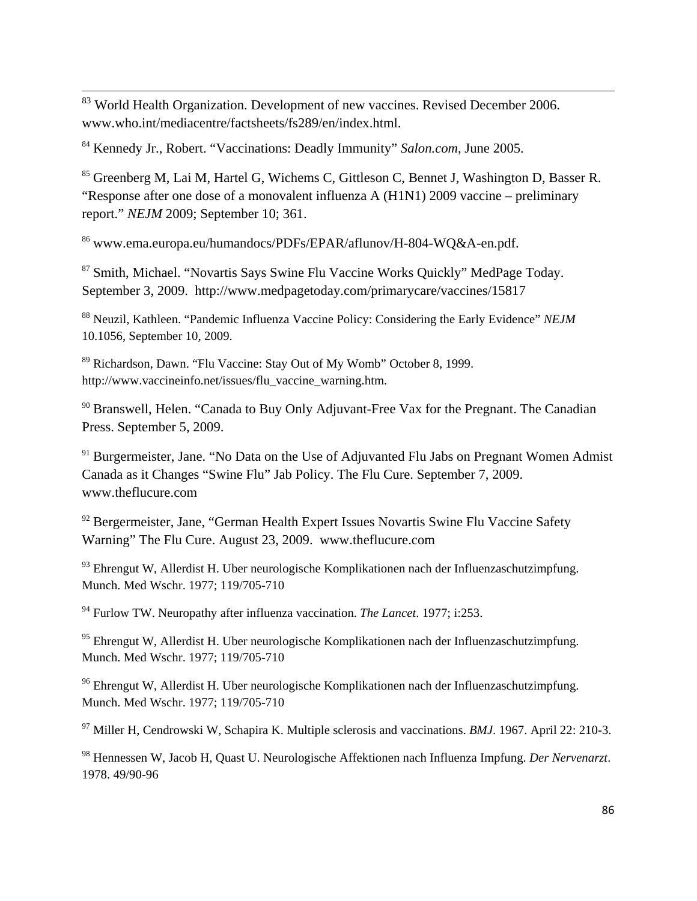[83] World Health Organization. Development of new vaccines. Revised December 2006. www.who.int/mediacentre/factsheets/fs289/en/index.html.

[84] Kennedy Jr., Robert. "Vaccinations: Deadly Immunity" *Salon.com*, June 2005.

[85] Greenberg M, Lai M, Hartel G, Wichems C, Gittleson C, Bennet J, Washington D, Basser R. "Response after one dose of a monovalent influenza A (H1N1) 2009 vaccine – preliminary report." *NEJM* 2009; September 10; 361.

[86] www.ema.europa.eu/humandocs/PDFs/EPAR/aflunov/H-804-WQ&A-en.pdf.

[87] Smith, Michael. "Novartis Says Swine Flu Vaccine Works Quickly" MedPage Today. September 3, 2009. http://www.medpagetoday.com/primarycare/vaccines/15817

[88] Neuzil, Kathleen. "Pandemic Influenza Vaccine Policy: Considering the Early Evidence" *NEJM* 10.1056, September 10, 2009.

[89] Richardson, Dawn. "Flu Vaccine: Stay Out of My Womb" October 8, 1999. http://www.vaccineinfo.net/issues/flu_vaccine_warning.htm.

[90] Branswell, Helen. "Canada to Buy Only Adjuvant-Free Vax for the Pregnant. The Canadian Press. September 5, 2009.

[91] Burgermeister, Jane. "No Data on the Use of Adjuvanted Flu Jabs on Pregnant Women Admist Canada as it Changes "Swine Flu" Jab Policy. The Flu Cure. September 7, 2009. www.theflucure.com

[92] Bergermeister, Jane, "German Health Expert Issues Novartis Swine Flu Vaccine Safety Warning" The Flu Cure. August 23, 2009. www.theflucure.com

[93] Ehrengut W, Allerdist H. Uber neurologische Komplikationen nach der Influenzaschutzimpfung. Munch. Med Wschr. 1977; 119/705-710

[94] Furlow TW. Neuropathy after influenza vaccination. *The Lancet*. 1977; i:253.

[95] Ehrengut W, Allerdist H. Uber neurologische Komplikationen nach der Influenzaschutzimpfung. Munch. Med Wschr. 1977; 119/705-710

[96] Ehrengut W, Allerdist H. Uber neurologische Komplikationen nach der Influenzaschutzimpfung. Munch. Med Wschr. 1977; 119/705-710

[97] Miller H, Cendrowski W, Schapira K. Multiple sclerosis and vaccinations. *BMJ*. 1967. April 22: 210-3.

[98] Hennessen W, Jacob H, Quast U. Neurologische Affektionen nach Influenza Impfung. *Der Nervenarzt*. 1978. 49/90-96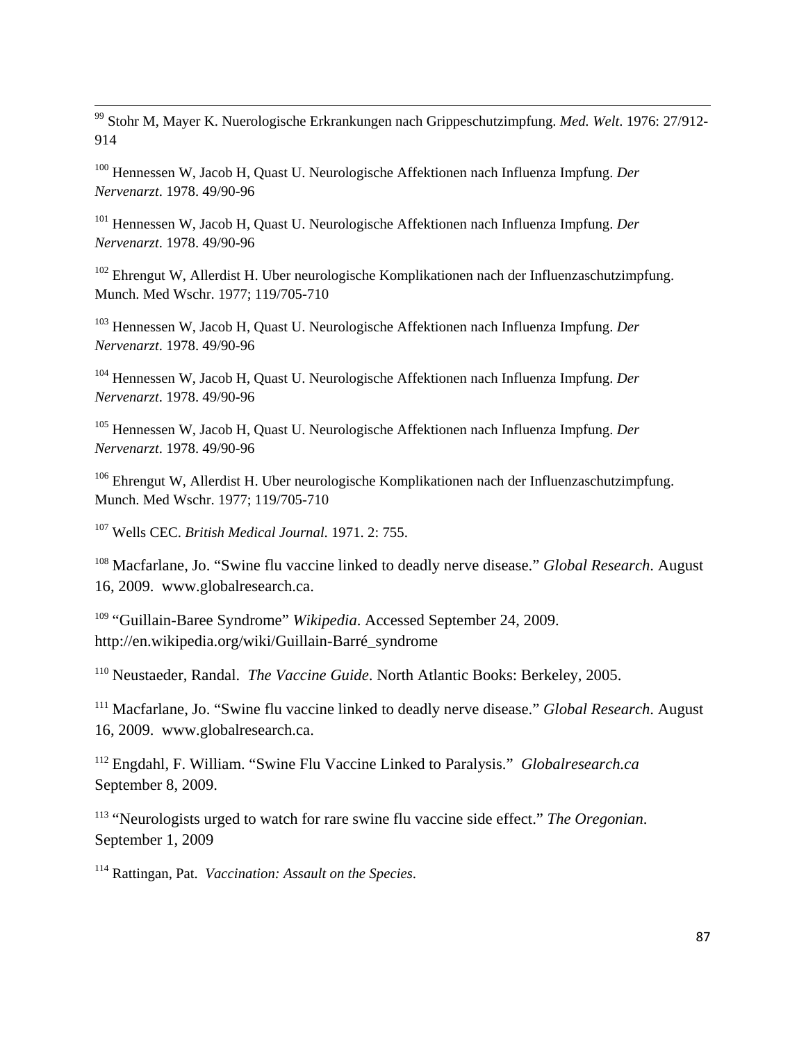[99] Stohr M, Mayer K. Nuerologische Erkrankungen nach Grippeschutzimpfung. *Med. Welt*. 1976: 27/912-914

[100] Hennessen W, Jacob H, Quast U. Neurologische Affektionen nach Influenza Impfung. *Der Nervenarzt*. 1978. 49/90-96

[101] Hennessen W, Jacob H, Quast U. Neurologische Affektionen nach Influenza Impfung. *Der Nervenarzt*. 1978. 49/90-96

[102] Ehrengut W, Allerdist H. Uber neurologische Komplikationen nach der Influenzaschutzimpfung. Munch. Med Wschr. 1977; 119/705-710

[103] Hennessen W, Jacob H, Quast U. Neurologische Affektionen nach Influenza Impfung. *Der Nervenarzt*. 1978. 49/90-96

[104] Hennessen W, Jacob H, Quast U. Neurologische Affektionen nach Influenza Impfung. *Der Nervenarzt*. 1978. 49/90-96

[105] Hennessen W, Jacob H, Quast U. Neurologische Affektionen nach Influenza Impfung. *Der Nervenarzt*. 1978. 49/90-96

[106] Ehrengut W, Allerdist H. Uber neurologische Komplikationen nach der Influenzaschutzimpfung. Munch. Med Wschr. 1977; 119/705-710

[107] Wells CEC. *British Medical Journal*. 1971. 2: 755.

[108] Macfarlane, Jo. "Swine flu vaccine linked to deadly nerve disease." *Global Research*. August 16, 2009. www.globalresearch.ca.

[109] "Guillain-Baree Syndrome" *Wikipedia*. Accessed September 24, 2009. http://en.wikipedia.org/wiki/Guillain-Barré_syndrome

[110] Neustaeder, Randal. *The Vaccine Guide*. North Atlantic Books: Berkeley, 2005.

[111] Macfarlane, Jo. "Swine flu vaccine linked to deadly nerve disease." *Global Research*. August 16, 2009. www.globalresearch.ca.

[112] Engdahl, F. William. "Swine Flu Vaccine Linked to Paralysis." *Globalresearch.ca* September 8, 2009.

[113] "Neurologists urged to watch for rare swine flu vaccine side effect." *The Oregonian*. September 1, 2009

[114] Rattingan, Pat. *Vaccination: Assault on the Species*.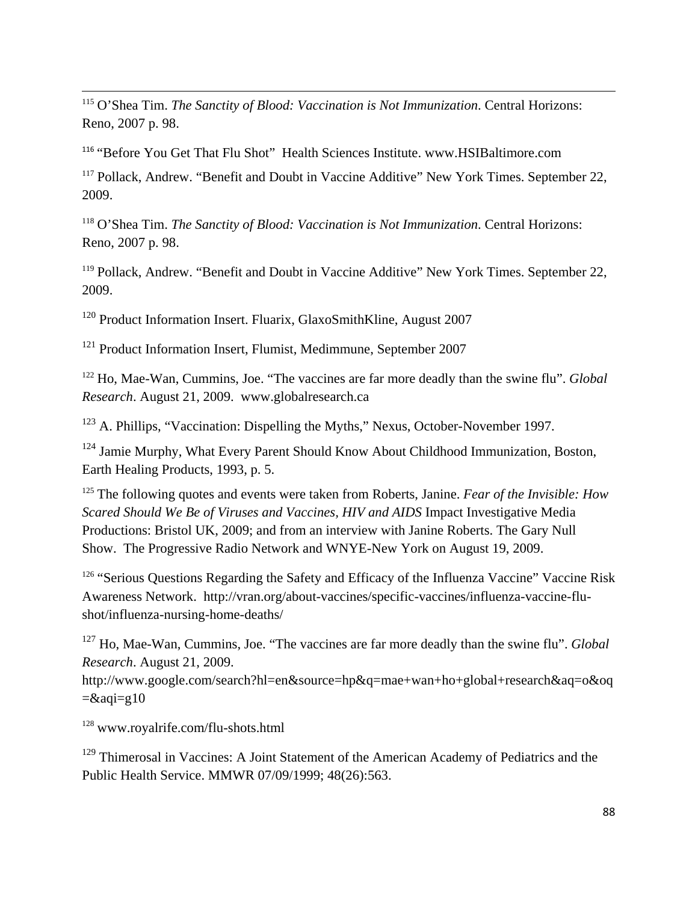[115] O'Shea Tim. *The Sanctity of Blood: Vaccination is Not Immunization*. Central Horizons: Reno, 2007 p. 98.

[116] "Before You Get That Flu Shot" Health Sciences Institute. www.HSIBaltimore.com

[117] Pollack, Andrew. "Benefit and Doubt in Vaccine Additive" New York Times. September 22, 2009.

[118] O'Shea Tim. *The Sanctity of Blood: Vaccination is Not Immunization*. Central Horizons: Reno, 2007 p. 98.

[119] Pollack, Andrew. "Benefit and Doubt in Vaccine Additive" New York Times. September 22, 2009.

[120] Product Information Insert. Fluarix, GlaxoSmithKline, August 2007

[121] Product Information Insert, Flumist, Medimmune, September 2007

[122] Ho, Mae-Wan, Cummins, Joe. "The vaccines are far more deadly than the swine flu". *Global Research*. August 21, 2009. www.globalresearch.ca

[123] A. Phillips, "Vaccination: Dispelling the Myths," Nexus, October-November 1997.

[124] Jamie Murphy, What Every Parent Should Know About Childhood Immunization, Boston, Earth Healing Products, 1993, p. 5.

[125] The following quotes and events were taken from Roberts, Janine. *Fear of the Invisible: How Scared Should We Be of Viruses and Vaccines, HIV and AIDS* Impact Investigative Media Productions: Bristol UK, 2009; and from an interview with Janine Roberts. The Gary Null Show. The Progressive Radio Network and WNYE-New York on August 19, 2009.

[126] "Serious Questions Regarding the Safety and Efficacy of the Influenza Vaccine" Vaccine Risk Awareness Network. http://vran.org/about-vaccines/specific-vaccines/influenza-vaccine-flu-shot/influenza-nursing-home-deaths/

[127] Ho, Mae-Wan, Cummins, Joe. "The vaccines are far more deadly than the swine flu". *Global Research*. August 21, 2009. http://www.google.com/search?hl=en&source=hp&q=mae+wan+ho+global+research&aq=o&oq=&aqi=g10

[128] www.royalrife.com/flu-shots.html

[129] Thimerosal in Vaccines: A Joint Statement of the American Academy of Pediatrics and the Public Health Service. MMWR 07/09/1999; 48(26):563.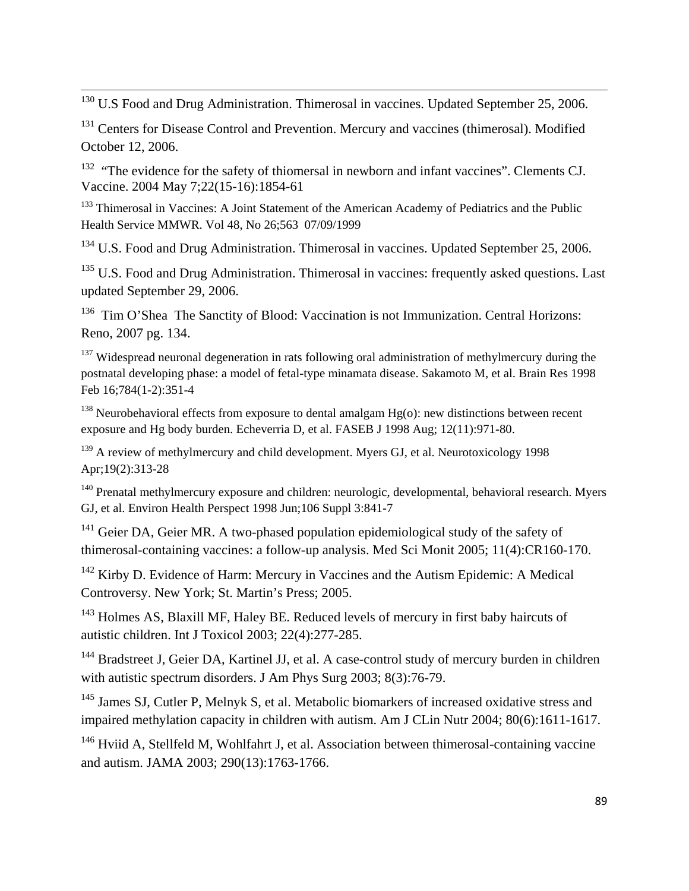[130] U.S Food and Drug Administration. Thimerosal in vaccines. Updated September 25, 2006.

[131] Centers for Disease Control and Prevention. Mercury and vaccines (thimerosal). Modified October 12, 2006.

[132] "The evidence for the safety of thiomersal in newborn and infant vaccines". Clements CJ. Vaccine. 2004 May 7;22(15-16):1854-61

[133] Thimerosal in Vaccines: A Joint Statement of the American Academy of Pediatrics and the Public Health Service MMWR. Vol 48, No 26;563 07/09/1999

[134] U.S. Food and Drug Administration. Thimerosal in vaccines. Updated September 25, 2006.

[135] U.S. Food and Drug Administration. Thimerosal in vaccines: frequently asked questions. Last updated September 29, 2006.

[136] Tim O'Shea The Sanctity of Blood: Vaccination is not Immunization. Central Horizons: Reno, 2007 pg. 134.

[137] Widespread neuronal degeneration in rats following oral administration of methylmercury during the postnatal developing phase: a model of fetal-type minamata disease. Sakamoto M, et al. Brain Res 1998 Feb 16;784(1-2):351-4

[138] Neurobehavioral effects from exposure to dental amalgam Hg(o): new distinctions between recent exposure and Hg body burden. Echeverria D, et al. FASEB J 1998 Aug; 12(11):971-80.

[139] A review of methylmercury and child development. Myers GJ, et al. Neurotoxicology 1998 Apr;19(2):313-28

[140] Prenatal methylmercury exposure and children: neurologic, developmental, behavioral research. Myers GJ, et al. Environ Health Perspect 1998 Jun;106 Suppl 3:841-7

[141] Geier DA, Geier MR. A two-phased population epidemiological study of the safety of thimerosal-containing vaccines: a follow-up analysis. Med Sci Monit 2005; 11(4):CR160-170.

[142] Kirby D. Evidence of Harm: Mercury in Vaccines and the Autism Epidemic: A Medical Controversy. New York; St. Martin's Press; 2005.

[143] Holmes AS, Blaxill MF, Haley BE. Reduced levels of mercury in first baby haircuts of autistic children. Int J Toxicol 2003; 22(4):277-285.

[144] Bradstreet J, Geier DA, Kartinel JJ, et al. A case-control study of mercury burden in children with autistic spectrum disorders. J Am Phys Surg 2003; 8(3):76-79.

[145] James SJ, Cutler P, Melnyk S, et al. Metabolic biomarkers of increased oxidative stress and impaired methylation capacity in children with autism. Am J CLin Nutr 2004; 80(6):1611-1617.

[146] Hviid A, Stellfeld M, Wohlfahrt J, et al. Association between thimerosal-containing vaccine and autism. JAMA 2003; 290(13):1763-1766.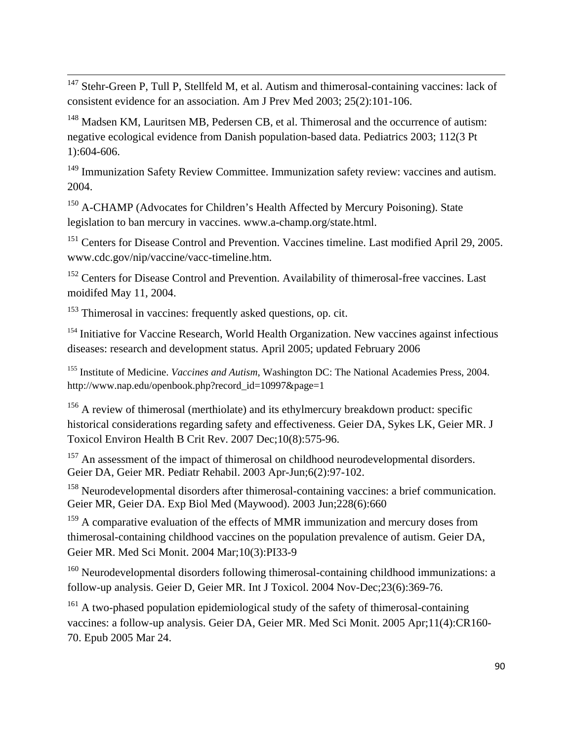[147] Stehr-Green P, Tull P, Stellfeld M, et al. Autism and thimerosal-containing vaccines: lack of consistent evidence for an association. Am J Prev Med 2003; 25(2):101-106.

[148] Madsen KM, Lauritsen MB, Pedersen CB, et al. Thimerosal and the occurrence of autism: negative ecological evidence from Danish population-based data. Pediatrics 2003; 112(3 Pt 1):604-606.

[149] Immunization Safety Review Committee. Immunization safety review: vaccines and autism. 2004.

[150] A-CHAMP (Advocates for Children's Health Affected by Mercury Poisoning). State legislation to ban mercury in vaccines. www.a-champ.org/state.html.

[151] Centers for Disease Control and Prevention. Vaccines timeline. Last modified April 29, 2005. www.cdc.gov/nip/vaccine/vacc-timeline.htm.

[152] Centers for Disease Control and Prevention. Availability of thimerosal-free vaccines. Last moidifed May 11, 2004.

[153] Thimerosal in vaccines: frequently asked questions, op. cit.

[154] Initiative for Vaccine Research, World Health Organization. New vaccines against infectious diseases: research and development status. April 2005; updated February 2006

[155] Institute of Medicine. *Vaccines and Autism*, Washington DC: The National Academies Press, 2004. http://www.nap.edu/openbook.php?record_id=10997&page=1

[156] A review of thimerosal (merthiolate) and its ethylmercury breakdown product: specific historical considerations regarding safety and effectiveness. Geier DA, Sykes LK, Geier MR. J Toxicol Environ Health B Crit Rev. 2007 Dec;10(8):575-96.

[157] An assessment of the impact of thimerosal on childhood neurodevelopmental disorders. Geier DA, Geier MR. Pediatr Rehabil. 2003 Apr-Jun;6(2):97-102.

[158] Neurodevelopmental disorders after thimerosal-containing vaccines: a brief communication. Geier MR, Geier DA. Exp Biol Med (Maywood). 2003 Jun;228(6):660

[159] A comparative evaluation of the effects of MMR immunization and mercury doses from thimerosal-containing childhood vaccines on the population prevalence of autism. Geier DA, Geier MR. Med Sci Monit. 2004 Mar;10(3):PI33-9

[160] Neurodevelopmental disorders following thimerosal-containing childhood immunizations: a follow-up analysis. Geier D, Geier MR. Int J Toxicol. 2004 Nov-Dec;23(6):369-76.

[161] A two-phased population epidemiological study of the safety of thimerosal-containing vaccines: a follow-up analysis. Geier DA, Geier MR. Med Sci Monit. 2005 Apr;11(4):CR160-70. Epub 2005 Mar 24.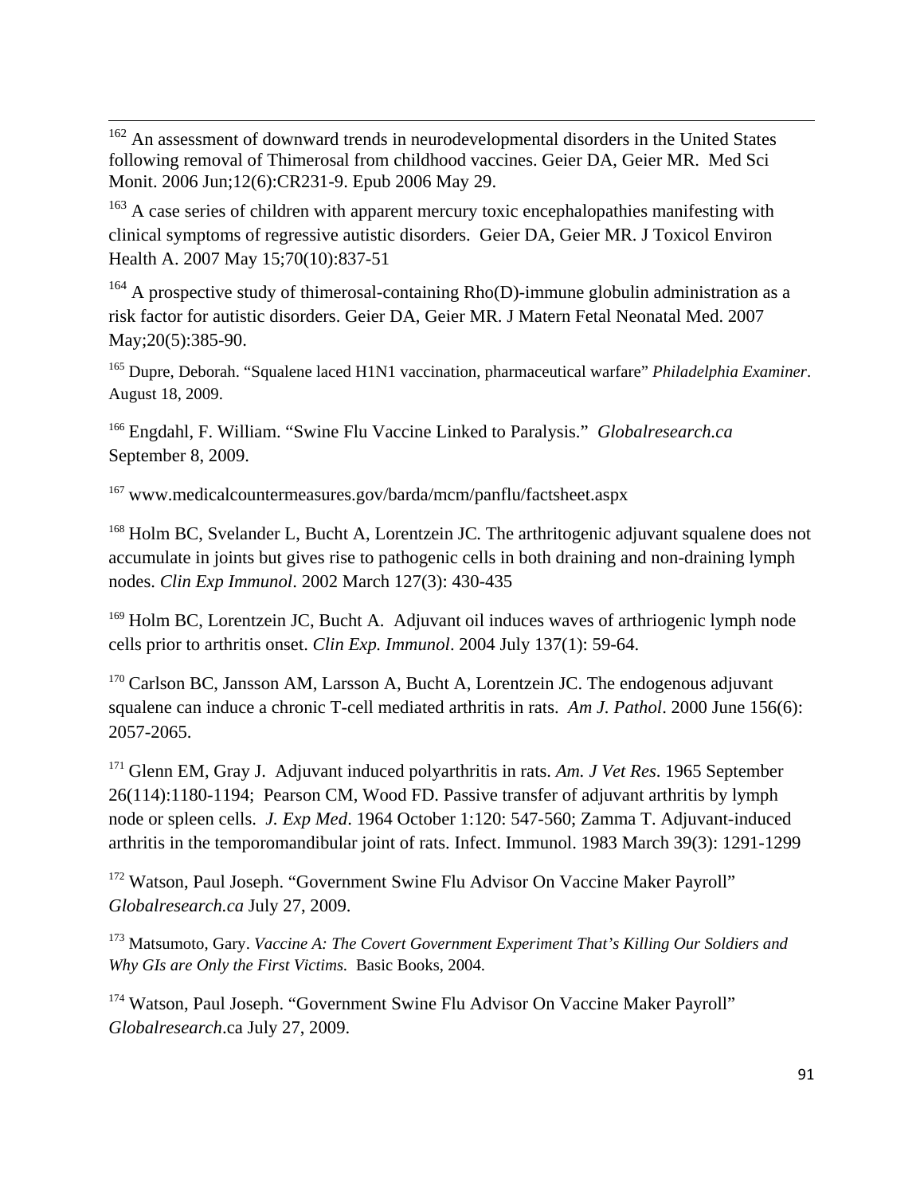[162] An assessment of downward trends in neurodevelopmental disorders in the United States following removal of Thimerosal from childhood vaccines. Geier DA, Geier MR. Med Sci Monit. 2006 Jun;12(6):CR231-9. Epub 2006 May 29.

[163] A case series of children with apparent mercury toxic encephalopathies manifesting with clinical symptoms of regressive autistic disorders. Geier DA, Geier MR. J Toxicol Environ Health A. 2007 May 15;70(10):837-51

[164] A prospective study of thimerosal-containing Rho(D)-immune globulin administration as a risk factor for autistic disorders. Geier DA, Geier MR. J Matern Fetal Neonatal Med. 2007 May;20(5):385-90.

[165] Dupre, Deborah. "Squalene laced H1N1 vaccination, pharmaceutical warfare" *Philadelphia Examiner*. August 18, 2009.

[166] Engdahl, F. William. "Swine Flu Vaccine Linked to Paralysis." *Globalresearch.ca* September 8, 2009.

[167] www.medicalcountermeasures.gov/barda/mcm/panflu/factsheet.aspx

[168] Holm BC, Svelander L, Bucht A, Lorentzein JC. The arthritogenic adjuvant squalene does not accumulate in joints but gives rise to pathogenic cells in both draining and non-draining lymph nodes. *Clin Exp Immunol*. 2002 March 127(3): 430-435

[169] Holm BC, Lorentzein JC, Bucht A. Adjuvant oil induces waves of arthriogenic lymph node cells prior to arthritis onset. *Clin Exp. Immunol*. 2004 July 137(1): 59-64.

[170] Carlson BC, Jansson AM, Larsson A, Bucht A, Lorentzein JC. The endogenous adjuvant squalene can induce a chronic T-cell mediated arthritis in rats. *Am J. Pathol*. 2000 June 156(6): 2057-2065.

[171] Glenn EM, Gray J. Adjuvant induced polyarthritis in rats. *Am. J Vet Res*. 1965 September 26(114):1180-1194; Pearson CM, Wood FD. Passive transfer of adjuvant arthritis by lymph node or spleen cells. *J. Exp Med*. 1964 October 1:120: 547-560; Zamma T. Adjuvant-induced arthritis in the temporomandibular joint of rats. Infect. Immunol. 1983 March 39(3): 1291-1299

[172] Watson, Paul Joseph. "Government Swine Flu Advisor On Vaccine Maker Payroll" *Globalresearch.ca* July 27, 2009.

[173] Matsumoto, Gary. *Vaccine A: The Covert Government Experiment That's Killing Our Soldiers and Why GIs are Only the First Victims.* Basic Books, 2004.

[174] Watson, Paul Joseph. "Government Swine Flu Advisor On Vaccine Maker Payroll" *Globalresearch*.ca July 27, 2009.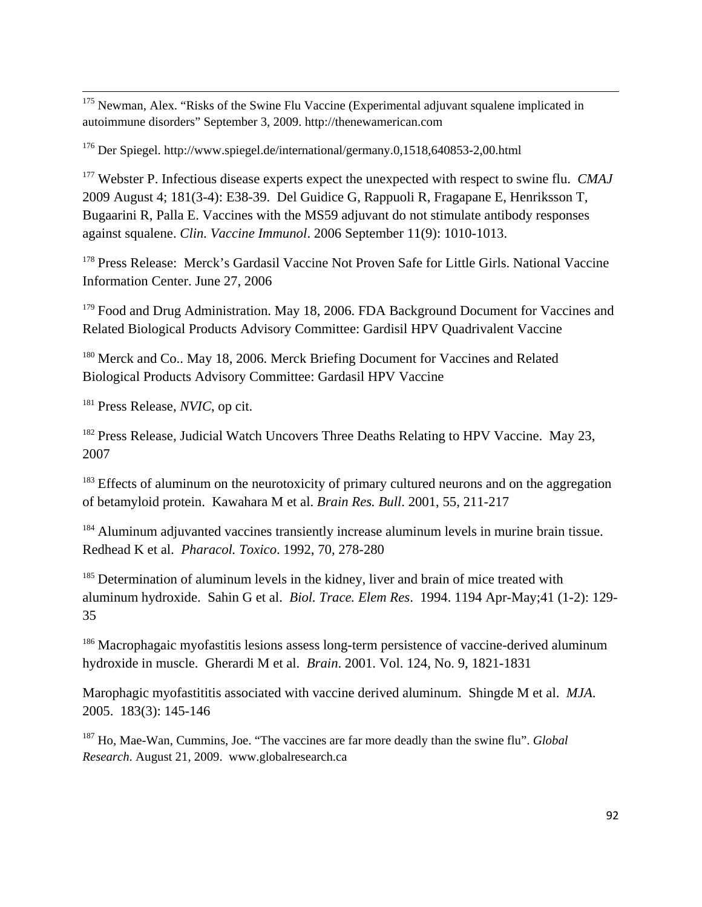[175] Newman, Alex. "Risks of the Swine Flu Vaccine (Experimental adjuvant squalene implicated in autoimmune disorders" September 3, 2009. http://thenewamerican.com

[176] Der Spiegel. http://www.spiegel.de/international/germany.0,1518,640853-2,00.html

[177] Webster P. Infectious disease experts expect the unexpected with respect to swine flu. *CMAJ* 2009 August 4; 181(3-4): E38-39. Del Guidice G, Rappuoli R, Fragapane E, Henriksson T, Bugaarini R, Palla E. Vaccines with the MS59 adjuvant do not stimulate antibody responses against squalene. *Clin. Vaccine Immunol*. 2006 September 11(9): 1010-1013.

[178] Press Release: Merck's Gardasil Vaccine Not Proven Safe for Little Girls. National Vaccine Information Center. June 27, 2006

[179] Food and Drug Administration. May 18, 2006. FDA Background Document for Vaccines and Related Biological Products Advisory Committee: Gardisil HPV Quadrivalent Vaccine

[180] Merck and Co.. May 18, 2006. Merck Briefing Document for Vaccines and Related Biological Products Advisory Committee: Gardasil HPV Vaccine

[181] Press Release, *NVIC*, op cit.

[182] Press Release, Judicial Watch Uncovers Three Deaths Relating to HPV Vaccine. May 23, 2007

[183] Effects of aluminum on the neurotoxicity of primary cultured neurons and on the aggregation of betamyloid protein. Kawahara M et al. *Brain Res. Bull*. 2001, 55, 211-217

[184] Aluminum adjuvanted vaccines transiently increase aluminum levels in murine brain tissue. Redhead K et al. *Pharacol. Toxico*. 1992, 70, 278-280

[185] Determination of aluminum levels in the kidney, liver and brain of mice treated with aluminum hydroxide. Sahin G et al. *Biol. Trace. Elem Res*. 1994. 1194 Apr-May;41 (1-2): 129-35

[186] Macrophagaic myofastitis lesions assess long-term persistence of vaccine-derived aluminum hydroxide in muscle. Gherardi M et al. *Brain*. 2001. Vol. 124, No. 9, 1821-1831

Marophagic myofastititis associated with vaccine derived aluminum. Shingde M et al. *MJA*. 2005. 183(3): 145-146

[187] Ho, Mae-Wan, Cummins, Joe. "The vaccines are far more deadly than the swine flu". *Global Research*. August 21, 2009. www.globalresearch.ca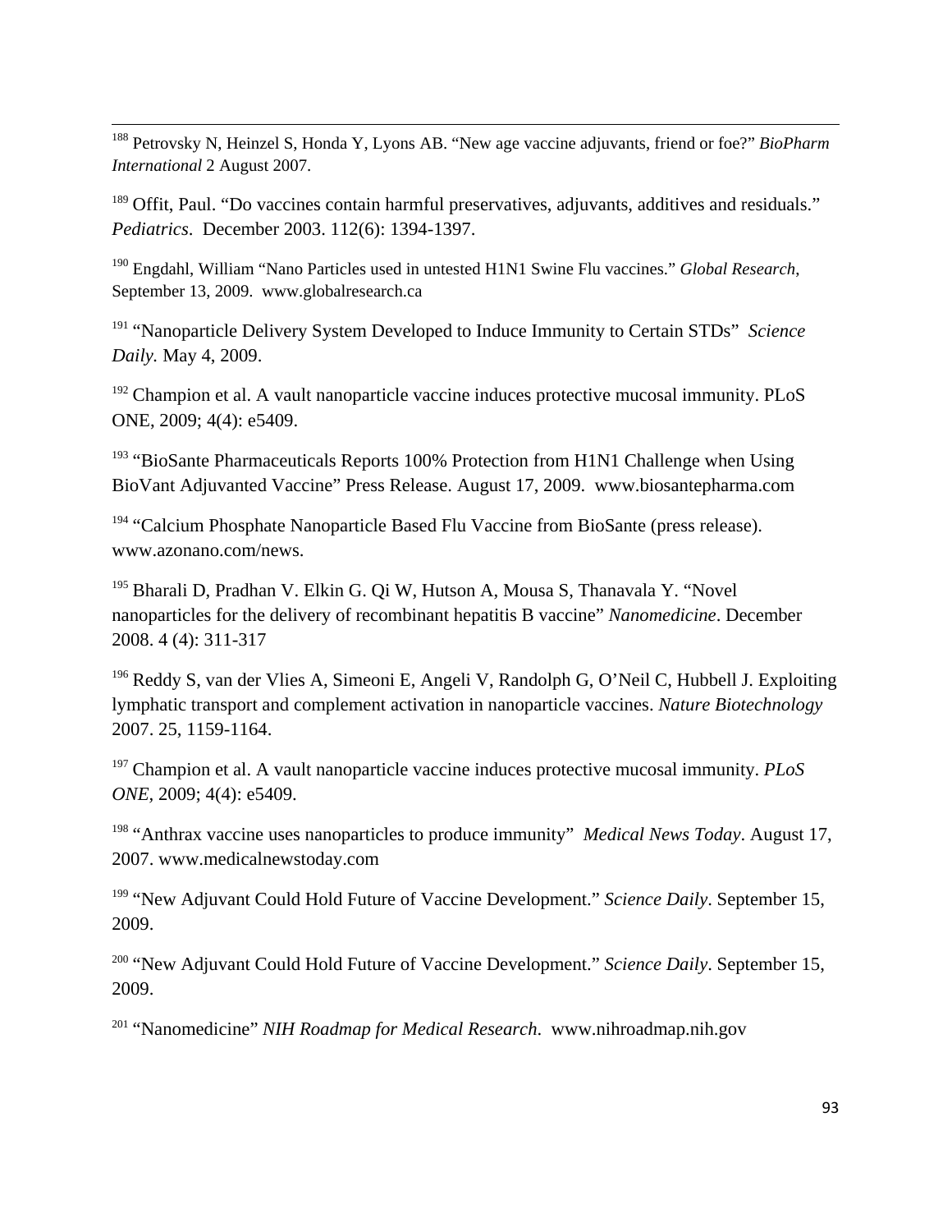[188] Petrovsky N, Heinzel S, Honda Y, Lyons AB. "New age vaccine adjuvants, friend or foe?" *BioPharm International* 2 August 2007.

[189] Offit, Paul. "Do vaccines contain harmful preservatives, adjuvants, additives and residuals." *Pediatrics*. December 2003. 112(6): 1394-1397.

[190] Engdahl, William "Nano Particles used in untested H1N1 Swine Flu vaccines." *Global Research*, September 13, 2009. www.globalresearch.ca

[191] "Nanoparticle Delivery System Developed to Induce Immunity to Certain STDs" *Science Daily.* May 4, 2009.

[192] Champion et al. A vault nanoparticle vaccine induces protective mucosal immunity. PLoS ONE, 2009; 4(4): e5409.

[193] "BioSante Pharmaceuticals Reports 100% Protection from H1N1 Challenge when Using BioVant Adjuvanted Vaccine" Press Release. August 17, 2009. www.biosantepharma.com

[194] "Calcium Phosphate Nanoparticle Based Flu Vaccine from BioSante (press release). www.azonano.com/news.

[195] Bharali D, Pradhan V. Elkin G. Qi W, Hutson A, Mousa S, Thanavala Y. "Novel nanoparticles for the delivery of recombinant hepatitis B vaccine" *Nanomedicine*. December 2008. 4 (4): 311-317

[196] Reddy S, van der Vlies A, Simeoni E, Angeli V, Randolph G, O'Neil C, Hubbell J. Exploiting lymphatic transport and complement activation in nanoparticle vaccines. *Nature Biotechnology* 2007. 25, 1159-1164.

[197] Champion et al. A vault nanoparticle vaccine induces protective mucosal immunity. *PLoS ONE*, 2009; 4(4): e5409.

[198] "Anthrax vaccine uses nanoparticles to produce immunity" *Medical News Today*. August 17, 2007. www.medicalnewstoday.com

[199] "New Adjuvant Could Hold Future of Vaccine Development." *Science Daily*. September 15, 2009.

[200] "New Adjuvant Could Hold Future of Vaccine Development." *Science Daily*. September 15, 2009.

[201] "Nanomedicine" *NIH Roadmap for Medical Research*. www.nihroadmap.nih.gov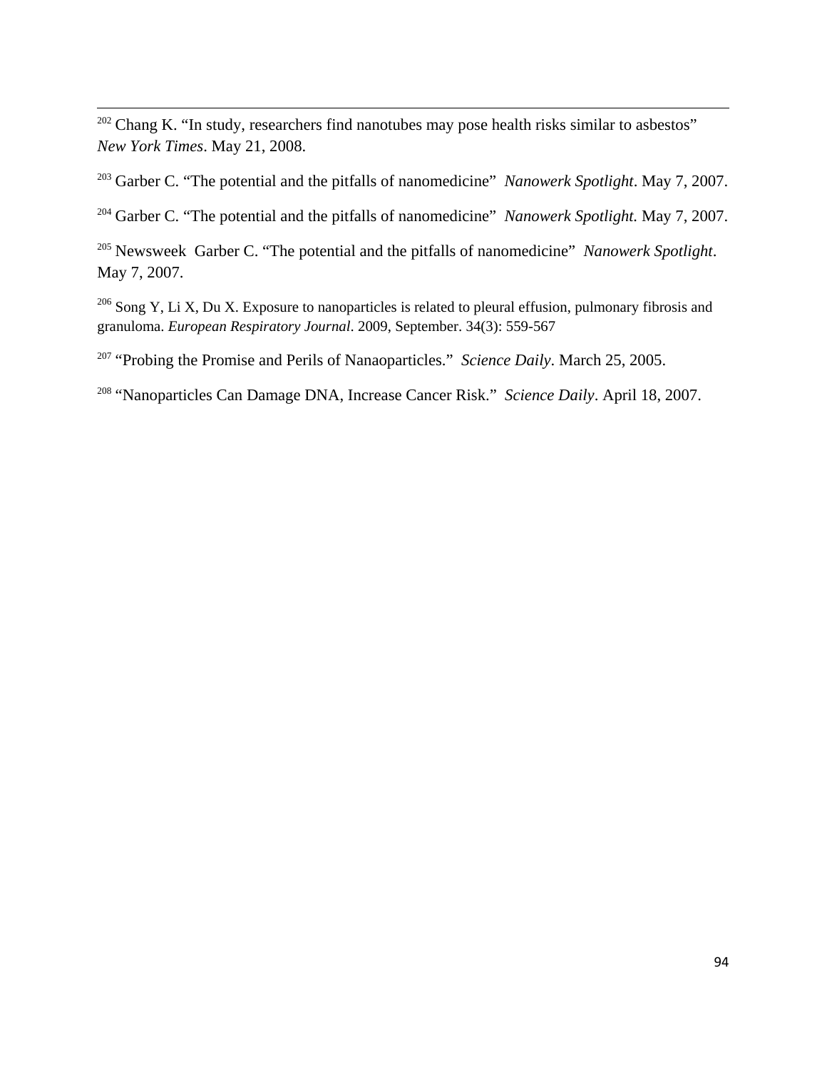[202] Chang K. “In study, researchers find nanotubes may pose health risks similar to asbestos” *New York Times*. May 21, 2008.

[203] Garber C. “The potential and the pitfalls of nanomedicine” *Nanowerk Spotlight*. May 7, 2007.

[204] Garber C. “The potential and the pitfalls of nanomedicine” *Nanowerk Spotlight.* May 7, 2007.

[205] Newsweek Garber C. “The potential and the pitfalls of nanomedicine” *Nanowerk Spotlight*. May 7, 2007.

[206] Song Y, Li X, Du X. Exposure to nanoparticles is related to pleural effusion, pulmonary fibrosis and granuloma. *European Respiratory Journal*. 2009, September. 34(3): 559-567

[207] “Probing the Promise and Perils of Nanaoparticles.” *Science Daily*. March 25, 2005.

[208] “Nanoparticles Can Damage DNA, Increase Cancer Risk.” *Science Daily*. April 18, 2007.